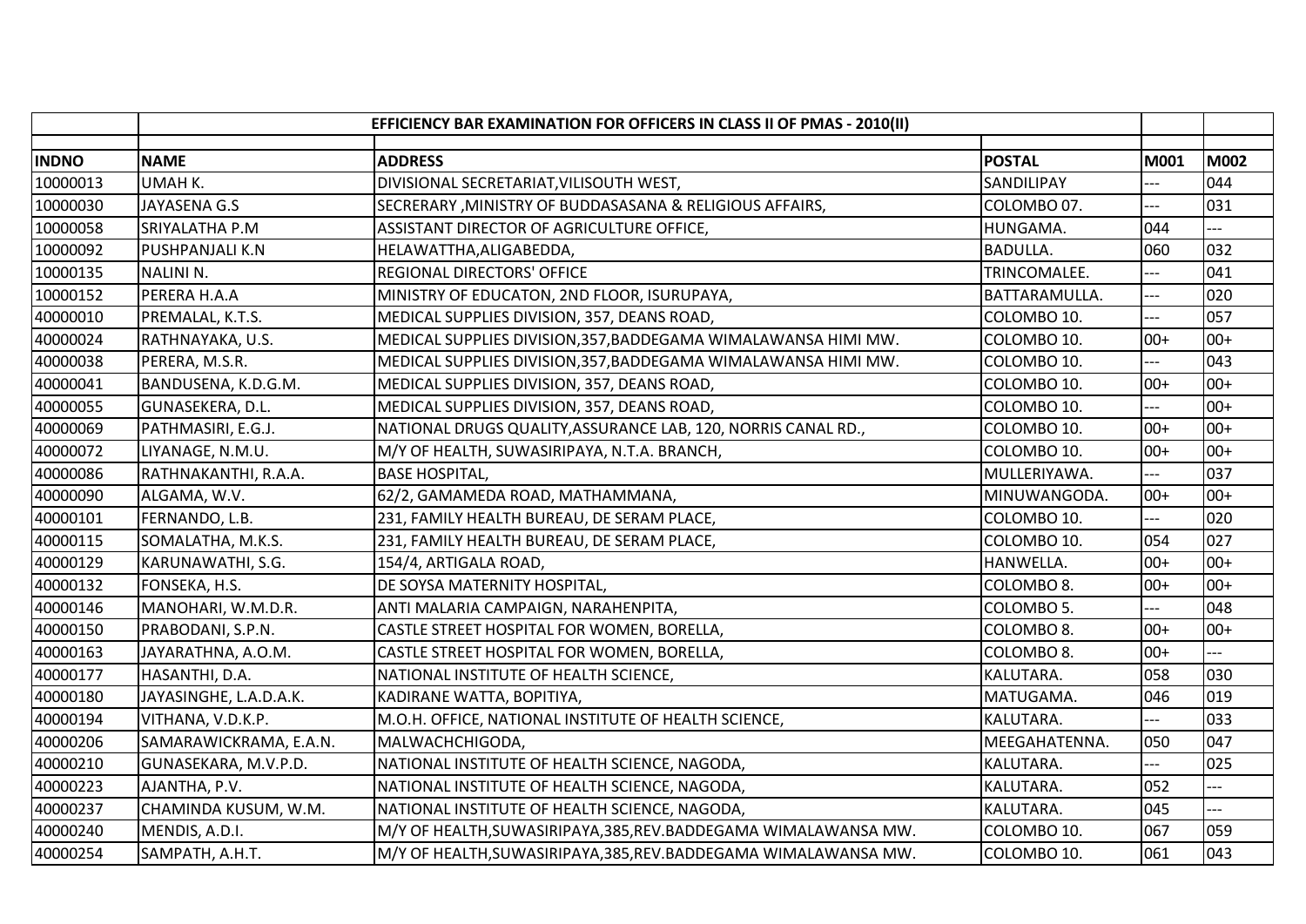## EFFICIENCY BAR EXAMINATION FOR OFFICERS IN CLASS II OF PMAS - 2010(II)

| INDNO | NAME | ADDRESS | POSTAL | M001 | M002 |
|---|---|---|---|---|---|
| 10000013 | UMAH K. | DIVISIONAL SECRETARIAT,VILISOUTH WEST, | SANDILIPAY | --- | 044 |
| 10000030 | JAYASENA G.S | SECRERARY ,MINISTRY OF BUDDASASANA & RELIGIOUS AFFAIRS, | COLOMBO 07. | --- | 031 |
| 10000058 | SRIYALATHA P.M | ASSISTANT DIRECTOR OF AGRICULTURE OFFICE, | HUNGAMA. | 044 | --- |
| 10000092 | PUSHPANJALI K.N | HELAWATTHA,ALIGABEDDA, | BADULLA. | 060 | 032 |
| 10000135 | NALINI N. | REGIONAL DIRECTORS' OFFICE | TRINCOMALEE. | --- | 041 |
| 10000152 | PERERA H.A.A | MINISTRY OF EDUCATON, 2ND FLOOR, ISURUPAYA, | BATTARAMULLA. | --- | 020 |
| 40000010 | PREMALAL, K.T.S. | MEDICAL SUPPLIES DIVISION, 357, DEANS ROAD, | COLOMBO 10. | --- | 057 |
| 40000024 | RATHNAYAKA, U.S. | MEDICAL SUPPLIES DIVISION,357,BADDEGAMA WIMALAWANSA HIMI MW. | COLOMBO 10. | 00+ | 00+ |
| 40000038 | PERERA, M.S.R. | MEDICAL SUPPLIES DIVISION,357,BADDEGAMA WIMALAWANSA HIMI MW. | COLOMBO 10. | --- | 043 |
| 40000041 | BANDUSENA, K.D.G.M. | MEDICAL SUPPLIES DIVISION, 357, DEANS ROAD, | COLOMBO 10. | 00+ | 00+ |
| 40000055 | GUNASEKERA, D.L. | MEDICAL SUPPLIES DIVISION, 357, DEANS ROAD, | COLOMBO 10. | --- | 00+ |
| 40000069 | PATHMASIRI, E.G.J. | NATIONAL DRUGS QUALITY,ASSURANCE LAB, 120, NORRIS CANAL RD., | COLOMBO 10. | 00+ | 00+ |
| 40000072 | LIYANAGE, N.M.U. | M/Y OF HEALTH, SUWASIRIPAYA, N.T.A. BRANCH, | COLOMBO 10. | 00+ | 00+ |
| 40000086 | RATHNAKANTHI, R.A.A. | BASE HOSPITAL, | MULLERIYAWA. | --- | 037 |
| 40000090 | ALGAMA, W.V. | 62/2, GAMAMEDA ROAD, MATHAMMANA, | MINUWANGODA. | 00+ | 00+ |
| 40000101 | FERNANDO, L.B. | 231, FAMILY HEALTH BUREAU, DE SERAM PLACE, | COLOMBO 10. | --- | 020 |
| 40000115 | SOMALATHA, M.K.S. | 231, FAMILY HEALTH BUREAU, DE SERAM PLACE, | COLOMBO 10. | 054 | 027 |
| 40000129 | KARUNAWATHI, S.G. | 154/4, ARTIGALA ROAD, | HANWELLA. | 00+ | 00+ |
| 40000132 | FONSEKA, H.S. | DE SOYSA MATERNITY HOSPITAL, | COLOMBO 8. | 00+ | 00+ |
| 40000146 | MANOHARI, W.M.D.R. | ANTI MALARIA CAMPAIGN, NARAHENPITA, | COLOMBO 5. | --- | 048 |
| 40000150 | PRABODANI, S.P.N. | CASTLE STREET HOSPITAL FOR WOMEN, BORELLA, | COLOMBO 8. | 00+ | 00+ |
| 40000163 | JAYARATHNA, A.O.M. | CASTLE STREET HOSPITAL FOR WOMEN, BORELLA, | COLOMBO 8. | 00+ | --- |
| 40000177 | HASANTHI, D.A. | NATIONAL INSTITUTE OF HEALTH SCIENCE, | KALUTARA. | 058 | 030 |
| 40000180 | JAYASINGHE, L.A.D.A.K. | KADIRANE WATTA, BOPITIYA, | MATUGAMA. | 046 | 019 |
| 40000194 | VITHANA, V.D.K.P. | M.O.H. OFFICE, NATIONAL INSTITUTE OF HEALTH SCIENCE, | KALUTARA. | --- | 033 |
| 40000206 | SAMARAWICKRAMA, E.A.N. | MALWACHCHIGODA, | MEEGAHATENNA. | 050 | 047 |
| 40000210 | GUNASEKARA, M.V.P.D. | NATIONAL INSTITUTE OF HEALTH SCIENCE, NAGODA, | KALUTARA. | --- | 025 |
| 40000223 | AJANTHA, P.V. | NATIONAL INSTITUTE OF HEALTH SCIENCE, NAGODA, | KALUTARA. | 052 | --- |
| 40000237 | CHAMINDA KUSUM, W.M. | NATIONAL INSTITUTE OF HEALTH SCIENCE, NAGODA, | KALUTARA. | 045 | --- |
| 40000240 | MENDIS, A.D.I. | M/Y OF HEALTH,SUWASIRIPAYA,385,REV.BADDEGAMA WIMALAWANSA MW. | COLOMBO 10. | 067 | 059 |
| 40000254 | SAMPATH, A.H.T. | M/Y OF HEALTH,SUWASIRIPAYA,385,REV.BADDEGAMA WIMALAWANSA MW. | COLOMBO 10. | 061 | 043 |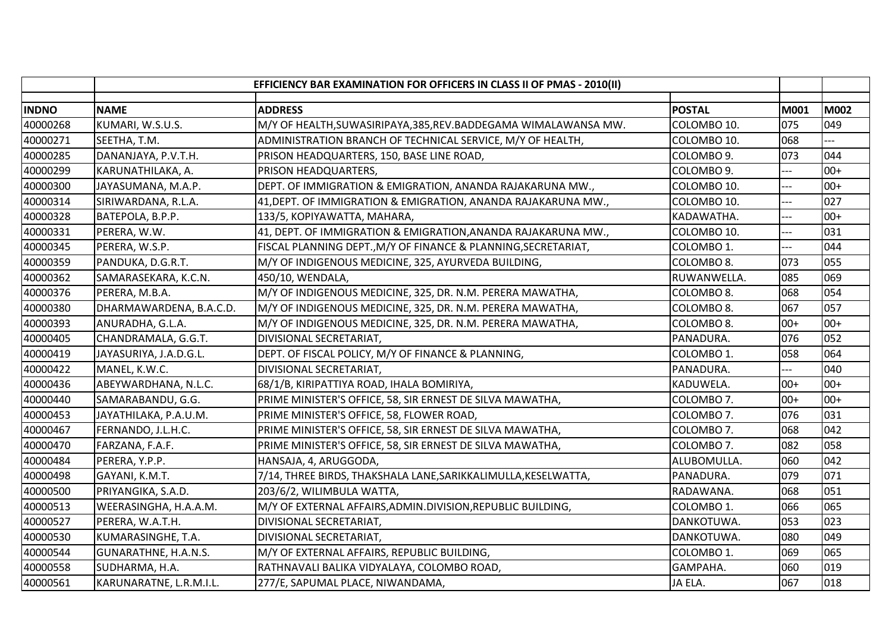| | EFFICIENCY BAR EXAMINATION FOR OFFICERS IN CLASS II OF PMAS - 2010(II) | | | | |
|---|---|---|---|---|---|
| **INDNO** | **NAME** | **ADDRESS** | **POSTAL** | **M001** | **M002** |
| 40000268 | KUMARI, W.S.U.S. | M/Y OF HEALTH,SUWASIRIPAYA,385,REV.BADDEGAMA WIMALAWANSA MW. | COLOMBO 10. | 075 | 049 |
| 40000271 | SEETHA, T.M. | ADMINISTRATION BRANCH OF TECHNICAL SERVICE, M/Y OF HEALTH, | COLOMBO 10. | 068 | --- |
| 40000285 | DANANJAYA, P.V.T.H. | PRISON HEADQUARTERS, 150, BASE LINE ROAD, | COLOMBO 9. | 073 | 044 |
| 40000299 | KARUNATHILAKA, A. | PRISON HEADQUARTERS, | COLOMBO 9. | --- | 00+ |
| 40000300 | JAYASUMANA, M.A.P. | DEPT. OF IMMIGRATION & EMIGRATION, ANANDA RAJAKARUNA MW., | COLOMBO 10. | --- | 00+ |
| 40000314 | SIRIWARDANA, R.L.A. | 41,DEPT. OF IMMIGRATION & EMIGRATION, ANANDA RAJAKARUNA MW., | COLOMBO 10. | --- | 027 |
| 40000328 | BATEPOLA, B.P.P. | 133/5, KOPIYAWATTA, MAHARA, | KADAWATHA. | --- | 00+ |
| 40000331 | PERERA, W.W. | 41, DEPT. OF IMMIGRATION & EMIGRATION,ANANDA RAJAKARUNA MW., | COLOMBO 10. | --- | 031 |
| 40000345 | PERERA, W.S.P. | FISCAL PLANNING DEPT.,M/Y OF FINANCE & PLANNING,SECRETARIAT, | COLOMBO 1. | --- | 044 |
| 40000359 | PANDUKA, D.G.R.T. | M/Y OF INDIGENOUS MEDICINE, 325, AYURVEDA BUILDING, | COLOMBO 8. | 073 | 055 |
| 40000362 | SAMARASEKARA, K.C.N. | 450/10, WENDALA, | RUWANWELLA. | 085 | 069 |
| 40000376 | PERERA, M.B.A. | M/Y OF INDIGENOUS MEDICINE, 325, DR. N.M. PERERA MAWATHA, | COLOMBO 8. | 068 | 054 |
| 40000380 | DHARMAWARDENA, B.A.C.D. | M/Y OF INDIGENOUS MEDICINE, 325, DR. N.M. PERERA MAWATHA, | COLOMBO 8. | 067 | 057 |
| 40000393 | ANURADHA, G.L.A. | M/Y OF INDIGENOUS MEDICINE, 325, DR. N.M. PERERA MAWATHA, | COLOMBO 8. | 00+ | 00+ |
| 40000405 | CHANDRAMALA, G.G.T. | DIVISIONAL SECRETARIAT, | PANADURA. | 076 | 052 |
| 40000419 | JAYASURIYA, J.A.D.G.L. | DEPT. OF FISCAL POLICY, M/Y OF FINANCE & PLANNING, | COLOMBO 1. | 058 | 064 |
| 40000422 | MANEL, K.W.C. | DIVISIONAL SECRETARIAT, | PANADURA. | --- | 040 |
| 40000436 | ABEYWARDHANA, N.L.C. | 68/1/B, KIRIPATTIYA ROAD, IHALA BOMIRIYA, | KADUWELA. | 00+ | 00+ |
| 40000440 | SAMARABANDU, G.G. | PRIME MINISTER'S OFFICE, 58, SIR ERNEST DE SILVA MAWATHA, | COLOMBO 7. | 00+ | 00+ |
| 40000453 | JAYATHILAKA, P.A.U.M. | PRIME MINISTER'S OFFICE, 58, FLOWER ROAD, | COLOMBO 7. | 076 | 031 |
| 40000467 | FERNANDO, J.L.H.C. | PRIME MINISTER'S OFFICE, 58, SIR ERNEST DE SILVA MAWATHA, | COLOMBO 7. | 068 | 042 |
| 40000470 | FARZANA, F.A.F. | PRIME MINISTER'S OFFICE, 58, SIR ERNEST DE SILVA MAWATHA, | COLOMBO 7. | 082 | 058 |
| 40000484 | PERERA, Y.P.P. | HANSAJA, 4, ARUGGODA, | ALUBOMULLA. | 060 | 042 |
| 40000498 | GAYANI, K.M.T. | 7/14, THREE BIRDS, THAKSHALA LANE,SARIKKALIMULLA,KESELWATTA, | PANADURA. | 079 | 071 |
| 40000500 | PRIYANGIKA, S.A.D. | 203/6/2, WILIMBULA WATTA, | RADAWANA. | 068 | 051 |
| 40000513 | WEERASINGHA, H.A.A.M. | M/Y OF EXTERNAL AFFAIRS,ADMIN.DIVISION,REPUBLIC BUILDING, | COLOMBO 1. | 066 | 065 |
| 40000527 | PERERA, W.A.T.H. | DIVISIONAL SECRETARIAT, | DANKOTUWA. | 053 | 023 |
| 40000530 | KUMARASINGHE, T.A. | DIVISIONAL SECRETARIAT, | DANKOTUWA. | 080 | 049 |
| 40000544 | GUNARATHNE, H.A.N.S. | M/Y OF EXTERNAL AFFAIRS, REPUBLIC BUILDING, | COLOMBO 1. | 069 | 065 |
| 40000558 | SUDHARMA, H.A. | RATHNAVALI BALIKA VIDYALAYA, COLOMBO ROAD, | GAMPAHA. | 060 | 019 |
| 40000561 | KARUNARATNE, L.R.M.I.L. | 277/E, SAPUMAL PLACE, NIWANDAMA, | JA ELA. | 067 | 018 |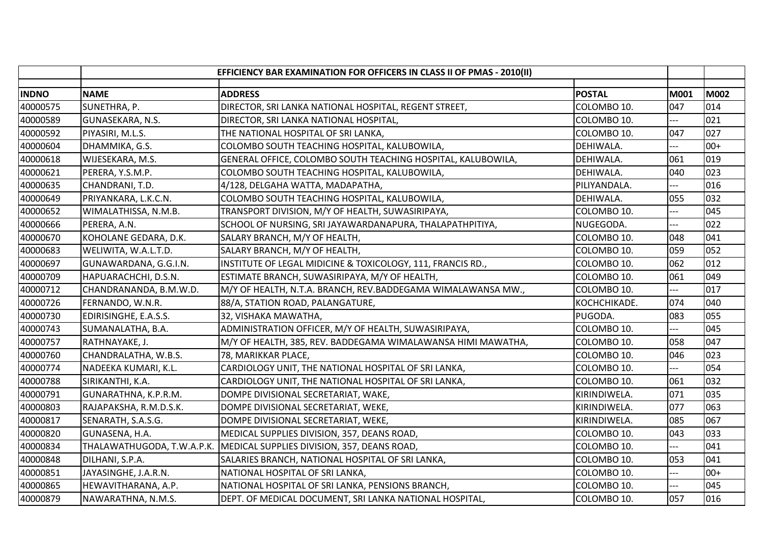| | EFFICIENCY BAR EXAMINATION FOR OFFICERS IN CLASS II OF PMAS - 2010(II) | | | | |
|---|---|---|---|---|---|
| INDNO | NAME | ADDRESS | POSTAL | M001 | M002 |
| 40000575 | SUNETHRA, P. | DIRECTOR, SRI LANKA NATIONAL HOSPITAL, REGENT STREET, | COLOMBO 10. | 047 | 014 |
| 40000589 | GUNASEKARA, N.S. | DIRECTOR, SRI LANKA NATIONAL HOSPITAL, | COLOMBO 10. | --- | 021 |
| 40000592 | PIYASIRI, M.L.S. | THE NATIONAL HOSPITAL OF SRI LANKA, | COLOMBO 10. | 047 | 027 |
| 40000604 | DHAMMIKA, G.S. | COLOMBO SOUTH TEACHING HOSPITAL, KALUBOWILA, | DEHIWALA. | --- | 00+ |
| 40000618 | WIJESEKARA, M.S. | GENERAL OFFICE, COLOMBO SOUTH TEACHING HOSPITAL, KALUBOWILA, | DEHIWALA. | 061 | 019 |
| 40000621 | PERERA, Y.S.M.P. | COLOMBO SOUTH TEACHING HOSPITAL, KALUBOWILA, | DEHIWALA. | 040 | 023 |
| 40000635 | CHANDRANI, T.D. | 4/128, DELGAHA WATTA, MADAPATHA, | PILIYANDALA. | --- | 016 |
| 40000649 | PRIYANKARA, L.K.C.N. | COLOMBO SOUTH TEACHING HOSPITAL, KALUBOWILA, | DEHIWALA. | 055 | 032 |
| 40000652 | WIMALATHISSA, N.M.B. | TRANSPORT DIVISION, M/Y OF HEALTH, SUWASIRIPAYA, | COLOMBO 10. | --- | 045 |
| 40000666 | PERERA, A.N. | SCHOOL OF NURSING, SRI JAYAWARDANAPURA, THALAPATHPITIYA, | NUGEGODA. | --- | 022 |
| 40000670 | KOHOLANE GEDARA, D.K. | SALARY BRANCH, M/Y OF HEALTH, | COLOMBO 10. | 048 | 041 |
| 40000683 | WELIWITA, W.A.L.T.D. | SALARY BRANCH, M/Y OF HEALTH, | COLOMBO 10. | 059 | 052 |
| 40000697 | GUNAWARDANA, G.G.I.N. | INSTITUTE OF LEGAL MIDICINE & TOXICOLOGY, 111, FRANCIS RD., | COLOMBO 10. | 062 | 012 |
| 40000709 | HAPUARACHCHI, D.S.N. | ESTIMATE BRANCH, SUWASIRIPAYA, M/Y OF HEALTH, | COLOMBO 10. | 061 | 049 |
| 40000712 | CHANDRANANDA, B.M.W.D. | M/Y OF HEALTH, N.T.A. BRANCH, REV.BADDEGAMA WIMALAWANSA MW., | COLOMBO 10. | --- | 017 |
| 40000726 | FERNANDO, W.N.R. | 88/A, STATION ROAD, PALANGATURE, | KOCHCHIKADE. | 074 | 040 |
| 40000730 | EDIRISINGHE, E.A.S.S. | 32, VISHAKA MAWATHA, | PUGODA. | 083 | 055 |
| 40000743 | SUMANALATHA, B.A. | ADMINISTRATION OFFICER, M/Y OF HEALTH, SUWASIRIPAYA, | COLOMBO 10. | --- | 045 |
| 40000757 | RATHNAYAKE, J. | M/Y OF HEALTH, 385, REV. BADDEGAMA WIMALAWANSA HIMI MAWATHA, | COLOMBO 10. | 058 | 047 |
| 40000760 | CHANDRALATHA, W.B.S. | 78, MARIKKAR PLACE, | COLOMBO 10. | 046 | 023 |
| 40000774 | NADEEKA KUMARI, K.L. | CARDIOLOGY UNIT, THE NATIONAL HOSPITAL OF SRI LANKA, | COLOMBO 10. | --- | 054 |
| 40000788 | SIRIKANTHI, K.A. | CARDIOLOGY UNIT, THE NATIONAL HOSPITAL OF SRI LANKA, | COLOMBO 10. | 061 | 032 |
| 40000791 | GUNARATHNA, K.P.R.M. | DOMPE DIVISIONAL SECRETARIAT, WAKE, | KIRINDIWELA. | 071 | 035 |
| 40000803 | RAJAPAKSHA, R.M.D.S.K. | DOMPE DIVISIONAL SECRETARIAT, WEKE, | KIRINDIWELA. | 077 | 063 |
| 40000817 | SENARATH, S.A.S.G. | DOMPE DIVISIONAL SECRETARIAT, WEKE, | KIRINDIWELA. | 085 | 067 |
| 40000820 | GUNASENA, H.A. | MEDICAL SUPPLIES DIVISION, 357, DEANS ROAD, | COLOMBO 10. | 043 | 033 |
| 40000834 | THALAWATHUGODA, T.W.A.P.K. | MEDICAL SUPPLIES DIVISION, 357, DEANS ROAD, | COLOMBO 10. | --- | 041 |
| 40000848 | DILHANI, S.P.A. | SALARIES BRANCH, NATIONAL HOSPITAL OF SRI LANKA, | COLOMBO 10. | 053 | 041 |
| 40000851 | JAYASINGHE, J.A.R.N. | NATIONAL HOSPITAL OF SRI LANKA, | COLOMBO 10. | --- | 00+ |
| 40000865 | HEWAVITHARANA, A.P. | NATIONAL HOSPITAL OF SRI LANKA, PENSIONS BRANCH, | COLOMBO 10. | --- | 045 |
| 40000879 | NAWARATHNA, N.M.S. | DEPT. OF MEDICAL DOCUMENT, SRI LANKA NATIONAL HOSPITAL, | COLOMBO 10. | 057 | 016 |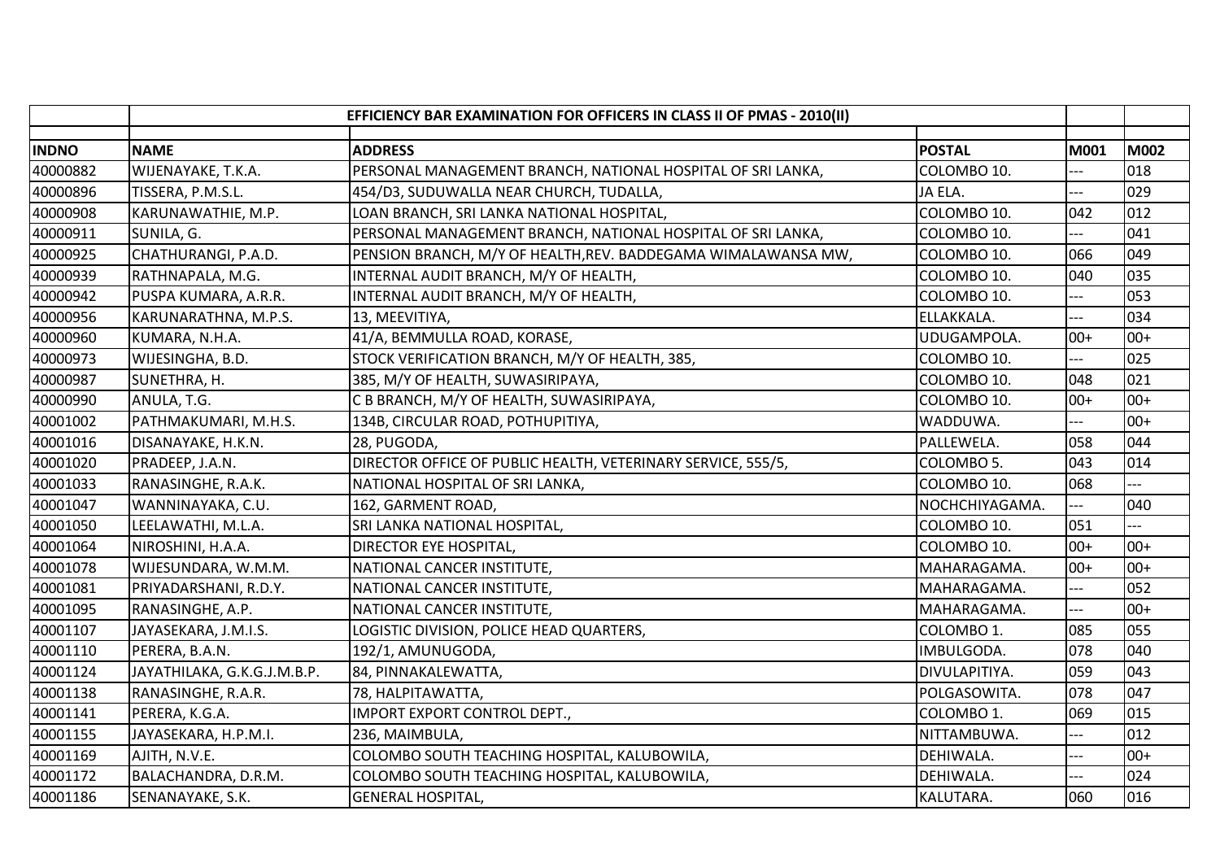| | EFFICIENCY BAR EXAMINATION FOR OFFICERS IN CLASS II OF PMAS - 2010(II) | | | | |
|---|---|---|---|---|---|
| **INDNO** | **NAME** | **ADDRESS** | **POSTAL** | **M001** | **M002** |
| 40000882 | WIJENAYAKE, T.K.A. | PERSONAL MANAGEMENT BRANCH, NATIONAL HOSPITAL OF SRI LANKA, | COLOMBO 10. | --- | 018 |
| 40000896 | TISSERA, P.M.S.L. | 454/D3, SUDUWALLA NEAR CHURCH, TUDALLA, | JA ELA. | --- | 029 |
| 40000908 | KARUNAWATHIE, M.P. | LOAN BRANCH, SRI LANKA NATIONAL HOSPITAL, | COLOMBO 10. | 042 | 012 |
| 40000911 | SUNILA, G. | PERSONAL MANAGEMENT BRANCH, NATIONAL HOSPITAL OF SRI LANKA, | COLOMBO 10. | --- | 041 |
| 40000925 | CHATHURANGI, P.A.D. | PENSION BRANCH, M/Y OF HEALTH,REV. BADDEGAMA WIMALAWANSA MW, | COLOMBO 10. | 066 | 049 |
| 40000939 | RATHNAPALA, M.G. | INTERNAL AUDIT BRANCH, M/Y OF HEALTH, | COLOMBO 10. | 040 | 035 |
| 40000942 | PUSPA KUMARA, A.R.R. | INTERNAL AUDIT BRANCH, M/Y OF HEALTH, | COLOMBO 10. | --- | 053 |
| 40000956 | KARUNARATHNA, M.P.S. | 13, MEEVITIYA, | ELLAKKALA. | --- | 034 |
| 40000960 | KUMARA, N.H.A. | 41/A, BEMMULLA ROAD, KORASE, | UDUGAMPOLA. | 00+ | 00+ |
| 40000973 | WIJESINGHA, B.D. | STOCK VERIFICATION BRANCH, M/Y OF HEALTH, 385, | COLOMBO 10. | --- | 025 |
| 40000987 | SUNETHRA, H. | 385, M/Y OF HEALTH, SUWASIRIPAYA, | COLOMBO 10. | 048 | 021 |
| 40000990 | ANULA, T.G. | C B BRANCH, M/Y OF HEALTH, SUWASIRIPAYA, | COLOMBO 10. | 00+ | 00+ |
| 40001002 | PATHMAKUMARI, M.H.S. | 134B, CIRCULAR ROAD, POTHUPITIYA, | WADDUWA. | --- | 00+ |
| 40001016 | DISANAYAKE, H.K.N. | 28, PUGODA, | PALLEWELA. | 058 | 044 |
| 40001020 | PRADEEP, J.A.N. | DIRECTOR OFFICE OF PUBLIC HEALTH, VETERINARY SERVICE, 555/5, | COLOMBO 5. | 043 | 014 |
| 40001033 | RANASINGHE, R.A.K. | NATIONAL HOSPITAL OF SRI LANKA, | COLOMBO 10. | 068 | --- |
| 40001047 | WANNINAYAKA, C.U. | 162, GARMENT ROAD, | NOCHCHIYAGAMA. | --- | 040 |
| 40001050 | LEELAWATHI, M.L.A. | SRI LANKA NATIONAL HOSPITAL, | COLOMBO 10. | 051 | --- |
| 40001064 | NIROSHINI, H.A.A. | DIRECTOR EYE HOSPITAL, | COLOMBO 10. | 00+ | 00+ |
| 40001078 | WIJESUNDARA, W.M.M. | NATIONAL CANCER INSTITUTE, | MAHARAGAMA. | 00+ | 00+ |
| 40001081 | PRIYADARSHANI, R.D.Y. | NATIONAL CANCER INSTITUTE, | MAHARAGAMA. | --- | 052 |
| 40001095 | RANASINGHE, A.P. | NATIONAL CANCER INSTITUTE, | MAHARAGAMA. | --- | 00+ |
| 40001107 | JAYASEKARA, J.M.I.S. | LOGISTIC DIVISION, POLICE HEAD QUARTERS, | COLOMBO 1. | 085 | 055 |
| 40001110 | PERERA, B.A.N. | 192/1, AMUNUGODA, | IMBULGODA. | 078 | 040 |
| 40001124 | JAYATHILAKA, G.K.G.J.M.B.P. | 84, PINNAKALEWATTA, | DIVULAPITIYA. | 059 | 043 |
| 40001138 | RANASINGHE, R.A.R. | 78, HALPITAWATTA, | POLGASOWITA. | 078 | 047 |
| 40001141 | PERERA, K.G.A. | IMPORT EXPORT CONTROL DEPT., | COLOMBO 1. | 069 | 015 |
| 40001155 | JAYASEKARA, H.P.M.I. | 236, MAIMBULA, | NITTAMBUWA. | --- | 012 |
| 40001169 | AJITH, N.V.E. | COLOMBO SOUTH TEACHING HOSPITAL, KALUBOWILA, | DEHIWALA. | --- | 00+ |
| 40001172 | BALACHANDRA, D.R.M. | COLOMBO SOUTH TEACHING HOSPITAL, KALUBOWILA, | DEHIWALA. | --- | 024 |
| 40001186 | SENANAYAKE, S.K. | GENERAL HOSPITAL, | KALUTARA. | 060 | 016 |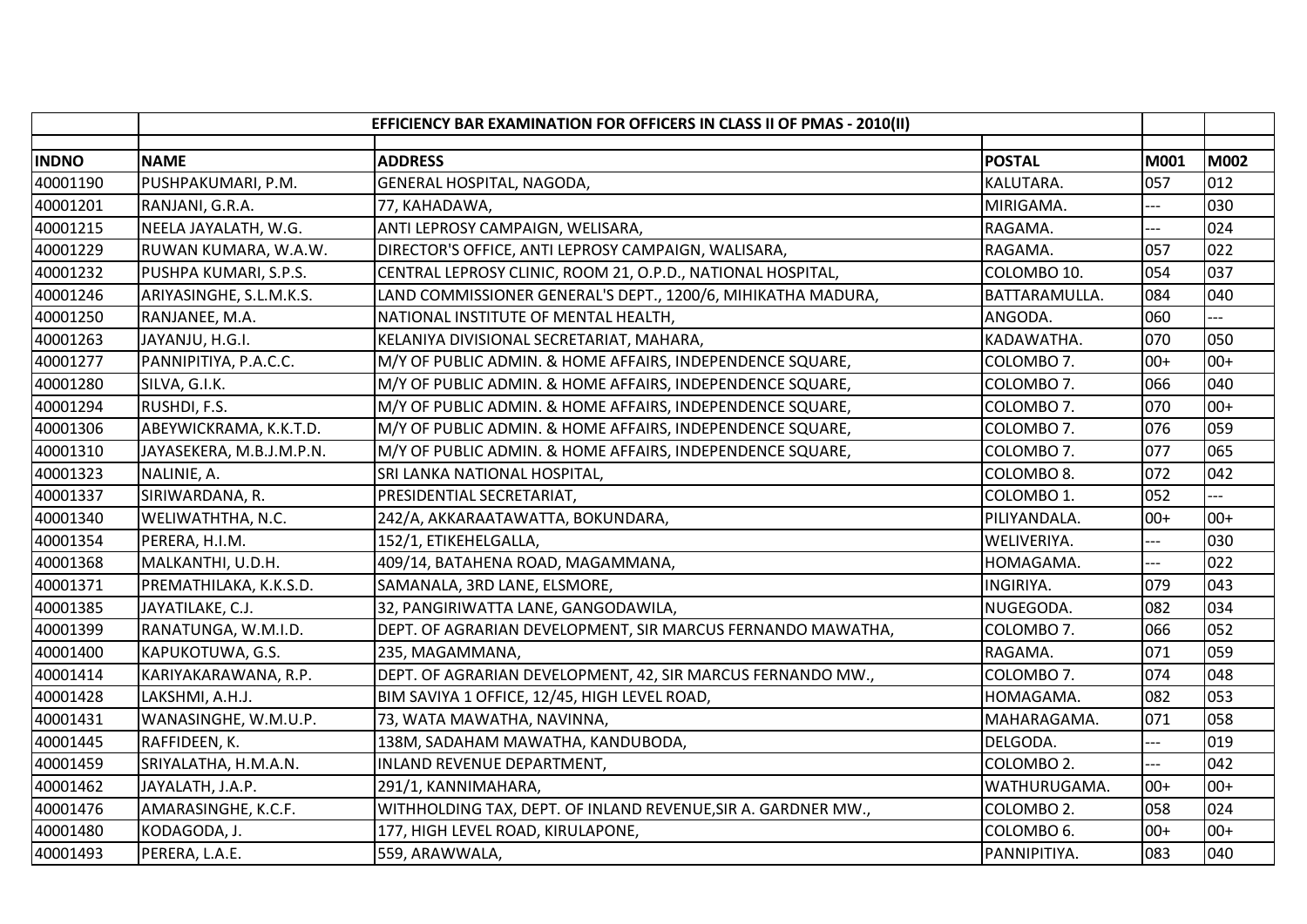| | EFFICIENCY BAR EXAMINATION FOR OFFICERS IN CLASS II OF PMAS - 2010(II) | | | | |
|---|---|---|---|---|---|
| **INDNO** | **NAME** | **ADDRESS** | **POSTAL** | **M001** | **M002** |
| 40001190 | PUSHPAKUMARI, P.M. | GENERAL HOSPITAL, NAGODA, | KALUTARA. | 057 | 012 |
| 40001201 | RANJANI, G.R.A. | 77, KAHADAWA, | MIRIGAMA. | --- | 030 |
| 40001215 | NEELA JAYALATH, W.G. | ANTI LEPROSY CAMPAIGN, WELISARA, | RAGAMA. | --- | 024 |
| 40001229 | RUWAN KUMARA, W.A.W. | DIRECTOR'S OFFICE, ANTI LEPROSY CAMPAIGN, WALISARA, | RAGAMA. | 057 | 022 |
| 40001232 | PUSHPA KUMARI, S.P.S. | CENTRAL LEPROSY CLINIC, ROOM 21, O.P.D., NATIONAL HOSPITAL, | COLOMBO 10. | 054 | 037 |
| 40001246 | ARIYASINGHE, S.L.M.K.S. | LAND COMMISSIONER GENERAL'S DEPT., 1200/6, MIHIKATHA MADURA, | BATTARAMULLA. | 084 | 040 |
| 40001250 | RANJANEE, M.A. | NATIONAL INSTITUTE OF MENTAL HEALTH, | ANGODA. | 060 | --- |
| 40001263 | JAYANJU, H.G.I. | KELANIYA DIVISIONAL SECRETARIAT, MAHARA, | KADAWATHA. | 070 | 050 |
| 40001277 | PANNIPITIYA, P.A.C.C. | M/Y OF PUBLIC ADMIN. & HOME AFFAIRS, INDEPENDENCE SQUARE, | COLOMBO 7. | 00+ | 00+ |
| 40001280 | SILVA, G.I.K. | M/Y OF PUBLIC ADMIN. & HOME AFFAIRS, INDEPENDENCE SQUARE, | COLOMBO 7. | 066 | 040 |
| 40001294 | RUSHDI, F.S. | M/Y OF PUBLIC ADMIN. & HOME AFFAIRS, INDEPENDENCE SQUARE, | COLOMBO 7. | 070 | 00+ |
| 40001306 | ABEYWICKRAMA, K.K.T.D. | M/Y OF PUBLIC ADMIN. & HOME AFFAIRS, INDEPENDENCE SQUARE, | COLOMBO 7. | 076 | 059 |
| 40001310 | JAYASEKERA, M.B.J.M.P.N. | M/Y OF PUBLIC ADMIN. & HOME AFFAIRS, INDEPENDENCE SQUARE, | COLOMBO 7. | 077 | 065 |
| 40001323 | NALINIE, A. | SRI LANKA NATIONAL HOSPITAL, | COLOMBO 8. | 072 | 042 |
| 40001337 | SIRIWARDANA, R. | PRESIDENTIAL SECRETARIAT, | COLOMBO 1. | 052 | --- |
| 40001340 | WELIWATHTHA, N.C. | 242/A, AKKARAATAWATTA, BOKUNDARA, | PILIYANDALA. | 00+ | 00+ |
| 40001354 | PERERA, H.I.M. | 152/1, ETIKEHELGALLA, | WELIVERIYA. | --- | 030 |
| 40001368 | MALKANTHI, U.D.H. | 409/14, BATAHENA ROAD, MAGAMMANA, | HOMAGAMA. | --- | 022 |
| 40001371 | PREMATHILAKA, K.K.S.D. | SAMANALA, 3RD LANE, ELSMORE, | INGIRIYA. | 079 | 043 |
| 40001385 | JAYATILAKE, C.J. | 32, PANGIRIWATTA LANE, GANGODAWILA, | NUGEGODA. | 082 | 034 |
| 40001399 | RANATUNGA, W.M.I.D. | DEPT. OF AGRARIAN DEVELOPMENT, SIR MARCUS FERNANDO MAWATHA, | COLOMBO 7. | 066 | 052 |
| 40001400 | KAPUKOTUWA, G.S. | 235, MAGAMMANA, | RAGAMA. | 071 | 059 |
| 40001414 | KARIYAKARAWANA, R.P. | DEPT. OF AGRARIAN DEVELOPMENT, 42, SIR MARCUS FERNANDO MW., | COLOMBO 7. | 074 | 048 |
| 40001428 | LAKSHMI, A.H.J. | BIM SAVIYA 1 OFFICE, 12/45, HIGH LEVEL ROAD, | HOMAGAMA. | 082 | 053 |
| 40001431 | WANASINGHE, W.M.U.P. | 73, WATA MAWATHA, NAVINNA, | MAHARAGAMA. | 071 | 058 |
| 40001445 | RAFFIDEEN, K. | 138M, SADAHAM MAWATHA, KANDUBODA, | DELGODA. | --- | 019 |
| 40001459 | SRIYALATHA, H.M.A.N. | INLAND REVENUE DEPARTMENT, | COLOMBO 2. | --- | 042 |
| 40001462 | JAYALATH, J.A.P. | 291/1, KANNIMAHARA, | WATHURUGAMA. | 00+ | 00+ |
| 40001476 | AMARASINGHE, K.C.F. | WITHHOLDING TAX, DEPT. OF INLAND REVENUE,SIR A. GARDNER MW., | COLOMBO 2. | 058 | 024 |
| 40001480 | KODAGODA, J. | 177, HIGH LEVEL ROAD, KIRULAPONE, | COLOMBO 6. | 00+ | 00+ |
| 40001493 | PERERA, L.A.E. | 559, ARAWWALA, | PANNIPITIYA. | 083 | 040 |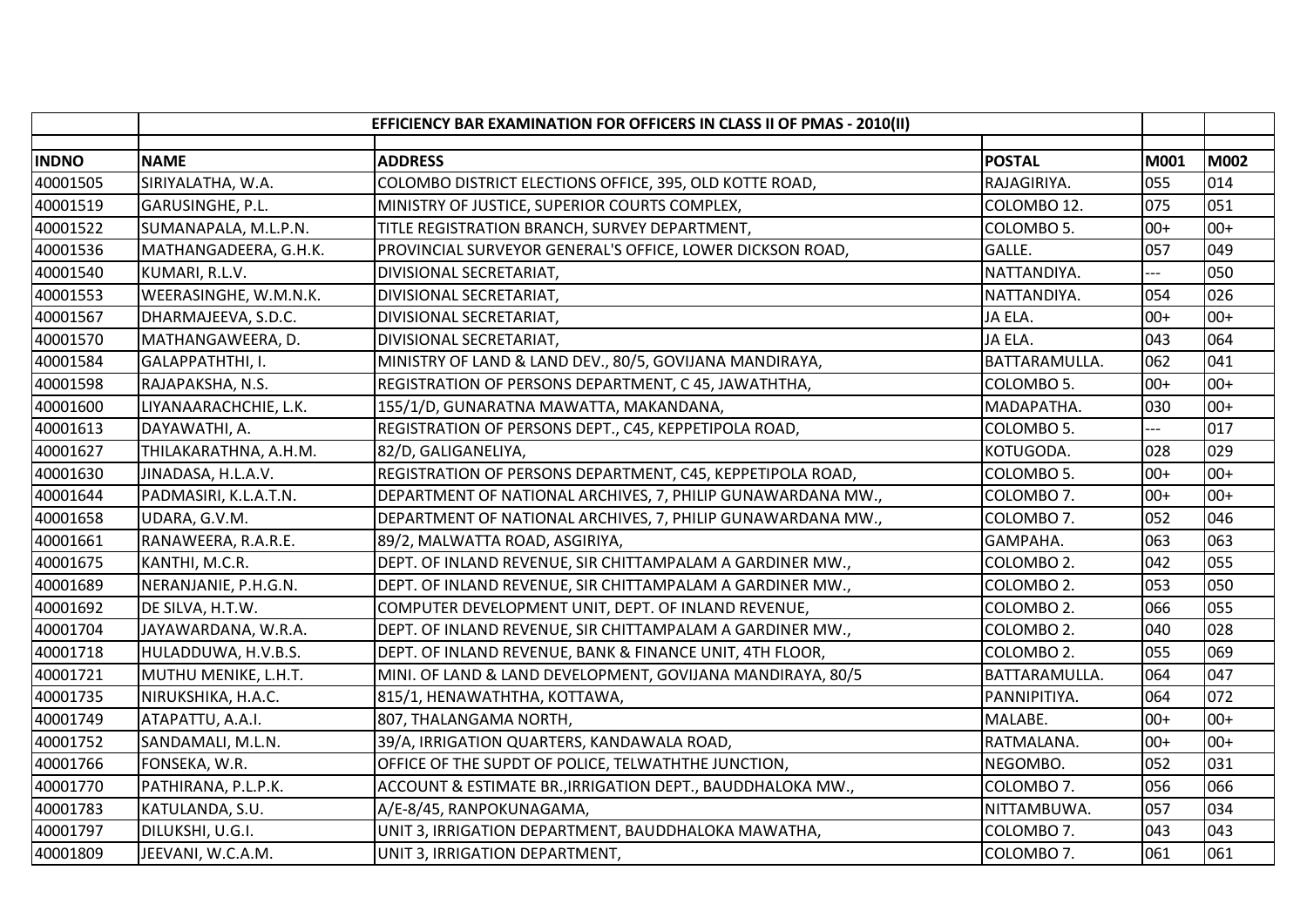| | EFFICIENCY BAR EXAMINATION FOR OFFICERS IN CLASS II OF PMAS - 2010(II) | | | | |
|---|---|---|---|---|---|
| **INDNO** | **NAME** | **ADDRESS** | **POSTAL** | **M001** | **M002** |
| 40001505 | SIRIYALATHA, W.A. | COLOMBO DISTRICT ELECTIONS OFFICE, 395, OLD KOTTE ROAD, | RAJAGIRIYA. | 055 | 014 |
| 40001519 | GARUSINGHE, P.L. | MINISTRY OF JUSTICE, SUPERIOR COURTS COMPLEX, | COLOMBO 12. | 075 | 051 |
| 40001522 | SUMANAPALA, M.L.P.N. | TITLE REGISTRATION BRANCH, SURVEY DEPARTMENT, | COLOMBO 5. | 00+ | 00+ |
| 40001536 | MATHANGADEERA, G.H.K. | PROVINCIAL SURVEYOR GENERAL'S OFFICE, LOWER DICKSON ROAD, | GALLE. | 057 | 049 |
| 40001540 | KUMARI, R.L.V. | DIVISIONAL SECRETARIAT, | NATTANDIYA. | --- | 050 |
| 40001553 | WEERASINGHE, W.M.N.K. | DIVISIONAL SECRETARIAT, | NATTANDIYA. | 054 | 026 |
| 40001567 | DHARMAJEEVA, S.D.C. | DIVISIONAL SECRETARIAT, | JA ELA. | 00+ | 00+ |
| 40001570 | MATHANGAWEERA, D. | DIVISIONAL SECRETARIAT, | JA ELA. | 043 | 064 |
| 40001584 | GALAPPATHTHI, I. | MINISTRY OF LAND & LAND DEV., 80/5, GOVIJANA MANDIRAYA, | BATTARAMULLA. | 062 | 041 |
| 40001598 | RAJAPAKSHA, N.S. | REGISTRATION OF PERSONS DEPARTMENT, C 45, JAWATHTHA, | COLOMBO 5. | 00+ | 00+ |
| 40001600 | LIYANAARACHCHIE, L.K. | 155/1/D, GUNARATNA MAWATTA, MAKANDANA, | MADAPATHA. | 030 | 00+ |
| 40001613 | DAYAWATHI, A. | REGISTRATION OF PERSONS DEPT., C45, KEPPETIPOLA ROAD, | COLOMBO 5. | --- | 017 |
| 40001627 | THILAKARATHNA, A.H.M. | 82/D, GALIGANELIYA, | KOTUGODA. | 028 | 029 |
| 40001630 | JINADASA, H.L.A.V. | REGISTRATION OF PERSONS DEPARTMENT, C45, KEPPETIPOLA ROAD, | COLOMBO 5. | 00+ | 00+ |
| 40001644 | PADMASIRI, K.L.A.T.N. | DEPARTMENT OF NATIONAL ARCHIVES, 7, PHILIP GUNAWARDANA MW., | COLOMBO 7. | 00+ | 00+ |
| 40001658 | UDARA, G.V.M. | DEPARTMENT OF NATIONAL ARCHIVES, 7, PHILIP GUNAWARDANA MW., | COLOMBO 7. | 052 | 046 |
| 40001661 | RANAWEERA, R.A.R.E. | 89/2, MALWATTA ROAD, ASGIRIYA, | GAMPAHA. | 063 | 063 |
| 40001675 | KANTHI, M.C.R. | DEPT. OF INLAND REVENUE, SIR CHITTAMPALAM A GARDINER MW., | COLOMBO 2. | 042 | 055 |
| 40001689 | NERANJANIE, P.H.G.N. | DEPT. OF INLAND REVENUE, SIR CHITTAMPALAM A GARDINER MW., | COLOMBO 2. | 053 | 050 |
| 40001692 | DE SILVA, H.T.W. | COMPUTER DEVELOPMENT UNIT, DEPT. OF INLAND REVENUE, | COLOMBO 2. | 066 | 055 |
| 40001704 | JAYAWARDANA, W.R.A. | DEPT. OF INLAND REVENUE, SIR CHITTAMPALAM A GARDINER MW., | COLOMBO 2. | 040 | 028 |
| 40001718 | HULADDUWA, H.V.B.S. | DEPT. OF INLAND REVENUE, BANK & FINANCE UNIT, 4TH FLOOR, | COLOMBO 2. | 055 | 069 |
| 40001721 | MUTHU MENIKE, L.H.T. | MINI. OF LAND & LAND DEVELOPMENT, GOVIJANA MANDIRAYA, 80/5 | BATTARAMULLA. | 064 | 047 |
| 40001735 | NIRUKSHIKA, H.A.C. | 815/1, HENAWATHTHA, KOTTAWA, | PANNIPITIYA. | 064 | 072 |
| 40001749 | ATAPATTU, A.A.I. | 807, THALANGAMA NORTH, | MALABE. | 00+ | 00+ |
| 40001752 | SANDAMALI, M.L.N. | 39/A, IRRIGATION QUARTERS, KANDAWALA ROAD, | RATMALANA. | 00+ | 00+ |
| 40001766 | FONSEKA, W.R. | OFFICE OF THE SUPDT OF POLICE, TELWATHTHE JUNCTION, | NEGOMBO. | 052 | 031 |
| 40001770 | PATHIRANA, P.L.P.K. | ACCOUNT & ESTIMATE BR.,IRRIGATION DEPT., BAUDDHALOKA MW., | COLOMBO 7. | 056 | 066 |
| 40001783 | KATULANDA, S.U. | A/E-8/45, RANPOKUNAGAMA, | NITTAMBUWA. | 057 | 034 |
| 40001797 | DILUKSHI, U.G.I. | UNIT 3, IRRIGATION DEPARTMENT, BAUDDHALOKA MAWATHA, | COLOMBO 7. | 043 | 043 |
| 40001809 | JEEVANI, W.C.A.M. | UNIT 3, IRRIGATION DEPARTMENT, | COLOMBO 7. | 061 | 061 |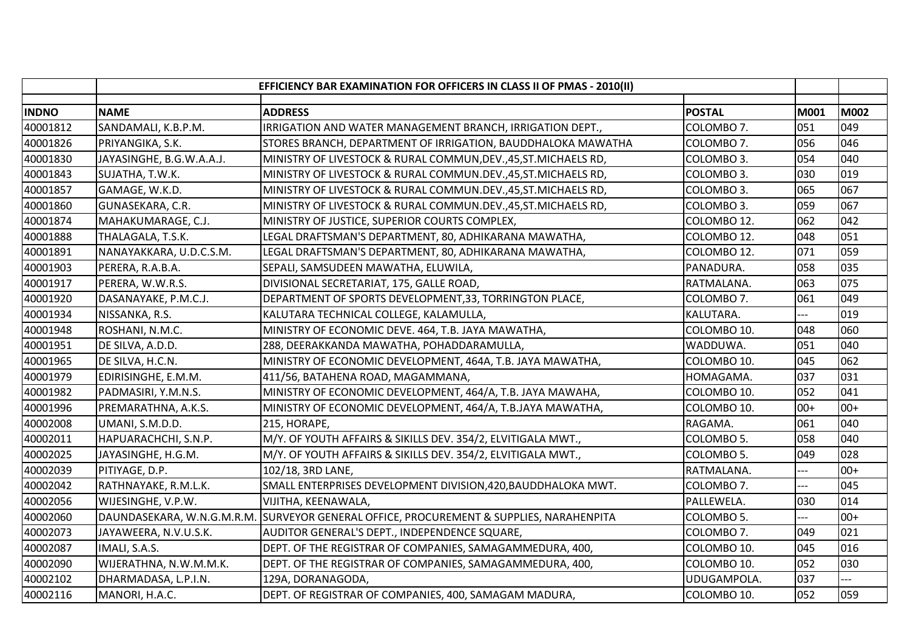| INDNO | NAME | ADDRESS | POSTAL | M001 | M002 |
|---|---|---|---|---|---|
| | | **EFFICIENCY BAR EXAMINATION FOR OFFICERS IN CLASS II OF PMAS - 2010(II)** | | | |
| 40001812 | SANDAMALI, K.B.P.M. | IRRIGATION AND WATER MANAGEMENT BRANCH, IRRIGATION DEPT., | COLOMBO 7. | 051 | 049 |
| 40001826 | PRIYANGIKA, S.K. | STORES BRANCH, DEPARTMENT OF IRRIGATION, BAUDDHALOKA MAWATHA | COLOMBO 7. | 056 | 046 |
| 40001830 | JAYASINGHE, B.G.W.A.A.J. | MINISTRY OF LIVESTOCK & RURAL COMMUN,DEV.,45,ST.MICHAELS RD, | COLOMBO 3. | 054 | 040 |
| 40001843 | SUJATHA, T.W.K. | MINISTRY OF LIVESTOCK & RURAL COMMUN.DEV.,45,ST.MICHAELS RD, | COLOMBO 3. | 030 | 019 |
| 40001857 | GAMAGE, W.K.D. | MINISTRY OF LIVESTOCK & RURAL COMMUN.DEV.,45,ST.MICHAELS RD, | COLOMBO 3. | 065 | 067 |
| 40001860 | GUNASEKARA, C.R. | MINISTRY OF LIVESTOCK & RURAL COMMUN.DEV.,45,ST.MICHAELS RD, | COLOMBO 3. | 059 | 067 |
| 40001874 | MAHAKUMARAGE, C.J. | MINISTRY OF JUSTICE, SUPERIOR COURTS COMPLEX, | COLOMBO 12. | 062 | 042 |
| 40001888 | THALAGALA, T.S.K. | LEGAL DRAFTSMAN'S DEPARTMENT, 80, ADHIKARANA MAWATHA, | COLOMBO 12. | 048 | 051 |
| 40001891 | NANAYAKKARA, U.D.C.S.M. | LEGAL DRAFTSMAN'S DEPARTMENT, 80, ADHIKARANA MAWATHA, | COLOMBO 12. | 071 | 059 |
| 40001903 | PERERA, R.A.B.A. | SEPALI, SAMSUDEEN MAWATHA, ELUWILA, | PANADURA. | 058 | 035 |
| 40001917 | PERERA, W.W.R.S. | DIVISIONAL SECRETARIAT, 175, GALLE ROAD, | RATMALANA. | 063 | 075 |
| 40001920 | DASANAYAKE, P.M.C.J. | DEPARTMENT OF SPORTS DEVELOPMENT,33, TORRINGTON PLACE, | COLOMBO 7. | 061 | 049 |
| 40001934 | NISSANKA, R.S. | KALUTARA TECHNICAL COLLEGE, KALAMULLA, | KALUTARA. | --- | 019 |
| 40001948 | ROSHANI, N.M.C. | MINISTRY OF ECONOMIC DEVE. 464, T.B. JAYA MAWATHA, | COLOMBO 10. | 048 | 060 |
| 40001951 | DE SILVA, A.D.D. | 288, DEERAKKANDA MAWATHA, POHADDARAMULLA, | WADDUWA. | 051 | 040 |
| 40001965 | DE SILVA, H.C.N. | MINISTRY OF ECONOMIC DEVELOPMENT, 464A, T.B. JAYA MAWATHA, | COLOMBO 10. | 045 | 062 |
| 40001979 | EDIRISINGHE, E.M.M. | 411/56, BATAHENA ROAD, MAGAMMANA, | HOMAGAMA. | 037 | 031 |
| 40001982 | PADMASIRI, Y.M.N.S. | MINISTRY OF ECONOMIC DEVELOPMENT, 464/A, T.B. JAYA MAWAHA, | COLOMBO 10. | 052 | 041 |
| 40001996 | PREMARATHNA, A.K.S. | MINISTRY OF ECONOMIC DEVELOPMENT, 464/A, T.B.JAYA MAWATHA, | COLOMBO 10. | 00+ | 00+ |
| 40002008 | UMANI, S.M.D.D. | 215, HORAPE, | RAGAMA. | 061 | 040 |
| 40002011 | HAPUARACHCHI, S.N.P. | M/Y. OF YOUTH AFFAIRS & SIKILLS DEV. 354/2, ELVITIGALA MWT., | COLOMBO 5. | 058 | 040 |
| 40002025 | JAYASINGHE, H.G.M. | M/Y. OF YOUTH AFFAIRS & SIKILLS DEV. 354/2, ELVITIGALA MWT., | COLOMBO 5. | 049 | 028 |
| 40002039 | PITIYAGE, D.P. | 102/18, 3RD LANE, | RATMALANA. | --- | 00+ |
| 40002042 | RATHNAYAKE, R.M.L.K. | SMALL ENTERPRISES DEVELOPMENT DIVISION,420,BAUDDHALOKA MWT. | COLOMBO 7. | --- | 045 |
| 40002056 | WIJESINGHE, V.P.W. | VIJITHA, KEENAWALA, | PALLEWELA. | 030 | 014 |
| 40002060 | DAUNDASEKARA, W.N.G.M.R.M. | SURVEYOR GENERAL OFFICE, PROCUREMENT & SUPPLIES, NARAHENPITA | COLOMBO 5. | --- | 00+ |
| 40002073 | JAYAWEERA, N.V.U.S.K. | AUDITOR GENERAL'S DEPT., INDEPENDENCE SQUARE, | COLOMBO 7. | 049 | 021 |
| 40002087 | IMALI, S.A.S. | DEPT. OF THE REGISTRAR OF COMPANIES, SAMAGAMMEDURA, 400, | COLOMBO 10. | 045 | 016 |
| 40002090 | WIJERATHNA, N.W.M.M.K. | DEPT. OF THE REGISTRAR OF COMPANIES, SAMAGAMMEDURA, 400, | COLOMBO 10. | 052 | 030 |
| 40002102 | DHARMADASA, L.P.I.N. | 129A, DORANAGODA, | UDUGAMPOLA. | 037 | --- |
| 40002116 | MANORI, H.A.C. | DEPT. OF REGISTRAR OF COMPANIES, 400, SAMAGAM MADURA, | COLOMBO 10. | 052 | 059 |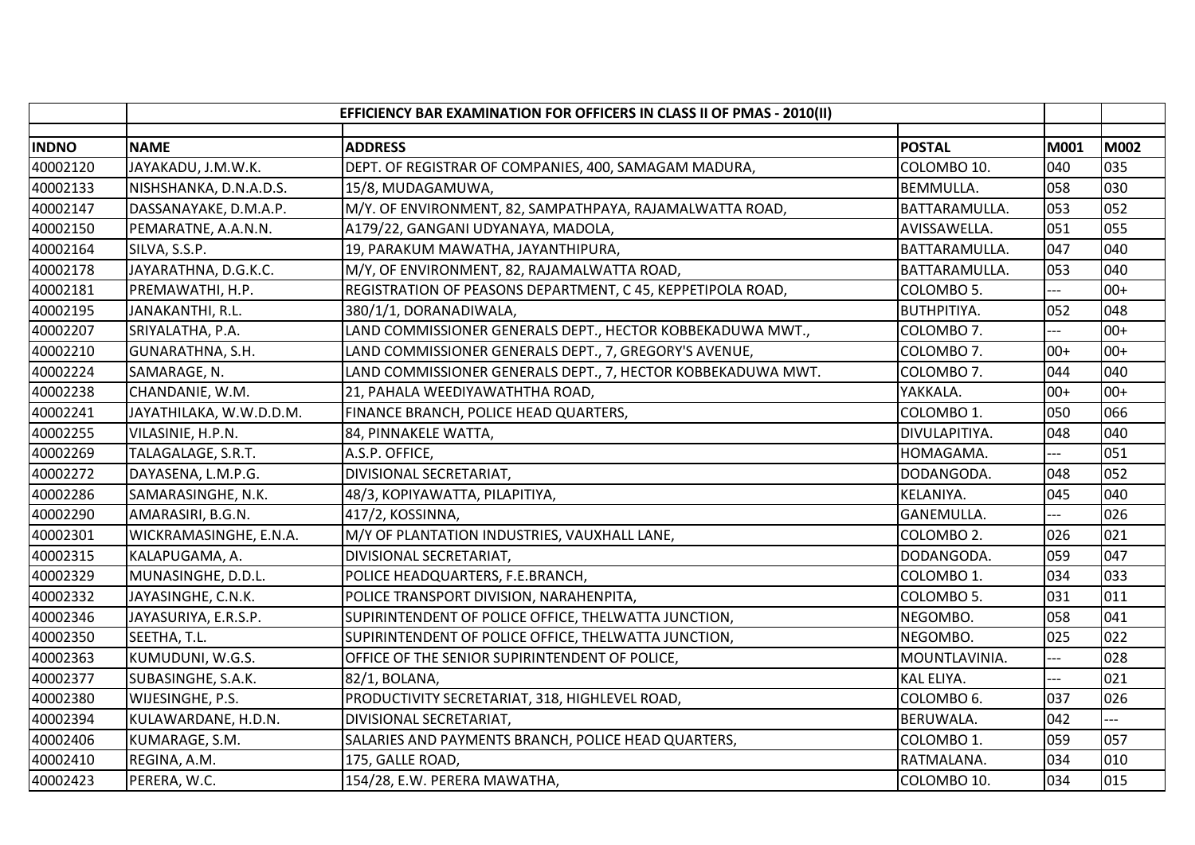| | EFFICIENCY BAR EXAMINATION FOR OFFICERS IN CLASS II OF PMAS - 2010(II) | | | | |
|---|---|---|---|---|---|
| **INDNO** | **NAME** | **ADDRESS** | **POSTAL** | **M001** | **M002** |
| 40002120 | JAYAKADU, J.M.W.K. | DEPT. OF REGISTRAR OF COMPANIES, 400, SAMAGAM MADURA, | COLOMBO 10. | 040 | 035 |
| 40002133 | NISHSHANKA, D.N.A.D.S. | 15/8, MUDAGAMUWA, | BEMMULLA. | 058 | 030 |
| 40002147 | DASSANAYAKE, D.M.A.P. | M/Y. OF ENVIRONMENT, 82, SAMPATHPAYA, RAJAMALWATTA ROAD, | BATTARAMULLA. | 053 | 052 |
| 40002150 | PEMARATNE, A.A.N.N. | A179/22, GANGANI UDYANAYA, MADOLA, | AVISSAWELLA. | 051 | 055 |
| 40002164 | SILVA, S.S.P. | 19, PARAKUM MAWATHA, JAYANTHIPURA, | BATTARAMULLA. | 047 | 040 |
| 40002178 | JAYARATHNA, D.G.K.C. | M/Y, OF ENVIRONMENT, 82, RAJAMALWATTA ROAD, | BATTARAMULLA. | 053 | 040 |
| 40002181 | PREMAWATHI, H.P. | REGISTRATION OF PEASONS DEPARTMENT, C 45, KEPPETIPOLA ROAD, | COLOMBO 5. | --- | 00+ |
| 40002195 | JANAKANTHI, R.L. | 380/1/1, DORANADIWALA, | BUTHPITIYA. | 052 | 048 |
| 40002207 | SRIYALATHA, P.A. | LAND COMMISSIONER GENERALS DEPT., HECTOR KOBBEKADUWA MWT., | COLOMBO 7. | --- | 00+ |
| 40002210 | GUNARATHNA, S.H. | LAND COMMISSIONER GENERALS DEPT., 7, GREGORY'S AVENUE, | COLOMBO 7. | 00+ | 00+ |
| 40002224 | SAMARAGE, N. | LAND COMMISSIONER GENERALS DEPT., 7, HECTOR KOBBEKADUWA MWT. | COLOMBO 7. | 044 | 040 |
| 40002238 | CHANDANIE, W.M. | 21, PAHALA WEEDIYAWATHTHA ROAD, | YAKKALA. | 00+ | 00+ |
| 40002241 | JAYATHILAKA, W.W.D.D.M. | FINANCE BRANCH, POLICE HEAD QUARTERS, | COLOMBO 1. | 050 | 066 |
| 40002255 | VILASINIE, H.P.N. | 84, PINNAKELE WATTA, | DIVULAPITIYA. | 048 | 040 |
| 40002269 | TALAGALAGE, S.R.T. | A.S.P. OFFICE, | HOMAGAMA. | --- | 051 |
| 40002272 | DAYASENA, L.M.P.G. | DIVISIONAL SECRETARIAT, | DODANGODA. | 048 | 052 |
| 40002286 | SAMARASINGHE, N.K. | 48/3, KOPIYAWATTA, PILAPITIYA, | KELANIYA. | 045 | 040 |
| 40002290 | AMARASIRI, B.G.N. | 417/2, KOSSINNA, | GANEMULLA. | --- | 026 |
| 40002301 | WICKRAMASINGHE, E.N.A. | M/Y OF PLANTATION INDUSTRIES, VAUXHALL LANE, | COLOMBO 2. | 026 | 021 |
| 40002315 | KALAPUGAMA, A. | DIVISIONAL SECRETARIAT, | DODANGODA. | 059 | 047 |
| 40002329 | MUNASINGHE, D.D.L. | POLICE HEADQUARTERS, F.E.BRANCH, | COLOMBO 1. | 034 | 033 |
| 40002332 | JAYASINGHE, C.N.K. | POLICE TRANSPORT DIVISION, NARAHENPITA, | COLOMBO 5. | 031 | 011 |
| 40002346 | JAYASURIYA, E.R.S.P. | SUPIRINTENDENT OF POLICE OFFICE, THELWATTA JUNCTION, | NEGOMBO. | 058 | 041 |
| 40002350 | SEETHA, T.L. | SUPIRINTENDENT OF POLICE OFFICE, THELWATTA JUNCTION, | NEGOMBO. | 025 | 022 |
| 40002363 | KUMUDUNI, W.G.S. | OFFICE OF THE SENIOR SUPIRINTENDENT OF POLICE, | MOUNTLAVINIA. | --- | 028 |
| 40002377 | SUBASINGHE, S.A.K. | 82/1, BOLANA, | KAL ELIYA. | --- | 021 |
| 40002380 | WIJESINGHE, P.S. | PRODUCTIVITY SECRETARIAT, 318, HIGHLEVEL ROAD, | COLOMBO 6. | 037 | 026 |
| 40002394 | KULAWARDANE, H.D.N. | DIVISIONAL SECRETARIAT, | BERUWALA. | 042 | --- |
| 40002406 | KUMARAGE, S.M. | SALARIES AND PAYMENTS BRANCH, POLICE HEAD QUARTERS, | COLOMBO 1. | 059 | 057 |
| 40002410 | REGINA, A.M. | 175, GALLE ROAD, | RATMALANA. | 034 | 010 |
| 40002423 | PERERA, W.C. | 154/28, E.W. PERERA MAWATHA, | COLOMBO 10. | 034 | 015 |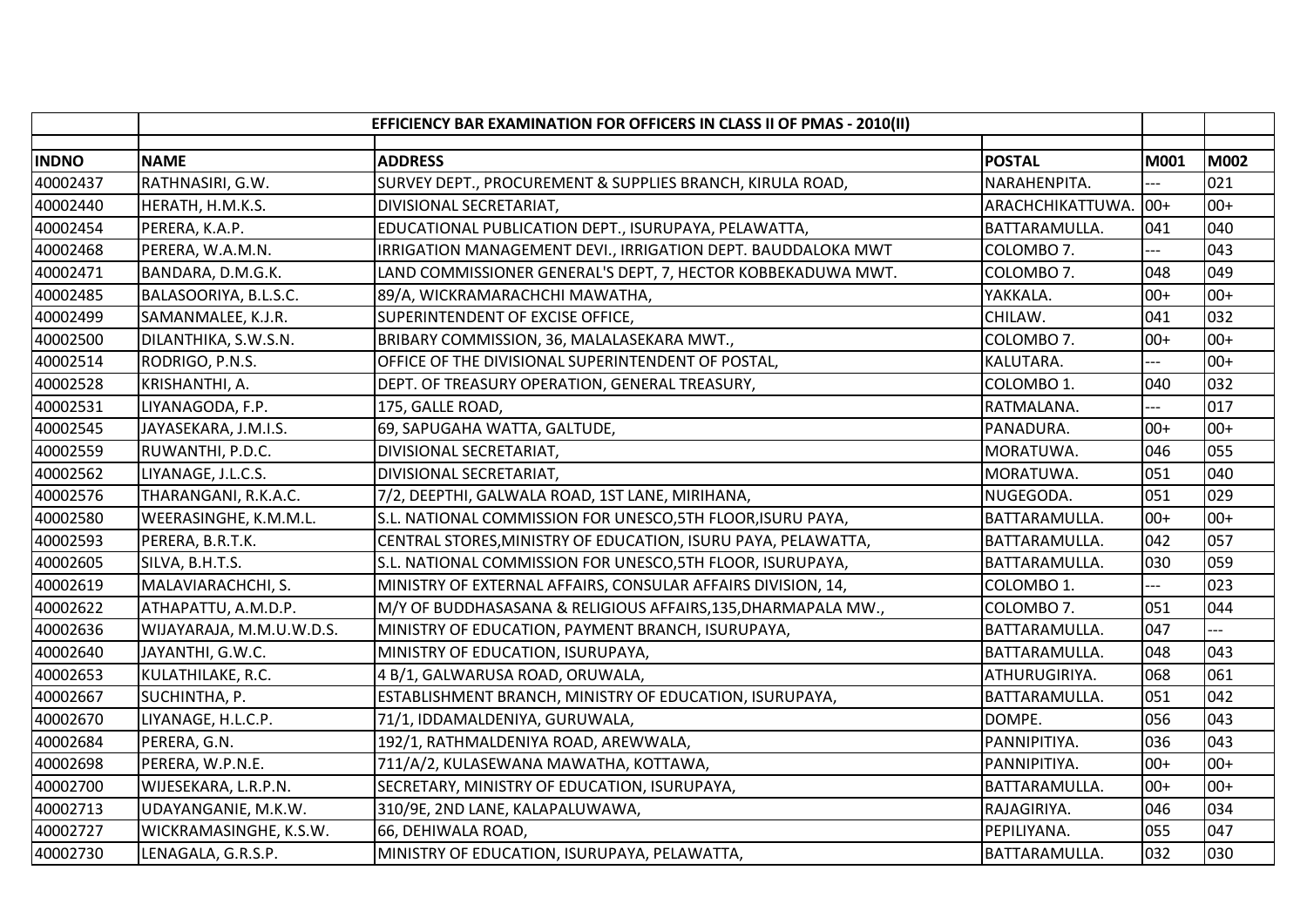| | EFFICIENCY BAR EXAMINATION FOR OFFICERS IN CLASS II OF PMAS - 2010(II) | | | | |
|---|---|---|---|---|---|
| **INDNO** | **NAME** | **ADDRESS** | **POSTAL** | **M001** | **M002** |
| 40002437 | RATHNASIRI, G.W. | SURVEY DEPT., PROCUREMENT & SUPPLIES BRANCH, KIRULA ROAD, | NARAHENPITA. | --- | 021 |
| 40002440 | HERATH, H.M.K.S. | DIVISIONAL SECRETARIAT, | ARACHCHIKATTUWA. | 00+ | 00+ |
| 40002454 | PERERA, K.A.P. | EDUCATIONAL PUBLICATION DEPT., ISURUPAYA, PELAWATTA, | BATTARAMULLA. | 041 | 040 |
| 40002468 | PERERA, W.A.M.N. | IRRIGATION MANAGEMENT DEVI., IRRIGATION DEPT. BAUDDALOKA MWT | COLOMBO 7. | --- | 043 |
| 40002471 | BANDARA, D.M.G.K. | LAND COMMISSIONER GENERAL'S DEPT, 7, HECTOR KOBBEKADUWA MWT. | COLOMBO 7. | 048 | 049 |
| 40002485 | BALASOORIYA, B.L.S.C. | 89/A, WICKRAMARACHCHI MAWATHA, | YAKKALA. | 00+ | 00+ |
| 40002499 | SAMANMALEE, K.J.R. | SUPERINTENDENT OF EXCISE OFFICE, | CHILAW. | 041 | 032 |
| 40002500 | DILANTHIKA, S.W.S.N. | BRIBARY COMMISSION, 36, MALALASEKARA MWT., | COLOMBO 7. | 00+ | 00+ |
| 40002514 | RODRIGO, P.N.S. | OFFICE OF THE DIVISIONAL SUPERINTENDENT OF POSTAL, | KALUTARA. | --- | 00+ |
| 40002528 | KRISHANTHI, A. | DEPT. OF TREASURY OPERATION, GENERAL TREASURY, | COLOMBO 1. | 040 | 032 |
| 40002531 | LIYANAGODA, F.P. | 175, GALLE ROAD, | RATMALANA. | --- | 017 |
| 40002545 | JAYASEKARA, J.M.I.S. | 69, SAPUGAHA WATTA, GALTUDE, | PANADURA. | 00+ | 00+ |
| 40002559 | RUWANTHI, P.D.C. | DIVISIONAL SECRETARIAT, | MORATUWA. | 046 | 055 |
| 40002562 | LIYANAGE, J.L.C.S. | DIVISIONAL SECRETARIAT, | MORATUWA. | 051 | 040 |
| 40002576 | THARANGANI, R.K.A.C. | 7/2, DEEPTHI, GALWALA ROAD, 1ST LANE, MIRIHANA, | NUGEGODA. | 051 | 029 |
| 40002580 | WEERASINGHE, K.M.M.L. | S.L. NATIONAL COMMISSION FOR UNESCO,5TH FLOOR,ISURU PAYA, | BATTARAMULLA. | 00+ | 00+ |
| 40002593 | PERERA, B.R.T.K. | CENTRAL STORES,MINISTRY OF EDUCATION, ISURU PAYA, PELAWATTA, | BATTARAMULLA. | 042 | 057 |
| 40002605 | SILVA, B.H.T.S. | S.L. NATIONAL COMMISSION FOR UNESCO,5TH FLOOR, ISURUPAYA, | BATTARAMULLA. | 030 | 059 |
| 40002619 | MALAVIARACHCHI, S. | MINISTRY OF EXTERNAL AFFAIRS, CONSULAR AFFAIRS DIVISION, 14, | COLOMBO 1. | --- | 023 |
| 40002622 | ATHAPATTU, A.M.D.P. | M/Y OF BUDDHASASANA & RELIGIOUS AFFAIRS,135,DHARMAPALA MW., | COLOMBO 7. | 051 | 044 |
| 40002636 | WIJAYARAJA, M.M.U.W.D.S. | MINISTRY OF EDUCATION, PAYMENT BRANCH, ISURUPAYA, | BATTARAMULLA. | 047 | --- |
| 40002640 | JAYANTHI, G.W.C. | MINISTRY OF EDUCATION, ISURUPAYA, | BATTARAMULLA. | 048 | 043 |
| 40002653 | KULATHILAKE, R.C. | 4 B/1, GALWARUSA ROAD, ORUWALA, | ATHURUGIRIYA. | 068 | 061 |
| 40002667 | SUCHINTHA, P. | ESTABLISHMENT BRANCH, MINISTRY OF EDUCATION, ISURUPAYA, | BATTARAMULLA. | 051 | 042 |
| 40002670 | LIYANAGE, H.L.C.P. | 71/1, IDDAMALDENIYA, GURUWALA, | DOMPE. | 056 | 043 |
| 40002684 | PERERA, G.N. | 192/1, RATHMALDENIYA ROAD, AREWWALA, | PANNIPITIYA. | 036 | 043 |
| 40002698 | PERERA, W.P.N.E. | 711/A/2, KULASEWANA MAWATHA, KOTTAWA, | PANNIPITIYA. | 00+ | 00+ |
| 40002700 | WIJESEKARA, L.R.P.N. | SECRETARY, MINISTRY OF EDUCATION, ISURUPAYA, | BATTARAMULLA. | 00+ | 00+ |
| 40002713 | UDAYANGANIE, M.K.W. | 310/9E, 2ND LANE, KALAPALUWAWA, | RAJAGIRIYA. | 046 | 034 |
| 40002727 | WICKRAMASINGHE, K.S.W. | 66, DEHIWALA ROAD, | PEPILIYANA. | 055 | 047 |
| 40002730 | LENAGALA, G.R.S.P. | MINISTRY OF EDUCATION, ISURUPAYA, PELAWATTA, | BATTARAMULLA. | 032 | 030 |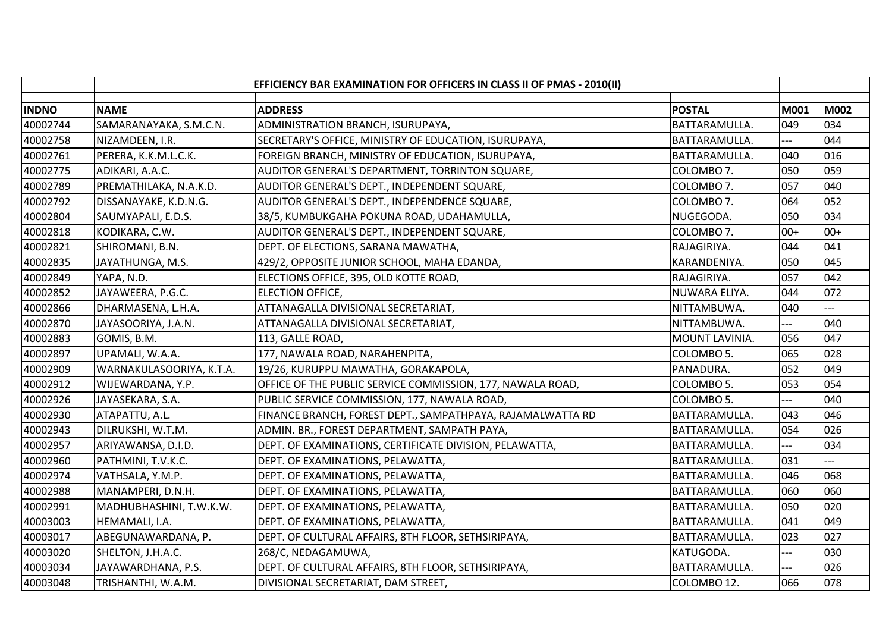| | EFFICIENCY BAR EXAMINATION FOR OFFICERS IN CLASS II OF PMAS - 2010(II) | | | | |
|---|---|---|---|---|---|
| **INDNO** | **NAME** | **ADDRESS** | **POSTAL** | **M001** | **M002** |
| 40002744 | SAMARANAYAKA, S.M.C.N. | ADMINISTRATION BRANCH, ISURUPAYA, | BATTARAMULLA. | 049 | 034 |
| 40002758 | NIZAMDEEN, I.R. | SECRETARY'S OFFICE, MINISTRY OF EDUCATION, ISURUPAYA, | BATTARAMULLA. | --- | 044 |
| 40002761 | PERERA, K.K.M.L.C.K. | FOREIGN BRANCH, MINISTRY OF EDUCATION, ISURUPAYA, | BATTARAMULLA. | 040 | 016 |
| 40002775 | ADIKARI, A.A.C. | AUDITOR GENERAL'S DEPARTMENT, TORRINTON SQUARE, | COLOMBO 7. | 050 | 059 |
| 40002789 | PREMATHILAKA, N.A.K.D. | AUDITOR GENERAL'S DEPT., INDEPENDENT SQUARE, | COLOMBO 7. | 057 | 040 |
| 40002792 | DISSANAYAKE, K.D.N.G. | AUDITOR GENERAL'S DEPT., INDEPENDENCE SQUARE, | COLOMBO 7. | 064 | 052 |
| 40002804 | SAUMYAPALI, E.D.S. | 38/5, KUMBUKGAHA POKUNA ROAD, UDAHAMULLA, | NUGEGODA. | 050 | 034 |
| 40002818 | KODIKARA, C.W. | AUDITOR GENERAL'S DEPT., INDEPENDENT SQUARE, | COLOMBO 7. | 00+ | 00+ |
| 40002821 | SHIROMANI, B.N. | DEPT. OF ELECTIONS, SARANA MAWATHA, | RAJAGIRIYA. | 044 | 041 |
| 40002835 | JAYATHUNGA, M.S. | 429/2, OPPOSITE JUNIOR SCHOOL, MAHA EDANDA, | KARANDENIYA. | 050 | 045 |
| 40002849 | YAPA, N.D. | ELECTIONS OFFICE, 395, OLD KOTTE ROAD, | RAJAGIRIYA. | 057 | 042 |
| 40002852 | JAYAWEERA, P.G.C. | ELECTION OFFICE, | NUWARA ELIYA. | 044 | 072 |
| 40002866 | DHARMASENA, L.H.A. | ATTANAGALLA DIVISIONAL SECRETARIAT, | NITTAMBUWA. | 040 | --- |
| 40002870 | JAYASOORIYA, J.A.N. | ATTANAGALLA DIVISIONAL SECRETARIAT, | NITTAMBUWA. | --- | 040 |
| 40002883 | GOMIS, B.M. | 113, GALLE ROAD, | MOUNT LAVINIA. | 056 | 047 |
| 40002897 | UPAMALI, W.A.A. | 177, NAWALA ROAD, NARAHENPITA, | COLOMBO 5. | 065 | 028 |
| 40002909 | WARNAKULASOORIYA, K.T.A. | 19/26, KURUPPU MAWATHA, GORAKAPOLA, | PANADURA. | 052 | 049 |
| 40002912 | WIJEWARDANA, Y.P. | OFFICE OF THE PUBLIC SERVICE COMMISSION, 177, NAWALA ROAD, | COLOMBO 5. | 053 | 054 |
| 40002926 | JAYASEKARA, S.A. | PUBLIC SERVICE COMMISSION, 177, NAWALA ROAD, | COLOMBO 5. | --- | 040 |
| 40002930 | ATAPATTU, A.L. | FINANCE BRANCH, FOREST DEPT., SAMPATHPAYA, RAJAMALWATTA RD | BATTARAMULLA. | 043 | 046 |
| 40002943 | DILRUKSHI, W.T.M. | ADMIN. BR., FOREST DEPARTMENT, SAMPATH PAYA, | BATTARAMULLA. | 054 | 026 |
| 40002957 | ARIYAWANSA, D.I.D. | DEPT. OF EXAMINATIONS, CERTIFICATE DIVISION, PELAWATTA, | BATTARAMULLA. | --- | 034 |
| 40002960 | PATHMINI, T.V.K.C. | DEPT. OF EXAMINATIONS, PELAWATTA, | BATTARAMULLA. | 031 | --- |
| 40002974 | VATHSALA, Y.M.P. | DEPT. OF EXAMINATIONS, PELAWATTA, | BATTARAMULLA. | 046 | 068 |
| 40002988 | MANAMPERI, D.N.H. | DEPT. OF EXAMINATIONS, PELAWATTA, | BATTARAMULLA. | 060 | 060 |
| 40002991 | MADHUBHASHINI, T.W.K.W. | DEPT. OF EXAMINATIONS, PELAWATTA, | BATTARAMULLA. | 050 | 020 |
| 40003003 | HEMAMALI, I.A. | DEPT. OF EXAMINATIONS, PELAWATTA, | BATTARAMULLA. | 041 | 049 |
| 40003017 | ABEGUNAWARDANA, P. | DEPT. OF CULTURAL AFFAIRS, 8TH FLOOR, SETHSIRIPAYA, | BATTARAMULLA. | 023 | 027 |
| 40003020 | SHELTON, J.H.A.C. | 268/C, NEDAGAMUWA, | KATUGODA. | --- | 030 |
| 40003034 | JAYAWARDHANA, P.S. | DEPT. OF CULTURAL AFFAIRS, 8TH FLOOR, SETHSIRIPAYA, | BATTARAMULLA. | --- | 026 |
| 40003048 | TRISHANTHI, W.A.M. | DIVISIONAL SECRETARIAT, DAM STREET, | COLOMBO 12. | 066 | 078 |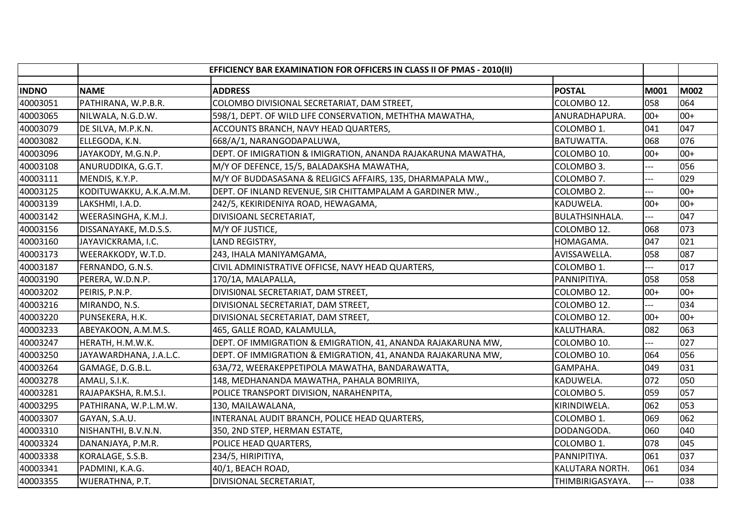| | EFFICIENCY BAR EXAMINATION FOR OFFICERS IN CLASS II OF PMAS - 2010(II) | | | | |
|---|---|---|---|---|---|
| **INDNO** | **NAME** | **ADDRESS** | **POSTAL** | **M001** | **M002** |
| 40003051 | PATHIRANA, W.P.B.R. | COLOMBO DIVISIONAL SECRETARIAT, DAM STREET, | COLOMBO 12. | 058 | 064 |
| 40003065 | NILWALA, N.G.D.W. | 598/1, DEPT. OF WILD LIFE CONSERVATION, METHTHA MAWATHA, | ANURADHAPURA. | 00+ | 00+ |
| 40003079 | DE SILVA, M.P.K.N. | ACCOUNTS BRANCH, NAVY HEAD QUARTERS, | COLOMBO 1. | 041 | 047 |
| 40003082 | ELLEGODA, K.N. | 668/A/1, NARANGODAPALUWA, | BATUWATTA. | 068 | 076 |
| 40003096 | JAYAKODY, M.G.N.P. | DEPT. OF IMIGRATION & IMIGRATION, ANANDA RAJAKARUNA MAWATHA, | COLOMBO 10. | 00+ | 00+ |
| 40003108 | ANURUDDIKA, G.G.T. | M/Y OF DEFENCE, 15/5, BALADAKSHA MAWATHA, | COLOMBO 3. | --- | 056 |
| 40003111 | MENDIS, K.Y.P. | M/Y OF BUDDASASANA & RELIGICS AFFAIRS, 135, DHARMAPALA MW., | COLOMBO 7. | --- | 029 |
| 40003125 | KODITUWAKKU, A.K.A.M.M. | DEPT. OF INLAND REVENUE, SIR CHITTAMPALAM A GARDINER MW., | COLOMBO 2. | --- | 00+ |
| 40003139 | LAKSHMI, I.A.D. | 242/5, KEKIRIDENIYA ROAD, HEWAGAMA, | KADUWELA. | 00+ | 00+ |
| 40003142 | WEERASINGHA, K.M.J. | DIVISIOANL SECRETARIAT, | BULATHSINHALA. | --- | 047 |
| 40003156 | DISSANAYAKE, M.D.S.S. | M/Y OF JUSTICE, | COLOMBO 12. | 068 | 073 |
| 40003160 | JAYAVICKRAMA, I.C. | LAND REGISTRY, | HOMAGAMA. | 047 | 021 |
| 40003173 | WEERAKKODY, W.T.D. | 243, IHALA MANIYAMGAMA, | AVISSAWELLA. | 058 | 087 |
| 40003187 | FERNANDO, G.N.S. | CIVIL ADMINISTRATIVE OFFICSE, NAVY HEAD QUARTERS, | COLOMBO 1. | --- | 017 |
| 40003190 | PERERA, W.D.N.P. | 170/1A, MALAPALLA, | PANNIPITIYA. | 058 | 058 |
| 40003202 | PEIRIS, P.N.P. | DIVISIONAL SECRETARIAT, DAM STREET, | COLOMBO 12. | 00+ | 00+ |
| 40003216 | MIRANDO, N.S. | DIVISIONAL SECRETARIAT, DAM STREET, | COLOMBO 12. | --- | 034 |
| 40003220 | PUNSEKERA, H.K. | DIVISIONAL SECRETARIAT, DAM STREET, | COLOMBO 12. | 00+ | 00+ |
| 40003233 | ABEYAKOON, A.M.M.S. | 465, GALLE ROAD, KALAMULLA, | KALUTHARA. | 082 | 063 |
| 40003247 | HERATH, H.M.W.K. | DEPT. OF IMMIGRATION & EMIGRATION, 41, ANANDA RAJAKARUNA MW, | COLOMBO 10. | --- | 027 |
| 40003250 | JAYAWARDHANA, J.A.L.C. | DEPT. OF IMMIGRATION & EMIGRATION, 41, ANANDA RAJAKARUNA MW, | COLOMBO 10. | 064 | 056 |
| 40003264 | GAMAGE, D.G.B.L. | 63A/72, WEERAKEPPETIPOLA MAWATHA, BANDARAWATTA, | GAMPAHA. | 049 | 031 |
| 40003278 | AMALI, S.I.K. | 148, MEDHANANDA MAWATHA, PAHALA BOMRIIYA, | KADUWELA. | 072 | 050 |
| 40003281 | RAJAPAKSHA, R.M.S.I. | POLICE TRANSPORT DIVISION, NARAHENPITA, | COLOMBO 5. | 059 | 057 |
| 40003295 | PATHIRANA, W.P.L.M.W. | 130, MAILAWALANA, | KIRINDIWELA. | 062 | 053 |
| 40003307 | GAYAN, S.A.U. | INTERANAL AUDIT BRANCH, POLICE HEAD QUARTERS, | COLOMBO 1. | 069 | 062 |
| 40003310 | NISHANTHI, B.V.N.N. | 350, 2ND STEP, HERMAN ESTATE, | DODANGODA. | 060 | 040 |
| 40003324 | DANANJAYA, P.M.R. | POLICE HEAD QUARTERS, | COLOMBO 1. | 078 | 045 |
| 40003338 | KORALAGE, S.S.B. | 234/5, HIRIPITIYA, | PANNIPITIYA. | 061 | 037 |
| 40003341 | PADMINI, K.A.G. | 40/1, BEACH ROAD, | KALUTARA NORTH. | 061 | 034 |
| 40003355 | WIJERATHNA, P.T. | DIVISIONAL SECRETARIAT, | THIMBIRIGASYAYA. | --- | 038 |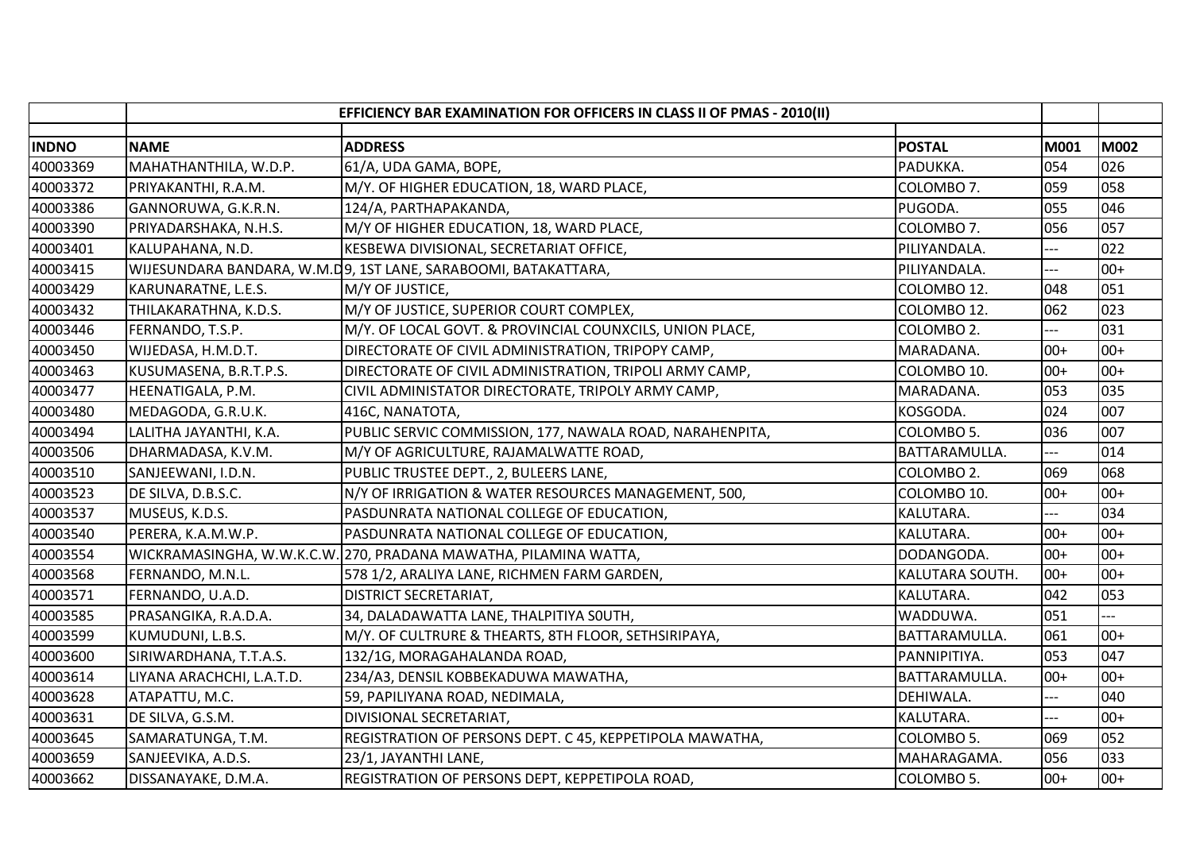| | EFFICIENCY BAR EXAMINATION FOR OFFICERS IN CLASS II OF PMAS - 2010(II) | | | | |
|---|---|---|---|---|---|
| **INDNO** | **NAME** | **ADDRESS** | **POSTAL** | **M001** | **M002** |
| 40003369 | MAHATHANTHILA, W.D.P. | 61/A, UDA GAMA, BOPE, | PADUKKA. | 054 | 026 |
| 40003372 | PRIYAKANTHI, R.A.M. | M/Y. OF HIGHER EDUCATION, 18, WARD PLACE, | COLOMBO 7. | 059 | 058 |
| 40003386 | GANNORUWA, G.K.R.N. | 124/A, PARTHAPAKANDA, | PUGODA. | 055 | 046 |
| 40003390 | PRIYADARSHAKA, N.H.S. | M/Y OF HIGHER EDUCATION, 18, WARD PLACE, | COLOMBO 7. | 056 | 057 |
| 40003401 | KALUPAHANA, N.D. | KESBEWA DIVISIONAL, SECRETARIAT OFFICE, | PILIYANDALA. | --- | 022 |
| 40003415 | WIJESUNDARA BANDARA, W.M.D | 9, 1ST LANE, SARABOOMI, BATAKATTARA, | PILIYANDALA. | --- | 00+ |
| 40003429 | KARUNARATNE, L.E.S. | M/Y OF JUSTICE, | COLOMBO 12. | 048 | 051 |
| 40003432 | THILAKARATHNA, K.D.S. | M/Y OF JUSTICE, SUPERIOR COURT COMPLEX, | COLOMBO 12. | 062 | 023 |
| 40003446 | FERNANDO, T.S.P. | M/Y. OF LOCAL GOVT. & PROVINCIAL COUNXCILS, UNION PLACE, | COLOMBO 2. | --- | 031 |
| 40003450 | WIJEDASA, H.M.D.T. | DIRECTORATE OF CIVIL ADMINISTRATION, TRIPOPY CAMP, | MARADANA. | 00+ | 00+ |
| 40003463 | KUSUMASENA, B.R.T.P.S. | DIRECTORATE OF CIVIL ADMINISTRATION, TRIPOLI ARMY CAMP, | COLOMBO 10. | 00+ | 00+ |
| 40003477 | HEENATIGALA, P.M. | CIVIL ADMINISTATOR DIRECTORATE, TRIPOLY ARMY CAMP, | MARADANA. | 053 | 035 |
| 40003480 | MEDAGODA, G.R.U.K. | 416C, NANATOTA, | KOSGODA. | 024 | 007 |
| 40003494 | LALITHA JAYANTHI, K.A. | PUBLIC SERVIC COMMISSION, 177, NAWALA ROAD, NARAHENPITA, | COLOMBO 5. | 036 | 007 |
| 40003506 | DHARMADASA, K.V.M. | M/Y OF AGRICULTURE, RAJAMALWATTE ROAD, | BATTARAMULLA. | --- | 014 |
| 40003510 | SANJEEWANI, I.D.N. | PUBLIC TRUSTEE DEPT., 2, BULEERS LANE, | COLOMBO 2. | 069 | 068 |
| 40003523 | DE SILVA, D.B.S.C. | N/Y OF IRRIGATION & WATER RESOURCES MANAGEMENT, 500, | COLOMBO 10. | 00+ | 00+ |
| 40003537 | MUSEUS, K.D.S. | PASDUNRATA NATIONAL COLLEGE OF EDUCATION, | KALUTARA. | --- | 034 |
| 40003540 | PERERA, K.A.M.W.P. | PASDUNRATA NATIONAL COLLEGE OF EDUCATION, | KALUTARA. | 00+ | 00+ |
| 40003554 | WICKRAMASINGHA, W.W.K.C.W. | 270, PRADANA MAWATHA, PILAMINA WATTA, | DODANGODA. | 00+ | 00+ |
| 40003568 | FERNANDO, M.N.L. | 578 1/2, ARALIYA LANE, RICHMEN FARM GARDEN, | KALUTARA SOUTH. | 00+ | 00+ |
| 40003571 | FERNANDO, U.A.D. | DISTRICT SECRETARIAT, | KALUTARA. | 042 | 053 |
| 40003585 | PRASANGIKA, R.A.D.A. | 34, DALADAWATTA LANE, THALPITIYA S0UTH, | WADDUWA. | 051 | --- |
| 40003599 | KUMUDUNI, L.B.S. | M/Y. OF CULTRURE & THEARTS, 8TH FLOOR, SETHSIRIPAYA, | BATTARAMULLA. | 061 | 00+ |
| 40003600 | SIRIWARDHANA, T.T.A.S. | 132/1G, MORAGAHALANDA ROAD, | PANNIPITIYA. | 053 | 047 |
| 40003614 | LIYANA ARACHCHI, L.A.T.D. | 234/A3, DENSIL KOBBEKADUWA MAWATHA, | BATTARAMULLA. | 00+ | 00+ |
| 40003628 | ATAPATTU, M.C. | 59, PAPILIYANA ROAD, NEDIMALA, | DEHIWALA. | --- | 040 |
| 40003631 | DE SILVA, G.S.M. | DIVISIONAL SECRETARIAT, | KALUTARA. | --- | 00+ |
| 40003645 | SAMARATUNGA, T.M. | REGISTRATION OF PERSONS DEPT. C 45, KEPPETIPOLA MAWATHA, | COLOMBO 5. | 069 | 052 |
| 40003659 | SANJEEVIKA, A.D.S. | 23/1, JAYANTHI LANE, | MAHARAGAMA. | 056 | 033 |
| 40003662 | DISSANAYAKE, D.M.A. | REGISTRATION OF PERSONS DEPT, KEPPETIPOLA ROAD, | COLOMBO 5. | 00+ | 00+ |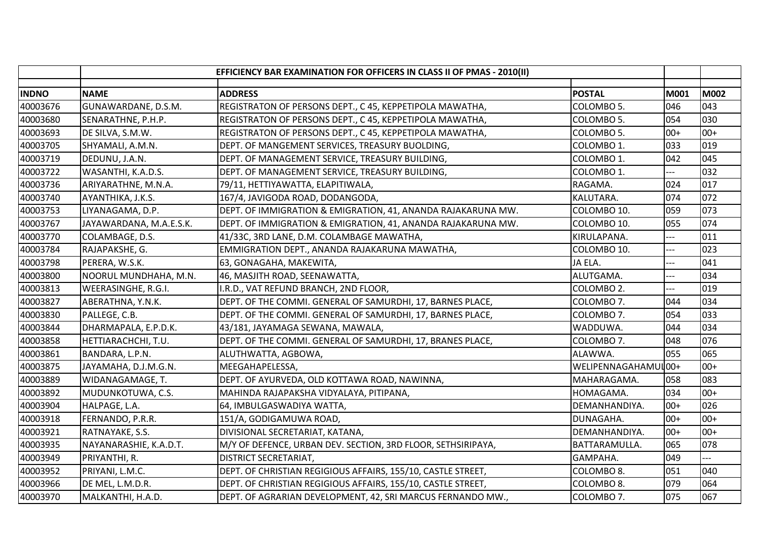| | EFFICIENCY BAR EXAMINATION FOR OFFICERS IN CLASS II OF PMAS - 2010(II) | | | | |
|---|---|---|---|---|---|
| **INDNO** | **NAME** | **ADDRESS** | **POSTAL** | **M001** | **M002** |
| 40003676 | GUNAWARDANE, D.S.M. | REGISTRATON OF PERSONS DEPT., C 45, KEPPETIPOLA MAWATHA, | COLOMBO 5. | 046 | 043 |
| 40003680 | SENARATHNE, P.H.P. | REGISTRATON OF PERSONS DEPT., C 45, KEPPETIPOLA MAWATHA, | COLOMBO 5. | 054 | 030 |
| 40003693 | DE SILVA, S.M.W. | REGISTRATON OF PERSONS DEPT., C 45, KEPPETIPOLA MAWATHA, | COLOMBO 5. | 00+ | 00+ |
| 40003705 | SHYAMALI, A.M.N. | DEPT. OF MANGEMENT SERVICES, TREASURY BUOLDING, | COLOMBO 1. | 033 | 019 |
| 40003719 | DEDUNU, J.A.N. | DEPT. OF MANAGEMENT SERVICE, TREASURY BUILDING, | COLOMBO 1. | 042 | 045 |
| 40003722 | WASANTHI, K.A.D.S. | DEPT. OF MANAGEMENT SERVICE, TREASURY BUILDING, | COLOMBO 1. | --- | 032 |
| 40003736 | ARIYARATHNE, M.N.A. | 79/11, HETTIYAWATTA, ELAPITIWALA, | RAGAMA. | 024 | 017 |
| 40003740 | AYANTHIKA, J.K.S. | 167/4, JAVIGODA ROAD, DODANGODA, | KALUTARA. | 074 | 072 |
| 40003753 | LIYANAGAMA, D.P. | DEPT. OF IMMIGRATION & EMIGRATION, 41, ANANDA RAJAKARUNA MW. | COLOMBO 10. | 059 | 073 |
| 40003767 | JAYAWARDANA, M.A.E.S.K. | DEPT. OF IMMIGRATION & EMIGRATION, 41, ANANDA RAJAKARUNA MW. | COLOMBO 10. | 055 | 074 |
| 40003770 | COLAMBAGE, D.S. | 41/33C, 3RD LANE, D.M. COLAMBAGE MAWATHA, | KIRULAPANA. | --- | 011 |
| 40003784 | RAJAPAKSHE, G. | EMMIGRATION DEPT., ANANDA RAJAKARUNA MAWATHA, | COLOMBO 10. | --- | 023 |
| 40003798 | PERERA, W.S.K. | 63, GONAGAHA, MAKEWITA, | JA ELA. | --- | 041 |
| 40003800 | NOORUL MUNDHAHA, M.N. | 46, MASJITH ROAD, SEENAWATTA, | ALUTGAMA. | --- | 034 |
| 40003813 | WEERASINGHE, R.G.I. | I.R.D., VAT REFUND BRANCH, 2ND FLOOR, | COLOMBO 2. | --- | 019 |
| 40003827 | ABERATHNA, Y.N.K. | DEPT. OF THE COMMI. GENERAL OF SAMURDHI, 17, BARNES PLACE, | COLOMBO 7. | 044 | 034 |
| 40003830 | PALLEGE, C.B. | DEPT. OF THE COMMI. GENERAL OF SAMURDHI, 17, BARNES PLACE, | COLOMBO 7. | 054 | 033 |
| 40003844 | DHARMAPALA, E.P.D.K. | 43/181, JAYAMAGA SEWANA, MAWALA, | WADDUWA. | 044 | 034 |
| 40003858 | HETTIARACHCHI, T.U. | DEPT. OF THE COMMI. GENERAL OF SAMURDHI, 17, BRANES PLACE, | COLOMBO 7. | 048 | 076 |
| 40003861 | BANDARA, L.P.N. | ALUTHWATTA, AGBOWA, | ALAWWA. | 055 | 065 |
| 40003875 | JAYAMAHA, D.J.M.G.N. | MEEGAHAPELESSA, | WELIPENNAGAHAMUL | 00+ | 00+ |
| 40003889 | WIDANAGAMAGE, T. | DEPT. OF AYURVEDA, OLD KOTTAWA ROAD, NAWINNA, | MAHARAGAMA. | 058 | 083 |
| 40003892 | MUDUNKOTUWA, C.S. | MAHINDA RAJAPAKSHA VIDYALAYA, PITIPANA, | HOMAGAMA. | 034 | 00+ |
| 40003904 | HALPAGE, L.A. | 64, IMBULGASWADIYA WATTA, | DEMANHANDIYA. | 00+ | 026 |
| 40003918 | FERNANDO, P.R.R. | 151/A, GODIGAMUWA ROAD, | DUNAGAHA. | 00+ | 00+ |
| 40003921 | RATNAYAKE, S.S. | DIVISIONAL SECRETARIAT, KATANA, | DEMANHANDIYA. | 00+ | 00+ |
| 40003935 | NAYANARASHIE, K.A.D.T. | M/Y OF DEFENCE, URBAN DEV. SECTION, 3RD FLOOR, SETHSIRIPAYA, | BATTARAMULLA. | 065 | 078 |
| 40003949 | PRIYANTHI, R. | DISTRICT SECRETARIAT, | GAMPAHA. | 049 | --- |
| 40003952 | PRIYANI, L.M.C. | DEPT. OF CHRISTIAN REGIGIOUS AFFAIRS, 155/10, CASTLE STREET, | COLOMBO 8. | 051 | 040 |
| 40003966 | DE MEL, L.M.D.R. | DEPT. OF CHRISTIAN REGIGIOUS AFFAIRS, 155/10, CASTLE STREET, | COLOMBO 8. | 079 | 064 |
| 40003970 | MALKANTHI, H.A.D. | DEPT. OF AGRARIAN DEVELOPMENT, 42, SRI MARCUS FERNANDO MW., | COLOMBO 7. | 075 | 067 |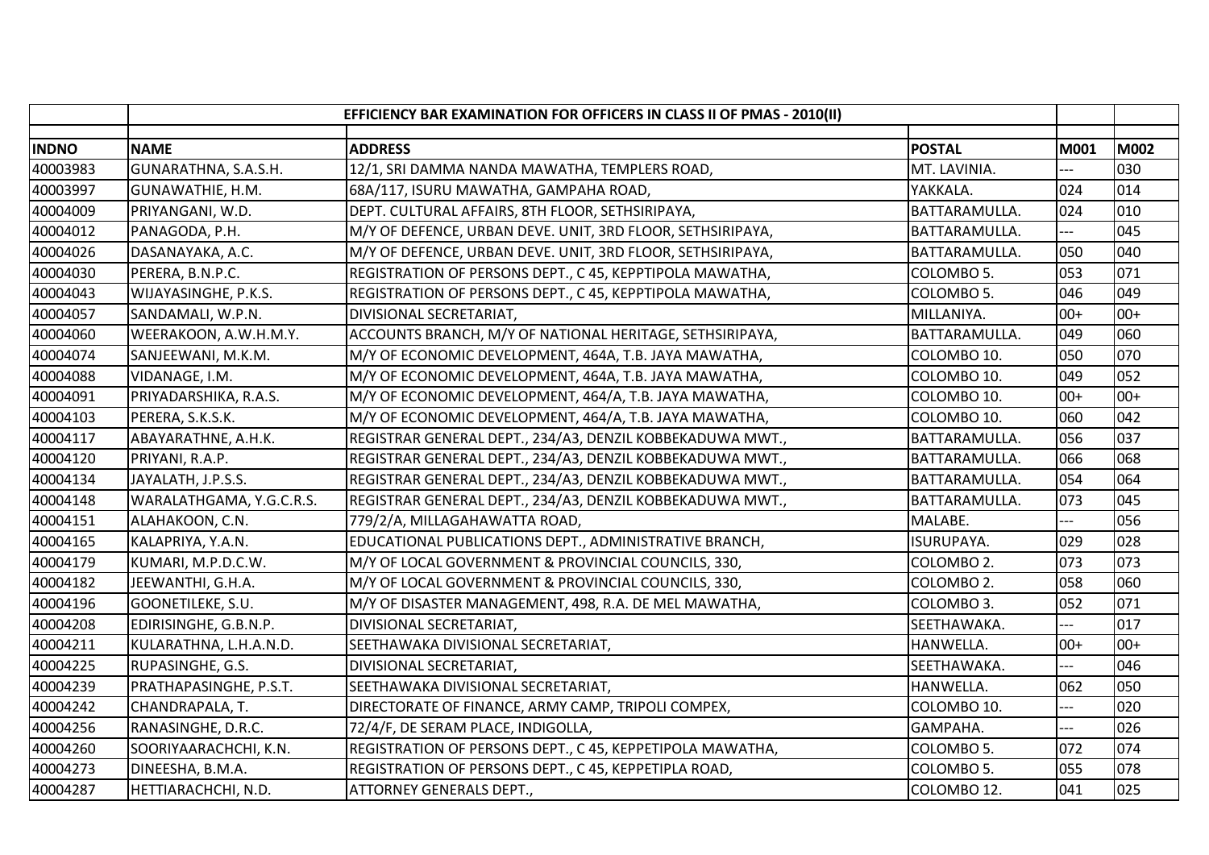| | EFFICIENCY BAR EXAMINATION FOR OFFICERS IN CLASS II OF PMAS - 2010(II) | | | | |
|---|---|---|---|---|---|
| **INDNO** | **NAME** | **ADDRESS** | **POSTAL** | **M001** | **M002** |
| 40003983 | GUNARATHNA, S.A.S.H. | 12/1, SRI DAMMA NANDA MAWATHA, TEMPLERS ROAD, | MT. LAVINIA. | --- | 030 |
| 40003997 | GUNAWATHIE, H.M. | 68A/117, ISURU MAWATHA, GAMPAHA ROAD, | YAKKALA. | 024 | 014 |
| 40004009 | PRIYANGANI, W.D. | DEPT. CULTURAL AFFAIRS, 8TH FLOOR, SETHSIRIPAYA, | BATTARAMULLA. | 024 | 010 |
| 40004012 | PANAGODA, P.H. | M/Y OF DEFENCE, URBAN DEVE. UNIT, 3RD FLOOR, SETHSIRIPAYA, | BATTARAMULLA. | --- | 045 |
| 40004026 | DASANAYAKA, A.C. | M/Y OF DEFENCE, URBAN DEVE. UNIT, 3RD FLOOR, SETHSIRIPAYA, | BATTARAMULLA. | 050 | 040 |
| 40004030 | PERERA, B.N.P.C. | REGISTRATION OF PERSONS DEPT., C 45, KEPPTIPOLA MAWATHA, | COLOMBO 5. | 053 | 071 |
| 40004043 | WIJAYASINGHE, P.K.S. | REGISTRATION OF PERSONS DEPT., C 45, KEPPTIPOLA MAWATHA, | COLOMBO 5. | 046 | 049 |
| 40004057 | SANDAMALI, W.P.N. | DIVISIONAL SECRETARIAT, | MILLANIYA. | 00+ | 00+ |
| 40004060 | WEERAKOON, A.W.H.M.Y. | ACCOUNTS BRANCH, M/Y OF NATIONAL HERITAGE, SETHSIRIPAYA, | BATTARAMULLA. | 049 | 060 |
| 40004074 | SANJEEWANI, M.K.M. | M/Y OF ECONOMIC DEVELOPMENT, 464A, T.B. JAYA MAWATHA, | COLOMBO 10. | 050 | 070 |
| 40004088 | VIDANAGE, I.M. | M/Y OF ECONOMIC DEVELOPMENT, 464A, T.B. JAYA MAWATHA, | COLOMBO 10. | 049 | 052 |
| 40004091 | PRIYADARSHIKA, R.A.S. | M/Y OF ECONOMIC DEVELOPMENT, 464/A, T.B. JAYA MAWATHA, | COLOMBO 10. | 00+ | 00+ |
| 40004103 | PERERA, S.K.S.K. | M/Y OF ECONOMIC DEVELOPMENT, 464/A, T.B. JAYA MAWATHA, | COLOMBO 10. | 060 | 042 |
| 40004117 | ABAYARATHNE, A.H.K. | REGISTRAR GENERAL DEPT., 234/A3, DENZIL KOBBEKADUWA MWT., | BATTARAMULLA. | 056 | 037 |
| 40004120 | PRIYANI, R.A.P. | REGISTRAR GENERAL DEPT., 234/A3, DENZIL KOBBEKADUWA MWT., | BATTARAMULLA. | 066 | 068 |
| 40004134 | JAYALATH, J.P.S.S. | REGISTRAR GENERAL DEPT., 234/A3, DENZIL KOBBEKADUWA MWT., | BATTARAMULLA. | 054 | 064 |
| 40004148 | WARALATHGAMA, Y.G.C.R.S. | REGISTRAR GENERAL DEPT., 234/A3, DENZIL KOBBEKADUWA MWT., | BATTARAMULLA. | 073 | 045 |
| 40004151 | ALAHAKOON, C.N. | 779/2/A, MILLAGAHAWATTA ROAD, | MALABE. | --- | 056 |
| 40004165 | KALAPRIYA, Y.A.N. | EDUCATIONAL PUBLICATIONS DEPT., ADMINISTRATIVE BRANCH, | ISURUPAYA. | 029 | 028 |
| 40004179 | KUMARI, M.P.D.C.W. | M/Y OF LOCAL GOVERNMENT & PROVINCIAL COUNCILS, 330, | COLOMBO 2. | 073 | 073 |
| 40004182 | JEEWANTHI, G.H.A. | M/Y OF LOCAL GOVERNMENT & PROVINCIAL COUNCILS, 330, | COLOMBO 2. | 058 | 060 |
| 40004196 | GOONETILEKE, S.U. | M/Y OF DISASTER MANAGEMENT, 498, R.A. DE MEL MAWATHA, | COLOMBO 3. | 052 | 071 |
| 40004208 | EDIRISINGHE, G.B.N.P. | DIVISIONAL SECRETARIAT, | SEETHAWAKA. | --- | 017 |
| 40004211 | KULARATHNA, L.H.A.N.D. | SEETHAWAKA DIVISIONAL SECRETARIAT, | HANWELLA. | 00+ | 00+ |
| 40004225 | RUPASINGHE, G.S. | DIVISIONAL SECRETARIAT, | SEETHAWAKA. | --- | 046 |
| 40004239 | PRATHAPASINGHE, P.S.T. | SEETHAWAKA DIVISIONAL SECRETARIAT, | HANWELLA. | 062 | 050 |
| 40004242 | CHANDRAPALA, T. | DIRECTORATE OF FINANCE, ARMY CAMP, TRIPOLI COMPEX, | COLOMBO 10. | --- | 020 |
| 40004256 | RANASINGHE, D.R.C. | 72/4/F, DE SERAM PLACE, INDIGOLLA, | GAMPAHA. | --- | 026 |
| 40004260 | SOORIYAARACHCHI, K.N. | REGISTRATION OF PERSONS DEPT., C 45, KEPPETIPOLA MAWATHA, | COLOMBO 5. | 072 | 074 |
| 40004273 | DINEESHA, B.M.A. | REGISTRATION OF PERSONS DEPT., C 45, KEPPETIPLA ROAD, | COLOMBO 5. | 055 | 078 |
| 40004287 | HETTIARACHCHI, N.D. | ATTORNEY GENERALS DEPT., | COLOMBO 12. | 041 | 025 |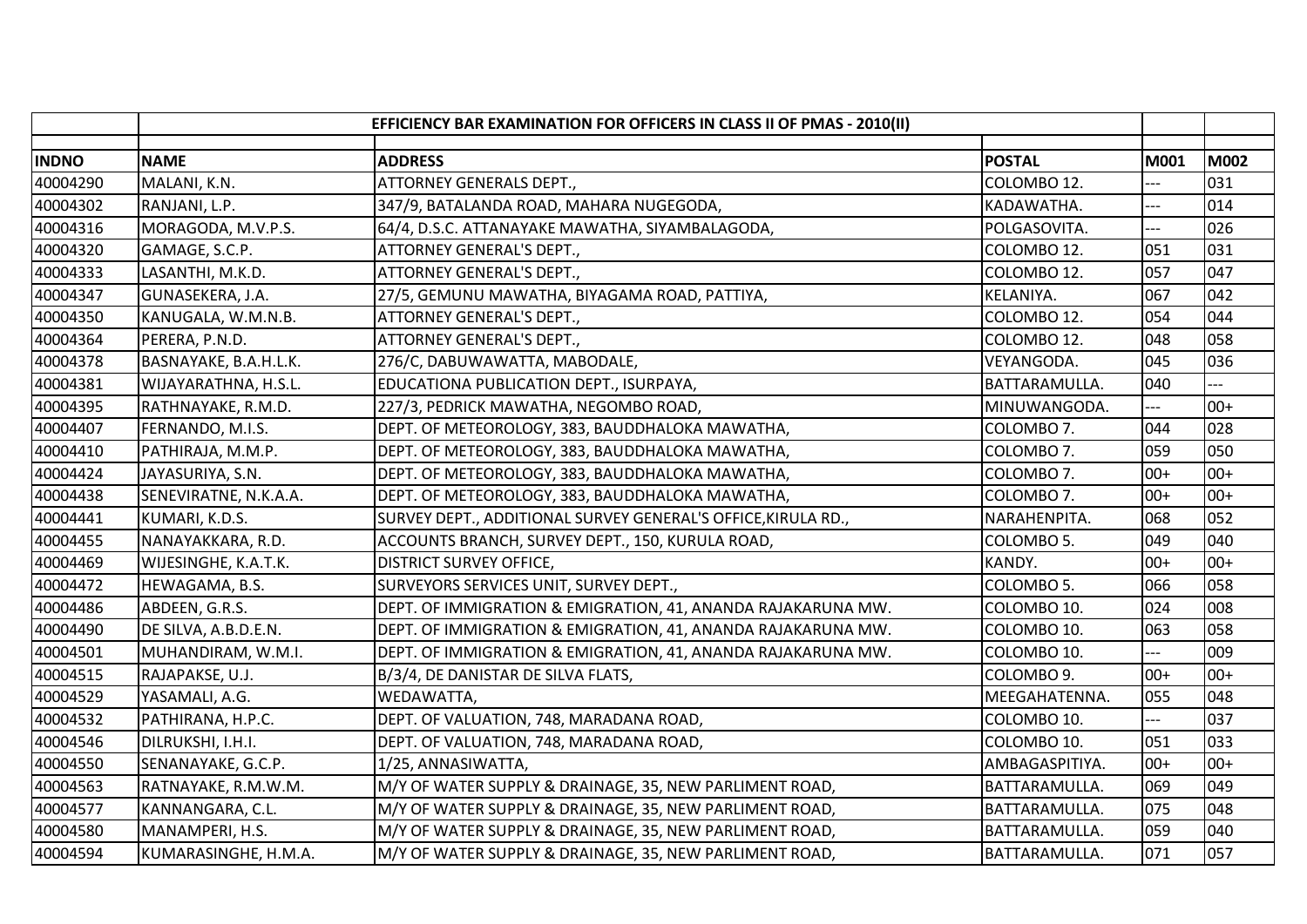| INDNO | NAME | ADDRESS | POSTAL | M001 | M002 |
|---|---|---|---|---|---|
| | | EFFICIENCY BAR EXAMINATION FOR OFFICERS IN CLASS II OF PMAS - 2010(II) | | | |
| 40004290 | MALANI, K.N. | ATTORNEY GENERALS DEPT., | COLOMBO 12. | --- | 031 |
| 40004302 | RANJANI, L.P. | 347/9, BATALANDA ROAD, MAHARA NUGEGODA, | KADAWATHA. | --- | 014 |
| 40004316 | MORAGODA, M.V.P.S. | 64/4, D.S.C. ATTANAYAKE MAWATHA, SIYAMBALAGODA, | POLGASOVITA. | --- | 026 |
| 40004320 | GAMAGE, S.C.P. | ATTORNEY GENERAL'S DEPT., | COLOMBO 12. | 051 | 031 |
| 40004333 | LASANTHI, M.K.D. | ATTORNEY GENERAL'S DEPT., | COLOMBO 12. | 057 | 047 |
| 40004347 | GUNASEKERA, J.A. | 27/5, GEMUNU MAWATHA, BIYAGAMA ROAD, PATTIYA, | KELANIYA. | 067 | 042 |
| 40004350 | KANUGALA, W.M.N.B. | ATTORNEY GENERAL'S DEPT., | COLOMBO 12. | 054 | 044 |
| 40004364 | PERERA, P.N.D. | ATTORNEY GENERAL'S DEPT., | COLOMBO 12. | 048 | 058 |
| 40004378 | BASNAYAKE, B.A.H.L.K. | 276/C, DABUWAWATTA, MABODALE, | VEYANGODA. | 045 | 036 |
| 40004381 | WIJAYARATHNA, H.S.L. | EDUCATIONA PUBLICATION DEPT., ISURPAYA, | BATTARAMULLA. | 040 | --- |
| 40004395 | RATHNAYAKE, R.M.D. | 227/3, PEDRICK MAWATHA, NEGOMBO ROAD, | MINUWANGODA. | --- | 00+ |
| 40004407 | FERNANDO, M.I.S. | DEPT. OF METEOROLOGY, 383, BAUDDHALOKA MAWATHA, | COLOMBO 7. | 044 | 028 |
| 40004410 | PATHIRAJA, M.M.P. | DEPT. OF METEOROLOGY, 383, BAUDDHALOKA MAWATHA, | COLOMBO 7. | 059 | 050 |
| 40004424 | JAYASURIYA, S.N. | DEPT. OF METEOROLOGY, 383, BAUDDHALOKA MAWATHA, | COLOMBO 7. | 00+ | 00+ |
| 40004438 | SENEVIRATNE, N.K.A.A. | DEPT. OF METEOROLOGY, 383, BAUDDHALOKA MAWATHA, | COLOMBO 7. | 00+ | 00+ |
| 40004441 | KUMARI, K.D.S. | SURVEY DEPT., ADDITIONAL SURVEY GENERAL'S OFFICE,KIRULA RD., | NARAHENPITA. | 068 | 052 |
| 40004455 | NANAYAKKARA, R.D. | ACCOUNTS BRANCH, SURVEY DEPT., 150, KURULA ROAD, | COLOMBO 5. | 049 | 040 |
| 40004469 | WIJESINGHE, K.A.T.K. | DISTRICT SURVEY OFFICE, | KANDY. | 00+ | 00+ |
| 40004472 | HEWAGAMA, B.S. | SURVEYORS SERVICES UNIT, SURVEY DEPT., | COLOMBO 5. | 066 | 058 |
| 40004486 | ABDEEN, G.R.S. | DEPT. OF IMMIGRATION & EMIGRATION, 41, ANANDA RAJAKARUNA MW. | COLOMBO 10. | 024 | 008 |
| 40004490 | DE SILVA, A.B.D.E.N. | DEPT. OF IMMIGRATION & EMIGRATION, 41, ANANDA RAJAKARUNA MW. | COLOMBO 10. | 063 | 058 |
| 40004501 | MUHANDIRAM, W.M.I. | DEPT. OF IMMIGRATION & EMIGRATION, 41, ANANDA RAJAKARUNA MW. | COLOMBO 10. | --- | 009 |
| 40004515 | RAJAPAKSE, U.J. | B/3/4, DE DANISTAR DE SILVA FLATS, | COLOMBO 9. | 00+ | 00+ |
| 40004529 | YASAMALI, A.G. | WEDAWATTA, | MEEGAHATENNA. | 055 | 048 |
| 40004532 | PATHIRANA, H.P.C. | DEPT. OF VALUATION, 748, MARADANA ROAD, | COLOMBO 10. | --- | 037 |
| 40004546 | DILRUKSHI, I.H.I. | DEPT. OF VALUATION, 748, MARADANA ROAD, | COLOMBO 10. | 051 | 033 |
| 40004550 | SENANAYAKE, G.C.P. | 1/25, ANNASIWATTA, | AMBAGASPITIYA. | 00+ | 00+ |
| 40004563 | RATNAYAKE, R.M.W.M. | M/Y OF WATER SUPPLY & DRAINAGE, 35, NEW PARLIMENT ROAD, | BATTARAMULLA. | 069 | 049 |
| 40004577 | KANNANGARA, C.L. | M/Y OF WATER SUPPLY & DRAINAGE, 35, NEW PARLIMENT ROAD, | BATTARAMULLA. | 075 | 048 |
| 40004580 | MANAMPERI, H.S. | M/Y OF WATER SUPPLY & DRAINAGE, 35, NEW PARLIMENT ROAD, | BATTARAMULLA. | 059 | 040 |
| 40004594 | KUMARASINGHE, H.M.A. | M/Y OF WATER SUPPLY & DRAINAGE, 35, NEW PARLIMENT ROAD, | BATTARAMULLA. | 071 | 057 |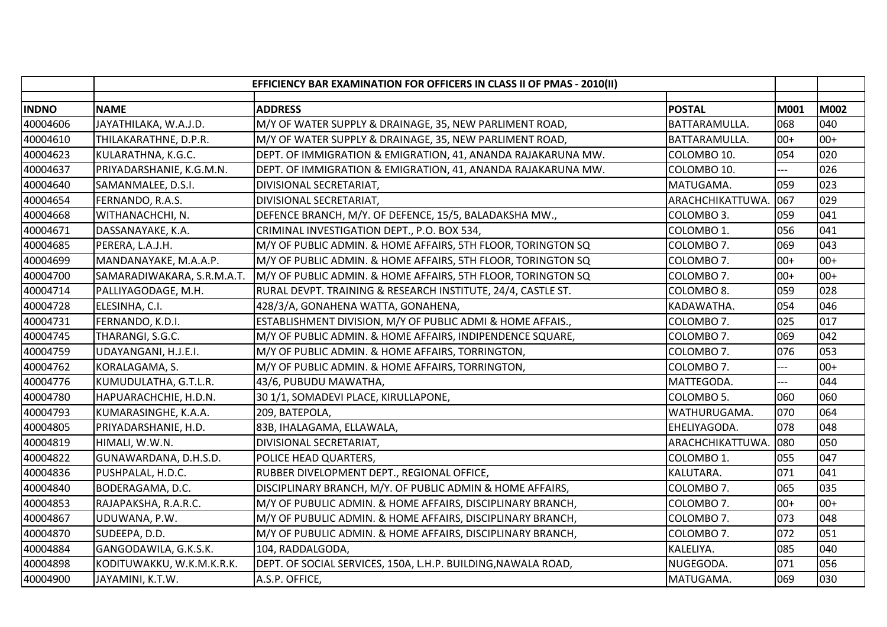| INDNO | NAME | ADDRESS | POSTAL | M001 | M002 |
|---|---|---|---|---|---|
| | EFFICIENCY BAR EXAMINATION FOR OFFICERS IN CLASS II OF PMAS - 2010(II) | | | | |
| 40004606 | JAYATHILAKA, W.A.J.D. | M/Y OF WATER SUPPLY & DRAINAGE, 35, NEW PARLIMENT ROAD, | BATTARAMULLA. | 068 | 040 |
| 40004610 | THILAKARATHNE, D.P.R. | M/Y OF WATER SUPPLY & DRAINAGE, 35, NEW PARLIMENT ROAD, | BATTARAMULLA. | 00+ | 00+ |
| 40004623 | KULARATHNA, K.G.C. | DEPT. OF IMMIGRATION & EMIGRATION, 41, ANANDA RAJAKARUNA MW. | COLOMBO 10. | 054 | 020 |
| 40004637 | PRIYADARSHANIE, K.G.M.N. | DEPT. OF IMMIGRATION & EMIGRATION, 41, ANANDA RAJAKARUNA MW. | COLOMBO 10. | --- | 026 |
| 40004640 | SAMANMALEE, D.S.I. | DIVISIONAL SECRETARIAT, | MATUGAMA. | 059 | 023 |
| 40004654 | FERNANDO, R.A.S. | DIVISIONAL SECRETARIAT, | ARACHCHIKATTUWA. | 067 | 029 |
| 40004668 | WITHANACHCHI, N. | DEFENCE BRANCH, M/Y. OF DEFENCE, 15/5, BALADAKSHA MW., | COLOMBO 3. | 059 | 041 |
| 40004671 | DASSANAYAKE, K.A. | CRIMINAL INVESTIGATION DEPT., P.O. BOX 534, | COLOMBO 1. | 056 | 041 |
| 40004685 | PERERA, L.A.J.H. | M/Y OF PUBLIC ADMIN. & HOME AFFAIRS, 5TH FLOOR, TORINGTON SQ | COLOMBO 7. | 069 | 043 |
| 40004699 | MANDANAYAKE, M.A.A.P. | M/Y OF PUBLIC ADMIN. & HOME AFFAIRS, 5TH FLOOR, TORINGTON SQ | COLOMBO 7. | 00+ | 00+ |
| 40004700 | SAMARADIWAKARA, S.R.M.A.T. | M/Y OF PUBLIC ADMIN. & HOME AFFAIRS, 5TH FLOOR, TORINGTON SQ | COLOMBO 7. | 00+ | 00+ |
| 40004714 | PALLIYAGODAGE, M.H. | RURAL DEVPT. TRAINING & RESEARCH INSTITUTE, 24/4, CASTLE ST. | COLOMBO 8. | 059 | 028 |
| 40004728 | ELESINHA, C.I. | 428/3/A, GONAHENA WATTA, GONAHENA, | KADAWATHA. | 054 | 046 |
| 40004731 | FERNANDO, K.D.I. | ESTABLISHMENT DIVISION, M/Y OF PUBLIC ADMI & HOME AFFAIS., | COLOMBO 7. | 025 | 017 |
| 40004745 | THARANGI, S.G.C. | M/Y OF PUBLIC ADMIN. & HOME AFFAIRS, INDIPENDENCE SQUARE, | COLOMBO 7. | 069 | 042 |
| 40004759 | UDAYANGANI, H.J.E.I. | M/Y OF PUBLIC ADMIN. & HOME AFFAIRS, TORRINGTON, | COLOMBO 7. | 076 | 053 |
| 40004762 | KORALAGAMA, S. | M/Y OF PUBLIC ADMIN. & HOME AFFAIRS, TORRINGTON, | COLOMBO 7. | --- | 00+ |
| 40004776 | KUMUDULATHA, G.T.L.R. | 43/6, PUBUDU MAWATHA, | MATTEGODA. | --- | 044 |
| 40004780 | HAPUARACHCHIE, H.D.N. | 30 1/1, SOMADEVI PLACE, KIRULLAPONE, | COLOMBO 5. | 060 | 060 |
| 40004793 | KUMARASINGHE, K.A.A. | 209, BATEPOLA, | WATHURUGAMA. | 070 | 064 |
| 40004805 | PRIYADARSHANIE, H.D. | 83B, IHALAGAMA, ELLAWALA, | EHELIYAGODA. | 078 | 048 |
| 40004819 | HIMALI, W.W.N. | DIVISIONAL SECRETARIAT, | ARACHCHIKATTUWA. | 080 | 050 |
| 40004822 | GUNAWARDANA, D.H.S.D. | POLICE HEAD QUARTERS, | COLOMBO 1. | 055 | 047 |
| 40004836 | PUSHPALAL, H.D.C. | RUBBER DIVELOPMENT DEPT., REGIONAL OFFICE, | KALUTARA. | 071 | 041 |
| 40004840 | BODERAGAMA, D.C. | DISCIPLINARY BRANCH, M/Y. OF PUBLIC ADMIN & HOME AFFAIRS, | COLOMBO 7. | 065 | 035 |
| 40004853 | RAJAPAKSHA, R.A.R.C. | M/Y OF PUBULIC ADMIN. & HOME AFFAIRS, DISCIPLINARY BRANCH, | COLOMBO 7. | 00+ | 00+ |
| 40004867 | UDUWANA, P.W. | M/Y OF PUBULIC ADMIN. & HOME AFFAIRS, DISCIPLINARY BRANCH, | COLOMBO 7. | 073 | 048 |
| 40004870 | SUDEEPA, D.D. | M/Y OF PUBULIC ADMIN. & HOME AFFAIRS, DISCIPLINARY BRANCH, | COLOMBO 7. | 072 | 051 |
| 40004884 | GANGODAWILA, G.K.S.K. | 104, RADDALGODA, | KALELIYA. | 085 | 040 |
| 40004898 | KODITUWAKKU, W.K.M.K.R.K. | DEPT. OF SOCIAL SERVICES, 150A, L.H.P. BUILDING,NAWALA ROAD, | NUGEGODA. | 071 | 056 |
| 40004900 | JAYAMINI, K.T.W. | A.S.P. OFFICE, | MATUGAMA. | 069 | 030 |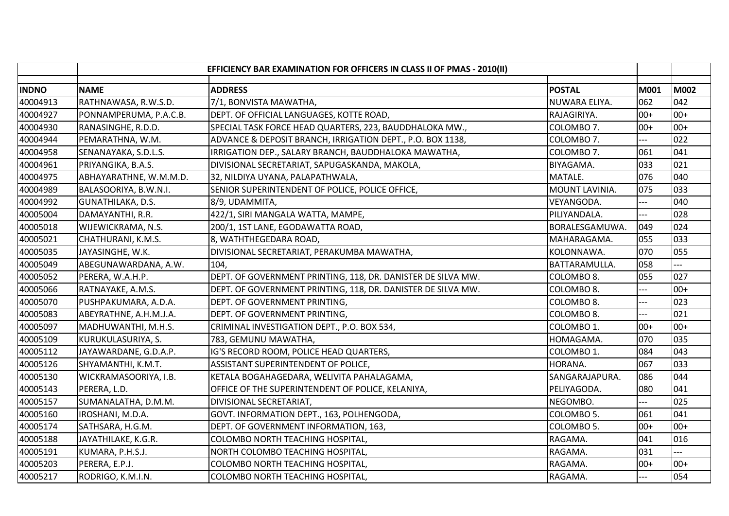| | EFFICIENCY BAR EXAMINATION FOR OFFICERS IN CLASS II OF PMAS - 2010(II) | | | | |
|---|---|---|---|---|---|
| **INDNO** | **NAME** | **ADDRESS** | **POSTAL** | **M001** | **M002** |
| 40004913 | RATHNAWASA, R.W.S.D. | 7/1, BONVISTA MAWATHA, | NUWARA ELIYA. | 062 | 042 |
| 40004927 | PONNAMPERUMA, P.A.C.B. | DEPT. OF OFFICIAL LANGUAGES, KOTTE ROAD, | RAJAGIRIYA. | 00+ | 00+ |
| 40004930 | RANASINGHE, R.D.D. | SPECIAL TASK FORCE HEAD QUARTERS, 223, BAUDDHALOKA MW., | COLOMBO 7. | 00+ | 00+ |
| 40004944 | PEMARATHNA, W.M. | ADVANCE & DEPOSIT BRANCH, IRRIGATION DEPT., P.O. BOX 1138, | COLOMBO 7. | --- | 022 |
| 40004958 | SENANAYAKA, S.D.L.S. | IRRIGATION DEP., SALARY BRANCH, BAUDDHALOKA MAWATHA, | COLOMBO 7. | 061 | 041 |
| 40004961 | PRIYANGIKA, B.A.S. | DIVISIONAL SECRETARIAT, SAPUGASKANDA, MAKOLA, | BIYAGAMA. | 033 | 021 |
| 40004975 | ABHAYARATHNE, W.M.M.D. | 32, NILDIYA UYANA, PALAPATHWALA, | MATALE. | 076 | 040 |
| 40004989 | BALASOORIYA, B.W.N.I. | SENIOR SUPERINTENDENT OF POLICE, POLICE OFFICE, | MOUNT LAVINIA. | 075 | 033 |
| 40004992 | GUNATHILAKA, D.S. | 8/9, UDAMMITA, | VEYANGODA. | --- | 040 |
| 40005004 | DAMAYANTHI, R.R. | 422/1, SIRI MANGALA WATTA, MAMPE, | PILIYANDALA. | --- | 028 |
| 40005018 | WIJEWICKRAMA, N.S. | 200/1, 1ST LANE, EGODAWATTA ROAD, | BORALESGAMUWA. | 049 | 024 |
| 40005021 | CHATHURANI, K.M.S. | 8, WATHTHEGEDARA ROAD, | MAHARAGAMA. | 055 | 033 |
| 40005035 | JAYASINGHE, W.K. | DIVISIONAL SECRETARIAT, PERAKUMBA MAWATHA, | KOLONNAWA. | 070 | 055 |
| 40005049 | ABEGUNAWARDANA, A.W. | 104, | BATTARAMULLA. | 058 | --- |
| 40005052 | PERERA, W.A.H.P. | DEPT. OF GOVERNMENT PRINTING, 118, DR. DANISTER DE SILVA MW. | COLOMBO 8. | 055 | 027 |
| 40005066 | RATNAYAKE, A.M.S. | DEPT. OF GOVERNMENT PRINTING, 118, DR. DANISTER DE SILVA MW. | COLOMBO 8. | --- | 00+ |
| 40005070 | PUSHPAKUMARA, A.D.A. | DEPT. OF GOVERNMENT PRINTING, | COLOMBO 8. | --- | 023 |
| 40005083 | ABEYRATHNE, A.H.M.J.A. | DEPT. OF GOVERNMENT PRINTING, | COLOMBO 8. | --- | 021 |
| 40005097 | MADHUWANTHI, M.H.S. | CRIMINAL INVESTIGATION DEPT., P.O. BOX 534, | COLOMBO 1. | 00+ | 00+ |
| 40005109 | KURUKULASURIYA, S. | 783, GEMUNU MAWATHA, | HOMAGAMA. | 070 | 035 |
| 40005112 | JAYAWARDANE, G.D.A.P. | IG'S RECORD ROOM, POLICE HEAD QUARTERS, | COLOMBO 1. | 084 | 043 |
| 40005126 | SHYAMANTHI, K.M.T. | ASSISTANT SUPERINTENDENT OF POLICE, | HORANA. | 067 | 033 |
| 40005130 | WICKRAMASOORIYA, I.B. | KETALA BOGAHAGEDARA, WELIVITA PAHALAGAMA, | SANGARAJAPURA. | 086 | 044 |
| 40005143 | PERERA, L.D. | OFFICE OF THE SUPERINTENDENT OF POLICE, KELANIYA, | PELIYAGODA. | 080 | 041 |
| 40005157 | SUMANALATHA, D.M.M. | DIVISIONAL SECRETARIAT, | NEGOMBO. | --- | 025 |
| 40005160 | IROSHANI, M.D.A. | GOVT. INFORMATION DEPT., 163, POLHENGODA, | COLOMBO 5. | 061 | 041 |
| 40005174 | SATHSARA, H.G.M. | DEPT. OF GOVERNMENT INFORMATION, 163, | COLOMBO 5. | 00+ | 00+ |
| 40005188 | JAYATHILAKE, K.G.R. | COLOMBO NORTH TEACHING HOSPITAL, | RAGAMA. | 041 | 016 |
| 40005191 | KUMARA, P.H.S.J. | NORTH COLOMBO TEACHING HOSPITAL, | RAGAMA. | 031 | --- |
| 40005203 | PERERA, E.P.J. | COLOMBO NORTH TEACHING HOSPITAL, | RAGAMA. | 00+ | 00+ |
| 40005217 | RODRIGO, K.M.I.N. | COLOMBO NORTH TEACHING HOSPITAL, | RAGAMA. | --- | 054 |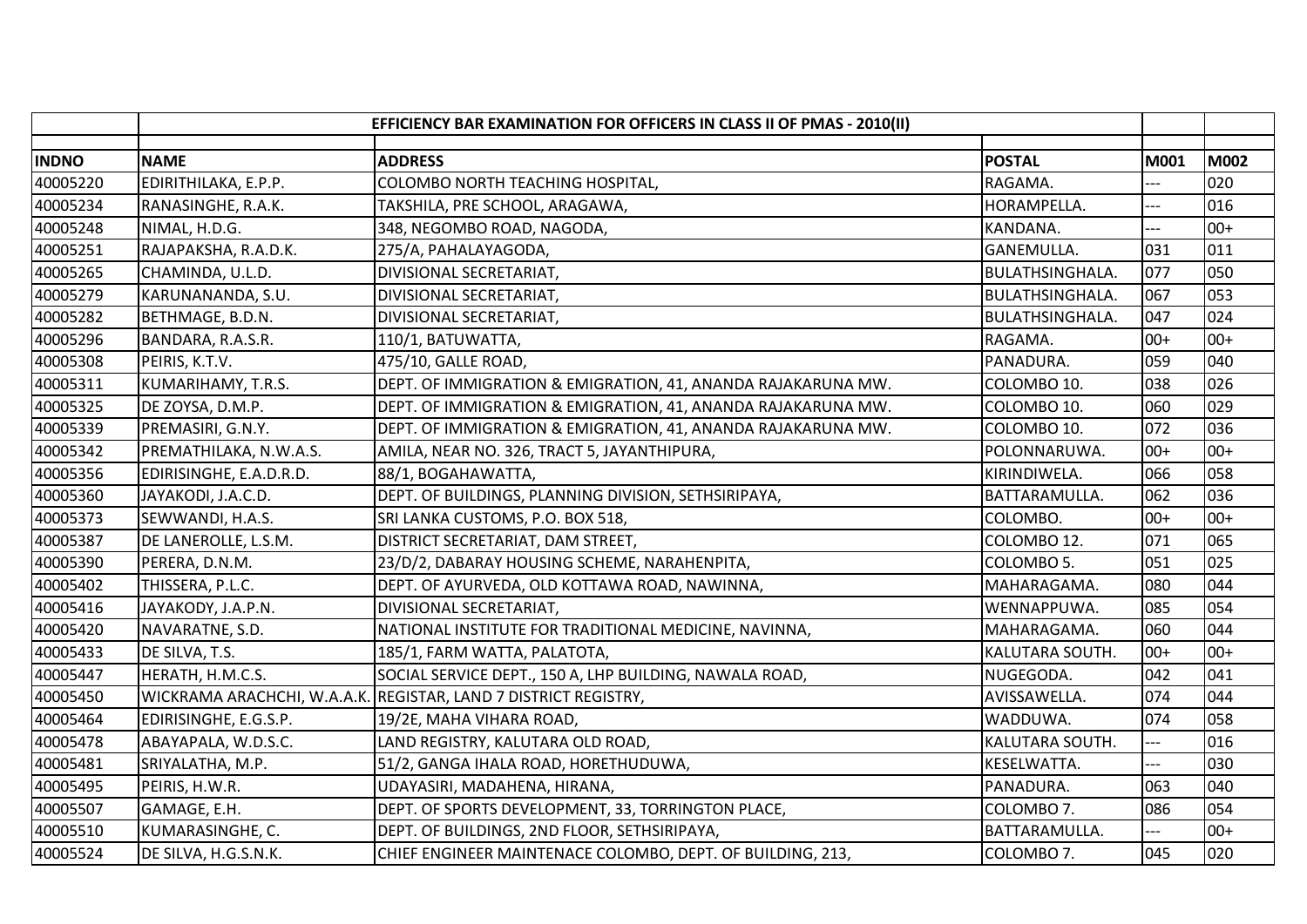| INDNO | NAME | ADDRESS | POSTAL | M001 | M002 |
|---|---|---|---|---|---|
| | | EFFICIENCY BAR EXAMINATION FOR OFFICERS IN CLASS II OF PMAS - 2010(II) | | | |
| 40005220 | EDIRITHILAKA, E.P.P. | COLOMBO NORTH TEACHING HOSPITAL, | RAGAMA. | --- | 020 |
| 40005234 | RANASINGHE, R.A.K. | TAKSHILA, PRE SCHOOL, ARAGAWA, | HORAMPELLA. | --- | 016 |
| 40005248 | NIMAL, H.D.G. | 348, NEGOMBO ROAD, NAGODA, | KANDANA. | --- | 00+ |
| 40005251 | RAJAPAKSHA, R.A.D.K. | 275/A, PAHALAYAGODA, | GANEMULLA. | 031 | 011 |
| 40005265 | CHAMINDA, U.L.D. | DIVISIONAL SECRETARIAT, | BULATHSINGHALA. | 077 | 050 |
| 40005279 | KARUNANANDA, S.U. | DIVISIONAL SECRETARIAT, | BULATHSINGHALA. | 067 | 053 |
| 40005282 | BETHMAGE, B.D.N. | DIVISIONAL SECRETARIAT, | BULATHSINGHALA. | 047 | 024 |
| 40005296 | BANDARA, R.A.S.R. | 110/1, BATUWATTA, | RAGAMA. | 00+ | 00+ |
| 40005308 | PEIRIS, K.T.V. | 475/10, GALLE ROAD, | PANADURA. | 059 | 040 |
| 40005311 | KUMARIHAMY, T.R.S. | DEPT. OF IMMIGRATION & EMIGRATION, 41, ANANDA RAJAKARUNA MW. | COLOMBO 10. | 038 | 026 |
| 40005325 | DE ZOYSA, D.M.P. | DEPT. OF IMMIGRATION & EMIGRATION, 41, ANANDA RAJAKARUNA MW. | COLOMBO 10. | 060 | 029 |
| 40005339 | PREMASIRI, G.N.Y. | DEPT. OF IMMIGRATION & EMIGRATION, 41, ANANDA RAJAKARUNA MW. | COLOMBO 10. | 072 | 036 |
| 40005342 | PREMATHILAKA, N.W.A.S. | AMILA, NEAR NO. 326, TRACT 5, JAYANTHIPURA, | POLONNARUWA. | 00+ | 00+ |
| 40005356 | EDIRISINGHE, E.A.D.R.D. | 88/1, BOGAHAWATTA, | KIRINDIWELA. | 066 | 058 |
| 40005360 | JAYAKODI, J.A.C.D. | DEPT. OF BUILDINGS, PLANNING DIVISION, SETHSIRIPAYA, | BATTARAMULLA. | 062 | 036 |
| 40005373 | SEWWANDI, H.A.S. | SRI LANKA CUSTOMS, P.O. BOX 518, | COLOMBO. | 00+ | 00+ |
| 40005387 | DE LANEROLLE, L.S.M. | DISTRICT SECRETARIAT, DAM STREET, | COLOMBO 12. | 071 | 065 |
| 40005390 | PERERA, D.N.M. | 23/D/2, DABARAY HOUSING SCHEME, NARAHENPITA, | COLOMBO 5. | 051 | 025 |
| 40005402 | THISSERA, P.L.C. | DEPT. OF AYURVEDA, OLD KOTTAWA ROAD, NAWINNA, | MAHARAGAMA. | 080 | 044 |
| 40005416 | JAYAKODY, J.A.P.N. | DIVISIONAL SECRETARIAT, | WENNAPPUWA. | 085 | 054 |
| 40005420 | NAVARATNE, S.D. | NATIONAL INSTITUTE FOR TRADITIONAL MEDICINE, NAVINNA, | MAHARAGAMA. | 060 | 044 |
| 40005433 | DE SILVA, T.S. | 185/1, FARM WATTA, PALATOTA, | KALUTARA SOUTH. | 00+ | 00+ |
| 40005447 | HERATH, H.M.C.S. | SOCIAL SERVICE DEPT., 150 A, LHP BUILDING, NAWALA ROAD, | NUGEGODA. | 042 | 041 |
| 40005450 | WICKRAMA ARACHCHI, W.A.A.K. | REGISTAR, LAND 7 DISTRICT REGISTRY, | AVISSAWELLA. | 074 | 044 |
| 40005464 | EDIRISINGHE, E.G.S.P. | 19/2E, MAHA VIHARA ROAD, | WADDUWA. | 074 | 058 |
| 40005478 | ABAYAPALA, W.D.S.C. | LAND REGISTRY, KALUTARA OLD ROAD, | KALUTARA SOUTH. | --- | 016 |
| 40005481 | SRIYALATHA, M.P. | 51/2, GANGA IHALA ROAD, HORETHUDUWA, | KESELWATTA. | --- | 030 |
| 40005495 | PEIRIS, H.W.R. | UDAYASIRI, MADAHENA, HIRANA, | PANADURA. | 063 | 040 |
| 40005507 | GAMAGE, E.H. | DEPT. OF SPORTS DEVELOPMENT, 33, TORRINGTON PLACE, | COLOMBO 7. | 086 | 054 |
| 40005510 | KUMARASINGHE, C. | DEPT. OF BUILDINGS, 2ND FLOOR, SETHSIRIPAYA, | BATTARAMULLA. | --- | 00+ |
| 40005524 | DE SILVA, H.G.S.N.K. | CHIEF ENGINEER MAINTENACE COLOMBO, DEPT. OF BUILDING, 213, | COLOMBO 7. | 045 | 020 |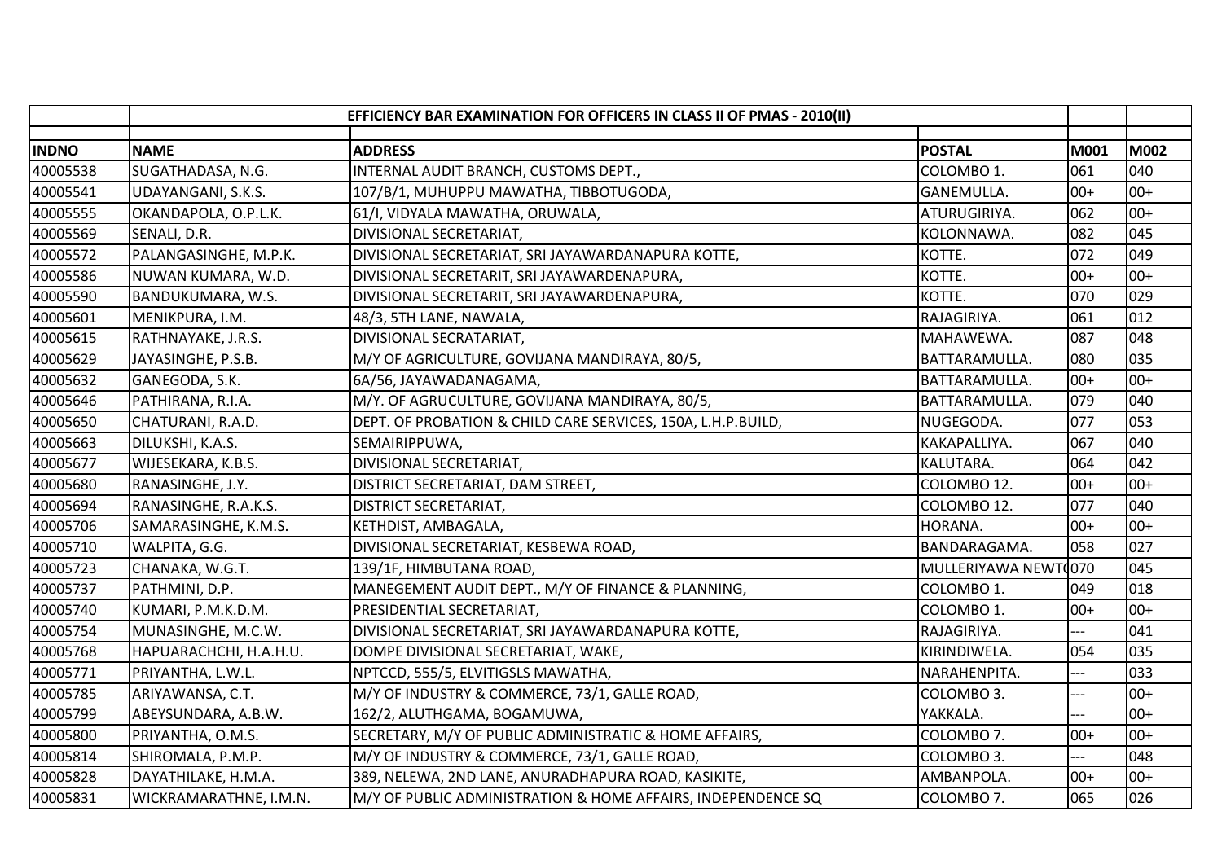| | EFFICIENCY BAR EXAMINATION FOR OFFICERS IN CLASS II OF PMAS - 2010(II) | | | | |
|---|---|---|---|---|---|
| INDNO | NAME | ADDRESS | POSTAL | M001 | M002 |
| 40005538 | SUGATHADASA, N.G. | INTERNAL AUDIT BRANCH, CUSTOMS DEPT., | COLOMBO 1. | 061 | 040 |
| 40005541 | UDAYANGANI, S.K.S. | 107/B/1, MUHUPPU MAWATHA, TIBBOTUGODA, | GANEMULLA. | 00+ | 00+ |
| 40005555 | OKANDAPOLA, O.P.L.K. | 61/I, VIDYALA MAWATHA, ORUWALA, | ATURUGIRIYA. | 062 | 00+ |
| 40005569 | SENALI, D.R. | DIVISIONAL SECRETARIAT, | KOLONNAWA. | 082 | 045 |
| 40005572 | PALANGASINGHE, M.P.K. | DIVISIONAL SECRETARIAT, SRI JAYAWARDANAPURA KOTTE, | KOTTE. | 072 | 049 |
| 40005586 | NUWAN KUMARA, W.D. | DIVISIONAL SECRETARIT, SRI JAYAWARDENAPURA, | KOTTE. | 00+ | 00+ |
| 40005590 | BANDUKUMARA, W.S. | DIVISIONAL SECRETARIT, SRI JAYAWARDENAPURA, | KOTTE. | 070 | 029 |
| 40005601 | MENIKPURA, I.M. | 48/3, 5TH LANE, NAWALA, | RAJAGIRIYA. | 061 | 012 |
| 40005615 | RATHNAYAKE, J.R.S. | DIVISIONAL SECRATARIAT, | MAHAWEWA. | 087 | 048 |
| 40005629 | JAYASINGHE, P.S.B. | M/Y OF AGRICULTURE, GOVIJANA MANDIRAYA, 80/5, | BATTARAMULLA. | 080 | 035 |
| 40005632 | GANEGODA, S.K. | 6A/56, JAYAWADANAGAMA, | BATTARAMULLA. | 00+ | 00+ |
| 40005646 | PATHIRANA, R.I.A. | M/Y. OF AGRUCULTURE, GOVIJANA MANDIRAYA, 80/5, | BATTARAMULLA. | 079 | 040 |
| 40005650 | CHATURANI, R.A.D. | DEPT. OF PROBATION & CHILD CARE SERVICES, 150A, L.H.P.BUILD, | NUGEGODA. | 077 | 053 |
| 40005663 | DILUKSHI, K.A.S. | SEMAIRIPPUWA, | KAKAPALLIYA. | 067 | 040 |
| 40005677 | WIJESEKARA, K.B.S. | DIVISIONAL SECRETARIAT, | KALUTARA. | 064 | 042 |
| 40005680 | RANASINGHE, J.Y. | DISTRICT SECRETARIAT, DAM STREET, | COLOMBO 12. | 00+ | 00+ |
| 40005694 | RANASINGHE, R.A.K.S. | DISTRICT SECRETARIAT, | COLOMBO 12. | 077 | 040 |
| 40005706 | SAMARASINGHE, K.M.S. | KETHDIST, AMBAGALA, | HORANA. | 00+ | 00+ |
| 40005710 | WALPITA, G.G. | DIVISIONAL SECRETARIAT, KESBEWA ROAD, | BANDARAGAMA. | 058 | 027 |
| 40005723 | CHANAKA, W.G.T. | 139/1F, HIMBUTANA ROAD, | MULLERIYAWA NEWT( | 070 | 045 |
| 40005737 | PATHMINI, D.P. | MANEGEMENT AUDIT DEPT., M/Y OF FINANCE & PLANNING, | COLOMBO 1. | 049 | 018 |
| 40005740 | KUMARI, P.M.K.D.M. | PRESIDENTIAL SECRETARIAT, | COLOMBO 1. | 00+ | 00+ |
| 40005754 | MUNASINGHE, M.C.W. | DIVISIONAL SECRETARIAT, SRI JAYAWARDANAPURA KOTTE, | RAJAGIRIYA. | --- | 041 |
| 40005768 | HAPUARACHCHI, H.A.H.U. | DOMPE DIVISIONAL SECRETARIAT, WAKE, | KIRINDIWELA. | 054 | 035 |
| 40005771 | PRIYANTHA, L.W.L. | NPTCCD, 555/5, ELVITIGSLS MAWATHA, | NARAHENPITA. | --- | 033 |
| 40005785 | ARIYAWANSA, C.T. | M/Y OF INDUSTRY & COMMERCE, 73/1, GALLE ROAD, | COLOMBO 3. | --- | 00+ |
| 40005799 | ABEYSUNDARA, A.B.W. | 162/2, ALUTHGAMA, BOGAMUWA, | YAKKALA. | --- | 00+ |
| 40005800 | PRIYANTHA, O.M.S. | SECRETARY, M/Y OF PUBLIC ADMINISTRATIC & HOME AFFAIRS, | COLOMBO 7. | 00+ | 00+ |
| 40005814 | SHIROMALA, P.M.P. | M/Y OF INDUSTRY & COMMERCE, 73/1, GALLE ROAD, | COLOMBO 3. | --- | 048 |
| 40005828 | DAYATHILAKE, H.M.A. | 389, NELEWA, 2ND LANE, ANURADHAPURA ROAD, KASIKITE, | AMBANPOLA. | 00+ | 00+ |
| 40005831 | WICKRAMARATHNE, I.M.N. | M/Y OF PUBLIC ADMINISTRATION & HOME AFFAIRS, INDEPENDENCE SQ | COLOMBO 7. | 065 | 026 |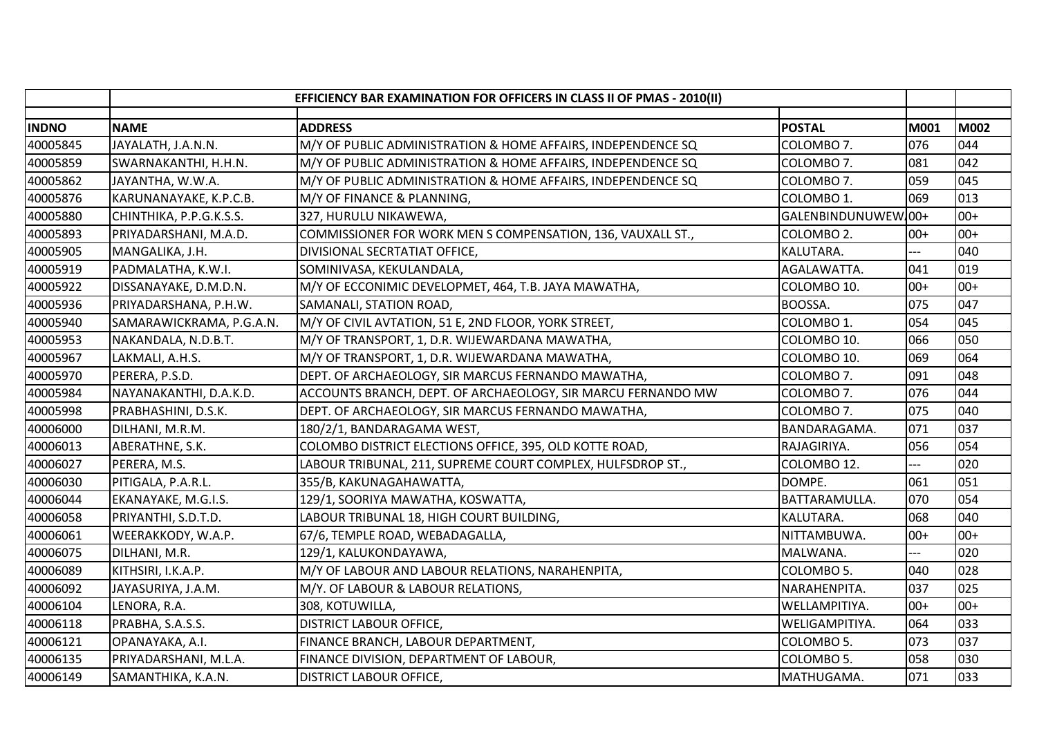| | EFFICIENCY BAR EXAMINATION FOR OFFICERS IN CLASS II OF PMAS - 2010(II) | | | | |
|---|---|---|---|---|---|
| **INDNO** | **NAME** | **ADDRESS** | **POSTAL** | **M001** | **M002** |
| 40005845 | JAYALATH, J.A.N.N. | M/Y OF PUBLIC ADMINISTRATION & HOME AFFAIRS, INDEPENDENCE SQ | COLOMBO 7. | 076 | 044 |
| 40005859 | SWARNAKANTHI, H.H.N. | M/Y OF PUBLIC ADMINISTRATION & HOME AFFAIRS, INDEPENDENCE SQ | COLOMBO 7. | 081 | 042 |
| 40005862 | JAYANTHA, W.W.A. | M/Y OF PUBLIC ADMINISTRATION & HOME AFFAIRS, INDEPENDENCE SQ | COLOMBO 7. | 059 | 045 |
| 40005876 | KARUNANAYAKE, K.P.C.B. | M/Y OF FINANCE & PLANNING, | COLOMBO 1. | 069 | 013 |
| 40005880 | CHINTHIKA, P.P.G.K.S.S. | 327, HURULU NIKAWEWA, | GALENBINDUNUWEW | 00+ | 00+ |
| 40005893 | PRIYADARSHANI, M.A.D. | COMMISSIONER FOR WORK MEN S COMPENSATION, 136, VAUXALL ST., | COLOMBO 2. | 00+ | 00+ |
| 40005905 | MANGALIKA, J.H. | DIVISIONAL SECRTATIAT OFFICE, | KALUTARA. | --- | 040 |
| 40005919 | PADMALATHA, K.W.I. | SOMINIVASA, KEKULANDALA, | AGALAWATTA. | 041 | 019 |
| 40005922 | DISSANAYAKE, D.M.D.N. | M/Y OF ECCONIMIC DEVELOPMET, 464, T.B. JAYA MAWATHA, | COLOMBO 10. | 00+ | 00+ |
| 40005936 | PRIYADARSHANA, P.H.W. | SAMANALI, STATION ROAD, | BOOSSA. | 075 | 047 |
| 40005940 | SAMARAWICKRAMA, P.G.A.N. | M/Y OF CIVIL AVTATION, 51 E, 2ND FLOOR, YORK STREET, | COLOMBO 1. | 054 | 045 |
| 40005953 | NAKANDALA, N.D.B.T. | M/Y OF TRANSPORT, 1, D.R. WIJEWARDANA MAWATHA, | COLOMBO 10. | 066 | 050 |
| 40005967 | LAKMALI, A.H.S. | M/Y OF TRANSPORT, 1, D.R. WIJEWARDANA MAWATHA, | COLOMBO 10. | 069 | 064 |
| 40005970 | PERERA, P.S.D. | DEPT. OF ARCHAEOLOGY, SIR MARCUS FERNANDO MAWATHA, | COLOMBO 7. | 091 | 048 |
| 40005984 | NAYANAKANTHI, D.A.K.D. | ACCOUNTS BRANCH, DEPT. OF ARCHAEOLOGY, SIR MARCU FERNANDO MW | COLOMBO 7. | 076 | 044 |
| 40005998 | PRABHASHINI, D.S.K. | DEPT. OF ARCHAEOLOGY, SIR MARCUS FERNANDO MAWATHA, | COLOMBO 7. | 075 | 040 |
| 40006000 | DILHANI, M.R.M. | 180/2/1, BANDARAGAMA WEST, | BANDARAGAMA. | 071 | 037 |
| 40006013 | ABERATHNE, S.K. | COLOMBO DISTRICT ELECTIONS OFFICE, 395, OLD KOTTE ROAD, | RAJAGIRIYA. | 056 | 054 |
| 40006027 | PERERA, M.S. | LABOUR TRIBUNAL, 211, SUPREME COURT COMPLEX, HULFSDROP ST., | COLOMBO 12. | --- | 020 |
| 40006030 | PITIGALA, P.A.R.L. | 355/B, KAKUNAGAHAWATTA, | DOMPE. | 061 | 051 |
| 40006044 | EKANAYAKE, M.G.I.S. | 129/1, SOORIYA MAWATHA, KOSWATTA, | BATTARAMULLA. | 070 | 054 |
| 40006058 | PRIYANTHI, S.D.T.D. | LABOUR TRIBUNAL 18, HIGH COURT BUILDING, | KALUTARA. | 068 | 040 |
| 40006061 | WEERAKKODY, W.A.P. | 67/6, TEMPLE ROAD, WEBADAGALLA, | NITTAMBUWA. | 00+ | 00+ |
| 40006075 | DILHANI, M.R. | 129/1, KALUKONDAYAWA, | MALWANA. | --- | 020 |
| 40006089 | KITHSIRI, I.K.A.P. | M/Y OF LABOUR AND LABOUR RELATIONS, NARAHENPITA, | COLOMBO 5. | 040 | 028 |
| 40006092 | JAYASURIYA, J.A.M. | M/Y. OF LABOUR & LABOUR RELATIONS, | NARAHENPITA. | 037 | 025 |
| 40006104 | LENORA, R.A. | 308, KOTUWILLA, | WELLAMPITIYA. | 00+ | 00+ |
| 40006118 | PRABHA, S.A.S.S. | DISTRICT LABOUR OFFICE, | WELIGAMPITIYA. | 064 | 033 |
| 40006121 | OPANAYAKA, A.I. | FINANCE BRANCH, LABOUR DEPARTMENT, | COLOMBO 5. | 073 | 037 |
| 40006135 | PRIYADARSHANI, M.L.A. | FINANCE DIVISION, DEPARTMENT OF LABOUR, | COLOMBO 5. | 058 | 030 |
| 40006149 | SAMANTHIKA, K.A.N. | DISTRICT LABOUR OFFICE, | MATHUGAMA. | 071 | 033 |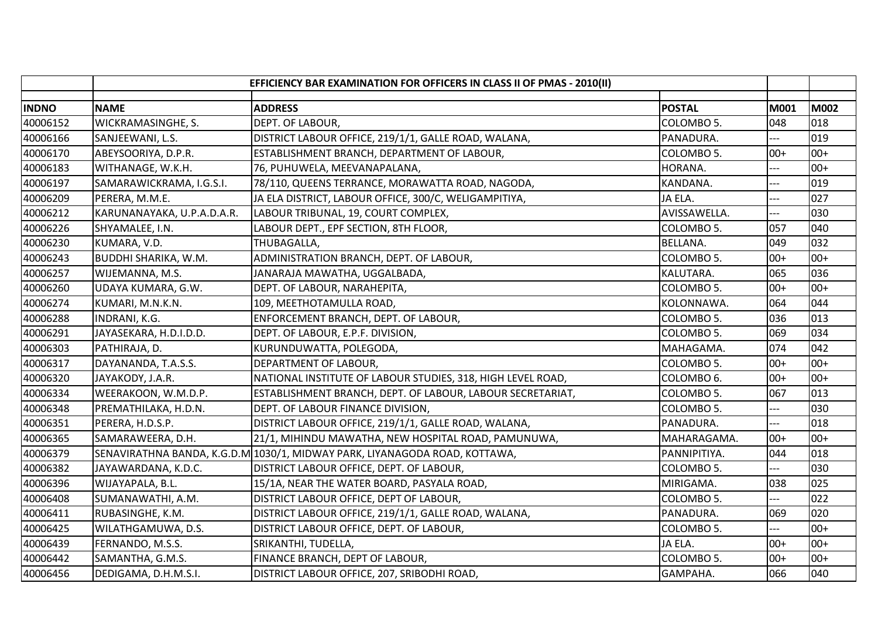| | EFFICIENCY BAR EXAMINATION FOR OFFICERS IN CLASS II OF PMAS - 2010(II) | | | | |
|---|---|---|---|---|---|
| INDNO | NAME | ADDRESS | POSTAL | M001 | M002 |
| 40006152 | WICKRAMASINGHE, S. | DEPT. OF LABOUR, | COLOMBO 5. | 048 | 018 |
| 40006166 | SANJEEWANI, L.S. | DISTRICT LABOUR OFFICE, 219/1/1, GALLE ROAD, WALANA, | PANADURA. | --- | 019 |
| 40006170 | ABEYSOORIYA, D.P.R. | ESTABLISHMENT BRANCH, DEPARTMENT OF LABOUR, | COLOMBO 5. | 00+ | 00+ |
| 40006183 | WITHANAGE, W.K.H. | 76, PUHUWELA, MEEVANAPALANA, | HORANA. | --- | 00+ |
| 40006197 | SAMARAWICKRAMA, I.G.S.I. | 78/110, QUEENS TERRANCE, MORAWATTA ROAD, NAGODA, | KANDANA. | --- | 019 |
| 40006209 | PERERA, M.M.E. | JA ELA DISTRICT, LABOUR OFFICE, 300/C, WELIGAMPITIYA, | JA ELA. | --- | 027 |
| 40006212 | KARUNANAYAKA, U.P.A.D.A.R. | LABOUR TRIBUNAL, 19, COURT COMPLEX, | AVISSAWELLA. | --- | 030 |
| 40006226 | SHYAMALEE, I.N. | LABOUR DEPT., EPF SECTION, 8TH FLOOR, | COLOMBO 5. | 057 | 040 |
| 40006230 | KUMARA, V.D. | THUBAGALLA, | BELLANA. | 049 | 032 |
| 40006243 | BUDDHI SHARIKA, W.M. | ADMINISTRATION BRANCH, DEPT. OF LABOUR, | COLOMBO 5. | 00+ | 00+ |
| 40006257 | WIJEMANNA, M.S. | JANARAJA MAWATHA, UGGALBADA, | KALUTARA. | 065 | 036 |
| 40006260 | UDAYA KUMARA, G.W. | DEPT. OF LABOUR, NARAHEPITA, | COLOMBO 5. | 00+ | 00+ |
| 40006274 | KUMARI, M.N.K.N. | 109, MEETHOTAMULLA ROAD, | KOLONNAWA. | 064 | 044 |
| 40006288 | INDRANI, K.G. | ENFORCEMENT BRANCH, DEPT. OF LABOUR, | COLOMBO 5. | 036 | 013 |
| 40006291 | JAYASEKARA, H.D.I.D.D. | DEPT. OF LABOUR, E.P.F. DIVISION, | COLOMBO 5. | 069 | 034 |
| 40006303 | PATHIRAJA, D. | KURUNDUWATTA, POLEGODA, | MAHAGAMA. | 074 | 042 |
| 40006317 | DAYANANDA, T.A.S.S. | DEPARTMENT OF LABOUR, | COLOMBO 5. | 00+ | 00+ |
| 40006320 | JAYAKODY, J.A.R. | NATIONAL INSTITUTE OF LABOUR STUDIES, 318, HIGH LEVEL ROAD, | COLOMBO 6. | 00+ | 00+ |
| 40006334 | WEERAKOON, W.M.D.P. | ESTABLISHMENT BRANCH, DEPT. OF LABOUR, LABOUR SECRETARIAT, | COLOMBO 5. | 067 | 013 |
| 40006348 | PREMATHILAKA, H.D.N. | DEPT. OF LABOUR FINANCE DIVISION, | COLOMBO 5. | --- | 030 |
| 40006351 | PERERA, H.D.S.P. | DISTRICT LABOUR OFFICE, 219/1/1, GALLE ROAD, WALANA, | PANADURA. | --- | 018 |
| 40006365 | SAMARAWEERA, D.H. | 21/1, MIHINDU MAWATHA, NEW HOSPITAL ROAD, PAMUNUWA, | MAHARAGAMA. | 00+ | 00+ |
| 40006379 | SENAVIRATHNA BANDA, K.G.D.M | 1030/1, MIDWAY PARK, LIYANAGODA ROAD, KOTTAWA, | PANNIPITIYA. | 044 | 018 |
| 40006382 | JAYAWARDANA, K.D.C. | DISTRICT LABOUR OFFICE, DEPT. OF LABOUR, | COLOMBO 5. | --- | 030 |
| 40006396 | WIJAYAPALA, B.L. | 15/1A, NEAR THE WATER BOARD, PASYALA ROAD, | MIRIGAMA. | 038 | 025 |
| 40006408 | SUMANAWATHI, A.M. | DISTRICT LABOUR OFFICE, DEPT OF LABOUR, | COLOMBO 5. | --- | 022 |
| 40006411 | RUBASINGHE, K.M. | DISTRICT LABOUR OFFICE, 219/1/1, GALLE ROAD, WALANA, | PANADURA. | 069 | 020 |
| 40006425 | WILATHGAMUWA, D.S. | DISTRICT LABOUR OFFICE, DEPT. OF LABOUR, | COLOMBO 5. | --- | 00+ |
| 40006439 | FERNANDO, M.S.S. | SRIKANTHI, TUDELLA, | JA ELA. | 00+ | 00+ |
| 40006442 | SAMANTHA, G.M.S. | FINANCE BRANCH, DEPT OF LABOUR, | COLOMBO 5. | 00+ | 00+ |
| 40006456 | DEDIGAMA, D.H.M.S.I. | DISTRICT LABOUR OFFICE, 207, SRIBODHI ROAD, | GAMPAHA. | 066 | 040 |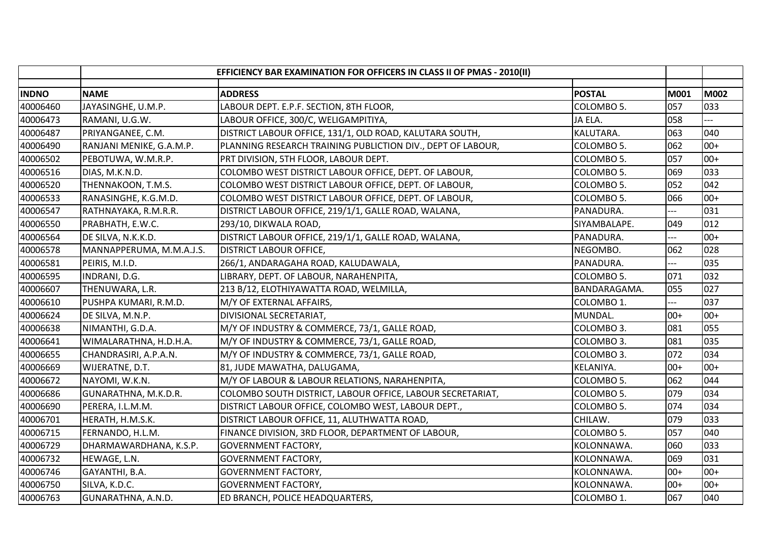| | | EFFICIENCY BAR EXAMINATION FOR OFFICERS IN CLASS II OF PMAS - 2010(II) | | | |
|---|---|---|---|---|---|
| **INDNO** | **NAME** | **ADDRESS** | **POSTAL** | **M001** | **M002** |
| 40006460 | JAYASINGHE, U.M.P. | LABOUR DEPT. E.P.F. SECTION, 8TH FLOOR, | COLOMBO 5. | 057 | 033 |
| 40006473 | RAMANI, U.G.W. | LABOUR OFFICE, 300/C, WELIGAMPITIYA, | JA ELA. | 058 | --- |
| 40006487 | PRIYANGANEE, C.M. | DISTRICT LABOUR OFFICE, 131/1, OLD ROAD, KALUTARA SOUTH, | KALUTARA. | 063 | 040 |
| 40006490 | RANJANI MENIKE, G.A.M.P. | PLANNING RESEARCH TRAINING PUBLICTION DIV., DEPT OF LABOUR, | COLOMBO 5. | 062 | 00+ |
| 40006502 | PEBOTUWA, W.M.R.P. | PRT DIVISION, 5TH FLOOR, LABOUR DEPT. | COLOMBO 5. | 057 | 00+ |
| 40006516 | DIAS, M.K.N.D. | COLOMBO WEST DISTRICT LABOUR OFFICE, DEPT. OF LABOUR, | COLOMBO 5. | 069 | 033 |
| 40006520 | THENNAKOON, T.M.S. | COLOMBO WEST DISTRICT LABOUR OFFICE, DEPT. OF LABOUR, | COLOMBO 5. | 052 | 042 |
| 40006533 | RANASINGHE, K.G.M.D. | COLOMBO WEST DISTRICT LABOUR OFFICE, DEPT. OF LABOUR, | COLOMBO 5. | 066 | 00+ |
| 40006547 | RATHNAYAKA, R.M.R.R. | DISTRICT LABOUR OFFICE, 219/1/1, GALLE ROAD, WALANA, | PANADURA. | --- | 031 |
| 40006550 | PRABHATH, E.W.C. | 293/10, DIKWALA ROAD, | SIYAMBALAPE. | 049 | 012 |
| 40006564 | DE SILVA, N.K.K.D. | DISTRICT LABOUR OFFICE, 219/1/1, GALLE ROAD, WALANA, | PANADURA. | --- | 00+ |
| 40006578 | MANNAPPERUMA, M.M.A.J.S. | DISTRICT LABOUR OFFICE, | NEGOMBO. | 062 | 028 |
| 40006581 | PEIRIS, M.I.D. | 266/1, ANDARAGAHA ROAD, KALUDAWALA, | PANADURA. | --- | 035 |
| 40006595 | INDRANI, D.G. | LIBRARY, DEPT. OF LABOUR, NARAHENPITA, | COLOMBO 5. | 071 | 032 |
| 40006607 | THENUWARA, L.R. | 213 B/12, ELOTHIYAWATTA ROAD, WELMILLA, | BANDARAGAMA. | 055 | 027 |
| 40006610 | PUSHPA KUMARI, R.M.D. | M/Y OF EXTERNAL AFFAIRS, | COLOMBO 1. | --- | 037 |
| 40006624 | DE SILVA, M.N.P. | DIVISIONAL SECRETARIAT, | MUNDAL. | 00+ | 00+ |
| 40006638 | NIMANTHI, G.D.A. | M/Y OF INDUSTRY & COMMERCE, 73/1, GALLE ROAD, | COLOMBO 3. | 081 | 055 |
| 40006641 | WIMALARATHNA, H.D.H.A. | M/Y OF INDUSTRY & COMMERCE, 73/1, GALLE ROAD, | COLOMBO 3. | 081 | 035 |
| 40006655 | CHANDRASIRI, A.P.A.N. | M/Y OF INDUSTRY & COMMERCE, 73/1, GALLE ROAD, | COLOMBO 3. | 072 | 034 |
| 40006669 | WIJERATNE, D.T. | 81, JUDE MAWATHA, DALUGAMA, | KELANIYA. | 00+ | 00+ |
| 40006672 | NAYOMI, W.K.N. | M/Y OF LABOUR & LABOUR RELATIONS, NARAHENPITA, | COLOMBO 5. | 062 | 044 |
| 40006686 | GUNARATHNA, M.K.D.R. | COLOMBO SOUTH DISTRICT, LABOUR OFFICE, LABOUR SECRETARIAT, | COLOMBO 5. | 079 | 034 |
| 40006690 | PERERA, I.L.M.M. | DISTRICT LABOUR OFFICE, COLOMBO WEST, LABOUR DEPT., | COLOMBO 5. | 074 | 034 |
| 40006701 | HERATH, H.M.S.K. | DISTRICT LABOUR OFFICE, 11, ALUTHWATTA ROAD, | CHILAW. | 079 | 033 |
| 40006715 | FERNANDO, H.L.M. | FINANCE DIVISION, 3RD FLOOR, DEPARTMENT OF LABOUR, | COLOMBO 5. | 057 | 040 |
| 40006729 | DHARMAWARDHANA, K.S.P. | GOVERNMENT FACTORY, | KOLONNAWA. | 060 | 033 |
| 40006732 | HEWAGE, L.N. | GOVERNMENT FACTORY, | KOLONNAWA. | 069 | 031 |
| 40006746 | GAYANTHI, B.A. | GOVERNMENT FACTORY, | KOLONNAWA. | 00+ | 00+ |
| 40006750 | SILVA, K.D.C. | GOVERNMENT FACTORY, | KOLONNAWA. | 00+ | 00+ |
| 40006763 | GUNARATHNA, A.N.D. | ED BRANCH, POLICE HEADQUARTERS, | COLOMBO 1. | 067 | 040 |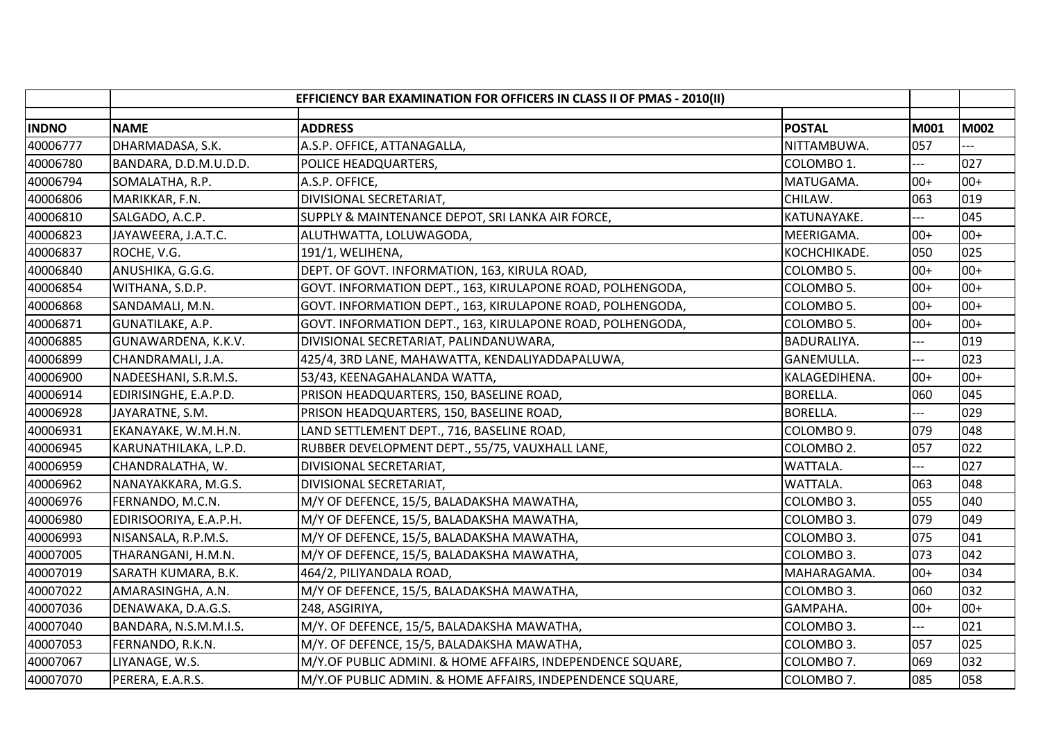| | EFFICIENCY BAR EXAMINATION FOR OFFICERS IN CLASS II OF PMAS - 2010(II) | | | | |
|---|---|---|---|---|---|
| **INDNO** | **NAME** | **ADDRESS** | **POSTAL** | **M001** | **M002** |
| 40006777 | DHARMADASA, S.K. | A.S.P. OFFICE, ATTANAGALLA, | NITTAMBUWA. | 057 | --- |
| 40006780 | BANDARA, D.D.M.U.D.D. | POLICE HEADQUARTERS, | COLOMBO 1. | --- | 027 |
| 40006794 | SOMALATHA, R.P. | A.S.P. OFFICE, | MATUGAMA. | 00+ | 00+ |
| 40006806 | MARIKKAR, F.N. | DIVISIONAL SECRETARIAT, | CHILAW. | 063 | 019 |
| 40006810 | SALGADO, A.C.P. | SUPPLY & MAINTENANCE DEPOT, SRI LANKA AIR FORCE, | KATUNAYAKE. | --- | 045 |
| 40006823 | JAYAWEERA, J.A.T.C. | ALUTHWATTA, LOLUWAGODA, | MEERIGAMA. | 00+ | 00+ |
| 40006837 | ROCHE, V.G. | 191/1, WELIHENA, | KOCHCHIKADE. | 050 | 025 |
| 40006840 | ANUSHIKA, G.G.G. | DEPT. OF GOVT. INFORMATION, 163, KIRULA ROAD, | COLOMBO 5. | 00+ | 00+ |
| 40006854 | WITHANA, S.D.P. | GOVT. INFORMATION DEPT., 163, KIRULAPONE ROAD, POLHENGODA, | COLOMBO 5. | 00+ | 00+ |
| 40006868 | SANDAMALI, M.N. | GOVT. INFORMATION DEPT., 163, KIRULAPONE ROAD, POLHENGODA, | COLOMBO 5. | 00+ | 00+ |
| 40006871 | GUNATILAKE, A.P. | GOVT. INFORMATION DEPT., 163, KIRULAPONE ROAD, POLHENGODA, | COLOMBO 5. | 00+ | 00+ |
| 40006885 | GUNAWARDENA, K.K.V. | DIVISIONAL SECRETARIAT, PALINDANUWARA, | BADURALIYA. | --- | 019 |
| 40006899 | CHANDRAMALI, J.A. | 425/4, 3RD LANE, MAHAWATTA, KENDALIYADDAPALUWA, | GANEMULLA. | --- | 023 |
| 40006900 | NADEESHANI, S.R.M.S. | 53/43, KEENAGAHALANDA WATTA, | KALAGEDIHENA. | 00+ | 00+ |
| 40006914 | EDIRISINGHE, E.A.P.D. | PRISON HEADQUARTERS, 150, BASELINE ROAD, | BORELLA. | 060 | 045 |
| 40006928 | JAYARATNE, S.M. | PRISON HEADQUARTERS, 150, BASELINE ROAD, | BORELLA. | --- | 029 |
| 40006931 | EKANAYAKE, W.M.H.N. | LAND SETTLEMENT DEPT., 716, BASELINE ROAD, | COLOMBO 9. | 079 | 048 |
| 40006945 | KARUNATHILAKA, L.P.D. | RUBBER DEVELOPMENT DEPT., 55/75, VAUXHALL LANE, | COLOMBO 2. | 057 | 022 |
| 40006959 | CHANDRALATHA, W. | DIVISIONAL SECRETARIAT, | WATTALA. | --- | 027 |
| 40006962 | NANAYAKKARA, M.G.S. | DIVISIONAL SECRETARIAT, | WATTALA. | 063 | 048 |
| 40006976 | FERNANDO, M.C.N. | M/Y OF DEFENCE, 15/5, BALADAKSHA MAWATHA, | COLOMBO 3. | 055 | 040 |
| 40006980 | EDIRISOORIYA, E.A.P.H. | M/Y OF DEFENCE, 15/5, BALADAKSHA MAWATHA, | COLOMBO 3. | 079 | 049 |
| 40006993 | NISANSALA, R.P.M.S. | M/Y OF DEFENCE, 15/5, BALADAKSHA MAWATHA, | COLOMBO 3. | 075 | 041 |
| 40007005 | THARANGANI, H.M.N. | M/Y OF DEFENCE, 15/5, BALADAKSHA MAWATHA, | COLOMBO 3. | 073 | 042 |
| 40007019 | SARATH KUMARA, B.K. | 464/2, PILIYANDALA ROAD, | MAHARAGAMA. | 00+ | 034 |
| 40007022 | AMARASINGHA, A.N. | M/Y OF DEFENCE, 15/5, BALADAKSHA MAWATHA, | COLOMBO 3. | 060 | 032 |
| 40007036 | DENAWAKA, D.A.G.S. | 248, ASGIRIYA, | GAMPAHA. | 00+ | 00+ |
| 40007040 | BANDARA, N.S.M.M.I.S. | M/Y. OF DEFENCE, 15/5, BALADAKSHA MAWATHA, | COLOMBO 3. | --- | 021 |
| 40007053 | FERNANDO, R.K.N. | M/Y. OF DEFENCE, 15/5, BALADAKSHA MAWATHA, | COLOMBO 3. | 057 | 025 |
| 40007067 | LIYANAGE, W.S. | M/Y.OF PUBLIC ADMINI. & HOME AFFAIRS, INDEPENDENCE SQUARE, | COLOMBO 7. | 069 | 032 |
| 40007070 | PERERA, E.A.R.S. | M/Y.OF PUBLIC ADMIN. & HOME AFFAIRS, INDEPENDENCE SQUARE, | COLOMBO 7. | 085 | 058 |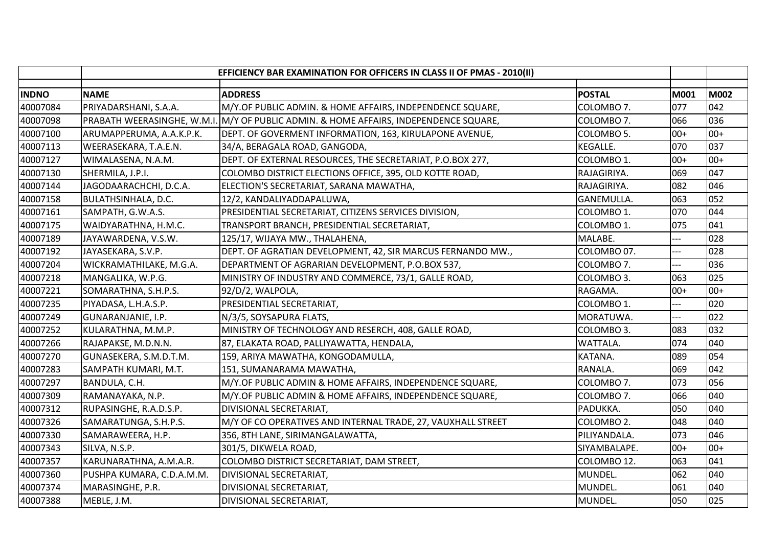| | EFFICIENCY BAR EXAMINATION FOR OFFICERS IN CLASS II OF PMAS - 2010(II) | | | | |
|---|---|---|---|---|---|
| **INDNO** | **NAME** | **ADDRESS** | **POSTAL** | **M001** | **M002** |
| 40007084 | PRIYADARSHANI, S.A.A. | M/Y.OF PUBLIC ADMIN. & HOME AFFAIRS, INDEPENDENCE SQUARE, | COLOMBO 7. | 077 | 042 |
| 40007098 | PRABATH WEERASINGHE, W.M.I. | M/Y.OF PUBLIC ADMIN. & HOME AFFAIRS, INDEPENDENCE SQUARE, | COLOMBO 7. | 066 | 036 |
| 40007100 | ARUMAPPERUMA, A.A.K.P.K. | DEPT. OF GOVERMENT INFORMATION, 163, KIRULAPONE AVENUE, | COLOMBO 5. | 00+ | 00+ |
| 40007113 | WEERASEKARA, T.A.E.N. | 34/A, BERAGALA ROAD, GANGODA, | KEGALLE. | 070 | 037 |
| 40007127 | WIMALASENA, N.A.M. | DEPT. OF EXTERNAL RESOURCES, THE SECRETARIAT, P.O.BOX 277, | COLOMBO 1. | 00+ | 00+ |
| 40007130 | SHERMILA, J.P.I. | COLOMBO DISTRICT ELECTIONS OFFICE, 395, OLD KOTTE ROAD, | RAJAGIRIYA. | 069 | 047 |
| 40007144 | JAGODAARACHCHI, D.C.A. | ELECTION'S SECRETARIAT, SARANA MAWATHA, | RAJAGIRIYA. | 082 | 046 |
| 40007158 | BULATHSINHALA, D.C. | 12/2, KANDALIYADDAPALUWA, | GANEMULLA. | 063 | 052 |
| 40007161 | SAMPATH, G.W.A.S. | PRESIDENTIAL SECRETARIAT, CITIZENS SERVICES DIVISION, | COLOMBO 1. | 070 | 044 |
| 40007175 | WAIDYARATHNA, H.M.C. | TRANSPORT BRANCH, PRESIDENTIAL SECRETARIAT, | COLOMBO 1. | 075 | 041 |
| 40007189 | JAYAWARDENA, V.S.W. | 125/17, WIJAYA MW., THALAHENA, | MALABE. | --- | 028 |
| 40007192 | JAYASEKARA, S.V.P. | DEPT. OF AGRATIAN DEVELOPMENT, 42, SIR MARCUS FERNANDO MW., | COLOMBO 07. | --- | 028 |
| 40007204 | WICKRAMATHILAKE, M.G.A. | DEPARTMENT OF AGRARIAN DEVELOPMENT, P.O.BOX 537, | COLOMBO 7. | --- | 036 |
| 40007218 | MANGALIKA, W.P.G. | MINISTRY OF INDUSTRY AND COMMERCE, 73/1, GALLE ROAD, | COLOMBO 3. | 063 | 025 |
| 40007221 | SOMARATHNA, S.H.P.S. | 92/D/2, WALPOLA, | RAGAMA. | 00+ | 00+ |
| 40007235 | PIYADASA, L.H.A.S.P. | PRESIDENTIAL SECRETARIAT, | COLOMBO 1. | --- | 020 |
| 40007249 | GUNARANJANIE, I.P. | N/3/5, SOYSAPURA FLATS, | MORATUWA. | --- | 022 |
| 40007252 | KULARATHNA, M.M.P. | MINISTRY OF TECHNOLOGY AND RESERCH, 408, GALLE ROAD, | COLOMBO 3. | 083 | 032 |
| 40007266 | RAJAPAKSE, M.D.N.N. | 87, ELAKATA ROAD, PALLIYAWATTA, HENDALA, | WATTALA. | 074 | 040 |
| 40007270 | GUNASEKERA, S.M.D.T.M. | 159, ARIYA MAWATHA, KONGODAMULLA, | KATANA. | 089 | 054 |
| 40007283 | SAMPATH KUMARI, M.T. | 151, SUMANARAMA MAWATHA, | RANALA. | 069 | 042 |
| 40007297 | BANDULA, C.H. | M/Y.OF PUBLIC ADMIN & HOME AFFAIRS, INDEPENDENCE SQUARE, | COLOMBO 7. | 073 | 056 |
| 40007309 | RAMANAYAKA, N.P. | M/Y.OF PUBLIC ADMIN & HOME AFFAIRS, INDEPENDENCE SQUARE, | COLOMBO 7. | 066 | 040 |
| 40007312 | RUPASINGHE, R.A.D.S.P. | DIVISIONAL SECRETARIAT, | PADUKKA. | 050 | 040 |
| 40007326 | SAMARATUNGA, S.H.P.S. | M/Y OF CO OPERATIVES AND INTERNAL TRADE, 27, VAUXHALL STREET | COLOMBO 2. | 048 | 040 |
| 40007330 | SAMARAWEERA, H.P. | 356, 8TH LANE, SIRIMANGALAWATTA, | PILIYANDALA. | 073 | 046 |
| 40007343 | SILVA, N.S.P. | 301/5, DIKWELA ROAD, | SIYAMBALAPE. | 00+ | 00+ |
| 40007357 | KARUNARATHNA, A.M.A.R. | COLOMBO DISTRICT SECRETARIAT, DAM STREET, | COLOMBO 12. | 063 | 041 |
| 40007360 | PUSHPA KUMARA, C.D.A.M.M. | DIVISIONAL SECRETARIAT, | MUNDEL. | 062 | 040 |
| 40007374 | MARASINGHE, P.R. | DIVISIONAL SECRETARIAT, | MUNDEL. | 061 | 040 |
| 40007388 | MEBLE, J.M. | DIVISIONAL SECRETARIAT, | MUNDEL. | 050 | 025 |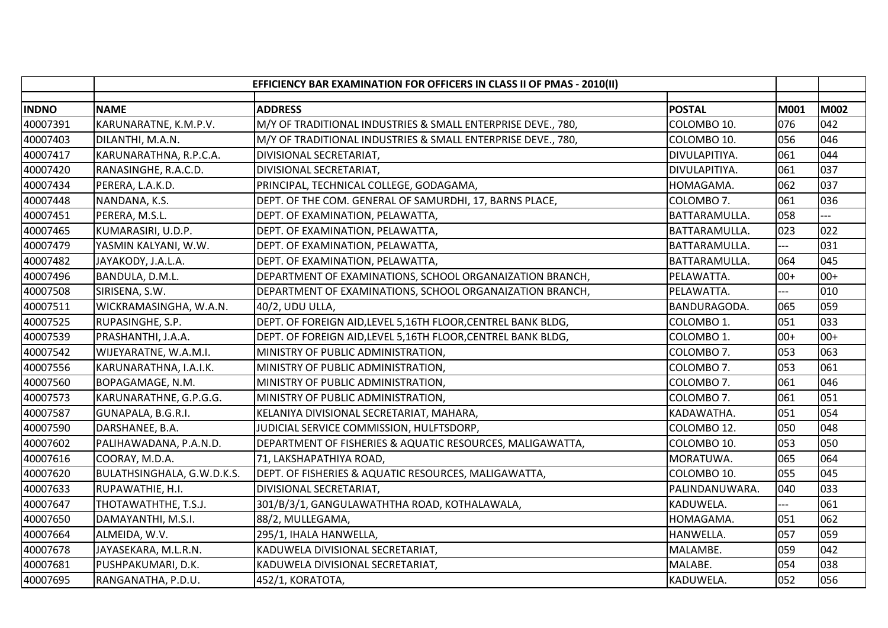| | EFFICIENCY BAR EXAMINATION FOR OFFICERS IN CLASS II OF PMAS - 2010(II) | | | | |
|---|---|---|---|---|---|
| **INDNO** | **NAME** | **ADDRESS** | **POSTAL** | **M001** | **M002** |
| 40007391 | KARUNARATNE, K.M.P.V. | M/Y OF TRADITIONAL INDUSTRIES & SMALL ENTERPRISE DEVE., 780, | COLOMBO 10. | 076 | 042 |
| 40007403 | DILANTHI, M.A.N. | M/Y OF TRADITIONAL INDUSTRIES & SMALL ENTERPRISE DEVE., 780, | COLOMBO 10. | 056 | 046 |
| 40007417 | KARUNARATHNA, R.P.C.A. | DIVISIONAL SECRETARIAT, | DIVULAPITIYA. | 061 | 044 |
| 40007420 | RANASINGHE, R.A.C.D. | DIVISIONAL SECRETARIAT, | DIVULAPITIYA. | 061 | 037 |
| 40007434 | PERERA, L.A.K.D. | PRINCIPAL, TECHNICAL COLLEGE, GODAGAMA, | HOMAGAMA. | 062 | 037 |
| 40007448 | NANDANA, K.S. | DEPT. OF THE COM. GENERAL OF SAMURDHI, 17, BARNS PLACE, | COLOMBO 7. | 061 | 036 |
| 40007451 | PERERA, M.S.L. | DEPT. OF EXAMINATION, PELAWATTA, | BATTARAMULLA. | 058 | --- |
| 40007465 | KUMARASIRI, U.D.P. | DEPT. OF EXAMINATION, PELAWATTA, | BATTARAMULLA. | 023 | 022 |
| 40007479 | YASMIN KALYANI, W.W. | DEPT. OF EXAMINATION, PELAWATTA, | BATTARAMULLA. | --- | 031 |
| 40007482 | JAYAKODY, J.A.L.A. | DEPT. OF EXAMINATION, PELAWATTA, | BATTARAMULLA. | 064 | 045 |
| 40007496 | BANDULA, D.M.L. | DEPARTMENT OF EXAMINATIONS, SCHOOL ORGANAIZATION BRANCH, | PELAWATTA. | 00+ | 00+ |
| 40007508 | SIRISENA, S.W. | DEPARTMENT OF EXAMINATIONS, SCHOOL ORGANAIZATION BRANCH, | PELAWATTA. | --- | 010 |
| 40007511 | WICKRAMASINGHA, W.A.N. | 40/2, UDU ULLA, | BANDURAGODA. | 065 | 059 |
| 40007525 | RUPASINGHE, S.P. | DEPT. OF FOREIGN AID,LEVEL 5,16TH FLOOR,CENTREL BANK BLDG, | COLOMBO 1. | 051 | 033 |
| 40007539 | PRASHANTHI, J.A.A. | DEPT. OF FOREIGN AID,LEVEL 5,16TH FLOOR,CENTREL BANK BLDG, | COLOMBO 1. | 00+ | 00+ |
| 40007542 | WIJEYARATNE, W.A.M.I. | MINISTRY OF PUBLIC ADMINISTRATION, | COLOMBO 7. | 053 | 063 |
| 40007556 | KARUNARATHNA, I.A.I.K. | MINISTRY OF PUBLIC ADMINISTRATION, | COLOMBO 7. | 053 | 061 |
| 40007560 | BOPAGAMAGE, N.M. | MINISTRY OF PUBLIC ADMINISTRATION, | COLOMBO 7. | 061 | 046 |
| 40007573 | KARUNARATHNE, G.P.G.G. | MINISTRY OF PUBLIC ADMINISTRATION, | COLOMBO 7. | 061 | 051 |
| 40007587 | GUNAPALA, B.G.R.I. | KELANIYA DIVISIONAL SECRETARIAT, MAHARA, | KADAWATHA. | 051 | 054 |
| 40007590 | DARSHANEE, B.A. | JUDICIAL SERVICE COMMISSION, HULFTSDORP, | COLOMBO 12. | 050 | 048 |
| 40007602 | PALIHAWADANA, P.A.N.D. | DEPARTMENT OF FISHERIES & AQUATIC RESOURCES, MALIGAWATTA, | COLOMBO 10. | 053 | 050 |
| 40007616 | COORAY, M.D.A. | 71, LAKSHAPATHIYA ROAD, | MORATUWA. | 065 | 064 |
| 40007620 | BULATHSINGHALA, G.W.D.K.S. | DEPT. OF FISHERIES & AQUATIC RESOURCES, MALIGAWATTA, | COLOMBO 10. | 055 | 045 |
| 40007633 | RUPAWATHIE, H.I. | DIVISIONAL SECRETARIAT, | PALINDANUWARA. | 040 | 033 |
| 40007647 | THOTAWATHTHE, T.S.J. | 301/B/3/1, GANGULAWATHTHA ROAD, KOTHALAWALA, | KADUWELA. | --- | 061 |
| 40007650 | DAMAYANTHI, M.S.I. | 88/2, MULLEGAMA, | HOMAGAMA. | 051 | 062 |
| 40007664 | ALMEIDA, W.V. | 295/1, IHALA HANWELLA, | HANWELLA. | 057 | 059 |
| 40007678 | JAYASEKARA, M.L.R.N. | KADUWELA DIVISIONAL SECRETARIAT, | MALAMBE. | 059 | 042 |
| 40007681 | PUSHPAKUMARI, D.K. | KADUWELA DIVISIONAL SECRETARIAT, | MALABE. | 054 | 038 |
| 40007695 | RANGANATHA, P.D.U. | 452/1, KORATOTA, | KADUWELA. | 052 | 056 |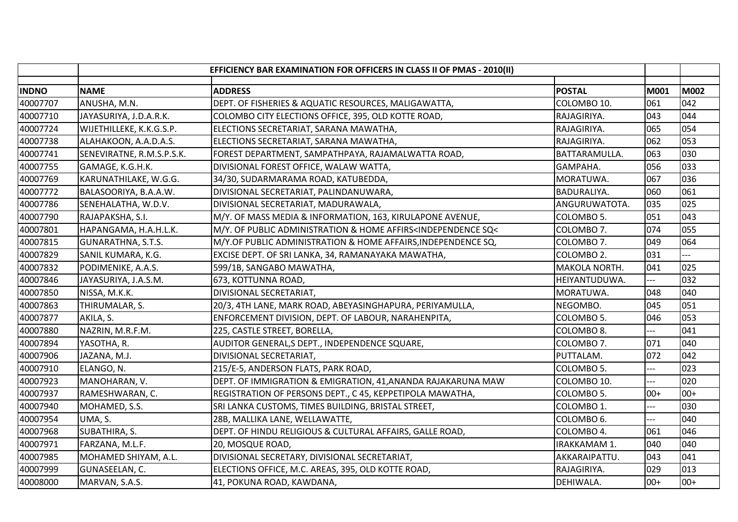| | EFFICIENCY BAR EXAMINATION FOR OFFICERS IN CLASS II OF PMAS - 2010(II) | | | | |
|---|---|---|---|---|---|
| **INDNO** | **NAME** | **ADDRESS** | **POSTAL** | **M001** | **M002** |
| 40007707 | ANUSHA, M.N. | DEPT. OF FISHERIES & AQUATIC RESOURCES, MALIGAWATTA, | COLOMBO 10. | 061 | 042 |
| 40007710 | JAYASURIYA, J.D.A.R.K. | COLOMBO CITY ELECTIONS OFFICE, 395, OLD KOTTE ROAD, | RAJAGIRIYA. | 043 | 044 |
| 40007724 | WIJETHILLEKE, K.K.G.S.P. | ELECTIONS SECRETARIAT, SARANA MAWATHA, | RAJAGIRIYA. | 065 | 054 |
| 40007738 | ALAHAKOON, A.A.D.A.S. | ELECTIONS SECRETARIAT, SARANA MAWATHA, | RAJAGIRIYA. | 062 | 053 |
| 40007741 | SENEVIRATNE, R.M.S.P.S.K. | FOREST DEPARTMENT, SAMPATHPAYA, RAJAMALWATTA ROAD, | BATTARAMULLA. | 063 | 030 |
| 40007755 | GAMAGE, K.G.H.K. | DIVISIONAL FOREST OFFICE, WALAW WATTA, | GAMPAHA. | 056 | 033 |
| 40007769 | KARUNATHILAKE, W.G.G. | 34/30, SUDARMARAMA ROAD, KATUBEDDA, | MORATUWA. | 067 | 036 |
| 40007772 | BALASOORIYA, B.A.A.W. | DIVISIONAL SECRETARIAT, PALINDANUWARA, | BADURALIYA. | 060 | 061 |
| 40007786 | SENEHALATHA, W.D.V. | DIVISIONAL SECRETARIAT, MADURAWALA, | ANGURUWATOTA. | 035 | 025 |
| 40007790 | RAJAPAKSHA, S.I. | M/Y. OF MASS MEDIA & INFORMATION, 163, KIRULAPONE AVENUE, | COLOMBO 5. | 051 | 043 |
| 40007801 | HAPANGAMA, H.A.H.L.K. | M/Y. OF PUBLIC ADMINISTRATION & HOME AFFIRS<INDEPENDENCE SQ< | COLOMBO 7. | 074 | 055 |
| 40007815 | GUNARATHNA, S.T.S. | M/Y.OF PUBLIC ADMINISTRATION & HOME AFFAIRS,INDEPENDENCE SQ, | COLOMBO 7. | 049 | 064 |
| 40007829 | SANIL KUMARA, K.G. | EXCISE DEPT. OF SRI LANKA, 34, RAMANAYAKA MAWATHA, | COLOMBO 2. | 031 | --- |
| 40007832 | PODIMENIKE, A.A.S. | 599/1B, SANGABO MAWATHA, | MAKOLA NORTH. | 041 | 025 |
| 40007846 | JAYASURIYA, J.A.S.M. | 673, KOTTUNNA ROAD, | HEIYANTUDUWA. | --- | 032 |
| 40007850 | NISSA, M.K.K. | DIVISIONAL SECRETARIAT, | MORATUWA. | 048 | 040 |
| 40007863 | THIRUMALAR, S. | 20/3, 4TH LANE, MARK ROAD, ABEYASINGHAPURA, PERIYAMULLA, | NEGOMBO. | 045 | 051 |
| 40007877 | AKILA, S. | ENFORCEMENT DIVISION, DEPT. OF LABOUR, NARAHENPITA, | COLOMBO 5. | 046 | 053 |
| 40007880 | NAZRIN, M.R.F.M. | 225, CASTLE STREET, BORELLA, | COLOMBO 8. | --- | 041 |
| 40007894 | YASOTHA, R. | AUDITOR GENERAL,S DEPT., INDEPENDENCE SQUARE, | COLOMBO 7. | 071 | 040 |
| 40007906 | JAZANA, M.J. | DIVISIONAL SECRETARIAT, | PUTTALAM. | 072 | 042 |
| 40007910 | ELANGO, N. | 215/E-5, ANDERSON FLATS, PARK ROAD, | COLOMBO 5. | --- | 023 |
| 40007923 | MANOHARAN, V. | DEPT. OF IMMIGRATION & EMIGRATION, 41,ANANDA RAJAKARUNA MAW | COLOMBO 10. | --- | 020 |
| 40007937 | RAMESHWARAN, C. | REGISTRATION OF PERSONS DEPT., C 45, KEPPETIPOLA MAWATHA, | COLOMBO 5. | 00+ | 00+ |
| 40007940 | MOHAMED, S.S. | SRI LANKA CUSTOMS, TIMES BUILDING, BRISTAL STREET, | COLOMBO 1. | --- | 030 |
| 40007954 | UMA, S. | 28B, MALLIKA LANE, WELLAWATTE, | COLOMBO 6. | --- | 040 |
| 40007968 | SUBATHIRA, S. | DEPT. OF HINDU RELIGIOUS & CULTURAL AFFAIRS, GALLE ROAD, | COLOMBO 4. | 061 | 046 |
| 40007971 | FARZANA, M.L.F. | 20, MOSQUE ROAD, | IRAKKAMAM 1. | 040 | 040 |
| 40007985 | MOHAMED SHIYAM, A.L. | DIVISIONAL SECRETARY, DIVISIONAL SECRETARIAT, | AKKARAIPATTU. | 043 | 041 |
| 40007999 | GUNASEELAN, C. | ELECTIONS OFFICE, M.C. AREAS, 395, OLD KOTTE ROAD, | RAJAGIRIYA. | 029 | 013 |
| 40008000 | MARVAN, S.A.S. | 41, POKUNA ROAD, KAWDANA, | DEHIWALA. | 00+ | 00+ |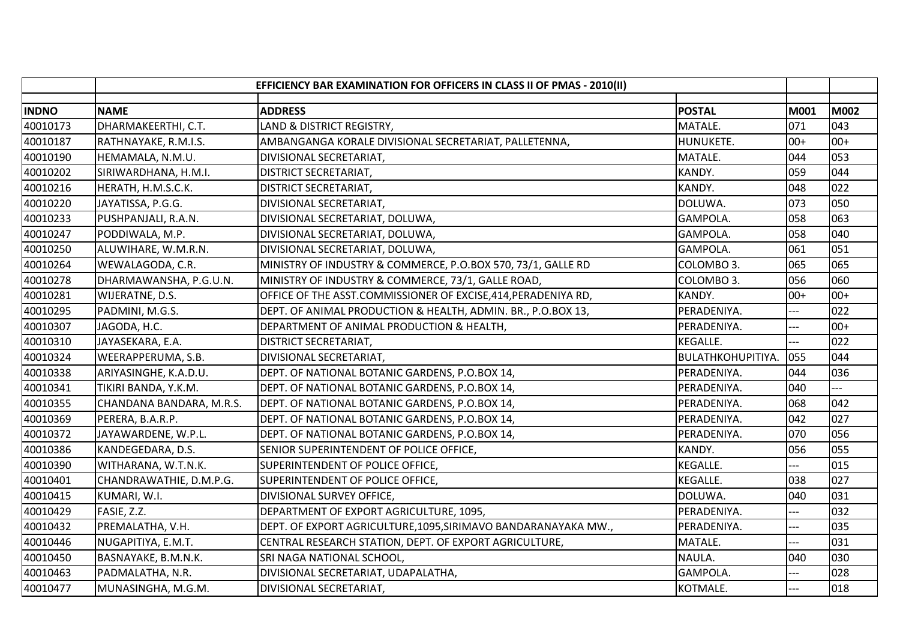| INDNO | NAME | ADDRESS | POSTAL | M001 | M002 |
|---|---|---|---|---|---|
| | | EFFICIENCY BAR EXAMINATION FOR OFFICERS IN CLASS II OF PMAS - 2010(II) | | | |
| 40010173 | DHARMAKEERTHI, C.T. | LAND & DISTRICT REGISTRY, | MATALE. | 071 | 043 |
| 40010187 | RATHNAYAKE, R.M.I.S. | AMBANGANGA KORALE DIVISIONAL SECRETARIAT, PALLETENNA, | HUNUKETE. | 00+ | 00+ |
| 40010190 | HEMAMALA, N.M.U. | DIVISIONAL SECRETARIAT, | MATALE. | 044 | 053 |
| 40010202 | SIRIWARDHANA, H.M.I. | DISTRICT SECRETARIAT, | KANDY. | 059 | 044 |
| 40010216 | HERATH, H.M.S.C.K. | DISTRICT SECRETARIAT, | KANDY. | 048 | 022 |
| 40010220 | JAYATISSA, P.G.G. | DIVISIONAL SECRETARIAT, | DOLUWA. | 073 | 050 |
| 40010233 | PUSHPANJALI, R.A.N. | DIVISIONAL SECRETARIAT, DOLUWA, | GAMPOLA. | 058 | 063 |
| 40010247 | PODDIWALA, M.P. | DIVISIONAL SECRETARIAT, DOLUWA, | GAMPOLA. | 058 | 040 |
| 40010250 | ALUWIHARE, W.M.R.N. | DIVISIONAL SECRETARIAT, DOLUWA, | GAMPOLA. | 061 | 051 |
| 40010264 | WEWALAGODA, C.R. | MINISTRY OF INDUSTRY & COMMERCE, P.O.BOX 570, 73/1, GALLE RD | COLOMBO 3. | 065 | 065 |
| 40010278 | DHARMAWANSHA, P.G.U.N. | MINISTRY OF INDUSTRY & COMMERCE, 73/1, GALLE ROAD, | COLOMBO 3. | 056 | 060 |
| 40010281 | WIJERATNE, D.S. | OFFICE OF THE ASST.COMMISSIONER OF EXCISE,414,PERADENIYA RD, | KANDY. | 00+ | 00+ |
| 40010295 | PADMINI, M.G.S. | DEPT. OF ANIMAL PRODUCTION & HEALTH, ADMIN. BR., P.O.BOX 13, | PERADENIYA. | --- | 022 |
| 40010307 | JAGODA, H.C. | DEPARTMENT OF ANIMAL PRODUCTION & HEALTH, | PERADENIYA. | --- | 00+ |
| 40010310 | JAYASEKARA, E.A. | DISTRICT SECRETARIAT, | KEGALLE. | --- | 022 |
| 40010324 | WEERAPPERUMA, S.B. | DIVISIONAL SECRETARIAT, | BULATHKOHUPITIYA. | 055 | 044 |
| 40010338 | ARIYASINGHE, K.A.D.U. | DEPT. OF NATIONAL BOTANIC GARDENS, P.O.BOX 14, | PERADENIYA. | 044 | 036 |
| 40010341 | TIKIRI BANDA, Y.K.M. | DEPT. OF NATIONAL BOTANIC GARDENS, P.O.BOX 14, | PERADENIYA. | 040 | --- |
| 40010355 | CHANDANA BANDARA, M.R.S. | DEPT. OF NATIONAL BOTANIC GARDENS, P.O.BOX 14, | PERADENIYA. | 068 | 042 |
| 40010369 | PERERA, B.A.R.P. | DEPT. OF NATIONAL BOTANIC GARDENS, P.O.BOX 14, | PERADENIYA. | 042 | 027 |
| 40010372 | JAYAWARDENE, W.P.L. | DEPT. OF NATIONAL BOTANIC GARDENS, P.O.BOX 14, | PERADENIYA. | 070 | 056 |
| 40010386 | KANDEGEDARA, D.S. | SENIOR SUPERINTENDENT OF POLICE OFFICE, | KANDY. | 056 | 055 |
| 40010390 | WITHARANA, W.T.N.K. | SUPERINTENDENT OF POLICE OFFICE, | KEGALLE. | --- | 015 |
| 40010401 | CHANDRAWATHIE, D.M.P.G. | SUPERINTENDENT OF POLICE OFFICE, | KEGALLE. | 038 | 027 |
| 40010415 | KUMARI, W.I. | DIVISIONAL SURVEY OFFICE, | DOLUWA. | 040 | 031 |
| 40010429 | FASIE, Z.Z. | DEPARTMENT OF EXPORT AGRICULTURE, 1095, | PERADENIYA. | --- | 032 |
| 40010432 | PREMALATHA, V.H. | DEPT. OF EXPORT AGRICULTURE,1095,SIRIMAVO BANDARANAYAKA MW., | PERADENIYA. | --- | 035 |
| 40010446 | NUGAPITIYA, E.M.T. | CENTRAL RESEARCH STATION, DEPT. OF EXPORT AGRICULTURE, | MATALE. | --- | 031 |
| 40010450 | BASNAYAKE, B.M.N.K. | SRI NAGA NATIONAL SCHOOL, | NAULA. | 040 | 030 |
| 40010463 | PADMALATHA, N.R. | DIVISIONAL SECRETARIAT, UDAPALATHA, | GAMPOLA. | --- | 028 |
| 40010477 | MUNASINGHA, M.G.M. | DIVISIONAL SECRETARIAT, | KOTMALE. | --- | 018 |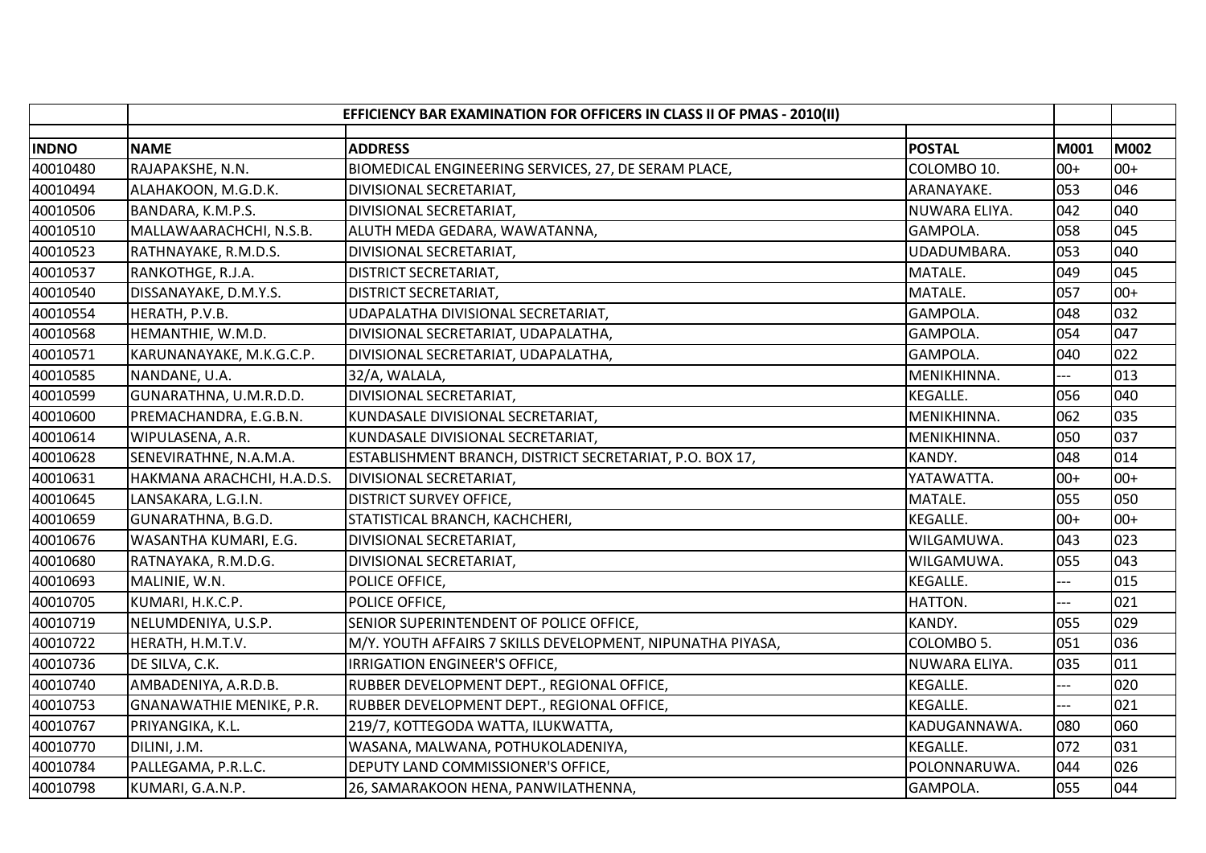| | EFFICIENCY BAR EXAMINATION FOR OFFICERS IN CLASS II OF PMAS - 2010(II) | | | | |
|---|---|---|---|---|---|
| **INDNO** | **NAME** | **ADDRESS** | **POSTAL** | **M001** | **M002** |
| 40010480 | RAJAPAKSHE, N.N. | BIOMEDICAL ENGINEERING SERVICES, 27, DE SERAM PLACE, | COLOMBO 10. | 00+ | 00+ |
| 40010494 | ALAHAKOON, M.G.D.K. | DIVISIONAL SECRETARIAT, | ARANAYAKE. | 053 | 046 |
| 40010506 | BANDARA, K.M.P.S. | DIVISIONAL SECRETARIAT, | NUWARA ELIYA. | 042 | 040 |
| 40010510 | MALLAWAARACHCHI, N.S.B. | ALUTH MEDA GEDARA, WAWATANNA, | GAMPOLA. | 058 | 045 |
| 40010523 | RATHNAYAKE, R.M.D.S. | DIVISIONAL SECRETARIAT, | UDADUMBARA. | 053 | 040 |
| 40010537 | RANKOTHGE, R.J.A. | DISTRICT SECRETARIAT, | MATALE. | 049 | 045 |
| 40010540 | DISSANAYAKE, D.M.Y.S. | DISTRICT SECRETARIAT, | MATALE. | 057 | 00+ |
| 40010554 | HERATH, P.V.B. | UDAPALATHA DIVISIONAL SECRETARIAT, | GAMPOLA. | 048 | 032 |
| 40010568 | HEMANTHIE, W.M.D. | DIVISIONAL SECRETARIAT, UDAPALATHA, | GAMPOLA. | 054 | 047 |
| 40010571 | KARUNANAYAKE, M.K.G.C.P. | DIVISIONAL SECRETARIAT, UDAPALATHA, | GAMPOLA. | 040 | 022 |
| 40010585 | NANDANE, U.A. | 32/A, WALALA, | MENIKHINNA. | --- | 013 |
| 40010599 | GUNARATHNA, U.M.R.D.D. | DIVISIONAL SECRETARIAT, | KEGALLE. | 056 | 040 |
| 40010600 | PREMACHANDRA, E.G.B.N. | KUNDASALE DIVISIONAL SECRETARIAT, | MENIKHINNA. | 062 | 035 |
| 40010614 | WIPULASENA, A.R. | KUNDASALE DIVISIONAL SECRETARIAT, | MENIKHINNA. | 050 | 037 |
| 40010628 | SENEVIRATHNE, N.A.M.A. | ESTABLISHMENT BRANCH, DISTRICT SECRETARIAT, P.O. BOX 17, | KANDY. | 048 | 014 |
| 40010631 | HAKMANA ARACHCHI, H.A.D.S. | DIVISIONAL SECRETARIAT, | YATAWATTA. | 00+ | 00+ |
| 40010645 | LANSAKARA, L.G.I.N. | DISTRICT SURVEY OFFICE, | MATALE. | 055 | 050 |
| 40010659 | GUNARATHNA, B.G.D. | STATISTICAL BRANCH, KACHCHERI, | KEGALLE. | 00+ | 00+ |
| 40010676 | WASANTHA KUMARI, E.G. | DIVISIONAL SECRETARIAT, | WILGAMUWA. | 043 | 023 |
| 40010680 | RATNAYAKA, R.M.D.G. | DIVISIONAL SECRETARIAT, | WILGAMUWA. | 055 | 043 |
| 40010693 | MALINIE, W.N. | POLICE OFFICE, | KEGALLE. | --- | 015 |
| 40010705 | KUMARI, H.K.C.P. | POLICE OFFICE, | HATTON. | --- | 021 |
| 40010719 | NELUMDENIYA, U.S.P. | SENIOR SUPERINTENDENT OF POLICE OFFICE, | KANDY. | 055 | 029 |
| 40010722 | HERATH, H.M.T.V. | M/Y. YOUTH AFFAIRS 7 SKILLS DEVELOPMENT, NIPUNATHA PIYASA, | COLOMBO 5. | 051 | 036 |
| 40010736 | DE SILVA, C.K. | IRRIGATION ENGINEER'S OFFICE, | NUWARA ELIYA. | 035 | 011 |
| 40010740 | AMBADENIYA, A.R.D.B. | RUBBER DEVELOPMENT DEPT., REGIONAL OFFICE, | KEGALLE. | --- | 020 |
| 40010753 | GNANAWATHIE MENIKE, P.R. | RUBBER DEVELOPMENT DEPT., REGIONAL OFFICE, | KEGALLE. | --- | 021 |
| 40010767 | PRIYANGIKA, K.L. | 219/7, KOTTEGODA WATTA, ILUKWATTA, | KADUGANNAWA. | 080 | 060 |
| 40010770 | DILINI, J.M. | WASANA, MALWANA, POTHUKOLADENIYA, | KEGALLE. | 072 | 031 |
| 40010784 | PALLEGAMA, P.R.L.C. | DEPUTY LAND COMMISSIONER'S OFFICE, | POLONNARUWA. | 044 | 026 |
| 40010798 | KUMARI, G.A.N.P. | 26, SAMARAKOON HENA, PANWILATHENNA, | GAMPOLA. | 055 | 044 |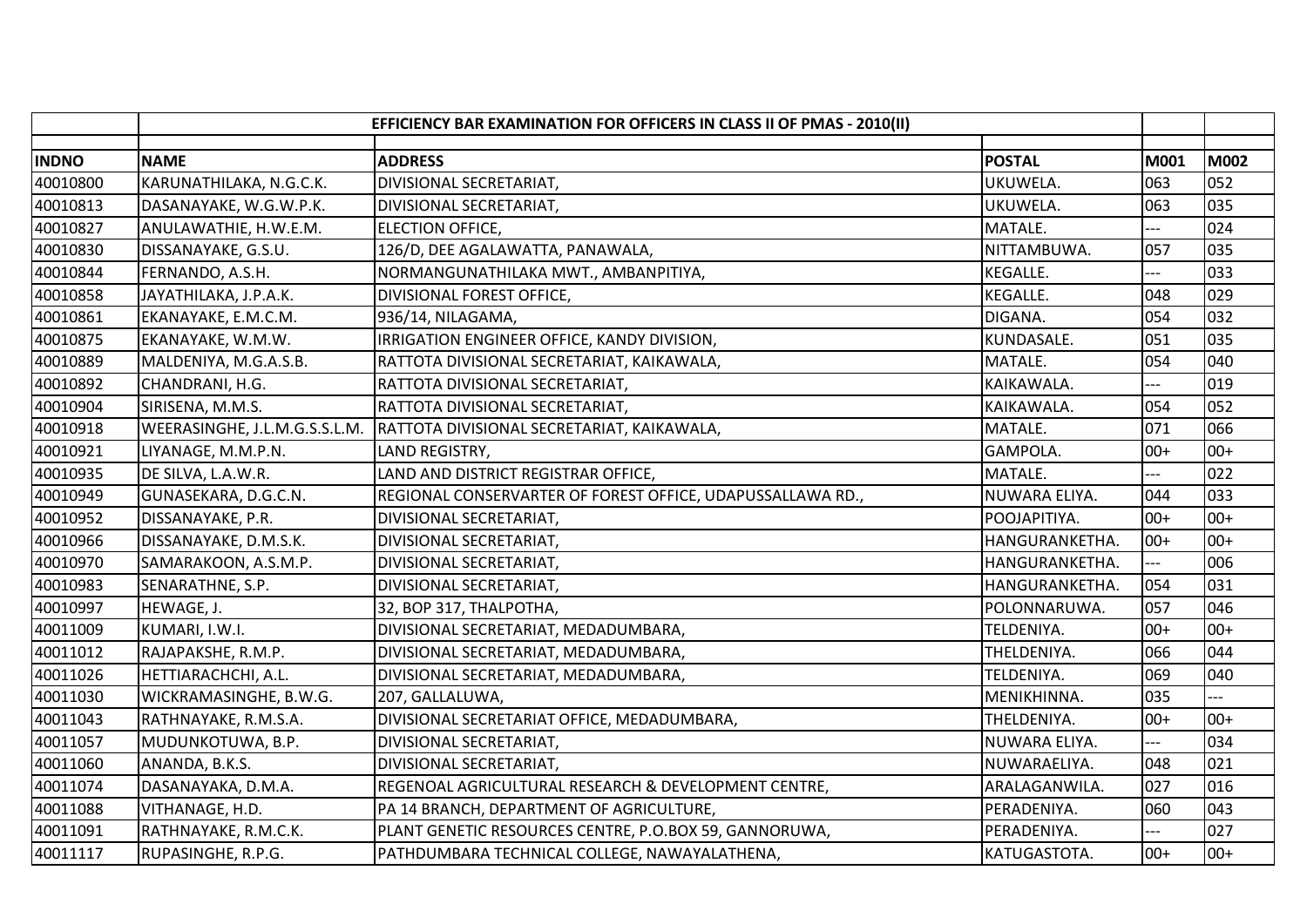| | EFFICIENCY BAR EXAMINATION FOR OFFICERS IN CLASS II OF PMAS - 2010(II) | | | | |
|---|---|---|---|---|---|
| **INDNO** | **NAME** | **ADDRESS** | **POSTAL** | **M001** | **M002** |
| 40010800 | KARUNATHILAKA, N.G.C.K. | DIVISIONAL SECRETARIAT, | UKUWELA. | 063 | 052 |
| 40010813 | DASANAYAKE, W.G.W.P.K. | DIVISIONAL SECRETARIAT, | UKUWELA. | 063 | 035 |
| 40010827 | ANULAWATHIE, H.W.E.M. | ELECTION OFFICE, | MATALE. | --- | 024 |
| 40010830 | DISSANAYAKE, G.S.U. | 126/D, DEE AGALAWATTA, PANAWALA, | NITTAMBUWA. | 057 | 035 |
| 40010844 | FERNANDO, A.S.H. | NORMANGUNATHILAKA MWT., AMBANPITIYA, | KEGALLE. | --- | 033 |
| 40010858 | JAYATHILAKA, J.P.A.K. | DIVISIONAL FOREST OFFICE, | KEGALLE. | 048 | 029 |
| 40010861 | EKANAYAKE, E.M.C.M. | 936/14, NILAGAMA, | DIGANA. | 054 | 032 |
| 40010875 | EKANAYAKE, W.M.W. | IRRIGATION ENGINEER OFFICE, KANDY DIVISION, | KUNDASALE. | 051 | 035 |
| 40010889 | MALDENIYA, M.G.A.S.B. | RATTOTA DIVISIONAL SECRETARIAT, KAIKAWALA, | MATALE. | 054 | 040 |
| 40010892 | CHANDRANI, H.G. | RATTOTA DIVISIONAL SECRETARIAT, | KAIKAWALA. | --- | 019 |
| 40010904 | SIRISENA, M.M.S. | RATTOTA DIVISIONAL SECRETARIAT, | KAIKAWALA. | 054 | 052 |
| 40010918 | WEERASINGHE, J.L.M.G.S.S.L.M. | RATTOTA DIVISIONAL SECRETARIAT, KAIKAWALA, | MATALE. | 071 | 066 |
| 40010921 | LIYANAGE, M.M.P.N. | LAND REGISTRY, | GAMPOLA. | 00+ | 00+ |
| 40010935 | DE SILVA, L.A.W.R. | LAND AND DISTRICT REGISTRAR OFFICE, | MATALE. | --- | 022 |
| 40010949 | GUNASEKARA, D.G.C.N. | REGIONAL CONSERVARTER OF FOREST OFFICE, UDAPUSSALLAWA RD., | NUWARA ELIYA. | 044 | 033 |
| 40010952 | DISSANAYAKE, P.R. | DIVISIONAL SECRETARIAT, | POOJAPITIYA. | 00+ | 00+ |
| 40010966 | DISSANAYAKE, D.M.S.K. | DIVISIONAL SECRETARIAT, | HANGURANKETHA. | 00+ | 00+ |
| 40010970 | SAMARAKOON, A.S.M.P. | DIVISIONAL SECRETARIAT, | HANGURANKETHA. | --- | 006 |
| 40010983 | SENARATHNE, S.P. | DIVISIONAL SECRETARIAT, | HANGURANKETHA. | 054 | 031 |
| 40010997 | HEWAGE, J. | 32, BOP 317, THALPOTHA, | POLONNARUWA. | 057 | 046 |
| 40011009 | KUMARI, I.W.I. | DIVISIONAL SECRETARIAT, MEDADUMBARA, | TELDENIYA. | 00+ | 00+ |
| 40011012 | RAJAPAKSHE, R.M.P. | DIVISIONAL SECRETARIAT, MEDADUMBARA, | THELDENIYA. | 066 | 044 |
| 40011026 | HETTIARACHCHI, A.L. | DIVISIONAL SECRETARIAT, MEDADUMBARA, | TELDENIYA. | 069 | 040 |
| 40011030 | WICKRAMASINGHE, B.W.G. | 207, GALLALUWA, | MENIKHINNA. | 035 | --- |
| 40011043 | RATHNAYAKE, R.M.S.A. | DIVISIONAL SECRETARIAT OFFICE, MEDADUMBARA, | THELDENIYA. | 00+ | 00+ |
| 40011057 | MUDUNKOTUWA, B.P. | DIVISIONAL SECRETARIAT, | NUWARA ELIYA. | --- | 034 |
| 40011060 | ANANDA, B.K.S. | DIVISIONAL SECRETARIAT, | NUWARAELIYA. | 048 | 021 |
| 40011074 | DASANAYAKA, D.M.A. | REGENOAL AGRICULTURAL RESEARCH & DEVELOPMENT CENTRE, | ARALAGANWILA. | 027 | 016 |
| 40011088 | VITHANAGE, H.D. | PA 14 BRANCH, DEPARTMENT OF AGRICULTURE, | PERADENIYA. | 060 | 043 |
| 40011091 | RATHNAYAKE, R.M.C.K. | PLANT GENETIC RESOURCES CENTRE, P.O.BOX 59, GANNORUWA, | PERADENIYA. | --- | 027 |
| 40011117 | RUPASINGHE, R.P.G. | PATHDUMBARA TECHNICAL COLLEGE, NAWAYALATHENA, | KATUGASTOTA. | 00+ | 00+ |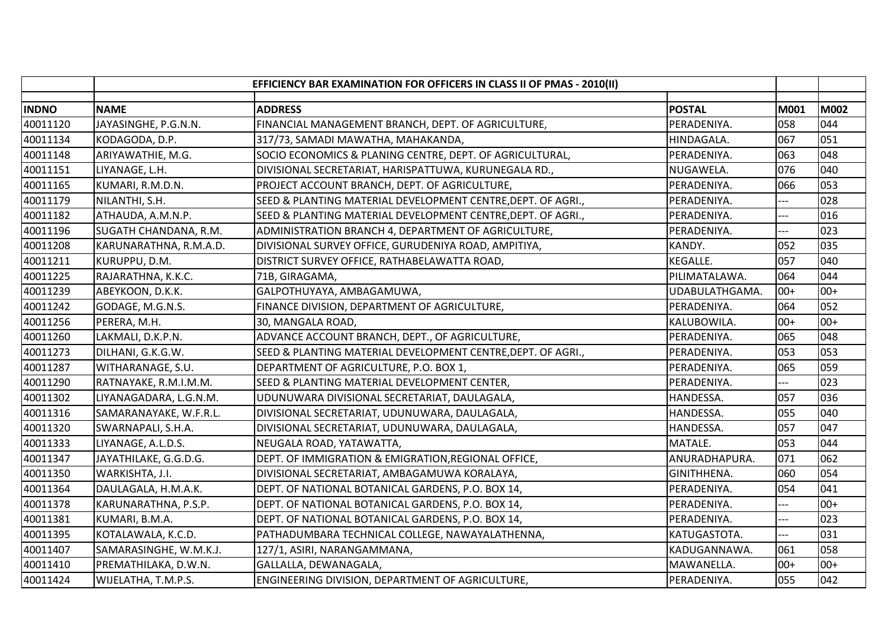| | EFFICIENCY BAR EXAMINATION FOR OFFICERS IN CLASS II OF PMAS - 2010(II) | | | | |
|---|---|---|---|---|---|
| **INDNO** | **NAME** | **ADDRESS** | **POSTAL** | **M001** | **M002** |
| 40011120 | JAYASINGHE, P.G.N.N. | FINANCIAL MANAGEMENT BRANCH, DEPT. OF AGRICULTURE, | PERADENIYA. | 058 | 044 |
| 40011134 | KODAGODA, D.P. | 317/73, SAMADI MAWATHA, MAHAKANDA, | HINDAGALA. | 067 | 051 |
| 40011148 | ARIYAWATHIE, M.G. | SOCIO ECONOMICS & PLANING CENTRE, DEPT. OF AGRICULTURAL, | PERADENIYA. | 063 | 048 |
| 40011151 | LIYANAGE, L.H. | DIVISIONAL SECRETARIAT, HARISPATTUWA, KURUNEGALA RD., | NUGAWELA. | 076 | 040 |
| 40011165 | KUMARI, R.M.D.N. | PROJECT ACCOUNT BRANCH, DEPT. OF AGRICULTURE, | PERADENIYA. | 066 | 053 |
| 40011179 | NILANTHI, S.H. | SEED & PLANTING MATERIAL DEVELOPMENT CENTRE,DEPT. OF AGRI., | PERADENIYA. | --- | 028 |
| 40011182 | ATHAUDA, A.M.N.P. | SEED & PLANTING MATERIAL DEVELOPMENT CENTRE,DEPT. OF AGRI., | PERADENIYA. | --- | 016 |
| 40011196 | SUGATH CHANDANA, R.M. | ADMINISTRATION BRANCH 4, DEPARTMENT OF AGRICULTURE, | PERADENIYA. | --- | 023 |
| 40011208 | KARUNARATHNA, R.M.A.D. | DIVISIONAL SURVEY OFFICE, GURUDENIYA ROAD, AMPITIYA, | KANDY. | 052 | 035 |
| 40011211 | KURUPPU, D.M. | DISTRICT SURVEY OFFICE, RATHABELAWATTA ROAD, | KEGALLE. | 057 | 040 |
| 40011225 | RAJARATHNA, K.K.C. | 71B, GIRAGAMA, | PILIMATALAWA. | 064 | 044 |
| 40011239 | ABEYKOON, D.K.K. | GALPOTHUYAYA, AMBAGAMUWA, | UDABULATHGAMA. | 00+ | 00+ |
| 40011242 | GODAGE, M.G.N.S. | FINANCE DIVISION, DEPARTMENT OF AGRICULTURE, | PERADENIYA. | 064 | 052 |
| 40011256 | PERERA, M.H. | 30, MANGALA ROAD, | KALUBOWILA. | 00+ | 00+ |
| 40011260 | LAKMALI, D.K.P.N. | ADVANCE ACCOUNT BRANCH, DEPT., OF AGRICULTURE, | PERADENIYA. | 065 | 048 |
| 40011273 | DILHANI, G.K.G.W. | SEED & PLANTING MATERIAL DEVELOPMENT CENTRE,DEPT. OF AGRI., | PERADENIYA. | 053 | 053 |
| 40011287 | WITHARANAGE, S.U. | DEPARTMENT OF AGRICULTURE, P.O. BOX 1, | PERADENIYA. | 065 | 059 |
| 40011290 | RATNAYAKE, R.M.I.M.M. | SEED & PLANTING MATERIAL DEVELOPMENT CENTER, | PERADENIYA. | --- | 023 |
| 40011302 | LIYANAGADARA, L.G.N.M. | UDUNUWARA DIVISIONAL SECRETARIAT, DAULAGALA, | HANDESSA. | 057 | 036 |
| 40011316 | SAMARANAYAKE, W.F.R.L. | DIVISIONAL SECRETARIAT, UDUNUWARA, DAULAGALA, | HANDESSA. | 055 | 040 |
| 40011320 | SWARNAPALI, S.H.A. | DIVISIONAL SECRETARIAT, UDUNUWARA, DAULAGALA, | HANDESSA. | 057 | 047 |
| 40011333 | LIYANAGE, A.L.D.S. | NEUGALA ROAD, YATAWATTA, | MATALE. | 053 | 044 |
| 40011347 | JAYATHILAKE, G.G.D.G. | DEPT. OF IMMIGRATION & EMIGRATION,REGIONAL OFFICE, | ANURADHAPURA. | 071 | 062 |
| 40011350 | WARKISHTA, J.I. | DIVISIONAL SECRETARIAT, AMBAGAMUWA KORALAYA, | GINITHHENA. | 060 | 054 |
| 40011364 | DAULAGALA, H.M.A.K. | DEPT. OF NATIONAL BOTANICAL GARDENS, P.O. BOX 14, | PERADENIYA. | 054 | 041 |
| 40011378 | KARUNARATHNA, P.S.P. | DEPT. OF NATIONAL BOTANICAL GARDENS, P.O. BOX 14, | PERADENIYA. | --- | 00+ |
| 40011381 | KUMARI, B.M.A. | DEPT. OF NATIONAL BOTANICAL GARDENS, P.O. BOX 14, | PERADENIYA. | --- | 023 |
| 40011395 | KOTALAWALA, K.C.D. | PATHADUMBARA TECHNICAL COLLEGE, NAWAYALATHENNA, | KATUGASTOTA. | --- | 031 |
| 40011407 | SAMARASINGHE, W.M.K.J. | 127/1, ASIRI, NARANGAMMANA, | KADUGANNAWA. | 061 | 058 |
| 40011410 | PREMATHILAKA, D.W.N. | GALLALLA, DEWANAGALA, | MAWANELLA. | 00+ | 00+ |
| 40011424 | WIJELATHA, T.M.P.S. | ENGINEERING DIVISION, DEPARTMENT OF AGRICULTURE, | PERADENIYA. | 055 | 042 |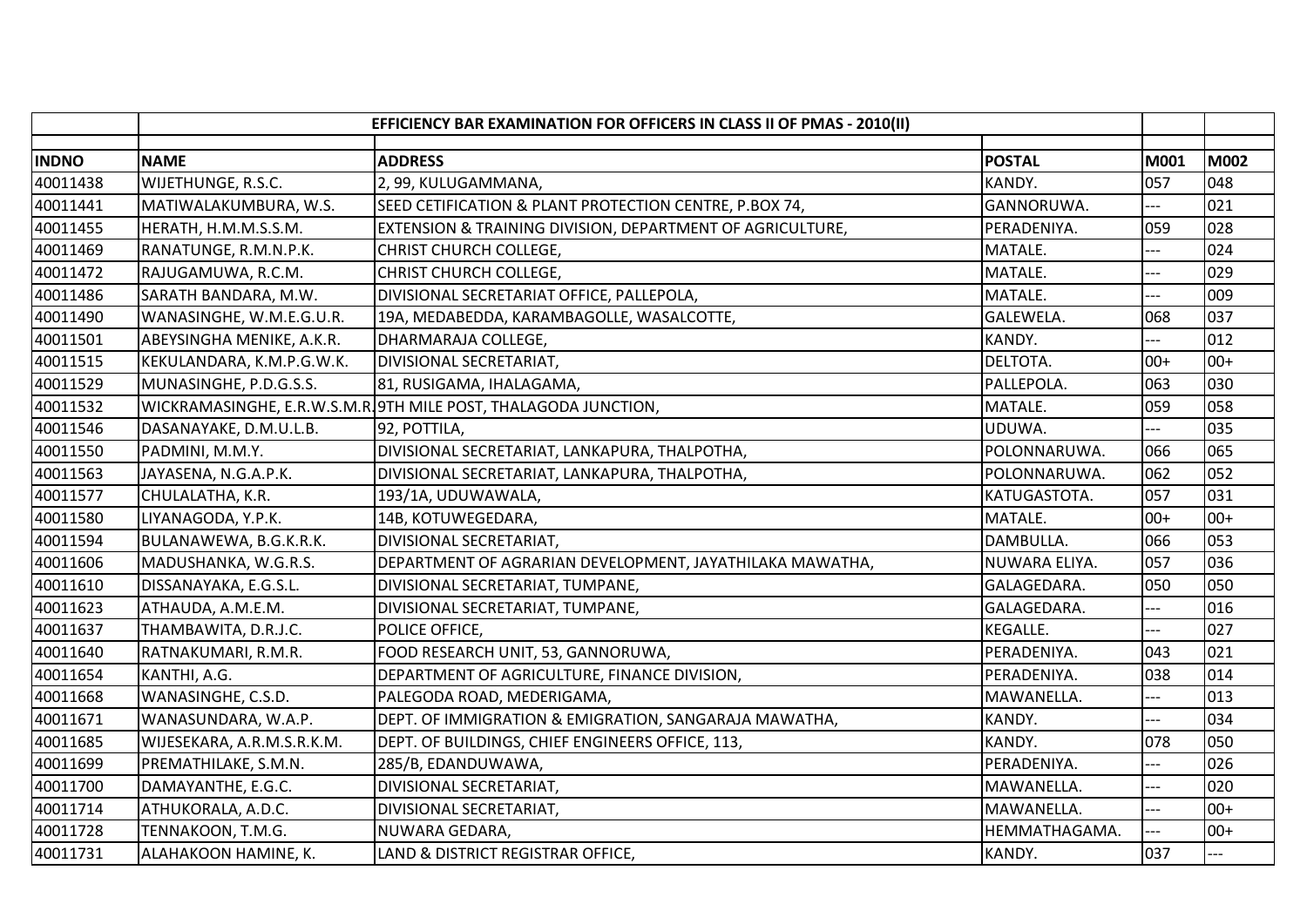| | EFFICIENCY BAR EXAMINATION FOR OFFICERS IN CLASS II OF PMAS - 2010(II) | | | | |
|---|---|---|---|---|---|
| **INDNO** | **NAME** | **ADDRESS** | **POSTAL** | **M001** | **M002** |
| 40011438 | WIJETHUNGE, R.S.C. | 2, 99, KULUGAMMANA, | KANDY. | 057 | 048 |
| 40011441 | MATIWALAKUMBURA, W.S. | SEED CETIFICATION & PLANT PROTECTION CENTRE, P.BOX 74, | GANNORUWA. | --- | 021 |
| 40011455 | HERATH, H.M.M.S.S.M. | EXTENSION & TRAINING DIVISION, DEPARTMENT OF AGRICULTURE, | PERADENIYA. | 059 | 028 |
| 40011469 | RANATUNGE, R.M.N.P.K. | CHRIST CHURCH COLLEGE, | MATALE. | --- | 024 |
| 40011472 | RAJUGAMUWA, R.C.M. | CHRIST CHURCH COLLEGE, | MATALE. | --- | 029 |
| 40011486 | SARATH BANDARA, M.W. | DIVISIONAL SECRETARIAT OFFICE, PALLEPOLA, | MATALE. | --- | 009 |
| 40011490 | WANASINGHE, W.M.E.G.U.R. | 19A, MEDABEDDA, KARAMBAGOLLE, WASALCOTTE, | GALEWELA. | 068 | 037 |
| 40011501 | ABEYSINGHA MENIKE, A.K.R. | DHARMARAJA COLLEGE, | KANDY. | --- | 012 |
| 40011515 | KEKULANDARA, K.M.P.G.W.K. | DIVISIONAL SECRETARIAT, | DELTOTA. | 00+ | 00+ |
| 40011529 | MUNASINGHE, P.D.G.S.S. | 81, RUSIGAMA, IHALAGAMA, | PALLEPOLA. | 063 | 030 |
| 40011532 | WICKRAMASINGHE, E.R.W.S.M.R. | 9TH MILE POST, THALAGODA JUNCTION, | MATALE. | 059 | 058 |
| 40011546 | DASANAYAKE, D.M.U.L.B. | 92, POTTILA, | UDUWA. | --- | 035 |
| 40011550 | PADMINI, M.M.Y. | DIVISIONAL SECRETARIAT, LANKAPURA, THALPOTHA, | POLONNARUWA. | 066 | 065 |
| 40011563 | JAYASENA, N.G.A.P.K. | DIVISIONAL SECRETARIAT, LANKAPURA, THALPOTHA, | POLONNARUWA. | 062 | 052 |
| 40011577 | CHULALATHA, K.R. | 193/1A, UDUWAWALA, | KATUGASTOTA. | 057 | 031 |
| 40011580 | LIYANAGODA, Y.P.K. | 14B, KOTUWEGEDARA, | MATALE. | 00+ | 00+ |
| 40011594 | BULANAWEWA, B.G.K.R.K. | DIVISIONAL SECRETARIAT, | DAMBULLA. | 066 | 053 |
| 40011606 | MADUSHANKA, W.G.R.S. | DEPARTMENT OF AGRARIAN DEVELOPMENT, JAYATHILAKA MAWATHA, | NUWARA ELIYA. | 057 | 036 |
| 40011610 | DISSANAYAKA, E.G.S.L. | DIVISIONAL SECRETARIAT, TUMPANE, | GALAGEDARA. | 050 | 050 |
| 40011623 | ATHAUDA, A.M.E.M. | DIVISIONAL SECRETARIAT, TUMPANE, | GALAGEDARA. | --- | 016 |
| 40011637 | THAMBAWITA, D.R.J.C. | POLICE OFFICE, | KEGALLE. | --- | 027 |
| 40011640 | RATNAKUMARI, R.M.R. | FOOD RESEARCH UNIT, 53, GANNORUWA, | PERADENIYA. | 043 | 021 |
| 40011654 | KANTHI, A.G. | DEPARTMENT OF AGRICULTURE, FINANCE DIVISION, | PERADENIYA. | 038 | 014 |
| 40011668 | WANASINGHE, C.S.D. | PALEGODA ROAD, MEDERIGAMA, | MAWANELLA. | --- | 013 |
| 40011671 | WANASUNDARA, W.A.P. | DEPT. OF IMMIGRATION & EMIGRATION, SANGARAJA MAWATHA, | KANDY. | --- | 034 |
| 40011685 | WIJESEKARA, A.R.M.S.R.K.M. | DEPT. OF BUILDINGS, CHIEF ENGINEERS OFFICE, 113, | KANDY. | 078 | 050 |
| 40011699 | PREMATHILAKE, S.M.N. | 285/B, EDANDUWAWA, | PERADENIYA. | --- | 026 |
| 40011700 | DAMAYANTHE, E.G.C. | DIVISIONAL SECRETARIAT, | MAWANELLA. | --- | 020 |
| 40011714 | ATHUKORALA, A.D.C. | DIVISIONAL SECRETARIAT, | MAWANELLA. | --- | 00+ |
| 40011728 | TENNAKOON, T.M.G. | NUWARA GEDARA, | HEMMATHAGAMA. | --- | 00+ |
| 40011731 | ALAHAKOON HAMINE, K. | LAND & DISTRICT REGISTRAR OFFICE, | KANDY. | 037 | --- |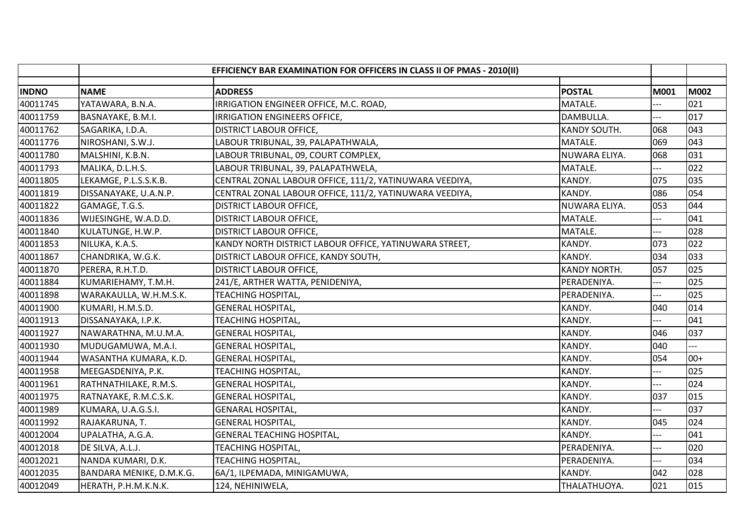| | EFFICIENCY BAR EXAMINATION FOR OFFICERS IN CLASS II OF PMAS - 2010(II) | | | | |
|---|---|---|---|---|---|
| **INDNO** | **NAME** | **ADDRESS** | **POSTAL** | **M001** | **M002** |
| 40011745 | YATAWARA, B.N.A. | IRRIGATION ENGINEER OFFICE, M.C. ROAD, | MATALE. | --- | 021 |
| 40011759 | BASNAYAKE, B.M.I. | IRRIGATION ENGINEERS OFFICE, | DAMBULLA. | --- | 017 |
| 40011762 | SAGARIKA, I.D.A. | DISTRICT LABOUR OFFICE, | KANDY SOUTH. | 068 | 043 |
| 40011776 | NIROSHANI, S.W.J. | LABOUR TRIBUNAL, 39, PALAPATHWALA, | MATALE. | 069 | 043 |
| 40011780 | MALSHINI, K.B.N. | LABOUR TRIBUNAL, 09, COURT COMPLEX, | NUWARA ELIYA. | 068 | 031 |
| 40011793 | MALIKA, D.L.H.S. | LABOUR TRIBUNAL, 39, PALAPATHWELA, | MATALE. | --- | 022 |
| 40011805 | LEKAMGE, P.L.S.S.K.B. | CENTRAL ZONAL LABOUR OFFICE, 111/2, YATINUWARA VEEDIYA, | KANDY. | 075 | 035 |
| 40011819 | DISSANAYAKE, U.A.N.P. | CENTRAL ZONAL LABOUR OFFICE, 111/2, YATINUWARA VEEDIYA, | KANDY. | 086 | 054 |
| 40011822 | GAMAGE, T.G.S. | DISTRICT LABOUR OFFICE, | NUWARA ELIYA. | 053 | 044 |
| 40011836 | WIJESINGHE, W.A.D.D. | DISTRICT LABOUR OFFICE, | MATALE. | --- | 041 |
| 40011840 | KULATUNGE, H.W.P. | DISTRICT LABOUR OFFICE, | MATALE. | --- | 028 |
| 40011853 | NILUKA, K.A.S. | KANDY NORTH DISTRICT LABOUR OFFICE, YATINUWARA STREET, | KANDY. | 073 | 022 |
| 40011867 | CHANDRIKA, W.G.K. | DISTRICT LABOUR OFFICE, KANDY SOUTH, | KANDY. | 034 | 033 |
| 40011870 | PERERA, R.H.T.D. | DISTRICT LABOUR OFFICE, | KANDY NORTH. | 057 | 025 |
| 40011884 | KUMARIEHAMY, T.M.H. | 241/E, ARTHER WATTA, PENIDENIYA, | PERADENIYA. | --- | 025 |
| 40011898 | WARAKAULLA, W.H.M.S.K. | TEACHING HOSPITAL, | PERADENIYA. | --- | 025 |
| 40011900 | KUMARI, H.M.S.D. | GENERAL HOSPITAL, | KANDY. | 040 | 014 |
| 40011913 | DISSANAYAKA, I.P.K. | TEACHING HOSPITAL, | KANDY. | --- | 041 |
| 40011927 | NAWARATHNA, M.U.M.A. | GENERAL HOSPITAL, | KANDY. | 046 | 037 |
| 40011930 | MUDUGAMUWA, M.A.I. | GENERAL HOSPITAL, | KANDY. | 040 | --- |
| 40011944 | WASANTHA KUMARA, K.D. | GENERAL HOSPITAL, | KANDY. | 054 | 00+ |
| 40011958 | MEEGASDENIYA, P.K. | TEACHING HOSPITAL, | KANDY. | --- | 025 |
| 40011961 | RATHNATHILAKE, R.M.S. | GENERAL HOSPITAL, | KANDY. | --- | 024 |
| 40011975 | RATNAYAKE, R.M.C.S.K. | GENERAL HOSPITAL, | KANDY. | 037 | 015 |
| 40011989 | KUMARA, U.A.G.S.I. | GENARAL HOSPITAL, | KANDY. | --- | 037 |
| 40011992 | RAJAKARUNA, T. | GENERAL HOSPITAL, | KANDY. | 045 | 024 |
| 40012004 | UPALATHA, A.G.A. | GENERAL TEACHING HOSPITAL, | KANDY. | --- | 041 |
| 40012018 | DE SILVA, A.L.J. | TEACHING HOSPITAL, | PERADENIYA. | --- | 020 |
| 40012021 | NANDA KUMARI, D.K. | TEACHING HOSPITAL, | PERADENIYA. | --- | 034 |
| 40012035 | BANDARA MENIKE, D.M.K.G. | 6A/1, ILPEMADA, MINIGAMUWA, | KANDY. | 042 | 028 |
| 40012049 | HERATH, P.H.M.K.N.K. | 124, NEHINIWELA, | THALATHUOYA. | 021 | 015 |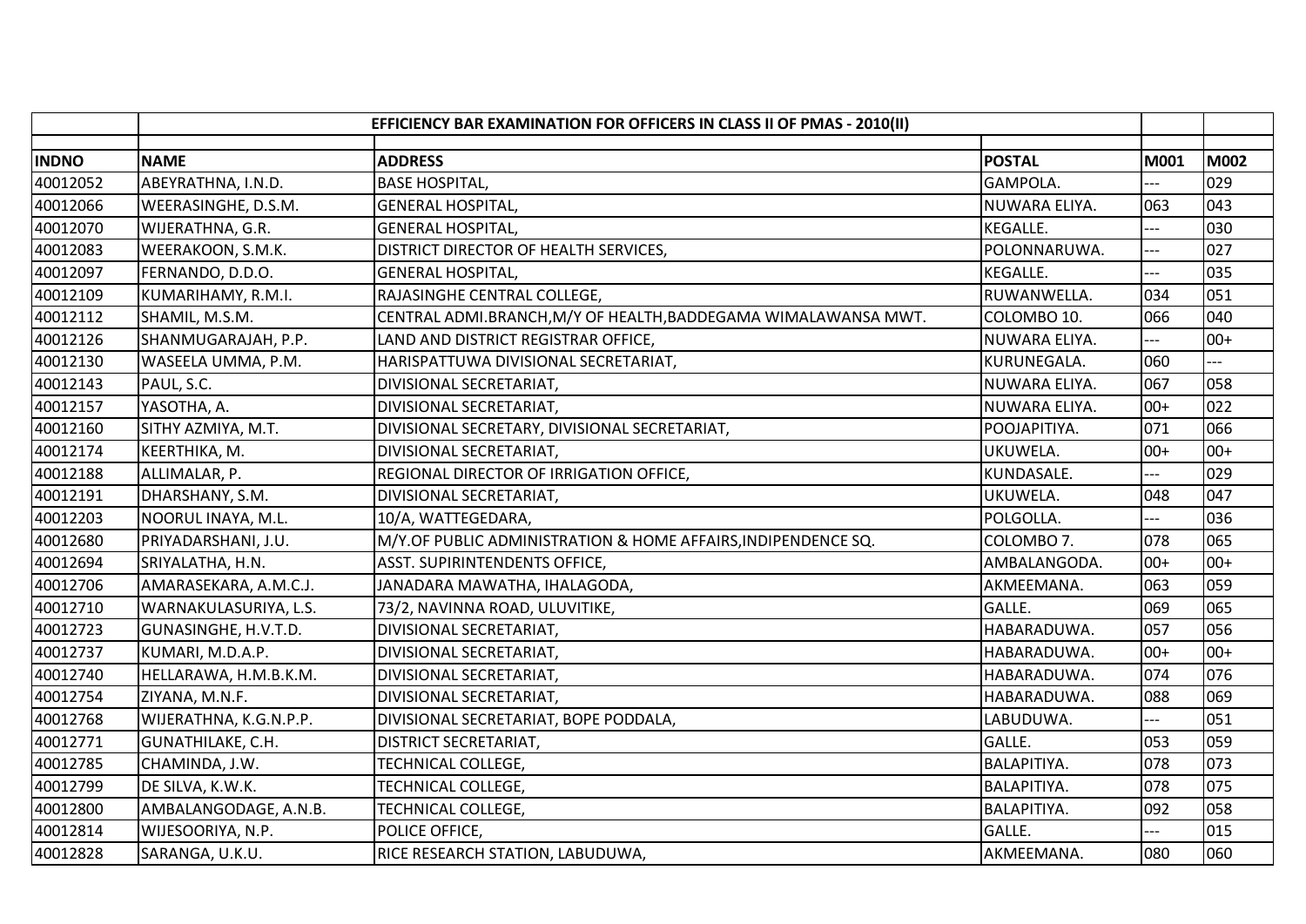| | EFFICIENCY BAR EXAMINATION FOR OFFICERS IN CLASS II OF PMAS - 2010(II) | | | | |
|---|---|---|---|---|---|
| **INDNO** | **NAME** | **ADDRESS** | **POSTAL** | **M001** | **M002** |
| 40012052 | ABEYRATHNA, I.N.D. | BASE HOSPITAL, | GAMPOLA. | --- | 029 |
| 40012066 | WEERASINGHE, D.S.M. | GENERAL HOSPITAL, | NUWARA ELIYA. | 063 | 043 |
| 40012070 | WIJERATHNA, G.R. | GENERAL HOSPITAL, | KEGALLE. | --- | 030 |
| 40012083 | WEERAKOON, S.M.K. | DISTRICT DIRECTOR OF HEALTH SERVICES, | POLONNARUWA. | --- | 027 |
| 40012097 | FERNANDO, D.D.O. | GENERAL HOSPITAL, | KEGALLE. | --- | 035 |
| 40012109 | KUMARIHAMY, R.M.I. | RAJASINGHE CENTRAL COLLEGE, | RUWANWELLA. | 034 | 051 |
| 40012112 | SHAMIL, M.S.M. | CENTRAL ADMI.BRANCH,M/Y OF HEALTH,BADDEGAMA WIMALAWANSA MWT. | COLOMBO 10. | 066 | 040 |
| 40012126 | SHANMUGARAJAH, P.P. | LAND AND DISTRICT REGISTRAR OFFICE, | NUWARA ELIYA. | --- | 00+ |
| 40012130 | WASEELA UMMA, P.M. | HARISPATTUWA DIVISIONAL SECRETARIAT, | KURUNEGALA. | 060 | --- |
| 40012143 | PAUL, S.C. | DIVISIONAL SECRETARIAT, | NUWARA ELIYA. | 067 | 058 |
| 40012157 | YASOTHA, A. | DIVISIONAL SECRETARIAT, | NUWARA ELIYA. | 00+ | 022 |
| 40012160 | SITHY AZMIYA, M.T. | DIVISIONAL SECRETARY, DIVISIONAL SECRETARIAT, | POOJAPITIYA. | 071 | 066 |
| 40012174 | KEERTHIKA, M. | DIVISIONAL SECRETARIAT, | UKUWELA. | 00+ | 00+ |
| 40012188 | ALLIMALAR, P. | REGIONAL DIRECTOR OF IRRIGATION OFFICE, | KUNDASALE. | --- | 029 |
| 40012191 | DHARSHANY, S.M. | DIVISIONAL SECRETARIAT, | UKUWELA. | 048 | 047 |
| 40012203 | NOORUL INAYA, M.L. | 10/A, WATTEGEDARA, | POLGOLLA. | --- | 036 |
| 40012680 | PRIYADARSHANI, J.U. | M/Y.OF PUBLIC ADMINISTRATION & HOME AFFAIRS,INDIPENDENCE SQ. | COLOMBO 7. | 078 | 065 |
| 40012694 | SRIYALATHA, H.N. | ASST. SUPIRINTENDENTS OFFICE, | AMBALANGODA. | 00+ | 00+ |
| 40012706 | AMARASEKARA, A.M.C.J. | JANADARA MAWATHA, IHALAGODA, | AKMEEMANA. | 063 | 059 |
| 40012710 | WARNAKULASURIYA, L.S. | 73/2, NAVINNA ROAD, ULUVITIKE, | GALLE. | 069 | 065 |
| 40012723 | GUNASINGHE, H.V.T.D. | DIVISIONAL SECRETARIAT, | HABARADUWA. | 057 | 056 |
| 40012737 | KUMARI, M.D.A.P. | DIVISIONAL SECRETARIAT, | HABARADUWA. | 00+ | 00+ |
| 40012740 | HELLARAWA, H.M.B.K.M. | DIVISIONAL SECRETARIAT, | HABARADUWA. | 074 | 076 |
| 40012754 | ZIYANA, M.N.F. | DIVISIONAL SECRETARIAT, | HABARADUWA. | 088 | 069 |
| 40012768 | WIJERATHNA, K.G.N.P.P. | DIVISIONAL SECRETARIAT, BOPE PODDALA, | LABUDUWA. | --- | 051 |
| 40012771 | GUNATHILAKE, C.H. | DISTRICT SECRETARIAT, | GALLE. | 053 | 059 |
| 40012785 | CHAMINDA, J.W. | TECHNICAL COLLEGE, | BALAPITIYA. | 078 | 073 |
| 40012799 | DE SILVA, K.W.K. | TECHNICAL COLLEGE, | BALAPITIYA. | 078 | 075 |
| 40012800 | AMBALANGODAGE, A.N.B. | TECHNICAL COLLEGE, | BALAPITIYA. | 092 | 058 |
| 40012814 | WIJESOORIYA, N.P. | POLICE OFFICE, | GALLE. | --- | 015 |
| 40012828 | SARANGA, U.K.U. | RICE RESEARCH STATION, LABUDUWA, | AKMEEMANA. | 080 | 060 |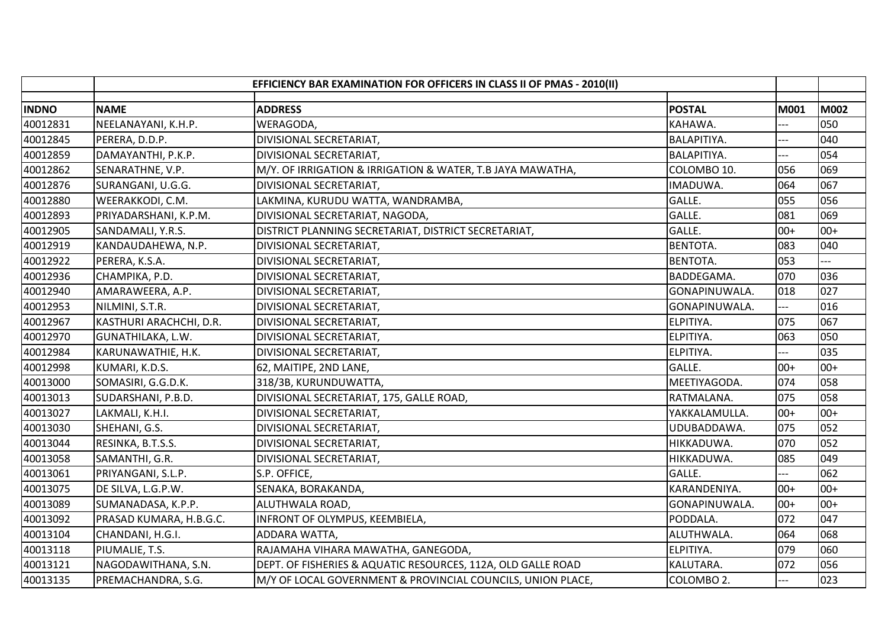| | EFFICIENCY BAR EXAMINATION FOR OFFICERS IN CLASS II OF PMAS - 2010(II) | | | | |
|---|---|---|---|---|---|
| INDNO | NAME | ADDRESS | POSTAL | M001 | M002 |
| 40012831 | NEELANAYANI, K.H.P. | WERAGODA, | KAHAWA. | --- | 050 |
| 40012845 | PERERA, D.D.P. | DIVISIONAL SECRETARIAT, | BALAPITIYA. | --- | 040 |
| 40012859 | DAMAYANTHI, P.K.P. | DIVISIONAL SECRETARIAT, | BALAPITIYA. | --- | 054 |
| 40012862 | SENARATHNE, V.P. | M/Y. OF IRRIGATION & IRRIGATION & WATER, T.B JAYA MAWATHA, | COLOMBO 10. | 056 | 069 |
| 40012876 | SURANGANI, U.G.G. | DIVISIONAL SECRETARIAT, | IMADUWA. | 064 | 067 |
| 40012880 | WEERAKKODI, C.M. | LAKMINA, KURUDU WATTA, WANDRAMBA, | GALLE. | 055 | 056 |
| 40012893 | PRIYADARSHANI, K.P.M. | DIVISIONAL SECRETARIAT, NAGODA, | GALLE. | 081 | 069 |
| 40012905 | SANDAMALI, Y.R.S. | DISTRICT PLANNING SECRETARIAT, DISTRICT SECRETARIAT, | GALLE. | 00+ | 00+ |
| 40012919 | KANDAUDAHEWA, N.P. | DIVISIONAL SECRETARIAT, | BENTOTA. | 083 | 040 |
| 40012922 | PERERA, K.S.A. | DIVISIONAL SECRETARIAT, | BENTOTA. | 053 | --- |
| 40012936 | CHAMPIKA, P.D. | DIVISIONAL SECRETARIAT, | BADDEGAMA. | 070 | 036 |
| 40012940 | AMARAWEERA, A.P. | DIVISIONAL SECRETARIAT, | GONAPINUWALA. | 018 | 027 |
| 40012953 | NILMINI, S.T.R. | DIVISIONAL SECRETARIAT, | GONAPINUWALA. | --- | 016 |
| 40012967 | KASTHURI ARACHCHI, D.R. | DIVISIONAL SECRETARIAT, | ELPITIYA. | 075 | 067 |
| 40012970 | GUNATHILAKA, L.W. | DIVISIONAL SECRETARIAT, | ELPITIYA. | 063 | 050 |
| 40012984 | KARUNAWATHIE, H.K. | DIVISIONAL SECRETARIAT, | ELPITIYA. | --- | 035 |
| 40012998 | KUMARI, K.D.S. | 62, MAITIPE, 2ND LANE, | GALLE. | 00+ | 00+ |
| 40013000 | SOMASIRI, G.G.D.K. | 318/3B, KURUNDUWATTA, | MEETIYAGODA. | 074 | 058 |
| 40013013 | SUDARSHANI, P.B.D. | DIVISIONAL SECRETARIAT, 175, GALLE ROAD, | RATMALANA. | 075 | 058 |
| 40013027 | LAKMALI, K.H.I. | DIVISIONAL SECRETARIAT, | YAKKALAMULLA. | 00+ | 00+ |
| 40013030 | SHEHANI, G.S. | DIVISIONAL SECRETARIAT, | UDUBADDAWA. | 075 | 052 |
| 40013044 | RESINKA, B.T.S.S. | DIVISIONAL SECRETARIAT, | HIKKADUWA. | 070 | 052 |
| 40013058 | SAMANTHI, G.R. | DIVISIONAL SECRETARIAT, | HIKKADUWA. | 085 | 049 |
| 40013061 | PRIYANGANI, S.L.P. | S.P. OFFICE, | GALLE. | --- | 062 |
| 40013075 | DE SILVA, L.G.P.W. | SENAKA, BORAKANDA, | KARANDENIYA. | 00+ | 00+ |
| 40013089 | SUMANADASA, K.P.P. | ALUTHWALA ROAD, | GONAPINUWALA. | 00+ | 00+ |
| 40013092 | PRASAD KUMARA, H.B.G.C. | INFRONT OF OLYMPUS, KEEMBIELA, | PODDALA. | 072 | 047 |
| 40013104 | CHANDANI, H.G.I. | ADDARA WATTA, | ALUTHWALA. | 064 | 068 |
| 40013118 | PIUMALIE, T.S. | RAJAMAHA VIHARA MAWATHA, GANEGODA, | ELPITIYA. | 079 | 060 |
| 40013121 | NAGODAWITHANA, S.N. | DEPT. OF FISHERIES & AQUATIC RESOURCES, 112A, OLD GALLE ROAD | KALUTARA. | 072 | 056 |
| 40013135 | PREMACHANDRA, S.G. | M/Y OF LOCAL GOVERNMENT & PROVINCIAL COUNCILS, UNION PLACE, | COLOMBO 2. | --- | 023 |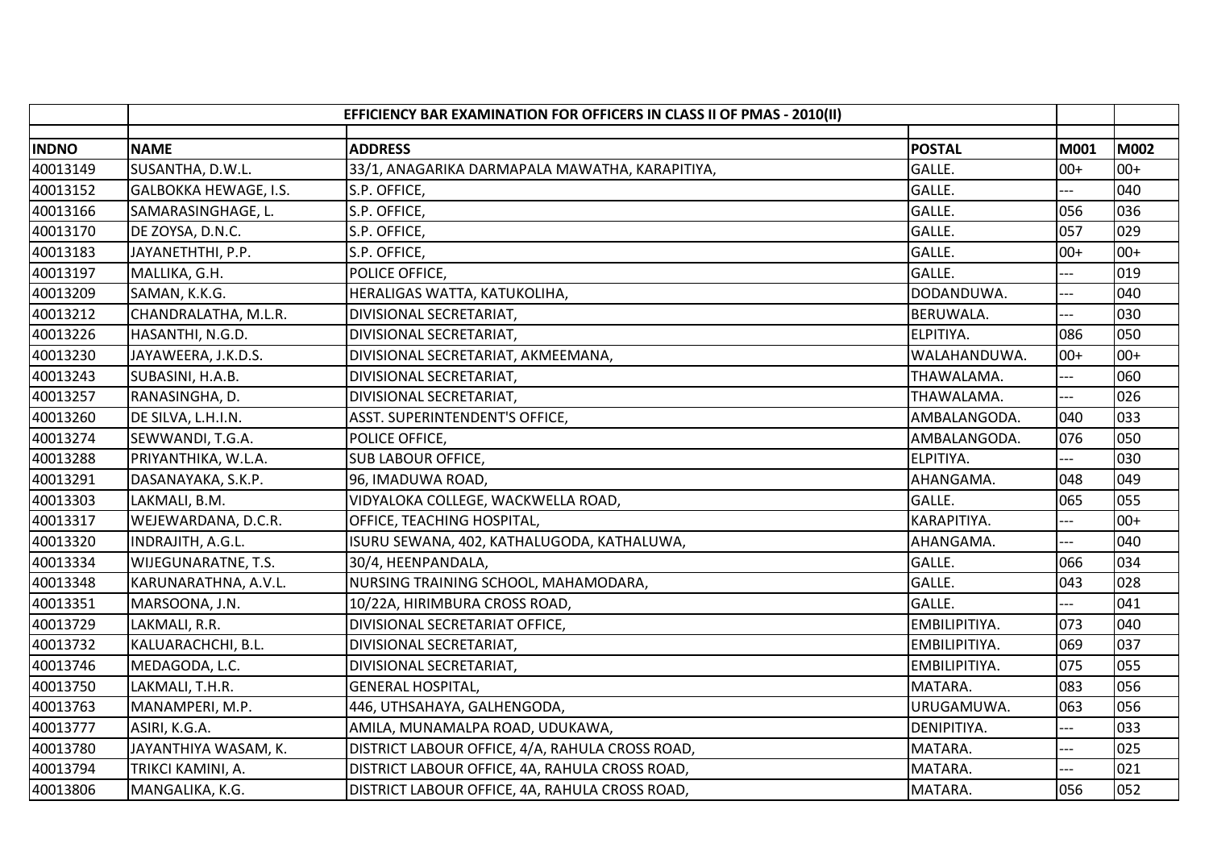| | EFFICIENCY BAR EXAMINATION FOR OFFICERS IN CLASS II OF PMAS - 2010(II) | | | | |
|---|---|---|---|---|---|
| **INDNO** | **NAME** | **ADDRESS** | **POSTAL** | **M001** | **M002** |
| 40013149 | SUSANTHA, D.W.L. | 33/1, ANAGARIKA DARMAPALA MAWATHA, KARAPITIYA, | GALLE. | 00+ | 00+ |
| 40013152 | GALBOKKA HEWAGE, I.S. | S.P. OFFICE, | GALLE. | --- | 040 |
| 40013166 | SAMARASINGHAGE, L. | S.P. OFFICE, | GALLE. | 056 | 036 |
| 40013170 | DE ZOYSA, D.N.C. | S.P. OFFICE, | GALLE. | 057 | 029 |
| 40013183 | JAYANETHTHI, P.P. | S.P. OFFICE, | GALLE. | 00+ | 00+ |
| 40013197 | MALLIKA, G.H. | POLICE OFFICE, | GALLE. | --- | 019 |
| 40013209 | SAMAN, K.K.G. | HERALIGAS WATTA, KATUKOLIHA, | DODANDUWA. | --- | 040 |
| 40013212 | CHANDRALATHA, M.L.R. | DIVISIONAL SECRETARIAT, | BERUWALA. | --- | 030 |
| 40013226 | HASANTHI, N.G.D. | DIVISIONAL SECRETARIAT, | ELPITIYA. | 086 | 050 |
| 40013230 | JAYAWEERA, J.K.D.S. | DIVISIONAL SECRETARIAT, AKMEEMANA, | WALAHANDUWA. | 00+ | 00+ |
| 40013243 | SUBASINI, H.A.B. | DIVISIONAL SECRETARIAT, | THAWALAMA. | --- | 060 |
| 40013257 | RANASINGHA, D. | DIVISIONAL SECRETARIAT, | THAWALAMA. | --- | 026 |
| 40013260 | DE SILVA, L.H.I.N. | ASST. SUPERINTENDENT'S OFFICE, | AMBALANGODA. | 040 | 033 |
| 40013274 | SEWWANDI, T.G.A. | POLICE OFFICE, | AMBALANGODA. | 076 | 050 |
| 40013288 | PRIYANTHIKA, W.L.A. | SUB LABOUR OFFICE, | ELPITIYA. | --- | 030 |
| 40013291 | DASANAYAKA, S.K.P. | 96, IMADUWA ROAD, | AHANGAMA. | 048 | 049 |
| 40013303 | LAKMALI, B.M. | VIDYALOKA COLLEGE, WACKWELLA ROAD, | GALLE. | 065 | 055 |
| 40013317 | WEJEWARDANA, D.C.R. | OFFICE, TEACHING HOSPITAL, | KARAPITIYA. | --- | 00+ |
| 40013320 | INDRAJITH, A.G.L. | ISURU SEWANA, 402, KATHALUGODA, KATHALUWA, | AHANGAMA. | --- | 040 |
| 40013334 | WIJEGUNARATNE, T.S. | 30/4, HEENPANDALA, | GALLE. | 066 | 034 |
| 40013348 | KARUNARATHNA, A.V.L. | NURSING TRAINING SCHOOL, MAHAMODARA, | GALLE. | 043 | 028 |
| 40013351 | MARSOONA, J.N. | 10/22A, HIRIMBURA CROSS ROAD, | GALLE. | --- | 041 |
| 40013729 | LAKMALI, R.R. | DIVISIONAL SECRETARIAT OFFICE, | EMBILIPITIYA. | 073 | 040 |
| 40013732 | KALUARACHCHI, B.L. | DIVISIONAL SECRETARIAT, | EMBILIPITIYA. | 069 | 037 |
| 40013746 | MEDAGODA, L.C. | DIVISIONAL SECRETARIAT, | EMBILIPITIYA. | 075 | 055 |
| 40013750 | LAKMALI, T.H.R. | GENERAL HOSPITAL, | MATARA. | 083 | 056 |
| 40013763 | MANAMPERI, M.P. | 446, UTHSAHAYA, GALHENGODA, | URUGAMUWA. | 063 | 056 |
| 40013777 | ASIRI, K.G.A. | AMILA, MUNAMALPA ROAD, UDUKAWA, | DENIPITIYA. | --- | 033 |
| 40013780 | JAYANTHIYA WASAM, K. | DISTRICT LABOUR OFFICE, 4/A, RAHULA CROSS ROAD, | MATARA. | --- | 025 |
| 40013794 | TRIKCI KAMINI, A. | DISTRICT LABOUR OFFICE, 4A, RAHULA CROSS ROAD, | MATARA. | --- | 021 |
| 40013806 | MANGALIKA, K.G. | DISTRICT LABOUR OFFICE, 4A, RAHULA CROSS ROAD, | MATARA. | 056 | 052 |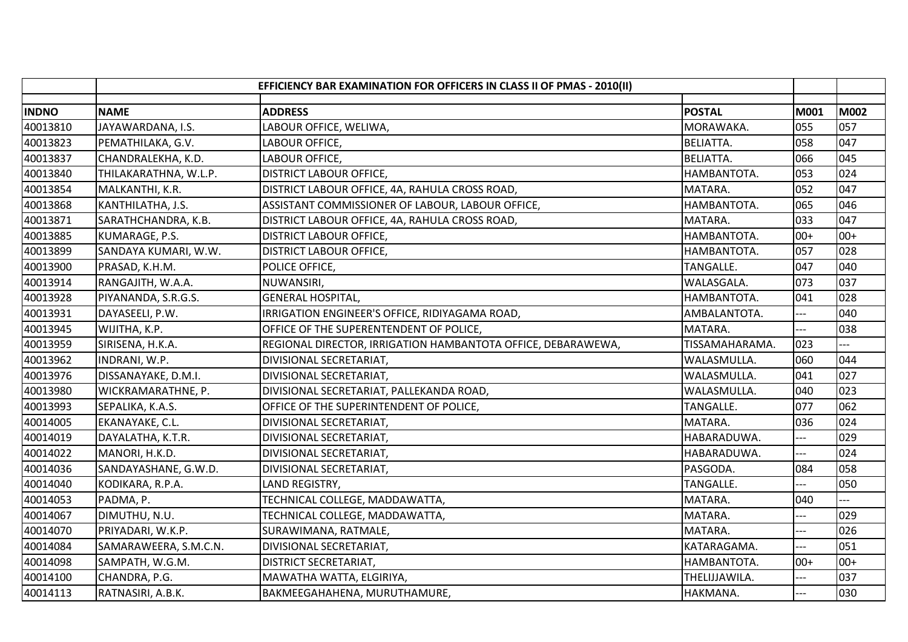| | EFFICIENCY BAR EXAMINATION FOR OFFICERS IN CLASS II OF PMAS - 2010(II) | | | | |
|---|---|---|---|---|---|
| INDNO | NAME | ADDRESS | POSTAL | M001 | M002 |
| 40013810 | JAYAWARDANA, I.S. | LABOUR OFFICE, WELIWA, | MORAWAKA. | 055 | 057 |
| 40013823 | PEMATHILAKA, G.V. | LABOUR OFFICE, | BELIATTA. | 058 | 047 |
| 40013837 | CHANDRALEKHA, K.D. | LABOUR OFFICE, | BELIATTA. | 066 | 045 |
| 40013840 | THILAKARATHNA, W.L.P. | DISTRICT LABOUR OFFICE, | HAMBANTOTA. | 053 | 024 |
| 40013854 | MALKANTHI, K.R. | DISTRICT LABOUR OFFICE, 4A, RAHULA CROSS ROAD, | MATARA. | 052 | 047 |
| 40013868 | KANTHILATHA, J.S. | ASSISTANT COMMISSIONER OF LABOUR, LABOUR OFFICE, | HAMBANTOTA. | 065 | 046 |
| 40013871 | SARATHCHANDRA, K.B. | DISTRICT LABOUR OFFICE, 4A, RAHULA CROSS ROAD, | MATARA. | 033 | 047 |
| 40013885 | KUMARAGE, P.S. | DISTRICT LABOUR OFFICE, | HAMBANTOTA. | 00+ | 00+ |
| 40013899 | SANDAYA KUMARI, W.W. | DISTRICT LABOUR OFFICE, | HAMBANTOTA. | 057 | 028 |
| 40013900 | PRASAD, K.H.M. | POLICE OFFICE, | TANGALLE. | 047 | 040 |
| 40013914 | RANGAJITH, W.A.A. | NUWANSIRI, | WALASGALA. | 073 | 037 |
| 40013928 | PIYANANDA, S.R.G.S. | GENERAL HOSPITAL, | HAMBANTOTA. | 041 | 028 |
| 40013931 | DAYASEELI, P.W. | IRRIGATION ENGINEER'S OFFICE, RIDIYAGAMA ROAD, | AMBALANTOTA. | --- | 040 |
| 40013945 | WIJITHA, K.P. | OFFICE OF THE SUPERENTENDENT OF POLICE, | MATARA. | --- | 038 |
| 40013959 | SIRISENA, H.K.A. | REGIONAL DIRECTOR, IRRIGATION HAMBANTOTA OFFICE, DEBARAWEWA, | TISSAMAHARAMA. | 023 | --- |
| 40013962 | INDRANI, W.P. | DIVISIONAL SECRETARIAT, | WALASMULLA. | 060 | 044 |
| 40013976 | DISSANAYAKE, D.M.I. | DIVISIONAL SECRETARIAT, | WALASMULLA. | 041 | 027 |
| 40013980 | WICKRAMARATHNE, P. | DIVISIONAL SECRETARIAT, PALLEKANDA ROAD, | WALASMULLA. | 040 | 023 |
| 40013993 | SEPALIKA, K.A.S. | OFFICE OF THE SUPERINTENDENT OF POLICE, | TANGALLE. | 077 | 062 |
| 40014005 | EKANAYAKE, C.L. | DIVISIONAL SECRETARIAT, | MATARA. | 036 | 024 |
| 40014019 | DAYALATHA, K.T.R. | DIVISIONAL SECRETARIAT, | HABARADUWA. | --- | 029 |
| 40014022 | MANORI, H.K.D. | DIVISIONAL SECRETARIAT, | HABARADUWA. | --- | 024 |
| 40014036 | SANDAYASHANE, G.W.D. | DIVISIONAL SECRETARIAT, | PASGODA. | 084 | 058 |
| 40014040 | KODIKARA, R.P.A. | LAND REGISTRY, | TANGALLE. | --- | 050 |
| 40014053 | PADMA, P. | TECHNICAL COLLEGE, MADDAWATTA, | MATARA. | 040 | --- |
| 40014067 | DIMUTHU, N.U. | TECHNICAL COLLEGE, MADDAWATTA, | MATARA. | --- | 029 |
| 40014070 | PRIYADARI, W.K.P. | SURAWIMANA, RATMALE, | MATARA. | --- | 026 |
| 40014084 | SAMARAWEERA, S.M.C.N. | DIVISIONAL SECRETARIAT, | KATARAGAMA. | --- | 051 |
| 40014098 | SAMPATH, W.G.M. | DISTRICT SECRETARIAT, | HAMBANTOTA. | 00+ | 00+ |
| 40014100 | CHANDRA, P.G. | MAWATHA WATTA, ELGIRIYA, | THELIJJAWILA. | --- | 037 |
| 40014113 | RATNASIRI, A.B.K. | BAKMEEGAHAHENA, MURUTHAMURE, | HAKMANA. | --- | 030 |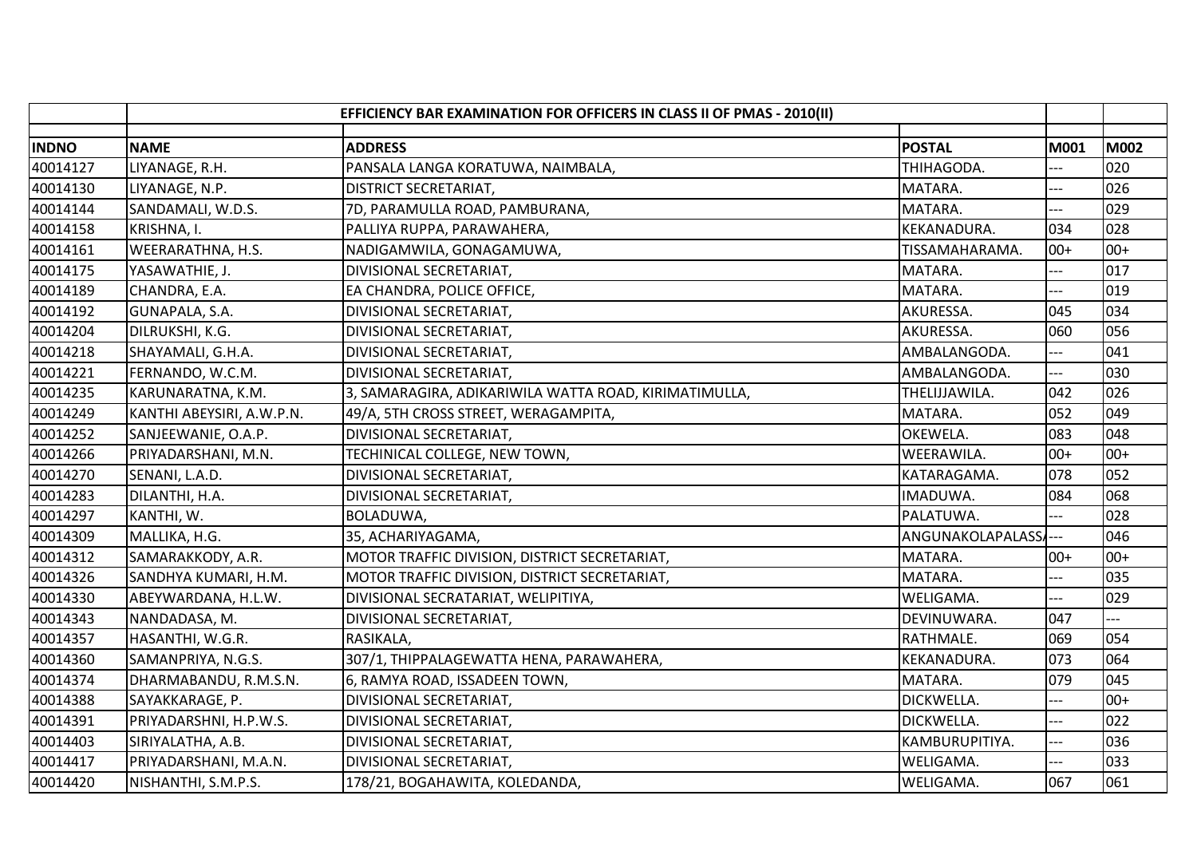| | EFFICIENCY BAR EXAMINATION FOR OFFICERS IN CLASS II OF PMAS - 2010(II) | | | | |
|---|---|---|---|---|---|
| **INDNO** | **NAME** | **ADDRESS** | **POSTAL** | **M001** | **M002** |
| 40014127 | LIYANAGE, R.H. | PANSALA LANGA KORATUWA, NAIMBALA, | THIHAGODA. | --- | 020 |
| 40014130 | LIYANAGE, N.P. | DISTRICT SECRETARIAT, | MATARA. | --- | 026 |
| 40014144 | SANDAMALI, W.D.S. | 7D, PARAMULLA ROAD, PAMBURANA, | MATARA. | --- | 029 |
| 40014158 | KRISHNA, I. | PALLIYA RUPPA, PARAWAHERA, | KEKANADURA. | 034 | 028 |
| 40014161 | WEERARATHNA, H.S. | NADIGAMWILA, GONAGAMUWA, | TISSAMAHARAMA. | 00+ | 00+ |
| 40014175 | YASAWATHIE, J. | DIVISIONAL SECRETARIAT, | MATARA. | --- | 017 |
| 40014189 | CHANDRA, E.A. | EA CHANDRA, POLICE OFFICE, | MATARA. | --- | 019 |
| 40014192 | GUNAPALA, S.A. | DIVISIONAL SECRETARIAT, | AKURESSA. | 045 | 034 |
| 40014204 | DILRUKSHI, K.G. | DIVISIONAL SECRETARIAT, | AKURESSA. | 060 | 056 |
| 40014218 | SHAYAMALI, G.H.A. | DIVISIONAL SECRETARIAT, | AMBALANGODA. | --- | 041 |
| 40014221 | FERNANDO, W.C.M. | DIVISIONAL SECRETARIAT, | AMBALANGODA. | --- | 030 |
| 40014235 | KARUNARATNA, K.M. | 3, SAMARAGIRA, ADIKARIWILA WATTA ROAD, KIRIMATIMULLA, | THELIJJAWILA. | 042 | 026 |
| 40014249 | KANTHI ABEYSIRI, A.W.P.N. | 49/A, 5TH CROSS STREET, WERAGAMPITA, | MATARA. | 052 | 049 |
| 40014252 | SANJEEWANIE, O.A.P. | DIVISIONAL SECRETARIAT, | OKEWELA. | 083 | 048 |
| 40014266 | PRIYADARSHANI, M.N. | TECHINICAL COLLEGE, NEW TOWN, | WEERAWILA. | 00+ | 00+ |
| 40014270 | SENANI, L.A.D. | DIVISIONAL SECRETARIAT, | KATARAGAMA. | 078 | 052 |
| 40014283 | DILANTHI, H.A. | DIVISIONAL SECRETARIAT, | IMADUWA. | 084 | 068 |
| 40014297 | KANTHI, W. | BOLADUWA, | PALATUWA. | --- | 028 |
| 40014309 | MALLIKA, H.G. | 35, ACHARIYAGAMA, | ANGUNAKOLAPALASSA | --- | 046 |
| 40014312 | SAMARAKKODY, A.R. | MOTOR TRAFFIC DIVISION, DISTRICT SECRETARIAT, | MATARA. | 00+ | 00+ |
| 40014326 | SANDHYA KUMARI, H.M. | MOTOR TRAFFIC DIVISION, DISTRICT SECRETARIAT, | MATARA. | --- | 035 |
| 40014330 | ABEYWARDANA, H.L.W. | DIVISIONAL SECRATARIAT, WELIPITIYA, | WELIGAMA. | --- | 029 |
| 40014343 | NANDADASA, M. | DIVISIONAL SECRETARIAT, | DEVINUWARA. | 047 | --- |
| 40014357 | HASANTHI, W.G.R. | RASIKALA, | RATHMALE. | 069 | 054 |
| 40014360 | SAMANPRIYA, N.G.S. | 307/1, THIPPALAGEWATTA HENA, PARAWAHERA, | KEKANADURA. | 073 | 064 |
| 40014374 | DHARMABANDU, R.M.S.N. | 6, RAMYA ROAD, ISSADEEN TOWN, | MATARA. | 079 | 045 |
| 40014388 | SAYAKKARAGE, P. | DIVISIONAL SECRETARIAT, | DICKWELLA. | --- | 00+ |
| 40014391 | PRIYADARSHNI, H.P.W.S. | DIVISIONAL SECRETARIAT, | DICKWELLA. | --- | 022 |
| 40014403 | SIRIYALATHA, A.B. | DIVISIONAL SECRETARIAT, | KAMBURUPITIYA. | --- | 036 |
| 40014417 | PRIYADARSHANI, M.A.N. | DIVISIONAL SECRETARIAT, | WELIGAMA. | --- | 033 |
| 40014420 | NISHANTHI, S.M.P.S. | 178/21, BOGAHAWITA, KOLEDANDA, | WELIGAMA. | 067 | 061 |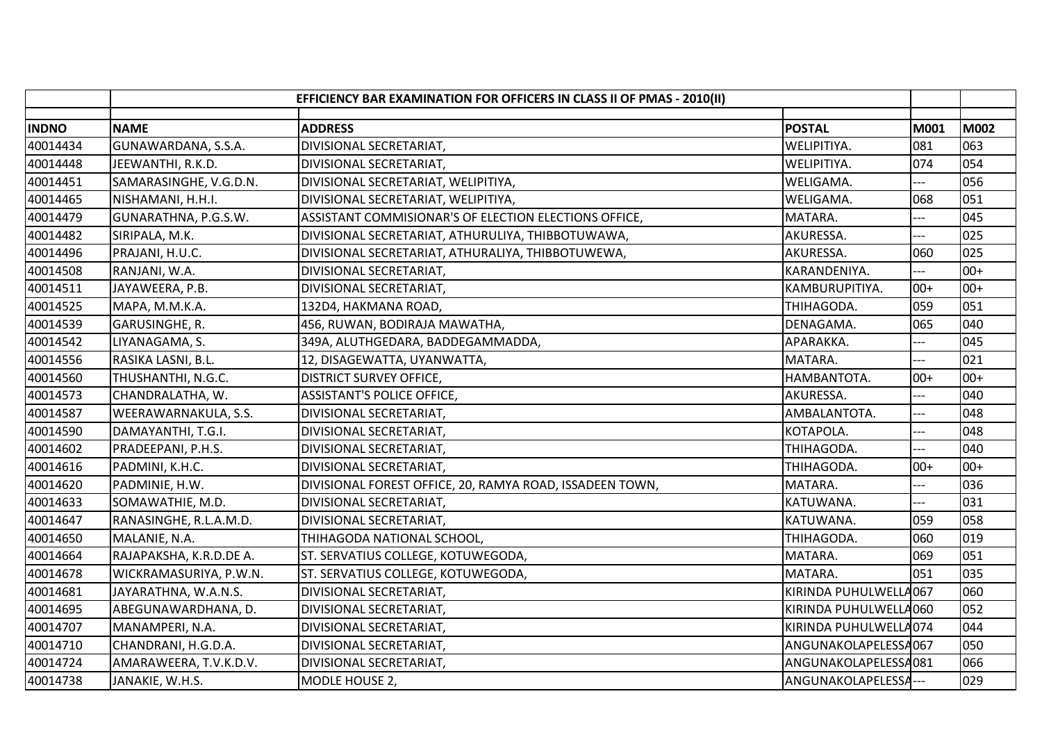| | | EFFICIENCY BAR EXAMINATION FOR OFFICERS IN CLASS II OF PMAS - 2010(II) | | | |
|---|---|---|---|---|---|
| **INDNO** | **NAME** | **ADDRESS** | **POSTAL** | **M001** | **M002** |
| 40014434 | GUNAWARDANA, S.S.A. | DIVISIONAL SECRETARIAT, | WELIPITIYA. | 081 | 063 |
| 40014448 | JEEWANTHI, R.K.D. | DIVISIONAL SECRETARIAT, | WELIPITIYA. | 074 | 054 |
| 40014451 | SAMARASINGHE, V.G.D.N. | DIVISIONAL SECRETARIAT, WELIPITIYA, | WELIGAMA. | --- | 056 |
| 40014465 | NISHAMANI, H.H.I. | DIVISIONAL SECRETARIAT, WELIPITIYA, | WELIGAMA. | 068 | 051 |
| 40014479 | GUNARATHNA, P.G.S.W. | ASSISTANT COMMISIONAR'S OF ELECTION ELECTIONS OFFICE, | MATARA. | --- | 045 |
| 40014482 | SIRIPALA, M.K. | DIVISIONAL SECRETARIAT, ATHURULIYA, THIBBOTUWAWA, | AKURESSA. | --- | 025 |
| 40014496 | PRAJANI, H.U.C. | DIVISIONAL SECRETARIAT, ATHURALIYA, THIBBOTUWEWA, | AKURESSA. | 060 | 025 |
| 40014508 | RANJANI, W.A. | DIVISIONAL SECRETARIAT, | KARANDENIYA. | --- | 00+ |
| 40014511 | JAYAWEERA, P.B. | DIVISIONAL SECRETARIAT, | KAMBURUPITIYA. | 00+ | 00+ |
| 40014525 | MAPA, M.M.K.A. | 132D4, HAKMANA ROAD, | THIHAGODA. | 059 | 051 |
| 40014539 | GARUSINGHE, R. | 456, RUWAN, BODIRAJA MAWATHA, | DENAGAMA. | 065 | 040 |
| 40014542 | LIYANAGAMA, S. | 349A, ALUTHGEDARA, BADDEGAMMADDA, | APARAKKA. | --- | 045 |
| 40014556 | RASIKA LASNI, B.L. | 12, DISAGEWATTA, UYANWATTA, | MATARA. | --- | 021 |
| 40014560 | THUSHANTHI, N.G.C. | DISTRICT SURVEY OFFICE, | HAMBANTOTA. | 00+ | 00+ |
| 40014573 | CHANDRALATHA, W. | ASSISTANT'S POLICE OFFICE, | AKURESSA. | --- | 040 |
| 40014587 | WEERAWARNAKULA, S.S. | DIVISIONAL SECRETARIAT, | AMBALANTOTA. | --- | 048 |
| 40014590 | DAMAYANTHI, T.G.I. | DIVISIONAL SECRETARIAT, | KOTAPOLA. | --- | 048 |
| 40014602 | PRADEEPANI, P.H.S. | DIVISIONAL SECRETARIAT, | THIHAGODA. | --- | 040 |
| 40014616 | PADMINI, K.H.C. | DIVISIONAL SECRETARIAT, | THIHAGODA. | 00+ | 00+ |
| 40014620 | PADMINIE, H.W. | DIVISIONAL FOREST OFFICE, 20, RAMYA ROAD, ISSADEEN TOWN, | MATARA. | --- | 036 |
| 40014633 | SOMAWATHIE, M.D. | DIVISIONAL SECRETARIAT, | KATUWANA. | --- | 031 |
| 40014647 | RANASINGHE, R.L.A.M.D. | DIVISIONAL SECRETARIAT, | KATUWANA. | 059 | 058 |
| 40014650 | MALANIE, N.A. | THIHAGODA NATIONAL SCHOOL, | THIHAGODA. | 060 | 019 |
| 40014664 | RAJAPAKSHA, K.R.D.DE A. | ST. SERVATIUS COLLEGE, KOTUWEGODA, | MATARA. | 069 | 051 |
| 40014678 | WICKRAMASURIYA, P.W.N. | ST. SERVATIUS COLLEGE, KOTUWEGODA, | MATARA. | 051 | 035 |
| 40014681 | JAYARATHNA, W.A.N.S. | DIVISIONAL SECRETARIAT, | KIRINDA PUHULWELLA | 067 | 060 |
| 40014695 | ABEGUNAWARDHANA, D. | DIVISIONAL SECRETARIAT, | KIRINDA PUHULWELLA | 060 | 052 |
| 40014707 | MANAMPERI, N.A. | DIVISIONAL SECRETARIAT, | KIRINDA PUHULWELLA | 074 | 044 |
| 40014710 | CHANDRANI, H.G.D.A. | DIVISIONAL SECRETARIAT, | ANGUNAKOLAPELESSA | 067 | 050 |
| 40014724 | AMARAWEERA, T.V.K.D.V. | DIVISIONAL SECRETARIAT, | ANGUNAKOLAPELESSA | 081 | 066 |
| 40014738 | JANAKIE, W.H.S. | MODLE HOUSE 2, | ANGUNAKOLAPELESSA | --- | 029 |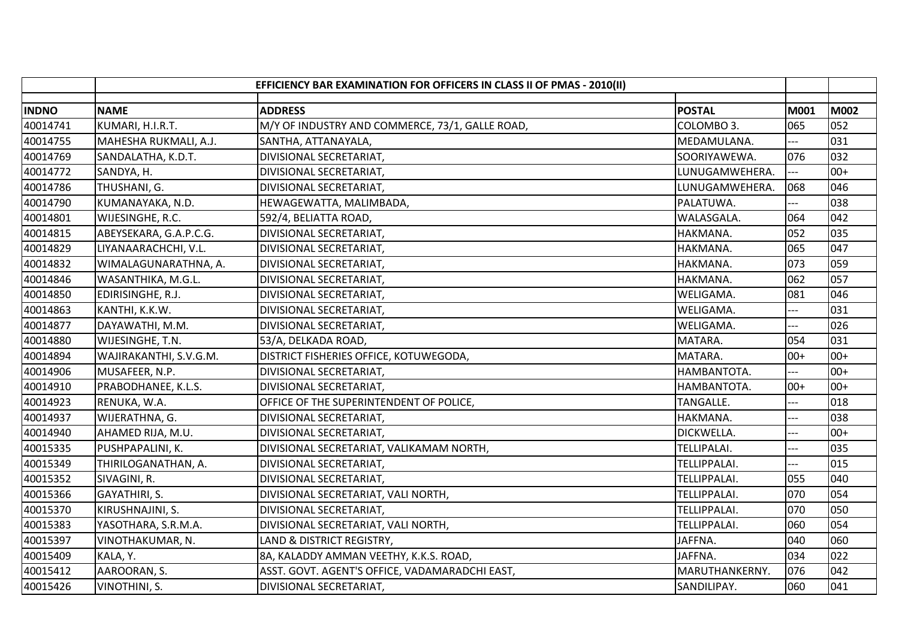| | EFFICIENCY BAR EXAMINATION FOR OFFICERS IN CLASS II OF PMAS - 2010(II) | | | | |
|---|---|---|---|---|---|
| INDNO | NAME | ADDRESS | POSTAL | M001 | M002 |
| 40014741 | KUMARI, H.I.R.T. | M/Y OF INDUSTRY AND COMMERCE, 73/1, GALLE ROAD, | COLOMBO 3. | 065 | 052 |
| 40014755 | MAHESHA RUKMALI, A.J. | SANTHA, ATTANAYALA, | MEDAMULANA. | --- | 031 |
| 40014769 | SANDALATHA, K.D.T. | DIVISIONAL SECRETARIAT, | SOORIYAWEWA. | 076 | 032 |
| 40014772 | SANDYA, H. | DIVISIONAL SECRETARIAT, | LUNUGAMWEHERA. | --- | 00+ |
| 40014786 | THUSHANI, G. | DIVISIONAL SECRETARIAT, | LUNUGAMWEHERA. | 068 | 046 |
| 40014790 | KUMANAYAKA, N.D. | HEWAGEWATTA, MALIMBADA, | PALATUWA. | --- | 038 |
| 40014801 | WIJESINGHE, R.C. | 592/4, BELIATTA ROAD, | WALASGALA. | 064 | 042 |
| 40014815 | ABEYSEKARA, G.A.P.C.G. | DIVISIONAL SECRETARIAT, | HAKMANA. | 052 | 035 |
| 40014829 | LIYANAARACHCHI, V.L. | DIVISIONAL SECRETARIAT, | HAKMANA. | 065 | 047 |
| 40014832 | WIMALAGUNARATHNA, A. | DIVISIONAL SECRETARIAT, | HAKMANA. | 073 | 059 |
| 40014846 | WASANTHIKA, M.G.L. | DIVISIONAL SECRETARIAT, | HAKMANA. | 062 | 057 |
| 40014850 | EDIRISINGHE, R.J. | DIVISIONAL SECRETARIAT, | WELIGAMA. | 081 | 046 |
| 40014863 | KANTHI, K.K.W. | DIVISIONAL SECRETARIAT, | WELIGAMA. | --- | 031 |
| 40014877 | DAYAWATHI, M.M. | DIVISIONAL SECRETARIAT, | WELIGAMA. | --- | 026 |
| 40014880 | WIJESINGHE, T.N. | 53/A, DELKADA ROAD, | MATARA. | 054 | 031 |
| 40014894 | WAJIRAKANTHI, S.V.G.M. | DISTRICT FISHERIES OFFICE, KOTUWEGODA, | MATARA. | 00+ | 00+ |
| 40014906 | MUSAFEER, N.P. | DIVISIONAL SECRETARIAT, | HAMBANTOTA. | --- | 00+ |
| 40014910 | PRABODHANEE, K.L.S. | DIVISIONAL SECRETARIAT, | HAMBANTOTA. | 00+ | 00+ |
| 40014923 | RENUKA, W.A. | OFFICE OF THE SUPERINTENDENT OF POLICE, | TANGALLE. | --- | 018 |
| 40014937 | WIJERATHNA, G. | DIVISIONAL SECRETARIAT, | HAKMANA. | --- | 038 |
| 40014940 | AHAMED RIJA, M.U. | DIVISIONAL SECRETARIAT, | DICKWELLA. | --- | 00+ |
| 40015335 | PUSHPAPALINI, K. | DIVISIONAL SECRETARIAT, VALIKAMAM NORTH, | TELLIPALAI. | --- | 035 |
| 40015349 | THIRILOGANATHAN, A. | DIVISIONAL SECRETARIAT, | TELLIPPALAI. | --- | 015 |
| 40015352 | SIVAGINI, R. | DIVISIONAL SECRETARIAT, | TELLIPPALAI. | 055 | 040 |
| 40015366 | GAYATHIRI, S. | DIVISIONAL SECRETARIAT, VALI NORTH, | TELLIPPALAI. | 070 | 054 |
| 40015370 | KIRUSHNAJINI, S. | DIVISIONAL SECRETARIAT, | TELLIPPALAI. | 070 | 050 |
| 40015383 | YASOTHARA, S.R.M.A. | DIVISIONAL SECRETARIAT, VALI NORTH, | TELLIPPALAI. | 060 | 054 |
| 40015397 | VINOTHAKUMAR, N. | LAND & DISTRICT REGISTRY, | JAFFNA. | 040 | 060 |
| 40015409 | KALA, Y. | 8A, KALADDY AMMAN VEETHY, K.K.S. ROAD, | JAFFNA. | 034 | 022 |
| 40015412 | AAROORAN, S. | ASST. GOVT. AGENT'S OFFICE, VADAMARADCHI EAST, | MARUTHANKERNY. | 076 | 042 |
| 40015426 | VINOTHINI, S. | DIVISIONAL SECRETARIAT, | SANDILIPAY. | 060 | 041 |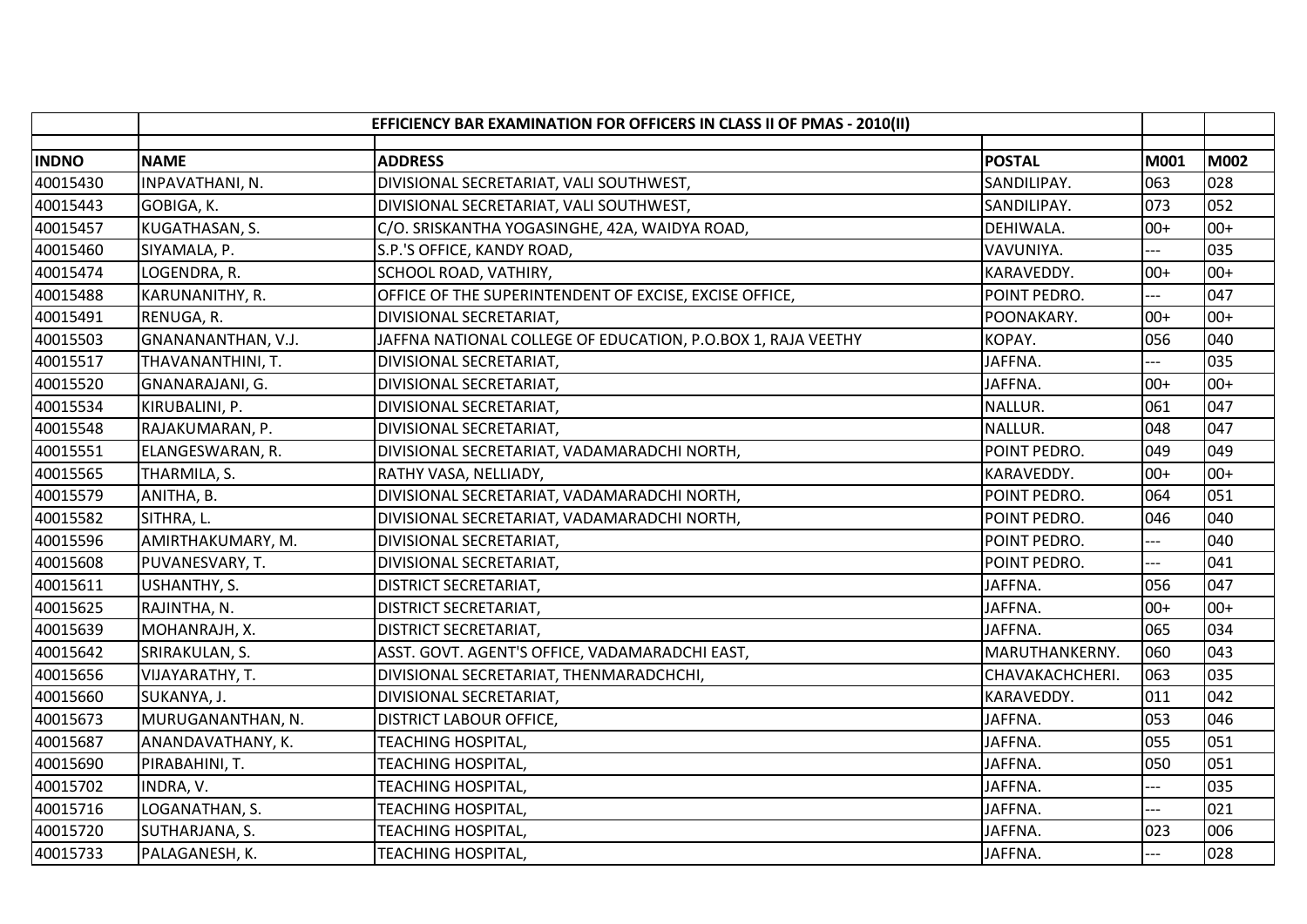| INDNO | NAME | ADDRESS | POSTAL | M001 | M002 |
|---|---|---|---|---|---|
| | | EFFICIENCY BAR EXAMINATION FOR OFFICERS IN CLASS II OF PMAS - 2010(II) | | | |
| 40015430 | INPAVATHANI, N. | DIVISIONAL SECRETARIAT, VALI SOUTHWEST, | SANDILIPAY. | 063 | 028 |
| 40015443 | GOBIGA, K. | DIVISIONAL SECRETARIAT, VALI SOUTHWEST, | SANDILIPAY. | 073 | 052 |
| 40015457 | KUGATHASAN, S. | C/O. SRISKANTHA YOGASINGHE, 42A, WAIDYA ROAD, | DEHIWALA. | 00+ | 00+ |
| 40015460 | SIYAMALA, P. | S.P.'S OFFICE, KANDY ROAD, | VAVUNIYA. | --- | 035 |
| 40015474 | LOGENDRA, R. | SCHOOL ROAD, VATHIRY, | KARAVEDDY. | 00+ | 00+ |
| 40015488 | KARUNANITHY, R. | OFFICE OF THE SUPERINTENDENT OF EXCISE, EXCISE OFFICE, | POINT PEDRO. | --- | 047 |
| 40015491 | RENUGA, R. | DIVISIONAL SECRETARIAT, | POONAKARY. | 00+ | 00+ |
| 40015503 | GNANANANTHAN, V.J. | JAFFNA NATIONAL COLLEGE OF EDUCATION, P.O.BOX 1, RAJA VEETHY | KOPAY. | 056 | 040 |
| 40015517 | THAVANANTHINI, T. | DIVISIONAL SECRETARIAT, | JAFFNA. | --- | 035 |
| 40015520 | GNANARAJANI, G. | DIVISIONAL SECRETARIAT, | JAFFNA. | 00+ | 00+ |
| 40015534 | KIRUBALINI, P. | DIVISIONAL SECRETARIAT, | NALLUR. | 061 | 047 |
| 40015548 | RAJAKUMARAN, P. | DIVISIONAL SECRETARIAT, | NALLUR. | 048 | 047 |
| 40015551 | ELANGESWARAN, R. | DIVISIONAL SECRETARIAT, VADAMARADCHI NORTH, | POINT PEDRO. | 049 | 049 |
| 40015565 | THARMILA, S. | RATHY VASA, NELLIADY, | KARAVEDDY. | 00+ | 00+ |
| 40015579 | ANITHA, B. | DIVISIONAL SECRETARIAT, VADAMARADCHI NORTH, | POINT PEDRO. | 064 | 051 |
| 40015582 | SITHRA, L. | DIVISIONAL SECRETARIAT, VADAMARADCHI NORTH, | POINT PEDRO. | 046 | 040 |
| 40015596 | AMIRTHAKUMARY, M. | DIVISIONAL SECRETARIAT, | POINT PEDRO. | --- | 040 |
| 40015608 | PUVANESVARY, T. | DIVISIONAL SECRETARIAT, | POINT PEDRO. | --- | 041 |
| 40015611 | USHANTHY, S. | DISTRICT SECRETARIAT, | JAFFNA. | 056 | 047 |
| 40015625 | RAJINTHA, N. | DISTRICT SECRETARIAT, | JAFFNA. | 00+ | 00+ |
| 40015639 | MOHANRAJH, X. | DISTRICT SECRETARIAT, | JAFFNA. | 065 | 034 |
| 40015642 | SRIRAKULAN, S. | ASST. GOVT. AGENT'S OFFICE, VADAMARADCHI EAST, | MARUTHANKERNY. | 060 | 043 |
| 40015656 | VIJAYARATHY, T. | DIVISIONAL SECRETARIAT, THENMARADCHCHI, | CHAVAKACHCHERI. | 063 | 035 |
| 40015660 | SUKANYA, J. | DIVISIONAL SECRETARIAT, | KARAVEDDY. | 011 | 042 |
| 40015673 | MURUGANANTHAN, N. | DISTRICT LABOUR OFFICE, | JAFFNA. | 053 | 046 |
| 40015687 | ANANDAVATHANY, K. | TEACHING HOSPITAL, | JAFFNA. | 055 | 051 |
| 40015690 | PIRABAHINI, T. | TEACHING HOSPITAL, | JAFFNA. | 050 | 051 |
| 40015702 | INDRA, V. | TEACHING HOSPITAL, | JAFFNA. | --- | 035 |
| 40015716 | LOGANATHAN, S. | TEACHING HOSPITAL, | JAFFNA. | --- | 021 |
| 40015720 | SUTHARJANA, S. | TEACHING HOSPITAL, | JAFFNA. | 023 | 006 |
| 40015733 | PALAGANESH, K. | TEACHING HOSPITAL, | JAFFNA. | --- | 028 |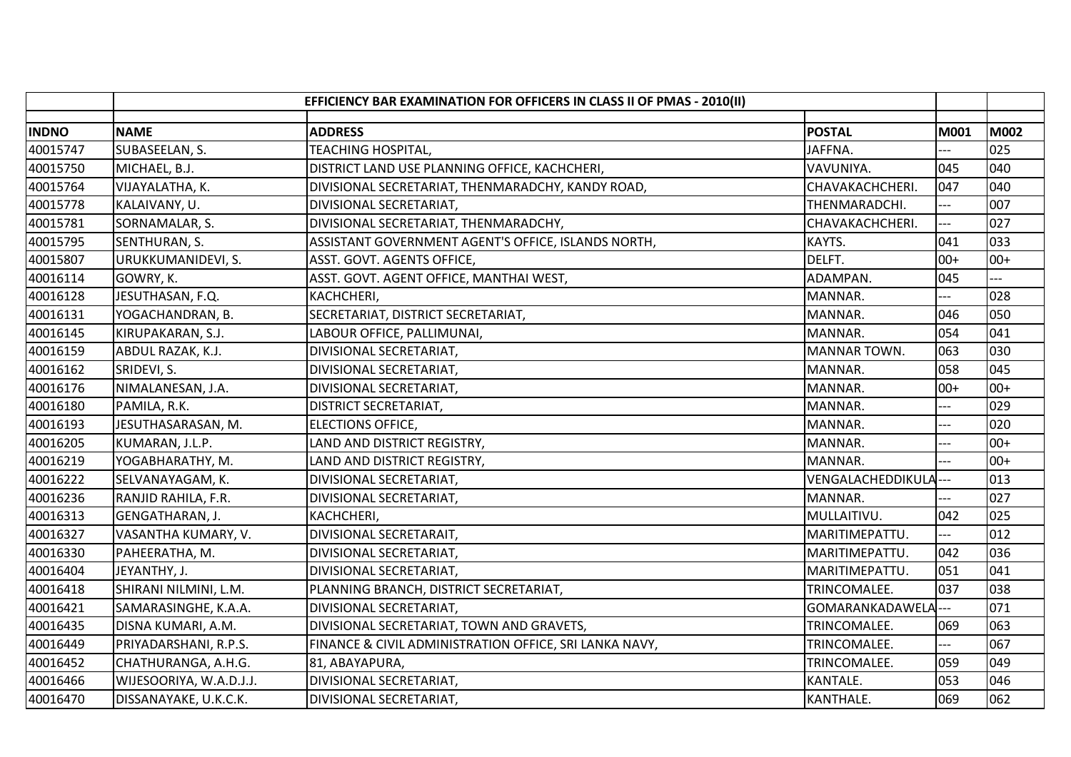| | EFFICIENCY BAR EXAMINATION FOR OFFICERS IN CLASS II OF PMAS - 2010(II) | | | | |
|---|---|---|---|---|---|
| **INDNO** | **NAME** | **ADDRESS** | **POSTAL** | **M001** | **M002** |
| 40015747 | SUBASEELAN, S. | TEACHING HOSPITAL, | JAFFNA. | --- | 025 |
| 40015750 | MICHAEL, B.J. | DISTRICT LAND USE PLANNING OFFICE, KACHCHERI, | VAVUNIYA. | 045 | 040 |
| 40015764 | VIJAYALATHA, K. | DIVISIONAL SECRETARIAT, THENMARADCHY, KANDY ROAD, | CHAVAKACHCHERI. | 047 | 040 |
| 40015778 | KALAIVANY, U. | DIVISIONAL SECRETARIAT, | THENMARADCHI. | --- | 007 |
| 40015781 | SORNAMALAR, S. | DIVISIONAL SECRETARIAT, THENMARADCHY, | CHAVAKACHCHERI. | --- | 027 |
| 40015795 | SENTHURAN, S. | ASSISTANT GOVERNMENT AGENT'S OFFICE, ISLANDS NORTH, | KAYTS. | 041 | 033 |
| 40015807 | URUKKUMANIDEVI, S. | ASST. GOVT. AGENTS OFFICE, | DELFT. | 00+ | 00+ |
| 40016114 | GOWRY, K. | ASST. GOVT. AGENT OFFICE, MANTHAI WEST, | ADAMPAN. | 045 | --- |
| 40016128 | JESUTHASAN, F.Q. | KACHCHERI, | MANNAR. | --- | 028 |
| 40016131 | YOGACHANDRAN, B. | SECRETARIAT, DISTRICT SECRETARIAT, | MANNAR. | 046 | 050 |
| 40016145 | KIRUPAKARAN, S.J. | LABOUR OFFICE, PALLIMUNAI, | MANNAR. | 054 | 041 |
| 40016159 | ABDUL RAZAK, K.J. | DIVISIONAL SECRETARIAT, | MANNAR TOWN. | 063 | 030 |
| 40016162 | SRIDEVI, S. | DIVISIONAL SECRETARIAT, | MANNAR. | 058 | 045 |
| 40016176 | NIMALANESAN, J.A. | DIVISIONAL SECRETARIAT, | MANNAR. | 00+ | 00+ |
| 40016180 | PAMILA, R.K. | DISTRICT SECRETARIAT, | MANNAR. | --- | 029 |
| 40016193 | JESUTHASARASAN, M. | ELECTIONS OFFICE, | MANNAR. | --- | 020 |
| 40016205 | KUMARAN, J.L.P. | LAND AND DISTRICT REGISTRY, | MANNAR. | --- | 00+ |
| 40016219 | YOGABHARATHY, M. | LAND AND DISTRICT REGISTRY, | MANNAR. | --- | 00+ |
| 40016222 | SELVANAYAGAM, K. | DIVISIONAL SECRETARIAT, | VENGALACHEDDIKULA | --- | 013 |
| 40016236 | RANJID RAHILA, F.R. | DIVISIONAL SECRETARIAT, | MANNAR. | --- | 027 |
| 40016313 | GENGATHARAN, J. | KACHCHERI, | MULLAITIVU. | 042 | 025 |
| 40016327 | VASANTHA KUMARY, V. | DIVISIONAL SECRETARAIT, | MARITIMEPATTU. | --- | 012 |
| 40016330 | PAHEERATHA, M. | DIVISIONAL SECRETARIAT, | MARITIMEPATTU. | 042 | 036 |
| 40016404 | JEYANTHY, J. | DIVISIONAL SECRETARIAT, | MARITIMEPATTU. | 051 | 041 |
| 40016418 | SHIRANI NILMINI, L.M. | PLANNING BRANCH, DISTRICT SECRETARIAT, | TRINCOMALEE. | 037 | 038 |
| 40016421 | SAMARASINGHE, K.A.A. | DIVISIONAL SECRETARIAT, | GOMARANKADAWELA | --- | 071 |
| 40016435 | DISNA KUMARI, A.M. | DIVISIONAL SECRETARIAT, TOWN AND GRAVETS, | TRINCOMALEE. | 069 | 063 |
| 40016449 | PRIYADARSHANI, R.P.S. | FINANCE & CIVIL ADMINISTRATION OFFICE, SRI LANKA NAVY, | TRINCOMALEE. | --- | 067 |
| 40016452 | CHATHURANGA, A.H.G. | 81, ABAYAPURA, | TRINCOMALEE. | 059 | 049 |
| 40016466 | WIJESOORIYA, W.A.D.J.J. | DIVISIONAL SECRETARIAT, | KANTALE. | 053 | 046 |
| 40016470 | DISSANAYAKE, U.K.C.K. | DIVISIONAL SECRETARIAT, | KANTHALE. | 069 | 062 |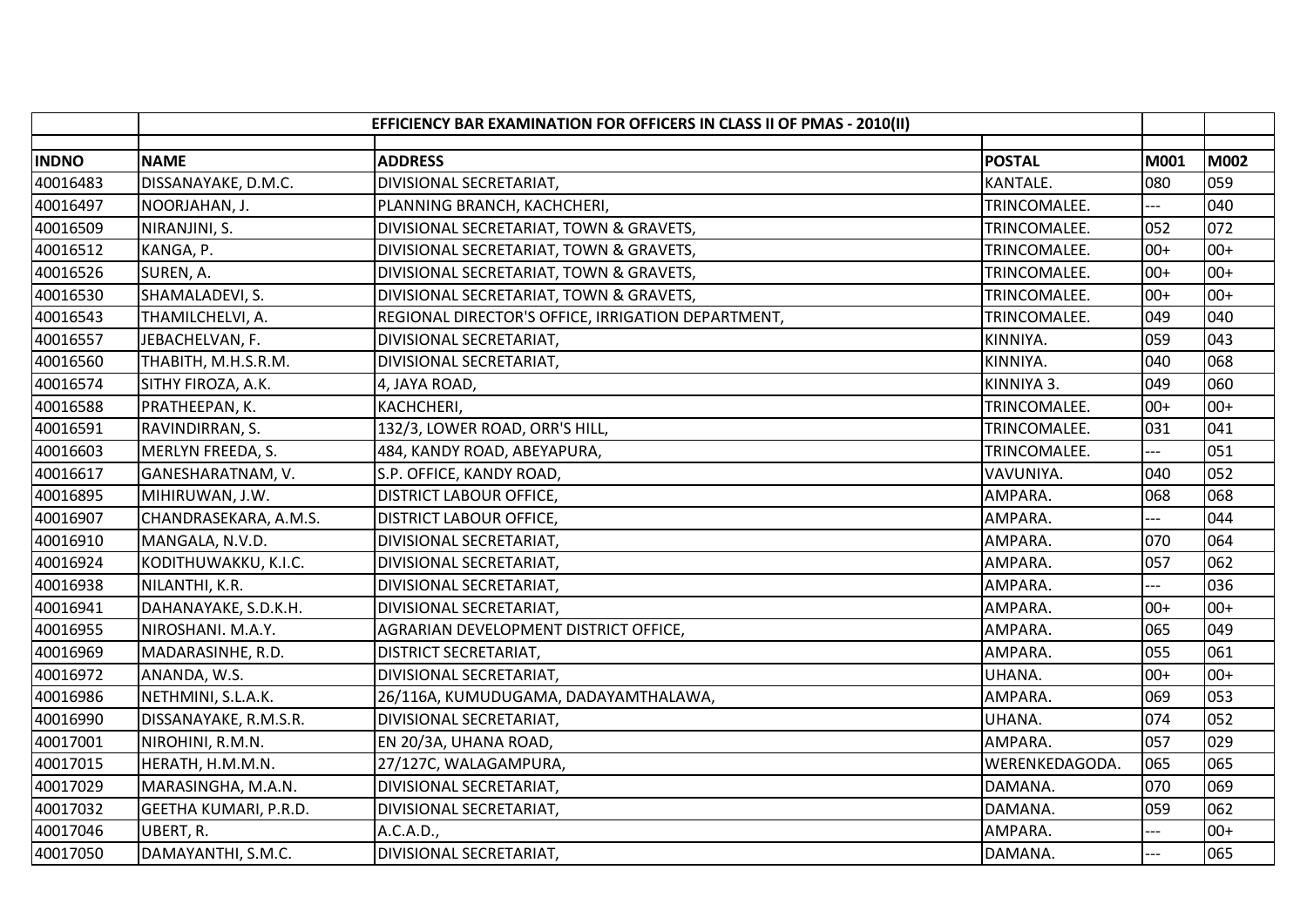| | EFFICIENCY BAR EXAMINATION FOR OFFICERS IN CLASS II OF PMAS - 2010(II) | | | | |
|---|---|---|---|---|---|
| **INDNO** | **NAME** | **ADDRESS** | **POSTAL** | **M001** | **M002** |
| 40016483 | DISSANAYAKE, D.M.C. | DIVISIONAL SECRETARIAT, | KANTALE. | 080 | 059 |
| 40016497 | NOORJAHAN, J. | PLANNING BRANCH, KACHCHERI, | TRINCOMALEE. | --- | 040 |
| 40016509 | NIRANJINI, S. | DIVISIONAL SECRETARIAT, TOWN & GRAVETS, | TRINCOMALEE. | 052 | 072 |
| 40016512 | KANGA, P. | DIVISIONAL SECRETARIAT, TOWN & GRAVETS, | TRINCOMALEE. | 00+ | 00+ |
| 40016526 | SUREN, A. | DIVISIONAL SECRETARIAT, TOWN & GRAVETS, | TRINCOMALEE. | 00+ | 00+ |
| 40016530 | SHAMALADEVI, S. | DIVISIONAL SECRETARIAT, TOWN & GRAVETS, | TRINCOMALEE. | 00+ | 00+ |
| 40016543 | THAMILCHELVI, A. | REGIONAL DIRECTOR'S OFFICE, IRRIGATION DEPARTMENT, | TRINCOMALEE. | 049 | 040 |
| 40016557 | JEBACHELVAN, F. | DIVISIONAL SECRETARIAT, | KINNIYA. | 059 | 043 |
| 40016560 | THABITH, M.H.S.R.M. | DIVISIONAL SECRETARIAT, | KINNIYA. | 040 | 068 |
| 40016574 | SITHY FIROZA, A.K. | 4, JAYA ROAD, | KINNIYA 3. | 049 | 060 |
| 40016588 | PRATHEEPAN, K. | KACHCHERI, | TRINCOMALEE. | 00+ | 00+ |
| 40016591 | RAVINDIRRAN, S. | 132/3, LOWER ROAD, ORR'S HILL, | TRINCOMALEE. | 031 | 041 |
| 40016603 | MERLYN FREEDA, S. | 484, KANDY ROAD, ABEYAPURA, | TRINCOMALEE. | --- | 051 |
| 40016617 | GANESHARATNAM, V. | S.P. OFFICE, KANDY ROAD, | VAVUNIYA. | 040 | 052 |
| 40016895 | MIHIRUWAN, J.W. | DISTRICT LABOUR OFFICE, | AMPARA. | 068 | 068 |
| 40016907 | CHANDRASEKARA, A.M.S. | DISTRICT LABOUR OFFICE, | AMPARA. | --- | 044 |
| 40016910 | MANGALA, N.V.D. | DIVISIONAL SECRETARIAT, | AMPARA. | 070 | 064 |
| 40016924 | KODITHUWAKKU, K.I.C. | DIVISIONAL SECRETARIAT, | AMPARA. | 057 | 062 |
| 40016938 | NILANTHI, K.R. | DIVISIONAL SECRETARIAT, | AMPARA. | --- | 036 |
| 40016941 | DAHANAYAKE, S.D.K.H. | DIVISIONAL SECRETARIAT, | AMPARA. | 00+ | 00+ |
| 40016955 | NIROSHANI. M.A.Y. | AGRARIAN DEVELOPMENT DISTRICT OFFICE, | AMPARA. | 065 | 049 |
| 40016969 | MADARASINHE, R.D. | DISTRICT SECRETARIAT, | AMPARA. | 055 | 061 |
| 40016972 | ANANDA, W.S. | DIVISIONAL SECRETARIAT, | UHANA. | 00+ | 00+ |
| 40016986 | NETHMINI, S.L.A.K. | 26/116A, KUMUDUGAMA, DADAYAMTHALAWA, | AMPARA. | 069 | 053 |
| 40016990 | DISSANAYAKE, R.M.S.R. | DIVISIONAL SECRETARIAT, | UHANA. | 074 | 052 |
| 40017001 | NIROHINI, R.M.N. | EN 20/3A, UHANA ROAD, | AMPARA. | 057 | 029 |
| 40017015 | HERATH, H.M.M.N. | 27/127C, WALAGAMPURA, | WERENKEDAGODA. | 065 | 065 |
| 40017029 | MARASINGHA, M.A.N. | DIVISIONAL SECRETARIAT, | DAMANA. | 070 | 069 |
| 40017032 | GEETHA KUMARI, P.R.D. | DIVISIONAL SECRETARIAT, | DAMANA. | 059 | 062 |
| 40017046 | UBERT, R. | A.C.A.D., | AMPARA. | --- | 00+ |
| 40017050 | DAMAYANTHI, S.M.C. | DIVISIONAL SECRETARIAT, | DAMANA. | --- | 065 |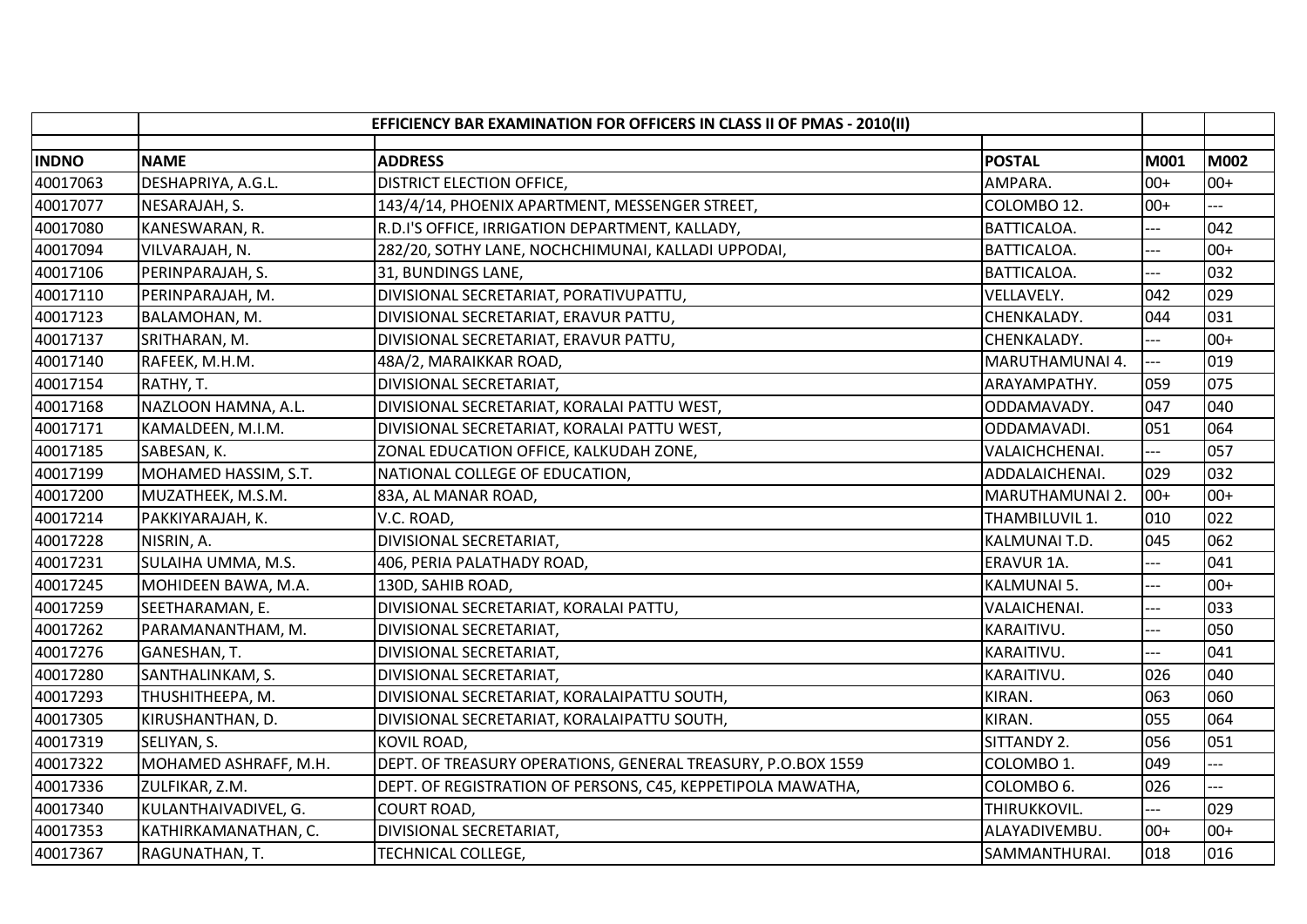| | EFFICIENCY BAR EXAMINATION FOR OFFICERS IN CLASS II OF PMAS - 2010(II) | | | | |
|---|---|---|---|---|---|
| **INDNO** | **NAME** | **ADDRESS** | **POSTAL** | **M001** | **M002** |
| 40017063 | DESHAPRIYA, A.G.L. | DISTRICT ELECTION OFFICE, | AMPARA. | 00+ | 00+ |
| 40017077 | NESARAJAH, S. | 143/4/14, PHOENIX APARTMENT, MESSENGER STREET, | COLOMBO 12. | 00+ | --- |
| 40017080 | KANESWARAN, R. | R.D.I'S OFFICE, IRRIGATION DEPARTMENT, KALLADY, | BATTICALOA. | --- | 042 |
| 40017094 | VILVARAJAH, N. | 282/20, SOTHY LANE, NOCHCHIMUNAI, KALLADI UPPODAI, | BATTICALOA. | --- | 00+ |
| 40017106 | PERINPARAJAH, S. | 31, BUNDINGS LANE, | BATTICALOA. | --- | 032 |
| 40017110 | PERINPARAJAH, M. | DIVISIONAL SECRETARIAT, PORATIVUPATTU, | VELLAVELY. | 042 | 029 |
| 40017123 | BALAMOHAN, M. | DIVISIONAL SECRETARIAT, ERAVUR PATTU, | CHENKALADY. | 044 | 031 |
| 40017137 | SRITHARAN, M. | DIVISIONAL SECRETARIAT, ERAVUR PATTU, | CHENKALADY. | --- | 00+ |
| 40017140 | RAFEEK, M.H.M. | 48A/2, MARAIKKAR ROAD, | MARUTHAMUNAI 4. | --- | 019 |
| 40017154 | RATHY, T. | DIVISIONAL SECRETARIAT, | ARAYAMPATHY. | 059 | 075 |
| 40017168 | NAZLOON HAMNA, A.L. | DIVISIONAL SECRETARIAT, KORALAI PATTU WEST, | ODDAMAVADY. | 047 | 040 |
| 40017171 | KAMALDEEN, M.I.M. | DIVISIONAL SECRETARIAT, KORALAI PATTU WEST, | ODDAMAVADI. | 051 | 064 |
| 40017185 | SABESAN, K. | ZONAL EDUCATION OFFICE, KALKUDAH ZONE, | VALAICHCHENAI. | --- | 057 |
| 40017199 | MOHAMED HASSIM, S.T. | NATIONAL COLLEGE OF EDUCATION, | ADDALAICHENAI. | 029 | 032 |
| 40017200 | MUZATHEEK, M.S.M. | 83A, AL MANAR ROAD, | MARUTHAMUNAI 2. | 00+ | 00+ |
| 40017214 | PAKKIYARAJAH, K. | V.C. ROAD, | THAMBILUVIL 1. | 010 | 022 |
| 40017228 | NISRIN, A. | DIVISIONAL SECRETARIAT, | KALMUNAI T.D. | 045 | 062 |
| 40017231 | SULAIHA UMMA, M.S. | 406, PERIA PALATHADY ROAD, | ERAVUR 1A. | --- | 041 |
| 40017245 | MOHIDEEN BAWA, M.A. | 130D, SAHIB ROAD, | KALMUNAI 5. | --- | 00+ |
| 40017259 | SEETHARAMAN, E. | DIVISIONAL SECRETARIAT, KORALAI PATTU, | VALAICHENAI. | --- | 033 |
| 40017262 | PARAMANANTHAM, M. | DIVISIONAL SECRETARIAT, | KARAITIVU. | --- | 050 |
| 40017276 | GANESHAN, T. | DIVISIONAL SECRETARIAT, | KARAITIVU. | --- | 041 |
| 40017280 | SANTHALINKAM, S. | DIVISIONAL SECRETARIAT, | KARAITIVU. | 026 | 040 |
| 40017293 | THUSHITHEEPA, M. | DIVISIONAL SECRETARIAT, KORALAIPATTU SOUTH, | KIRAN. | 063 | 060 |
| 40017305 | KIRUSHANTHAN, D. | DIVISIONAL SECRETARIAT, KORALAIPATTU SOUTH, | KIRAN. | 055 | 064 |
| 40017319 | SELIYAN, S. | KOVIL ROAD, | SITTANDY 2. | 056 | 051 |
| 40017322 | MOHAMED ASHRAFF, M.H. | DEPT. OF TREASURY OPERATIONS, GENERAL TREASURY, P.O.BOX 1559 | COLOMBO 1. | 049 | --- |
| 40017336 | ZULFIKAR, Z.M. | DEPT. OF REGISTRATION OF PERSONS, C45, KEPPETIPOLA MAWATHA, | COLOMBO 6. | 026 | --- |
| 40017340 | KULANTHAIVADIVEL, G. | COURT ROAD, | THIRUKKOVIL. | --- | 029 |
| 40017353 | KATHIRKAMANATHAN, C. | DIVISIONAL SECRETARIAT, | ALAYADIVEMBU. | 00+ | 00+ |
| 40017367 | RAGUNATHAN, T. | TECHNICAL COLLEGE, | SAMMANTHURAI. | 018 | 016 |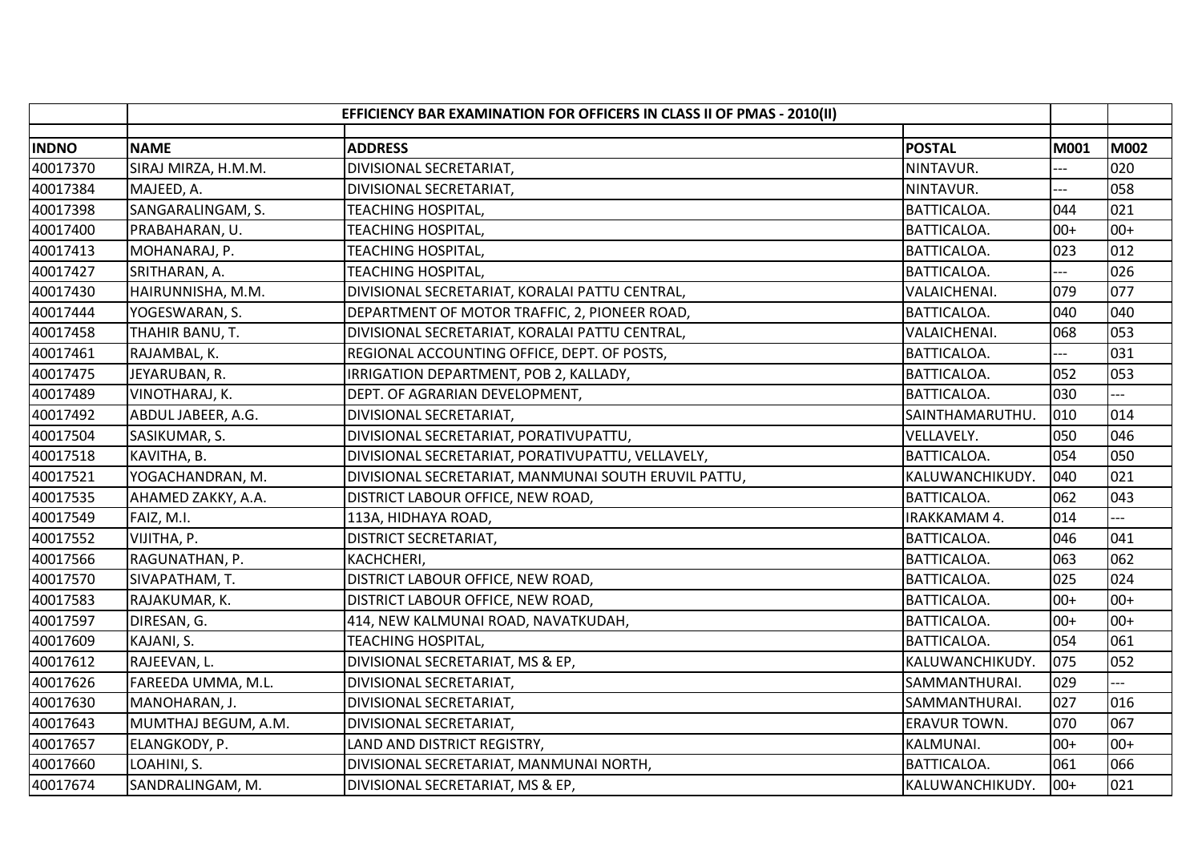| | EFFICIENCY BAR EXAMINATION FOR OFFICERS IN CLASS II OF PMAS - 2010(II) | | | | |
|---|---|---|---|---|---|
| **INDNO** | **NAME** | **ADDRESS** | **POSTAL** | **M001** | **M002** |
| 40017370 | SIRAJ MIRZA, H.M.M. | DIVISIONAL SECRETARIAT, | NINTAVUR. | --- | 020 |
| 40017384 | MAJEED, A. | DIVISIONAL SECRETARIAT, | NINTAVUR. | --- | 058 |
| 40017398 | SANGARALINGAM, S. | TEACHING HOSPITAL, | BATTICALOA. | 044 | 021 |
| 40017400 | PRABAHARAN, U. | TEACHING HOSPITAL, | BATTICALOA. | 00+ | 00+ |
| 40017413 | MOHANARAJ, P. | TEACHING HOSPITAL, | BATTICALOA. | 023 | 012 |
| 40017427 | SRITHARAN, A. | TEACHING HOSPITAL, | BATTICALOA. | --- | 026 |
| 40017430 | HAIRUNNISHA, M.M. | DIVISIONAL SECRETARIAT, KORALAI PATTU CENTRAL, | VALAICHENAI. | 079 | 077 |
| 40017444 | YOGESWARAN, S. | DEPARTMENT OF MOTOR TRAFFIC, 2, PIONEER ROAD, | BATTICALOA. | 040 | 040 |
| 40017458 | THAHIR BANU, T. | DIVISIONAL SECRETARIAT, KORALAI PATTU CENTRAL, | VALAICHENAI. | 068 | 053 |
| 40017461 | RAJAMBAL, K. | REGIONAL ACCOUNTING OFFICE, DEPT. OF POSTS, | BATTICALOA. | --- | 031 |
| 40017475 | JEYARUBAN, R. | IRRIGATION DEPARTMENT, POB 2, KALLADY, | BATTICALOA. | 052 | 053 |
| 40017489 | VINOTHARAJ, K. | DEPT. OF AGRARIAN DEVELOPMENT, | BATTICALOA. | 030 | --- |
| 40017492 | ABDUL JABEER, A.G. | DIVISIONAL SECRETARIAT, | SAINTHAMARUTHU. | 010 | 014 |
| 40017504 | SASIKUMAR, S. | DIVISIONAL SECRETARIAT, PORATIVUPATTU, | VELLAVELY. | 050 | 046 |
| 40017518 | KAVITHA, B. | DIVISIONAL SECRETARIAT, PORATIVUPATTU, VELLAVELY, | BATTICALOA. | 054 | 050 |
| 40017521 | YOGACHANDRAN, M. | DIVISIONAL SECRETARIAT, MANMUNAI SOUTH ERUVIL PATTU, | KALUWANCHIKUDY. | 040 | 021 |
| 40017535 | AHAMED ZAKKY, A.A. | DISTRICT LABOUR OFFICE, NEW ROAD, | BATTICALOA. | 062 | 043 |
| 40017549 | FAIZ, M.I. | 113A, HIDHAYA ROAD, | IRAKKAMAM 4. | 014 | --- |
| 40017552 | VIJITHA, P. | DISTRICT SECRETARIAT, | BATTICALOA. | 046 | 041 |
| 40017566 | RAGUNATHAN, P. | KACHCHERI, | BATTICALOA. | 063 | 062 |
| 40017570 | SIVAPATHAM, T. | DISTRICT LABOUR OFFICE, NEW ROAD, | BATTICALOA. | 025 | 024 |
| 40017583 | RAJAKUMAR, K. | DISTRICT LABOUR OFFICE, NEW ROAD, | BATTICALOA. | 00+ | 00+ |
| 40017597 | DIRESAN, G. | 414, NEW KALMUNAI ROAD, NAVATKUDAH, | BATTICALOA. | 00+ | 00+ |
| 40017609 | KAJANI, S. | TEACHING HOSPITAL, | BATTICALOA. | 054 | 061 |
| 40017612 | RAJEEVAN, L. | DIVISIONAL SECRETARIAT, MS & EP, | KALUWANCHIKUDY. | 075 | 052 |
| 40017626 | FAREEDA UMMA, M.L. | DIVISIONAL SECRETARIAT, | SAMMANTHURAI. | 029 | --- |
| 40017630 | MANOHARAN, J. | DIVISIONAL SECRETARIAT, | SAMMANTHURAI. | 027 | 016 |
| 40017643 | MUMTHAJ BEGUM, A.M. | DIVISIONAL SECRETARIAT, | ERAVUR TOWN. | 070 | 067 |
| 40017657 | ELANGKODY, P. | LAND AND DISTRICT REGISTRY, | KALMUNAI. | 00+ | 00+ |
| 40017660 | LOAHINI, S. | DIVISIONAL SECRETARIAT, MANMUNAI NORTH, | BATTICALOA. | 061 | 066 |
| 40017674 | SANDRALINGAM, M. | DIVISIONAL SECRETARIAT, MS & EP, | KALUWANCHIKUDY. | 00+ | 021 |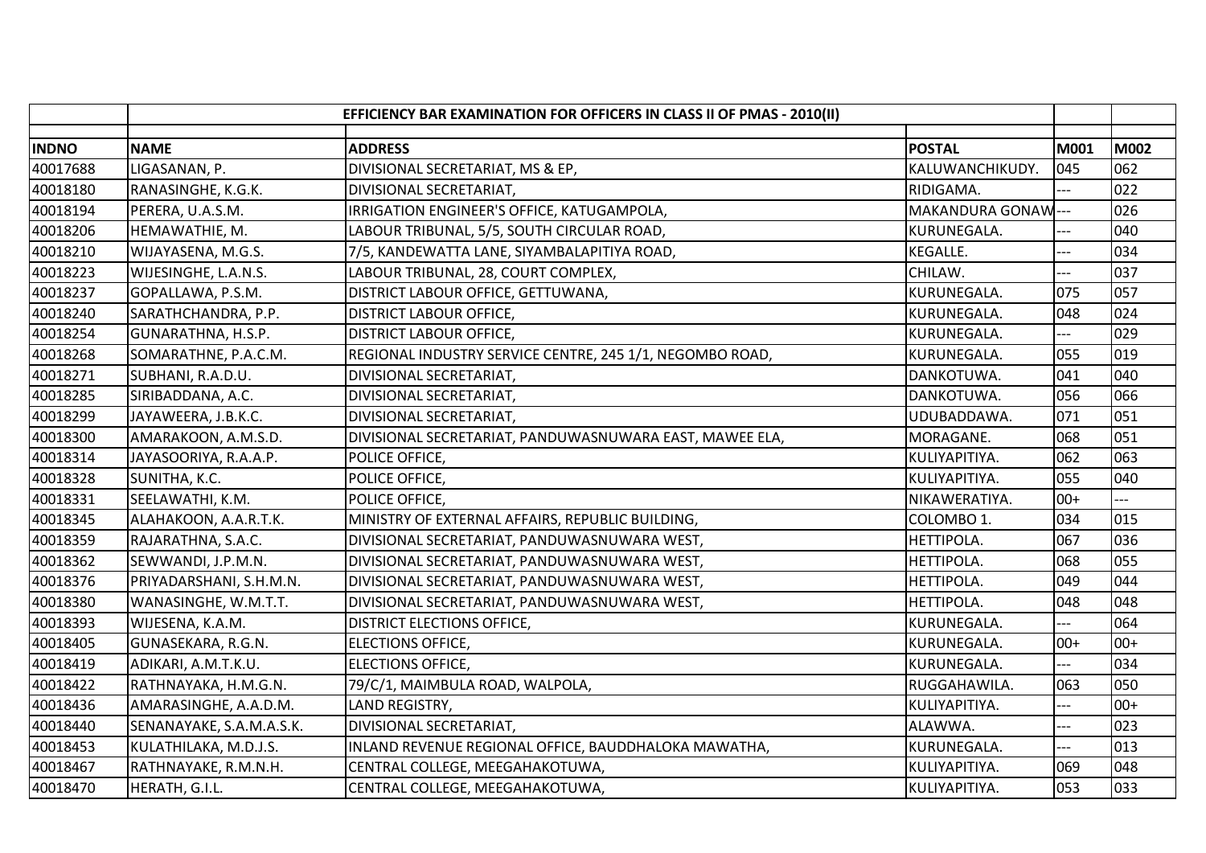| | EFFICIENCY BAR EXAMINATION FOR OFFICERS IN CLASS II OF PMAS - 2010(II) | | | | |
|---|---|---|---|---|---|
| **INDNO** | **NAME** | **ADDRESS** | **POSTAL** | **M001** | **M002** |
| 40017688 | LIGASANAN, P. | DIVISIONAL SECRETARIAT, MS & EP, | KALUWANCHIKUDY. | 045 | 062 |
| 40018180 | RANASINGHE, K.G.K. | DIVISIONAL SECRETARIAT, | RIDIGAMA. | --- | 022 |
| 40018194 | PERERA, U.A.S.M. | IRRIGATION ENGINEER'S OFFICE, KATUGAMPOLA, | MAKANDURA GONAW | --- | 026 |
| 40018206 | HEMAWATHIE, M. | LABOUR TRIBUNAL, 5/5, SOUTH CIRCULAR ROAD, | KURUNEGALA. | --- | 040 |
| 40018210 | WIJAYASENA, M.G.S. | 7/5, KANDEWATTA LANE, SIYAMBALAPITIYA ROAD, | KEGALLE. | --- | 034 |
| 40018223 | WIJESINGHE, L.A.N.S. | LABOUR TRIBUNAL, 28, COURT COMPLEX, | CHILAW. | --- | 037 |
| 40018237 | GOPALLAWA, P.S.M. | DISTRICT LABOUR OFFICE, GETTUWANA, | KURUNEGALA. | 075 | 057 |
| 40018240 | SARATHCHANDRA, P.P. | DISTRICT LABOUR OFFICE, | KURUNEGALA. | 048 | 024 |
| 40018254 | GUNARATHNA, H.S.P. | DISTRICT LABOUR OFFICE, | KURUNEGALA. | --- | 029 |
| 40018268 | SOMARATHNE, P.A.C.M. | REGIONAL INDUSTRY SERVICE CENTRE, 245 1/1, NEGOMBO ROAD, | KURUNEGALA. | 055 | 019 |
| 40018271 | SUBHANI, R.A.D.U. | DIVISIONAL SECRETARIAT, | DANKOTUWA. | 041 | 040 |
| 40018285 | SIRIBADDANA, A.C. | DIVISIONAL SECRETARIAT, | DANKOTUWA. | 056 | 066 |
| 40018299 | JAYAWEERA, J.B.K.C. | DIVISIONAL SECRETARIAT, | UDUBADDAWA. | 071 | 051 |
| 40018300 | AMARAKOON, A.M.S.D. | DIVISIONAL SECRETARIAT, PANDUWASNUWARA EAST, MAWEE ELA, | MORAGANE. | 068 | 051 |
| 40018314 | JAYASOORIYA, R.A.A.P. | POLICE OFFICE, | KULIYAPITIYA. | 062 | 063 |
| 40018328 | SUNITHA, K.C. | POLICE OFFICE, | KULIYAPITIYA. | 055 | 040 |
| 40018331 | SEELAWATHI, K.M. | POLICE OFFICE, | NIKAWERATIYA. | 00+ | --- |
| 40018345 | ALAHAKOON, A.A.R.T.K. | MINISTRY OF EXTERNAL AFFAIRS, REPUBLIC BUILDING, | COLOMBO 1. | 034 | 015 |
| 40018359 | RAJARATHNA, S.A.C. | DIVISIONAL SECRETARIAT, PANDUWASNUWARA WEST, | HETTIPOLA. | 067 | 036 |
| 40018362 | SEWWANDI, J.P.M.N. | DIVISIONAL SECRETARIAT, PANDUWASNUWARA WEST, | HETTIPOLA. | 068 | 055 |
| 40018376 | PRIYADARSHANI, S.H.M.N. | DIVISIONAL SECRETARIAT, PANDUWASNUWARA WEST, | HETTIPOLA. | 049 | 044 |
| 40018380 | WANASINGHE, W.M.T.T. | DIVISIONAL SECRETARIAT, PANDUWASNUWARA WEST, | HETTIPOLA. | 048 | 048 |
| 40018393 | WIJESENA, K.A.M. | DISTRICT ELECTIONS OFFICE, | KURUNEGALA. | --- | 064 |
| 40018405 | GUNASEKARA, R.G.N. | ELECTIONS OFFICE, | KURUNEGALA. | 00+ | 00+ |
| 40018419 | ADIKARI, A.M.T.K.U. | ELECTIONS OFFICE, | KURUNEGALA. | --- | 034 |
| 40018422 | RATHNAYAKA, H.M.G.N. | 79/C/1, MAIMBULA ROAD, WALPOLA, | RUGGAHAWILA. | 063 | 050 |
| 40018436 | AMARASINGHE, A.A.D.M. | LAND REGISTRY, | KULIYAPITIYA. | --- | 00+ |
| 40018440 | SENANAYAKE, S.A.M.A.S.K. | DIVISIONAL SECRETARIAT, | ALAWWA. | --- | 023 |
| 40018453 | KULATHILAKA, M.D.J.S. | INLAND REVENUE REGIONAL OFFICE, BAUDDHALOKA MAWATHA, | KURUNEGALA. | --- | 013 |
| 40018467 | RATHNAYAKE, R.M.N.H. | CENTRAL COLLEGE, MEEGAHAKOTUWA, | KULIYAPITIYA. | 069 | 048 |
| 40018470 | HERATH, G.I.L. | CENTRAL COLLEGE, MEEGAHAKOTUWA, | KULIYAPITIYA. | 053 | 033 |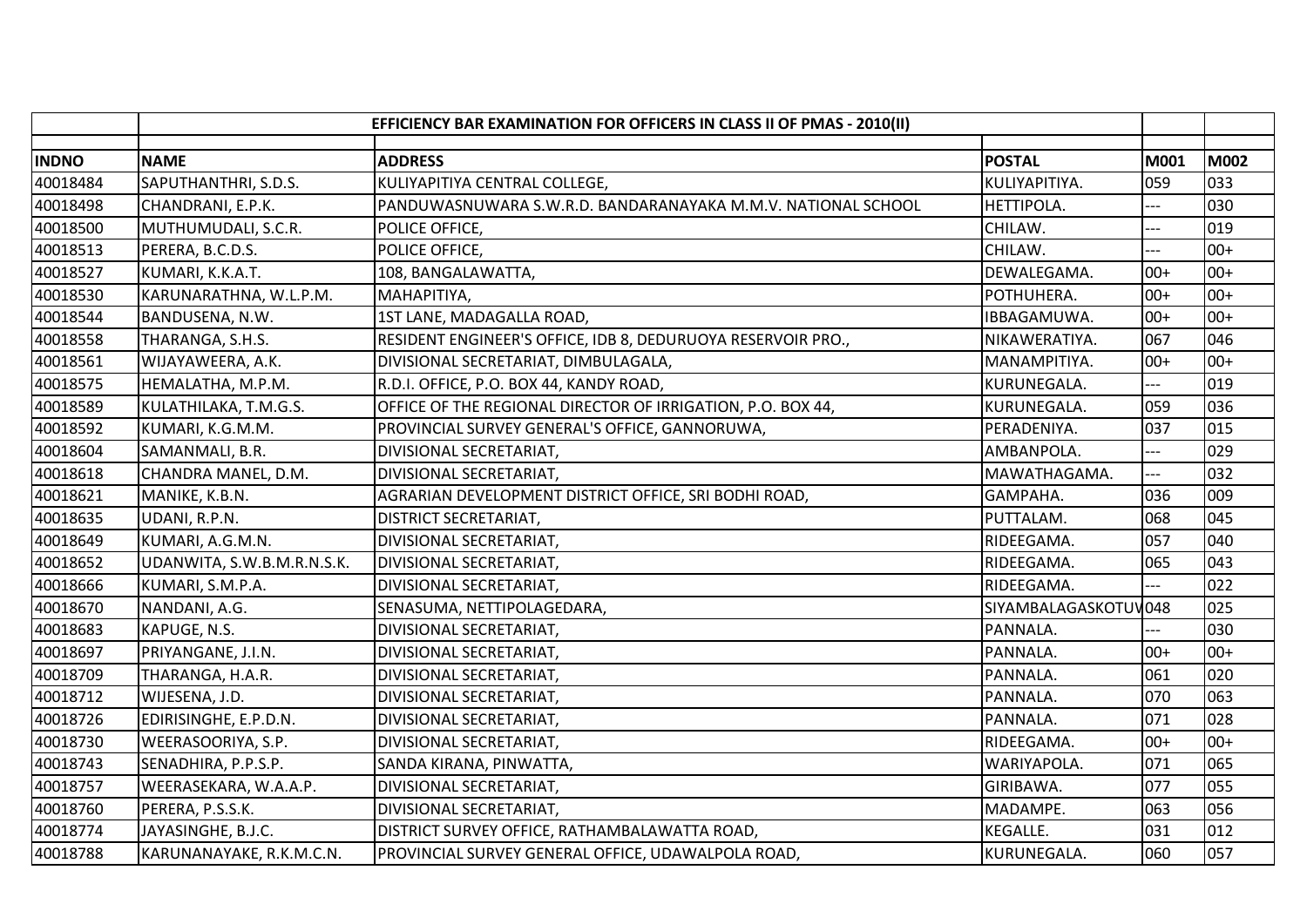| | EFFICIENCY BAR EXAMINATION FOR OFFICERS IN CLASS II OF PMAS - 2010(II) | | | | |
|---|---|---|---|---|---|
| **INDNO** | **NAME** | **ADDRESS** | **POSTAL** | **M001** | **M002** |
| 40018484 | SAPUTHANTHRI, S.D.S. | KULIYAPITIYA CENTRAL COLLEGE, | KULIYAPITIYA. | 059 | 033 |
| 40018498 | CHANDRANI, E.P.K. | PANDUWASNUWARA S.W.R.D. BANDARANAYAKA M.M.V. NATIONAL SCHOOL | HETTIPOLA. | --- | 030 |
| 40018500 | MUTHUMUDALI, S.C.R. | POLICE OFFICE, | CHILAW. | --- | 019 |
| 40018513 | PERERA, B.C.D.S. | POLICE OFFICE, | CHILAW. | --- | 00+ |
| 40018527 | KUMARI, K.K.A.T. | 108, BANGALAWATTA, | DEWALEGAMA. | 00+ | 00+ |
| 40018530 | KARUNARATHNA, W.L.P.M. | MAHAPITIYA, | POTHUHERA. | 00+ | 00+ |
| 40018544 | BANDUSENA, N.W. | 1ST LANE, MADAGALLA ROAD, | IBBAGAMUWA. | 00+ | 00+ |
| 40018558 | THARANGA, S.H.S. | RESIDENT ENGINEER'S OFFICE, IDB 8, DEDURUOYA RESERVOIR PRO., | NIKAWERATIYA. | 067 | 046 |
| 40018561 | WIJAYAWEERA, A.K. | DIVISIONAL SECRETARIAT, DIMBULAGALA, | MANAMPITIYA. | 00+ | 00+ |
| 40018575 | HEMALATHA, M.P.M. | R.D.I. OFFICE, P.O. BOX 44, KANDY ROAD, | KURUNEGALA. | --- | 019 |
| 40018589 | KULATHILAKA, T.M.G.S. | OFFICE OF THE REGIONAL DIRECTOR OF IRRIGATION, P.O. BOX 44, | KURUNEGALA. | 059 | 036 |
| 40018592 | KUMARI, K.G.M.M. | PROVINCIAL SURVEY GENERAL'S OFFICE, GANNORUWA, | PERADENIYA. | 037 | 015 |
| 40018604 | SAMANMALI, B.R. | DIVISIONAL SECRETARIAT, | AMBANPOLA. | --- | 029 |
| 40018618 | CHANDRA MANEL, D.M. | DIVISIONAL SECRETARIAT, | MAWATHAGAMA. | --- | 032 |
| 40018621 | MANIKE, K.B.N. | AGRARIAN DEVELOPMENT DISTRICT OFFICE, SRI BODHI ROAD, | GAMPAHA. | 036 | 009 |
| 40018635 | UDANI, R.P.N. | DISTRICT SECRETARIAT, | PUTTALAM. | 068 | 045 |
| 40018649 | KUMARI, A.G.M.N. | DIVISIONAL SECRETARIAT, | RIDEEGAMA. | 057 | 040 |
| 40018652 | UDANWITA, S.W.B.M.R.N.S.K. | DIVISIONAL SECRETARIAT, | RIDEEGAMA. | 065 | 043 |
| 40018666 | KUMARI, S.M.P.A. | DIVISIONAL SECRETARIAT, | RIDEEGAMA. | --- | 022 |
| 40018670 | NANDANI, A.G. | SENASUMA, NETTIPOLAGEDARA, | SIYAMBALAGASKOTUV | 048 | 025 |
| 40018683 | KAPUGE, N.S. | DIVISIONAL SECRETARIAT, | PANNALA. | --- | 030 |
| 40018697 | PRIYANGANE, J.I.N. | DIVISIONAL SECRETARIAT, | PANNALA. | 00+ | 00+ |
| 40018709 | THARANGA, H.A.R. | DIVISIONAL SECRETARIAT, | PANNALA. | 061 | 020 |
| 40018712 | WIJESENA, J.D. | DIVISIONAL SECRETARIAT, | PANNALA. | 070 | 063 |
| 40018726 | EDIRISINGHE, E.P.D.N. | DIVISIONAL SECRETARIAT, | PANNALA. | 071 | 028 |
| 40018730 | WEERASOORIYA, S.P. | DIVISIONAL SECRETARIAT, | RIDEEGAMA. | 00+ | 00+ |
| 40018743 | SENADHIRA, P.P.S.P. | SANDA KIRANA, PINWATTA, | WARIYAPOLA. | 071 | 065 |
| 40018757 | WEERASEKARA, W.A.A.P. | DIVISIONAL SECRETARIAT, | GIRIBAWA. | 077 | 055 |
| 40018760 | PERERA, P.S.S.K. | DIVISIONAL SECRETARIAT, | MADAMPE. | 063 | 056 |
| 40018774 | JAYASINGHE, B.J.C. | DISTRICT SURVEY OFFICE, RATHAMBALAWATTA ROAD, | KEGALLE. | 031 | 012 |
| 40018788 | KARUNANAYAKE, R.K.M.C.N. | PROVINCIAL SURVEY GENERAL OFFICE, UDAWALPOLA ROAD, | KURUNEGALA. | 060 | 057 |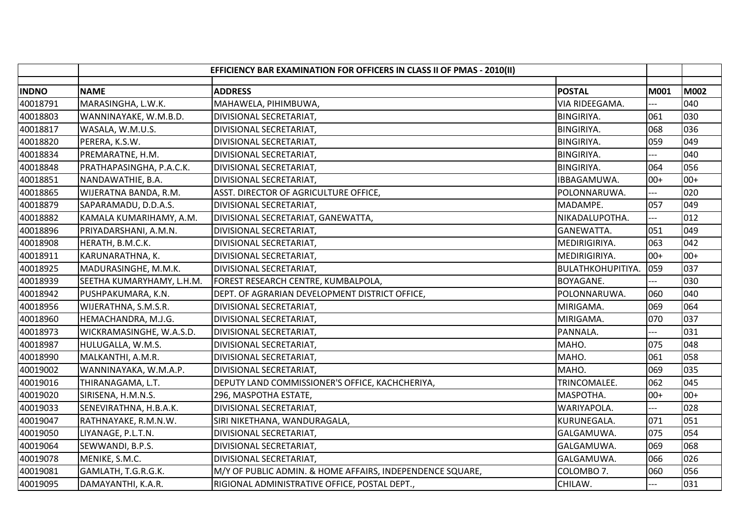| | EFFICIENCY BAR EXAMINATION FOR OFFICERS IN CLASS II OF PMAS - 2010(II) | | | | |
|---|---|---|---|---|---|
| **INDNO** | **NAME** | **ADDRESS** | **POSTAL** | **M001** | **M002** |
| 40018791 | MARASINGHA, L.W.K. | MAHAWELA, PIHIMBUWA, | VIA RIDEEGAMA. | --- | 040 |
| 40018803 | WANNINAYAKE, W.M.B.D. | DIVISIONAL SECRETARIAT, | BINGIRIYA. | 061 | 030 |
| 40018817 | WASALA, W.M.U.S. | DIVISIONAL SECRETARIAT, | BINGIRIYA. | 068 | 036 |
| 40018820 | PERERA, K.S.W. | DIVISIONAL SECRETARIAT, | BINGIRIYA. | 059 | 049 |
| 40018834 | PREMARATNE, H.M. | DIVISIONAL SECRETARIAT, | BINGIRIYA. | --- | 040 |
| 40018848 | PRATHAPASINGHA, P.A.C.K. | DIVISIONAL SECRETARIAT, | BINGIRIYA. | 064 | 056 |
| 40018851 | NANDAWATHIE, B.A. | DIVISIONAL SECRETARIAT, | IBBAGAMUWA. | 00+ | 00+ |
| 40018865 | WIJERATNA BANDA, R.M. | ASST. DIRECTOR OF AGRICULTURE OFFICE, | POLONNARUWA. | --- | 020 |
| 40018879 | SAPARAMADU, D.D.A.S. | DIVISIONAL SECRETARIAT, | MADAMPE. | 057 | 049 |
| 40018882 | KAMALA KUMARIHAMY, A.M. | DIVISIONAL SECRETARIAT, GANEWATTA, | NIKADALUPOTHA. | --- | 012 |
| 40018896 | PRIYADARSHANI, A.M.N. | DIVISIONAL SECRETARIAT, | GANEWATTA. | 051 | 049 |
| 40018908 | HERATH, B.M.C.K. | DIVISIONAL SECRETARIAT, | MEDIRIGIRIYA. | 063 | 042 |
| 40018911 | KARUNARATHNA, K. | DIVISIONAL SECRETARIAT, | MEDIRIGIRIYA. | 00+ | 00+ |
| 40018925 | MADURASINGHE, M.M.K. | DIVISIONAL SECRETARIAT, | BULATHKOHUPITIYA. | 059 | 037 |
| 40018939 | SEETHA KUMARYHAMY, L.H.M. | FOREST RESEARCH CENTRE, KUMBALPOLA, | BOYAGANE. | --- | 030 |
| 40018942 | PUSHPAKUMARA, K.N. | DEPT. OF AGRARIAN DEVELOPMENT DISTRICT OFFICE, | POLONNARUWA. | 060 | 040 |
| 40018956 | WIJERATHNA, S.M.S.R. | DIVISIONAL SECRETARIAT, | MIRIGAMA. | 069 | 064 |
| 40018960 | HEMACHANDRA, M.J.G. | DIVISIONAL SECRETARIAT, | MIRIGAMA. | 070 | 037 |
| 40018973 | WICKRAMASINGHE, W.A.S.D. | DIVISIONAL SECRETARIAT, | PANNALA. | --- | 031 |
| 40018987 | HULUGALLA, W.M.S. | DIVISIONAL SECRETARIAT, | MAHO. | 075 | 048 |
| 40018990 | MALKANTHI, A.M.R. | DIVISIONAL SECRETARIAT, | MAHO. | 061 | 058 |
| 40019002 | WANNINAYAKA, W.M.A.P. | DIVISIONAL SECRETARIAT, | MAHO. | 069 | 035 |
| 40019016 | THIRANAGAMA, L.T. | DEPUTY LAND COMMISSIONER'S OFFICE, KACHCHERIYA, | TRINCOMALEE. | 062 | 045 |
| 40019020 | SIRISENA, H.M.N.S. | 296, MASPOTHA ESTATE, | MASPOTHA. | 00+ | 00+ |
| 40019033 | SENEVIRATHNA, H.B.A.K. | DIVISIONAL SECRETARIAT, | WARIYAPOLA. | --- | 028 |
| 40019047 | RATHNAYAKE, R.M.N.W. | SIRI NIKETHANA, WANDURAGALA, | KURUNEGALA. | 071 | 051 |
| 40019050 | LIYANAGE, P.L.T.N. | DIVISIONAL SECRETARIAT, | GALGAMUWA. | 075 | 054 |
| 40019064 | SEWWANDI, B.P.S. | DIVISIONAL SECRETARIAT, | GALGAMUWA. | 069 | 068 |
| 40019078 | MENIKE, S.M.C. | DIVISIONAL SECRETARIAT, | GALGAMUWA. | 066 | 026 |
| 40019081 | GAMLATH, T.G.R.G.K. | M/Y OF PUBLIC ADMIN. & HOME AFFAIRS, INDEPENDENCE SQUARE, | COLOMBO 7. | 060 | 056 |
| 40019095 | DAMAYANTHI, K.A.R. | RIGIONAL ADMINISTRATIVE OFFICE, POSTAL DEPT., | CHILAW. | --- | 031 |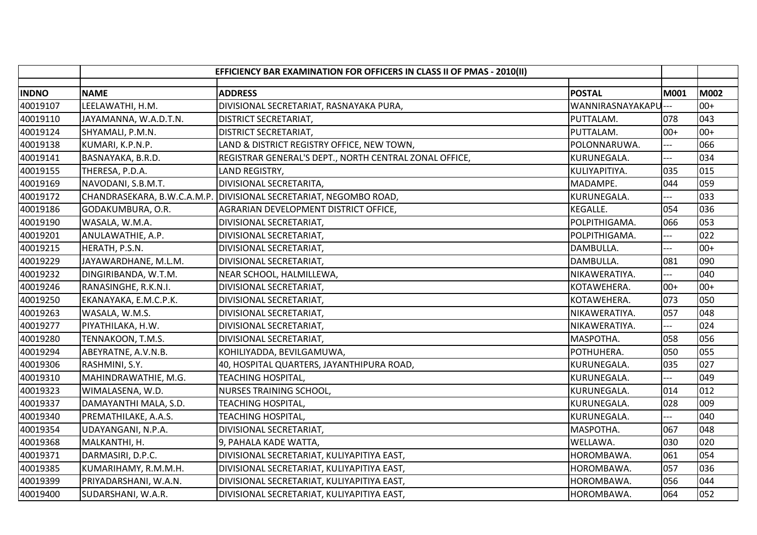| | EFFICIENCY BAR EXAMINATION FOR OFFICERS IN CLASS II OF PMAS - 2010(II) | | | | |
|---|---|---|---|---|---|
| **INDNO** | **NAME** | **ADDRESS** | **POSTAL** | **M001** | **M002** |
| 40019107 | LEELAWATHI, H.M. | DIVISIONAL SECRETARIAT, RASNAYAKA PURA, | WANNIRASNAYAKAPU | --- | 00+ |
| 40019110 | JAYAMANNA, W.A.D.T.N. | DISTRICT SECRETARIAT, | PUTTALAM. | 078 | 043 |
| 40019124 | SHYAMALI, P.M.N. | DISTRICT SECRETARIAT, | PUTTALAM. | 00+ | 00+ |
| 40019138 | KUMARI, K.P.N.P. | LAND & DISTRICT REGISTRY OFFICE, NEW TOWN, | POLONNARUWA. | --- | 066 |
| 40019141 | BASNAYAKA, B.R.D. | REGISTRAR GENERAL'S DEPT., NORTH CENTRAL ZONAL OFFICE, | KURUNEGALA. | --- | 034 |
| 40019155 | THERESA, P.D.A. | LAND REGISTRY, | KULIYAPITIYA. | 035 | 015 |
| 40019169 | NAVODANI, S.B.M.T. | DIVISIONAL SECRETARITA, | MADAMPE. | 044 | 059 |
| 40019172 | CHANDRASEKARA, B.W.C.A.M.P. | DIVISIONAL SECRETARIAT, NEGOMBO ROAD, | KURUNEGALA. | --- | 033 |
| 40019186 | GODAKUMBURA, O.R. | AGRARIAN DEVELOPMENT DISTRICT OFFICE, | KEGALLE. | 054 | 036 |
| 40019190 | WASALA, W.M.A. | DIVISIONAL SECRETARIAT, | POLPITHIGAMA. | 066 | 053 |
| 40019201 | ANULAWATHIE, A.P. | DIVISIONAL SECRETARIAT, | POLPITHIGAMA. | --- | 022 |
| 40019215 | HERATH, P.S.N. | DIVISIONAL SECRETARIAT, | DAMBULLA. | --- | 00+ |
| 40019229 | JAYAWARDHANE, M.L.M. | DIVISIONAL SECRETARIAT, | DAMBULLA. | 081 | 090 |
| 40019232 | DINGIRIBANDA, W.T.M. | NEAR SCHOOL, HALMILLEWA, | NIKAWERATIYA. | --- | 040 |
| 40019246 | RANASINGHE, R.K.N.I. | DIVISIONAL SECRETARIAT, | KOTAWEHERA. | 00+ | 00+ |
| 40019250 | EKANAYAKA, E.M.C.P.K. | DIVISIONAL SECRETARIAT, | KOTAWEHERA. | 073 | 050 |
| 40019263 | WASALA, W.M.S. | DIVISIONAL SECRETARIAT, | NIKAWERATIYA. | 057 | 048 |
| 40019277 | PIYATHILAKA, H.W. | DIVISIONAL SECRETARIAT, | NIKAWERATIYA. | --- | 024 |
| 40019280 | TENNAKOON, T.M.S. | DIVISIONAL SECRETARIAT, | MASPOTHA. | 058 | 056 |
| 40019294 | ABEYRATNE, A.V.N.B. | KOHILIYADDA, BEVILGAMUWA, | POTHUHERA. | 050 | 055 |
| 40019306 | RASHMINI, S.Y. | 40, HOSPITAL QUARTERS, JAYANTHIPURA ROAD, | KURUNEGALA. | 035 | 027 |
| 40019310 | MAHINDRAWATHIE, M.G. | TEACHING HOSPITAL, | KURUNEGALA. | --- | 049 |
| 40019323 | WIMALASENA, W.D. | NURSES TRAINING SCHOOL, | KURUNEGALA. | 014 | 012 |
| 40019337 | DAMAYANTHI MALA, S.D. | TEACHING HOSPITAL, | KURUNEGALA. | 028 | 009 |
| 40019340 | PREMATHILAKE, A.A.S. | TEACHING HOSPITAL, | KURUNEGALA. | --- | 040 |
| 40019354 | UDAYANGANI, N.P.A. | DIVISIONAL SECRETARIAT, | MASPOTHA. | 067 | 048 |
| 40019368 | MALKANTHI, H. | 9, PAHALA KADE WATTA, | WELLAWA. | 030 | 020 |
| 40019371 | DARMASIRI, D.P.C. | DIVISIONAL SECRETARIAT, KULIYAPITIYA EAST, | HOROMBAWA. | 061 | 054 |
| 40019385 | KUMARIHAMY, R.M.M.H. | DIVISIONAL SECRETARIAT, KULIYAPITIYA EAST, | HOROMBAWA. | 057 | 036 |
| 40019399 | PRIYADARSHANI, W.A.N. | DIVISIONAL SECRETARIAT, KULIYAPITIYA EAST, | HOROMBAWA. | 056 | 044 |
| 40019400 | SUDARSHANI, W.A.R. | DIVISIONAL SECRETARIAT, KULIYAPITIYA EAST, | HOROMBAWA. | 064 | 052 |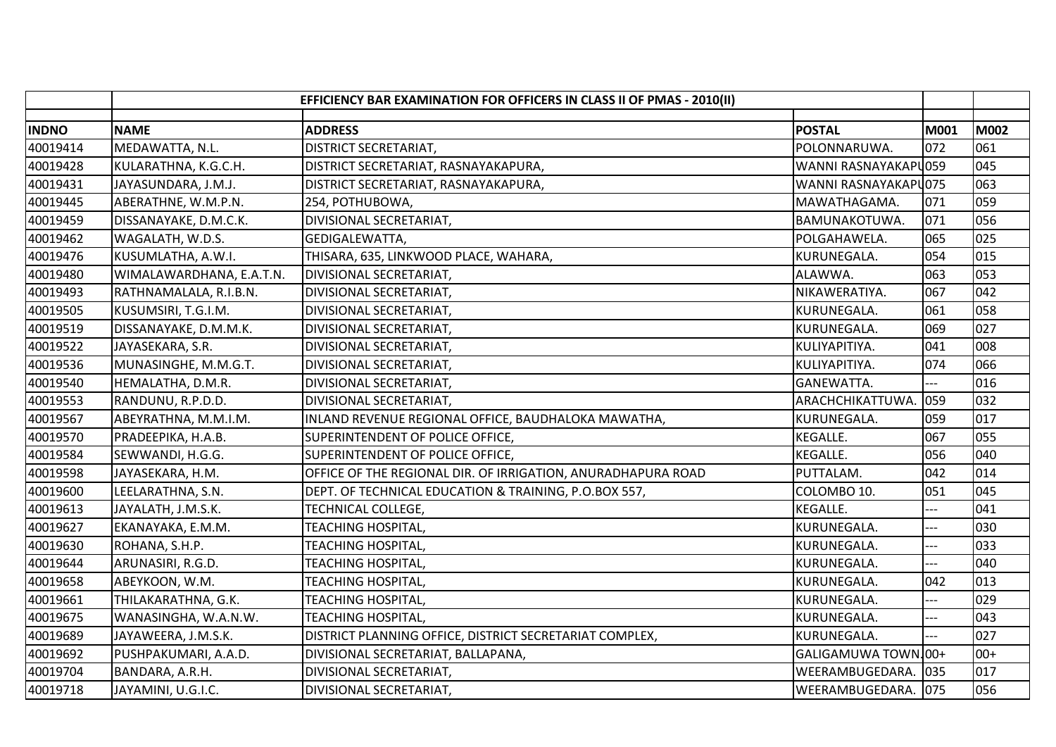| | EFFICIENCY BAR EXAMINATION FOR OFFICERS IN CLASS II OF PMAS - 2010(II) | | | | |
|---|---|---|---|---|---|
| INDNO | NAME | ADDRESS | POSTAL | M001 | M002 |
| 40019414 | MEDAWATTA, N.L. | DISTRICT SECRETARIAT, | POLONNARUWA. | 072 | 061 |
| 40019428 | KULARATHNA, K.G.C.H. | DISTRICT SECRETARIAT, RASNAYAKAPURA, | WANNI RASNAYAKAPU | 059 | 045 |
| 40019431 | JAYASUNDARA, J.M.J. | DISTRICT SECRETARIAT, RASNAYAKAPURA, | WANNI RASNAYAKAPU | 075 | 063 |
| 40019445 | ABERATHNE, W.M.P.N. | 254, POTHUBOWA, | MAWATHAGAMA. | 071 | 059 |
| 40019459 | DISSANAYAKE, D.M.C.K. | DIVISIONAL SECRETARIAT, | BAMUNAKOTUWA. | 071 | 056 |
| 40019462 | WAGALATH, W.D.S. | GEDIGALEWATTA, | POLGAHAWELA. | 065 | 025 |
| 40019476 | KUSUMLATHA, A.W.I. | THISARA, 635, LINKWOOD PLACE, WAHARA, | KURUNEGALA. | 054 | 015 |
| 40019480 | WIMALAWARDHANA, E.A.T.N. | DIVISIONAL SECRETARIAT, | ALAWWA. | 063 | 053 |
| 40019493 | RATHNAMALALA, R.I.B.N. | DIVISIONAL SECRETARIAT, | NIKAWERATIYA. | 067 | 042 |
| 40019505 | KUSUMSIRI, T.G.I.M. | DIVISIONAL SECRETARIAT, | KURUNEGALA. | 061 | 058 |
| 40019519 | DISSANAYAKE, D.M.M.K. | DIVISIONAL SECRETARIAT, | KURUNEGALA. | 069 | 027 |
| 40019522 | JAYASEKARA, S.R. | DIVISIONAL SECRETARIAT, | KULIYAPITIYA. | 041 | 008 |
| 40019536 | MUNASINGHE, M.M.G.T. | DIVISIONAL SECRETARIAT, | KULIYAPITIYA. | 074 | 066 |
| 40019540 | HEMALATHA, D.M.R. | DIVISIONAL SECRETARIAT, | GANEWATTA. | --- | 016 |
| 40019553 | RANDUNU, R.P.D.D. | DIVISIONAL SECRETARIAT, | ARACHCHIKATTUWA. | 059 | 032 |
| 40019567 | ABEYRATHNA, M.M.I.M. | INLAND REVENUE REGIONAL OFFICE, BAUDHALOKA MAWATHA, | KURUNEGALA. | 059 | 017 |
| 40019570 | PRADEEPIKA, H.A.B. | SUPERINTENDENT OF POLICE OFFICE, | KEGALLE. | 067 | 055 |
| 40019584 | SEWWANDI, H.G.G. | SUPERINTENDENT OF POLICE OFFICE, | KEGALLE. | 056 | 040 |
| 40019598 | JAYASEKARA, H.M. | OFFICE OF THE REGIONAL DIR. OF IRRIGATION, ANURADHAPURA ROAD | PUTTALAM. | 042 | 014 |
| 40019600 | LEELARATHNA, S.N. | DEPT. OF TECHNICAL EDUCATION & TRAINING, P.O.BOX 557, | COLOMBO 10. | 051 | 045 |
| 40019613 | JAYALATH, J.M.S.K. | TECHNICAL COLLEGE, | KEGALLE. | --- | 041 |
| 40019627 | EKANAYAKA, E.M.M. | TEACHING HOSPITAL, | KURUNEGALA. | --- | 030 |
| 40019630 | ROHANA, S.H.P. | TEACHING HOSPITAL, | KURUNEGALA. | --- | 033 |
| 40019644 | ARUNASIRI, R.G.D. | TEACHING HOSPITAL, | KURUNEGALA. | --- | 040 |
| 40019658 | ABEYKOON, W.M. | TEACHING HOSPITAL, | KURUNEGALA. | 042 | 013 |
| 40019661 | THILAKARATHNA, G.K. | TEACHING HOSPITAL, | KURUNEGALA. | --- | 029 |
| 40019675 | WANASINGHA, W.A.N.W. | TEACHING HOSPITAL, | KURUNEGALA. | --- | 043 |
| 40019689 | JAYAWEERA, J.M.S.K. | DISTRICT PLANNING OFFICE, DISTRICT SECRETARIAT COMPLEX, | KURUNEGALA. | --- | 027 |
| 40019692 | PUSHPAKUMARI, A.A.D. | DIVISIONAL SECRETARIAT, BALLAPANA, | GALIGAMUWA TOWN. | 00+ | 00+ |
| 40019704 | BANDARA, A.R.H. | DIVISIONAL SECRETARIAT, | WEERAMBUGEDARA. | 035 | 017 |
| 40019718 | JAYAMINI, U.G.I.C. | DIVISIONAL SECRETARIAT, | WEERAMBUGEDARA. | 075 | 056 |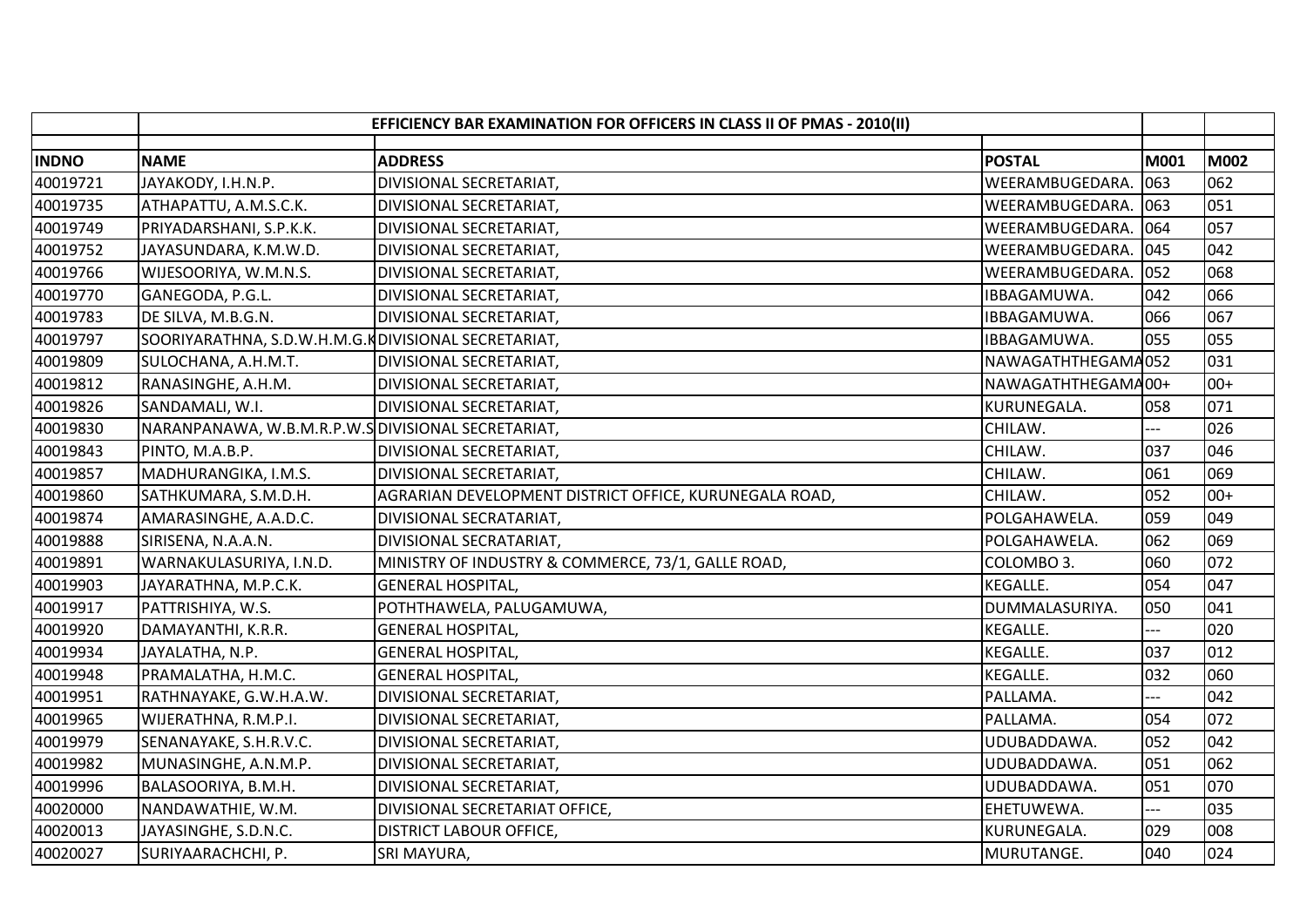| | EFFICIENCY BAR EXAMINATION FOR OFFICERS IN CLASS II OF PMAS - 2010(II) | | | | |
|---|---|---|---|---|---|
| **INDNO** | **NAME** | **ADDRESS** | **POSTAL** | **M001** | **M002** |
| 40019721 | JAYAKODY, I.H.N.P. | DIVISIONAL SECRETARIAT, | WEERAMBUGEDARA. | 063 | 062 |
| 40019735 | ATHAPATTU, A.M.S.C.K. | DIVISIONAL SECRETARIAT, | WEERAMBUGEDARA. | 063 | 051 |
| 40019749 | PRIYADARSHANI, S.P.K.K. | DIVISIONAL SECRETARIAT, | WEERAMBUGEDARA. | 064 | 057 |
| 40019752 | JAYASUNDARA, K.M.W.D. | DIVISIONAL SECRETARIAT, | WEERAMBUGEDARA. | 045 | 042 |
| 40019766 | WIJESOORIYA, W.M.N.S. | DIVISIONAL SECRETARIAT, | WEERAMBUGEDARA. | 052 | 068 |
| 40019770 | GANEGODA, P.G.L. | DIVISIONAL SECRETARIAT, | IBBAGAMUWA. | 042 | 066 |
| 40019783 | DE SILVA, M.B.G.N. | DIVISIONAL SECRETARIAT, | IBBAGAMUWA. | 066 | 067 |
| 40019797 | SOORIYARATHNA, S.D.W.H.M.G.K | DIVISIONAL SECRETARIAT, | IBBAGAMUWA. | 055 | 055 |
| 40019809 | SULOCHANA, A.H.M.T. | DIVISIONAL SECRETARIAT, | NAWAGATHTHEGAMA | 052 | 031 |
| 40019812 | RANASINGHE, A.H.M. | DIVISIONAL SECRETARIAT, | NAWAGATHTHEGAMA | 00+ | 00+ |
| 40019826 | SANDAMALI, W.I. | DIVISIONAL SECRETARIAT, | KURUNEGALA. | 058 | 071 |
| 40019830 | NARANPANAWA, W.B.M.R.P.W.S | DIVISIONAL SECRETARIAT, | CHILAW. | --- | 026 |
| 40019843 | PINTO, M.A.B.P. | DIVISIONAL SECRETARIAT, | CHILAW. | 037 | 046 |
| 40019857 | MADHURANGIKA, I.M.S. | DIVISIONAL SECRETARIAT, | CHILAW. | 061 | 069 |
| 40019860 | SATHKUMARA, S.M.D.H. | AGRARIAN DEVELOPMENT DISTRICT OFFICE, KURUNEGALA ROAD, | CHILAW. | 052 | 00+ |
| 40019874 | AMARASINGHE, A.A.D.C. | DIVISIONAL SECRATARIAT, | POLGAHAWELA. | 059 | 049 |
| 40019888 | SIRISENA, N.A.A.N. | DIVISIONAL SECRATARIAT, | POLGAHAWELA. | 062 | 069 |
| 40019891 | WARNAKULASURIYA, I.N.D. | MINISTRY OF INDUSTRY & COMMERCE, 73/1, GALLE ROAD, | COLOMBO 3. | 060 | 072 |
| 40019903 | JAYARATHNA, M.P.C.K. | GENERAL HOSPITAL, | KEGALLE. | 054 | 047 |
| 40019917 | PATTRISHIYA, W.S. | POTHTHAWELA, PALUGAMUWA, | DUMMALASURIYA. | 050 | 041 |
| 40019920 | DAMAYANTHI, K.R.R. | GENERAL HOSPITAL, | KEGALLE. | --- | 020 |
| 40019934 | JAYALATHA, N.P. | GENERAL HOSPITAL, | KEGALLE. | 037 | 012 |
| 40019948 | PRAMALATHA, H.M.C. | GENERAL HOSPITAL, | KEGALLE. | 032 | 060 |
| 40019951 | RATHNAYAKE, G.W.H.A.W. | DIVISIONAL SECRETARIAT, | PALLAMA. | --- | 042 |
| 40019965 | WIJERATHNA, R.M.P.I. | DIVISIONAL SECRETARIAT, | PALLAMA. | 054 | 072 |
| 40019979 | SENANAYAKE, S.H.R.V.C. | DIVISIONAL SECRETARIAT, | UDUBADDAWA. | 052 | 042 |
| 40019982 | MUNASINGHE, A.N.M.P. | DIVISIONAL SECRETARIAT, | UDUBADDAWA. | 051 | 062 |
| 40019996 | BALASOORIYA, B.M.H. | DIVISIONAL SECRETARIAT, | UDUBADDAWA. | 051 | 070 |
| 40020000 | NANDAWATHIE, W.M. | DIVISIONAL SECRETARIAT OFFICE, | EHETUWEWA. | --- | 035 |
| 40020013 | JAYASINGHE, S.D.N.C. | DISTRICT LABOUR OFFICE, | KURUNEGALA. | 029 | 008 |
| 40020027 | SURIYAARACHCHI, P. | SRI MAYURA, | MURUTANGE. | 040 | 024 |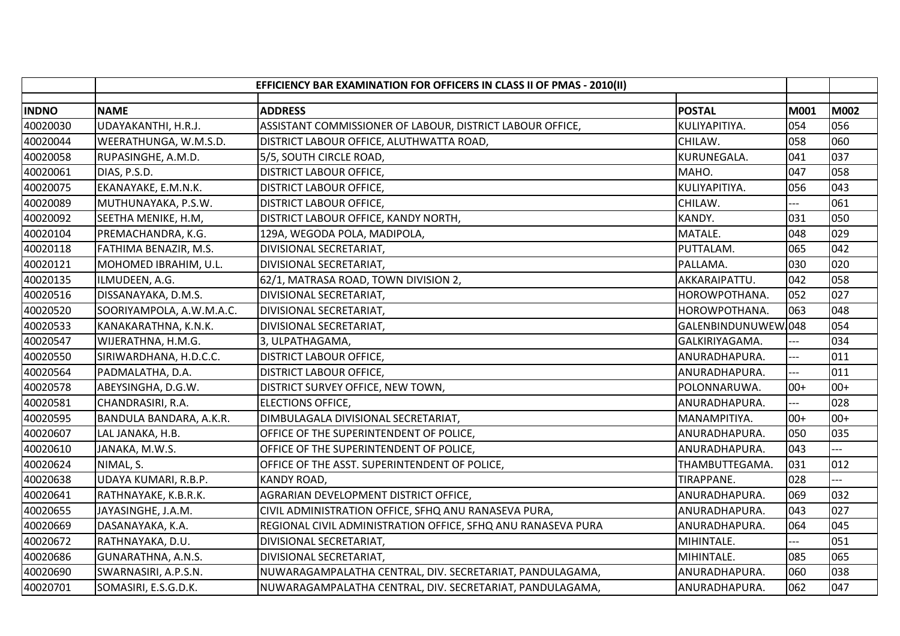| | EFFICIENCY BAR EXAMINATION FOR OFFICERS IN CLASS II OF PMAS - 2010(II) | | | | |
|---|---|---|---|---|---|
| INDNO | NAME | ADDRESS | POSTAL | M001 | M002 |
| 40020030 | UDAYAKANTHI, H.R.J. | ASSISTANT COMMISSIONER OF LABOUR, DISTRICT LABOUR OFFICE, | KULIYAPITIYA. | 054 | 056 |
| 40020044 | WEERATHUNGA, W.M.S.D. | DISTRICT LABOUR OFFICE, ALUTHWATTA ROAD, | CHILAW. | 058 | 060 |
| 40020058 | RUPASINGHE, A.M.D. | 5/5, SOUTH CIRCLE ROAD, | KURUNEGALA. | 041 | 037 |
| 40020061 | DIAS, P.S.D. | DISTRICT LABOUR OFFICE, | MAHO. | 047 | 058 |
| 40020075 | EKANAYAKE, E.M.N.K. | DISTRICT LABOUR OFFICE, | KULIYAPITIYA. | 056 | 043 |
| 40020089 | MUTHUNAYAKA, P.S.W. | DISTRICT LABOUR OFFICE, | CHILAW. | --- | 061 |
| 40020092 | SEETHA MENIKE, H.M, | DISTRICT LABOUR OFFICE, KANDY NORTH, | KANDY. | 031 | 050 |
| 40020104 | PREMACHANDRA, K.G. | 129A, WEGODA POLA, MADIPOLA, | MATALE. | 048 | 029 |
| 40020118 | FATHIMA BENAZIR, M.S. | DIVISIONAL SECRETARIAT, | PUTTALAM. | 065 | 042 |
| 40020121 | MOHOMED IBRAHIM, U.L. | DIVISIONAL SECRETARIAT, | PALLAMA. | 030 | 020 |
| 40020135 | ILMUDEEN, A.G. | 62/1, MATRASA ROAD, TOWN DIVISION 2, | AKKARAIPATTU. | 042 | 058 |
| 40020516 | DISSANAYAKA, D.M.S. | DIVISIONAL SECRETARIAT, | HOROWPOTHANA. | 052 | 027 |
| 40020520 | SOORIYAMPOLA, A.W.M.A.C. | DIVISIONAL SECRETARIAT, | HOROWPOTHANA. | 063 | 048 |
| 40020533 | KANAKARATHNA, K.N.K. | DIVISIONAL SECRETARIAT, | GALENBINDUNUWEW | 048 | 054 |
| 40020547 | WIJERATHNA, H.M.G. | 3, ULPATHAGAMA, | GALKIRIYAGAMA. | --- | 034 |
| 40020550 | SIRIWARDHANA, H.D.C.C. | DISTRICT LABOUR OFFICE, | ANURADHAPURA. | --- | 011 |
| 40020564 | PADMALATHA, D.A. | DISTRICT LABOUR OFFICE, | ANURADHAPURA. | --- | 011 |
| 40020578 | ABEYSINGHA, D.G.W. | DISTRICT SURVEY OFFICE, NEW TOWN, | POLONNARUWA. | 00+ | 00+ |
| 40020581 | CHANDRASIRI, R.A. | ELECTIONS OFFICE, | ANURADHAPURA. | --- | 028 |
| 40020595 | BANDULA BANDARA, A.K.R. | DIMBULAGALA DIVISIONAL SECRETARIAT, | MANAMPITIYA. | 00+ | 00+ |
| 40020607 | LAL JANAKA, H.B. | OFFICE OF THE SUPERINTENDENT OF POLICE, | ANURADHAPURA. | 050 | 035 |
| 40020610 | JANAKA, M.W.S. | OFFICE OF THE SUPERINTENDENT OF POLICE, | ANURADHAPURA. | 043 | --- |
| 40020624 | NIMAL, S. | OFFICE OF THE ASST. SUPERINTENDENT OF POLICE, | THAMBUTTEGAMA. | 031 | 012 |
| 40020638 | UDAYA KUMARI, R.B.P. | KANDY ROAD, | TIRAPPANE. | 028 | --- |
| 40020641 | RATHNAYAKE, K.B.R.K. | AGRARIAN DEVELOPMENT DISTRICT OFFICE, | ANURADHAPURA. | 069 | 032 |
| 40020655 | JAYASINGHE, J.A.M. | CIVIL ADMINISTRATION OFFICE, SFHQ ANU RANASEVA PURA, | ANURADHAPURA. | 043 | 027 |
| 40020669 | DASANAYAKA, K.A. | REGIONAL CIVIL ADMINISTRATION OFFICE, SFHQ ANU RANASEVA PURA | ANURADHAPURA. | 064 | 045 |
| 40020672 | RATHNAYAKA, D.U. | DIVISIONAL SECRETARIAT, | MIHINTALE. | --- | 051 |
| 40020686 | GUNARATHNA, A.N.S. | DIVISIONAL SECRETARIAT, | MIHINTALE. | 085 | 065 |
| 40020690 | SWARNASIRI, A.P.S.N. | NUWARAGAMPALATHA CENTRAL, DIV. SECRETARIAT, PANDULAGAMA, | ANURADHAPURA. | 060 | 038 |
| 40020701 | SOMASIRI, E.S.G.D.K. | NUWARAGAMPALATHA CENTRAL, DIV. SECRETARIAT, PANDULAGAMA, | ANURADHAPURA. | 062 | 047 |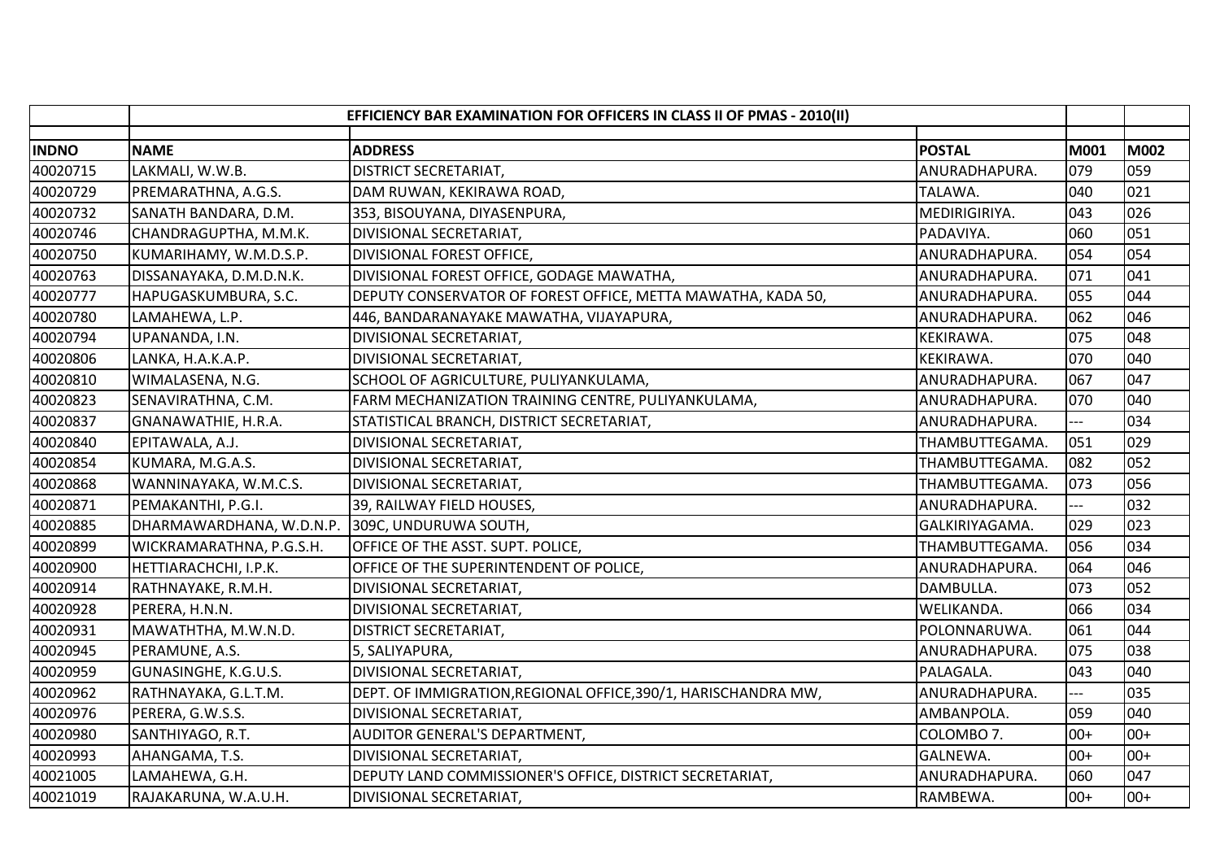| | EFFICIENCY BAR EXAMINATION FOR OFFICERS IN CLASS II OF PMAS - 2010(II) | | | | |
|---|---|---|---|---|---|
| **INDNO** | **NAME** | **ADDRESS** | **POSTAL** | **M001** | **M002** |
| 40020715 | LAKMALI, W.W.B. | DISTRICT SECRETARIAT, | ANURADHAPURA. | 079 | 059 |
| 40020729 | PREMARATHNA, A.G.S. | DAM RUWAN, KEKIRAWA ROAD, | TALAWA. | 040 | 021 |
| 40020732 | SANATH BANDARA, D.M. | 353, BISOUYANA, DIYASENPURA, | MEDIRIGIRIYA. | 043 | 026 |
| 40020746 | CHANDRAGUPTHA, M.M.K. | DIVISIONAL SECRETARIAT, | PADAVIYA. | 060 | 051 |
| 40020750 | KUMARIHAMY, W.M.D.S.P. | DIVISIONAL FOREST OFFICE, | ANURADHAPURA. | 054 | 054 |
| 40020763 | DISSANAYAKA, D.M.D.N.K. | DIVISIONAL FOREST OFFICE, GODAGE MAWATHA, | ANURADHAPURA. | 071 | 041 |
| 40020777 | HAPUGASKUMBURA, S.C. | DEPUTY CONSERVATOR OF FOREST OFFICE, METTA MAWATHA, KADA 50, | ANURADHAPURA. | 055 | 044 |
| 40020780 | LAMAHEWA, L.P. | 446, BANDARANAYAKE MAWATHA, VIJAYAPURA, | ANURADHAPURA. | 062 | 046 |
| 40020794 | UPANANDA, I.N. | DIVISIONAL SECRETARIAT, | KEKIRAWA. | 075 | 048 |
| 40020806 | LANKA, H.A.K.A.P. | DIVISIONAL SECRETARIAT, | KEKIRAWA. | 070 | 040 |
| 40020810 | WIMALASENA, N.G. | SCHOOL OF AGRICULTURE, PULIYANKULAMA, | ANURADHAPURA. | 067 | 047 |
| 40020823 | SENAVIRATHNA, C.M. | FARM MECHANIZATION TRAINING CENTRE, PULIYANKULAMA, | ANURADHAPURA. | 070 | 040 |
| 40020837 | GNANAWATHIE, H.R.A. | STATISTICAL BRANCH, DISTRICT SECRETARIAT, | ANURADHAPURA. | --- | 034 |
| 40020840 | EPITAWALA, A.J. | DIVISIONAL SECRETARIAT, | THAMBUTTEGAMA. | 051 | 029 |
| 40020854 | KUMARA, M.G.A.S. | DIVISIONAL SECRETARIAT, | THAMBUTTEGAMA. | 082 | 052 |
| 40020868 | WANNINAYAKA, W.M.C.S. | DIVISIONAL SECRETARIAT, | THAMBUTTEGAMA. | 073 | 056 |
| 40020871 | PEMAKANTHI, P.G.I. | 39, RAILWAY FIELD HOUSES, | ANURADHAPURA. | --- | 032 |
| 40020885 | DHARMAWARDHANA, W.D.N.P. | 309C, UNDURUWA SOUTH, | GALKIRIYAGAMA. | 029 | 023 |
| 40020899 | WICKRAMARATHNA, P.G.S.H. | OFFICE OF THE ASST. SUPT. POLICE, | THAMBUTTEGAMA. | 056 | 034 |
| 40020900 | HETTIARACHCHI, I.P.K. | OFFICE OF THE SUPERINTENDENT OF POLICE, | ANURADHAPURA. | 064 | 046 |
| 40020914 | RATHNAYAKE, R.M.H. | DIVISIONAL SECRETARIAT, | DAMBULLA. | 073 | 052 |
| 40020928 | PERERA, H.N.N. | DIVISIONAL SECRETARIAT, | WELIKANDA. | 066 | 034 |
| 40020931 | MAWATHTHA, M.W.N.D. | DISTRICT SECRETARIAT, | POLONNARUWA. | 061 | 044 |
| 40020945 | PERAMUNE, A.S. | 5, SALIYAPURA, | ANURADHAPURA. | 075 | 038 |
| 40020959 | GUNASINGHE, K.G.U.S. | DIVISIONAL SECRETARIAT, | PALAGALA. | 043 | 040 |
| 40020962 | RATHNAYAKA, G.L.T.M. | DEPT. OF IMMIGRATION,REGIONAL OFFICE,390/1, HARISCHANDRA MW, | ANURADHAPURA. | --- | 035 |
| 40020976 | PERERA, G.W.S.S. | DIVISIONAL SECRETARIAT, | AMBANPOLA. | 059 | 040 |
| 40020980 | SANTHIYAGO, R.T. | AUDITOR GENERAL'S DEPARTMENT, | COLOMBO 7. | 00+ | 00+ |
| 40020993 | AHANGAMA, T.S. | DIVISIONAL SECRETARIAT, | GALNEWA. | 00+ | 00+ |
| 40021005 | LAMAHEWA, G.H. | DEPUTY LAND COMMISSIONER'S OFFICE, DISTRICT SECRETARIAT, | ANURADHAPURA. | 060 | 047 |
| 40021019 | RAJAKARUNA, W.A.U.H. | DIVISIONAL SECRETARIAT, | RAMBEWA. | 00+ | 00+ |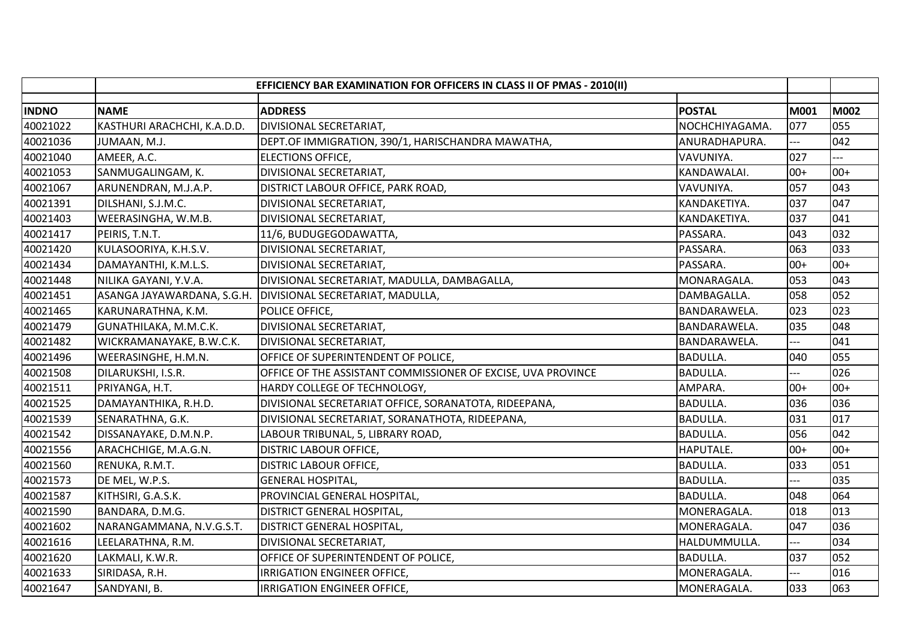| | EFFICIENCY BAR EXAMINATION FOR OFFICERS IN CLASS II OF PMAS - 2010(II) | | | | |
|---|---|---|---|---|---|
| **INDNO** | **NAME** | **ADDRESS** | **POSTAL** | **M001** | **M002** |
| 40021022 | KASTHURI ARACHCHI, K.A.D.D. | DIVISIONAL SECRETARIAT, | NOCHCHIYAGAMA. | 077 | 055 |
| 40021036 | JUMAAN, M.J. | DEPT.OF IMMIGRATION, 390/1, HARISCHANDRA MAWATHA, | ANURADHAPURA. | --- | 042 |
| 40021040 | AMEER, A.C. | ELECTIONS OFFICE, | VAVUNIYA. | 027 | --- |
| 40021053 | SANMUGALINGAM, K. | DIVISIONAL SECRETARIAT, | KANDAWALAI. | 00+ | 00+ |
| 40021067 | ARUNENDRAN, M.J.A.P. | DISTRICT LABOUR OFFICE, PARK ROAD, | VAVUNIYA. | 057 | 043 |
| 40021391 | DILSHANI, S.J.M.C. | DIVISIONAL SECRETARIAT, | KANDAKETIYA. | 037 | 047 |
| 40021403 | WEERASINGHA, W.M.B. | DIVISIONAL SECRETARIAT, | KANDAKETIYA. | 037 | 041 |
| 40021417 | PEIRIS, T.N.T. | 11/6, BUDUGEGODAWATTA, | PASSARA. | 043 | 032 |
| 40021420 | KULASOORIYA, K.H.S.V. | DIVISIONAL SECRETARIAT, | PASSARA. | 063 | 033 |
| 40021434 | DAMAYANTHI, K.M.L.S. | DIVISIONAL SECRETARIAT, | PASSARA. | 00+ | 00+ |
| 40021448 | NILIKA GAYANI, Y.V.A. | DIVISIONAL SECRETARIAT, MADULLA, DAMBAGALLA, | MONARAGALA. | 053 | 043 |
| 40021451 | ASANGA JAYAWARDANA, S.G.H. | DIVISIONAL SECRETARIAT, MADULLA, | DAMBAGALLA. | 058 | 052 |
| 40021465 | KARUNARATHNA, K.M. | POLICE OFFICE, | BANDARAWELA. | 023 | 023 |
| 40021479 | GUNATHILAKA, M.M.C.K. | DIVISIONAL SECRETARIAT, | BANDARAWELA. | 035 | 048 |
| 40021482 | WICKRAMANAYAKE, B.W.C.K. | DIVISIONAL SECRETARIAT, | BANDARAWELA. | --- | 041 |
| 40021496 | WEERASINGHE, H.M.N. | OFFICE OF SUPERINTENDENT OF POLICE, | BADULLA. | 040 | 055 |
| 40021508 | DILARUKSHI, I.S.R. | OFFICE OF THE ASSISTANT COMMISSIONER OF EXCISE, UVA PROVINCE | BADULLA. | --- | 026 |
| 40021511 | PRIYANGA, H.T. | HARDY COLLEGE OF TECHNOLOGY, | AMPARA. | 00+ | 00+ |
| 40021525 | DAMAYANTHIKA, R.H.D. | DIVISIONAL SECRETARIAT OFFICE, SORANATOTA, RIDEEPANA, | BADULLA. | 036 | 036 |
| 40021539 | SENARATHNA, G.K. | DIVISIONAL SECRETARIAT, SORANATHOTA, RIDEEPANA, | BADULLA. | 031 | 017 |
| 40021542 | DISSANAYAKE, D.M.N.P. | LABOUR TRIBUNAL, 5, LIBRARY ROAD, | BADULLA. | 056 | 042 |
| 40021556 | ARACHCHIGE, M.A.G.N. | DISTRIC LABOUR OFFICE, | HAPUTALE. | 00+ | 00+ |
| 40021560 | RENUKA, R.M.T. | DISTRIC LABOUR OFFICE, | BADULLA. | 033 | 051 |
| 40021573 | DE MEL, W.P.S. | GENERAL HOSPITAL, | BADULLA. | --- | 035 |
| 40021587 | KITHSIRI, G.A.S.K. | PROVINCIAL GENERAL HOSPITAL, | BADULLA. | 048 | 064 |
| 40021590 | BANDARA, D.M.G. | DISTRICT GENERAL HOSPITAL, | MONERAGALA. | 018 | 013 |
| 40021602 | NARANGAMMANA, N.V.G.S.T. | DISTRICT GENERAL HOSPITAL, | MONERAGALA. | 047 | 036 |
| 40021616 | LEELARATHNA, R.M. | DIVISIONAL SECRETARIAT, | HALDUMMULLA. | --- | 034 |
| 40021620 | LAKMALI, K.W.R. | OFFICE OF SUPERINTENDENT OF POLICE, | BADULLA. | 037 | 052 |
| 40021633 | SIRIDASA, R.H. | IRRIGATION ENGINEER OFFICE, | MONERAGALA. | --- | 016 |
| 40021647 | SANDYANI, B. | IRRIGATION ENGINEER OFFICE, | MONERAGALA. | 033 | 063 |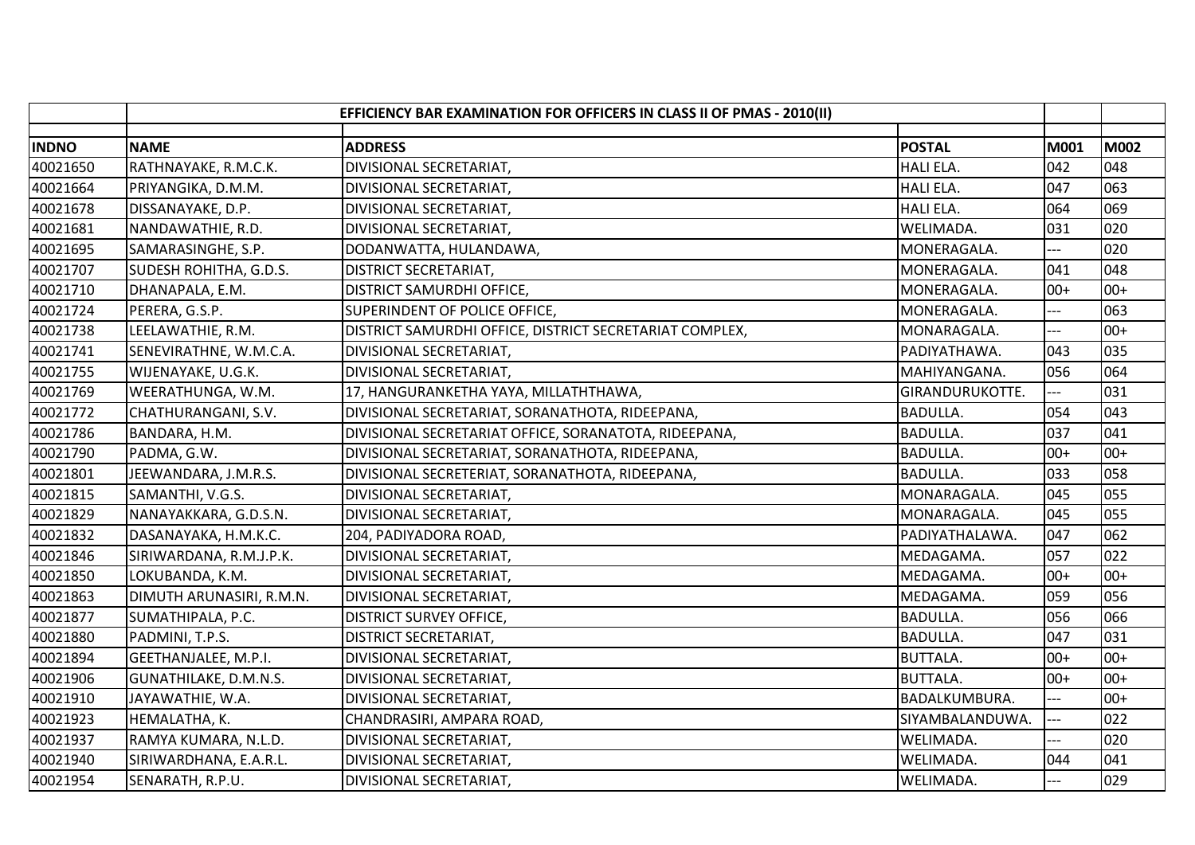| INDNO | NAME | ADDRESS | POSTAL | M001 | M002 |
|---|---|---|---|---|---|
| | EFFICIENCY BAR EXAMINATION FOR OFFICERS IN CLASS II OF PMAS - 2010(II) | | | | |
| 40021650 | RATHNAYAKE, R.M.C.K. | DIVISIONAL SECRETARIAT, | HALI ELA. | 042 | 048 |
| 40021664 | PRIYANGIKA, D.M.M. | DIVISIONAL SECRETARIAT, | HALI ELA. | 047 | 063 |
| 40021678 | DISSANAYAKE, D.P. | DIVISIONAL SECRETARIAT, | HALI ELA. | 064 | 069 |
| 40021681 | NANDAWATHIE, R.D. | DIVISIONAL SECRETARIAT, | WELIMADA. | 031 | 020 |
| 40021695 | SAMARASINGHE, S.P. | DODANWATTA, HULANDAWA, | MONERAGALA. | --- | 020 |
| 40021707 | SUDESH ROHITHA, G.D.S. | DISTRICT SECRETARIAT, | MONERAGALA. | 041 | 048 |
| 40021710 | DHANAPALA, E.M. | DISTRICT SAMURDHI OFFICE, | MONERAGALA. | 00+ | 00+ |
| 40021724 | PERERA, G.S.P. | SUPERINDENT OF POLICE OFFICE, | MONERAGALA. | --- | 063 |
| 40021738 | LEELAWATHIE, R.M. | DISTRICT SAMURDHI OFFICE, DISTRICT SECRETARIAT COMPLEX, | MONARAGALA. | --- | 00+ |
| 40021741 | SENEVIRATHNE, W.M.C.A. | DIVISIONAL SECRETARIAT, | PADIYATHAWA. | 043 | 035 |
| 40021755 | WIJENAYAKE, U.G.K. | DIVISIONAL SECRETARIAT, | MAHIYANGANA. | 056 | 064 |
| 40021769 | WEERATHUNGA, W.M. | 17, HANGURANKETHA YAYA, MILLATHTHAWA, | GIRANDURUKOTTE. | --- | 031 |
| 40021772 | CHATHURANGANI, S.V. | DIVISIONAL SECRETARIAT, SORANATHOTA, RIDEEPANA, | BADULLA. | 054 | 043 |
| 40021786 | BANDARA, H.M. | DIVISIONAL SECRETARIAT OFFICE, SORANATOTA, RIDEEPANA, | BADULLA. | 037 | 041 |
| 40021790 | PADMA, G.W. | DIVISIONAL SECRETARIAT, SORANATHOTA, RIDEEPANA, | BADULLA. | 00+ | 00+ |
| 40021801 | JEEWANDARA, J.M.R.S. | DIVISIONAL SECRETERIAT, SORANATHOTA, RIDEEPANA, | BADULLA. | 033 | 058 |
| 40021815 | SAMANTHI, V.G.S. | DIVISIONAL SECRETARIAT, | MONARAGALA. | 045 | 055 |
| 40021829 | NANAYAKKARA, G.D.S.N. | DIVISIONAL SECRETARIAT, | MONARAGALA. | 045 | 055 |
| 40021832 | DASANAYAKA, H.M.K.C. | 204, PADIYADORA ROAD, | PADIYATHALAWA. | 047 | 062 |
| 40021846 | SIRIWARDANA, R.M.J.P.K. | DIVISIONAL SECRETARIAT, | MEDAGAMA. | 057 | 022 |
| 40021850 | LOKUBANDA, K.M. | DIVISIONAL SECRETARIAT, | MEDAGAMA. | 00+ | 00+ |
| 40021863 | DIMUTH ARUNASIRI, R.M.N. | DIVISIONAL SECRETARIAT, | MEDAGAMA. | 059 | 056 |
| 40021877 | SUMATHIPALA, P.C. | DISTRICT SURVEY OFFICE, | BADULLA. | 056 | 066 |
| 40021880 | PADMINI, T.P.S. | DISTRICT SECRETARIAT, | BADULLA. | 047 | 031 |
| 40021894 | GEETHANJALEE, M.P.I. | DIVISIONAL SECRETARIAT, | BUTTALA. | 00+ | 00+ |
| 40021906 | GUNATHILAKE, D.M.N.S. | DIVISIONAL SECRETARIAT, | BUTTALA. | 00+ | 00+ |
| 40021910 | JAYAWATHIE, W.A. | DIVISIONAL SECRETARIAT, | BADALKUMBURA. | --- | 00+ |
| 40021923 | HEMALATHA, K. | CHANDRASIRI, AMPARA ROAD, | SIYAMBALANDUWA. | --- | 022 |
| 40021937 | RAMYA KUMARA, N.L.D. | DIVISIONAL SECRETARIAT, | WELIMADA. | --- | 020 |
| 40021940 | SIRIWARDHANA, E.A.R.L. | DIVISIONAL SECRETARIAT, | WELIMADA. | 044 | 041 |
| 40021954 | SENARATH, R.P.U. | DIVISIONAL SECRETARIAT, | WELIMADA. | --- | 029 |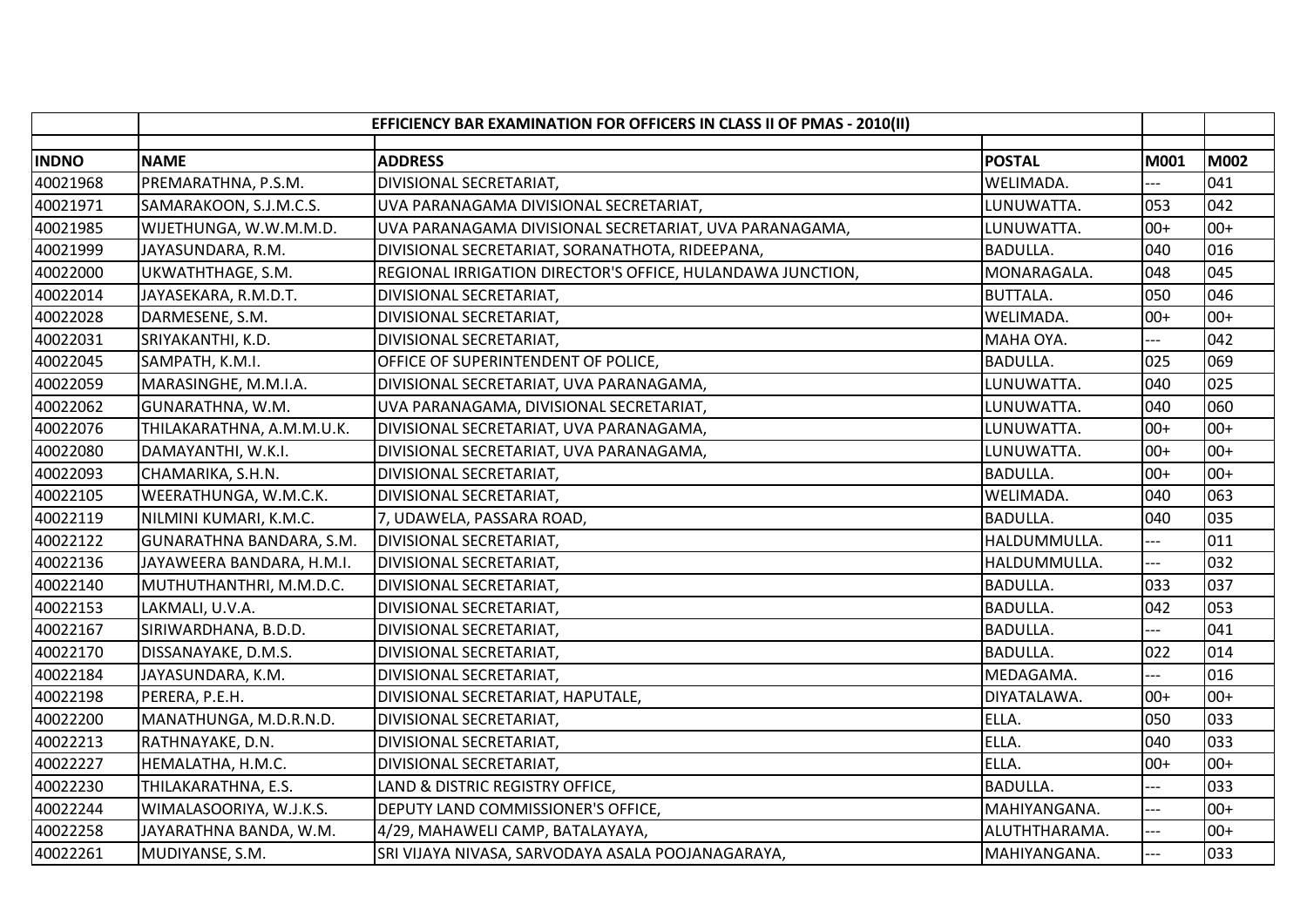| | EFFICIENCY BAR EXAMINATION FOR OFFICERS IN CLASS II OF PMAS - 2010(II) | | | | |
|---|---|---|---|---|---|
| INDNO | NAME | ADDRESS | POSTAL | M001 | M002 |
| 40021968 | PREMARATHNA, P.S.M. | DIVISIONAL SECRETARIAT, | WELIMADA. | --- | 041 |
| 40021971 | SAMARAKOON, S.J.M.C.S. | UVA PARANAGAMA DIVISIONAL SECRETARIAT, | LUNUWATTA. | 053 | 042 |
| 40021985 | WIJETHUNGA, W.W.M.M.D. | UVA PARANAGAMA DIVISIONAL SECRETARIAT, UVA PARANAGAMA, | LUNUWATTA. | 00+ | 00+ |
| 40021999 | JAYASUNDARA, R.M. | DIVISIONAL SECRETARIAT, SORANATHOTA, RIDEEPANA, | BADULLA. | 040 | 016 |
| 40022000 | UKWATHTHAGE, S.M. | REGIONAL IRRIGATION DIRECTOR'S OFFICE, HULANDAWA JUNCTION, | MONARAGALA. | 048 | 045 |
| 40022014 | JAYASEKARA, R.M.D.T. | DIVISIONAL SECRETARIAT, | BUTTALA. | 050 | 046 |
| 40022028 | DARMESENE, S.M. | DIVISIONAL SECRETARIAT, | WELIMADA. | 00+ | 00+ |
| 40022031 | SRIYAKANTHI, K.D. | DIVISIONAL SECRETARIAT, | MAHA OYA. | --- | 042 |
| 40022045 | SAMPATH, K.M.I. | OFFICE OF SUPERINTENDENT OF POLICE, | BADULLA. | 025 | 069 |
| 40022059 | MARASINGHE, M.M.I.A. | DIVISIONAL SECRETARIAT, UVA PARANAGAMA, | LUNUWATTA. | 040 | 025 |
| 40022062 | GUNARATHNA, W.M. | UVA PARANAGAMA, DIVISIONAL SECRETARIAT, | LUNUWATTA. | 040 | 060 |
| 40022076 | THILAKARATHNA, A.M.M.U.K. | DIVISIONAL SECRETARIAT, UVA PARANAGAMA, | LUNUWATTA. | 00+ | 00+ |
| 40022080 | DAMAYANTHI, W.K.I. | DIVISIONAL SECRETARIAT, UVA PARANAGAMA, | LUNUWATTA. | 00+ | 00+ |
| 40022093 | CHAMARIKA, S.H.N. | DIVISIONAL SECRETARIAT, | BADULLA. | 00+ | 00+ |
| 40022105 | WEERATHUNGA, W.M.C.K. | DIVISIONAL SECRETARIAT, | WELIMADA. | 040 | 063 |
| 40022119 | NILMINI KUMARI, K.M.C. | 7, UDAWELA, PASSARA ROAD, | BADULLA. | 040 | 035 |
| 40022122 | GUNARATHNA BANDARA, S.M. | DIVISIONAL SECRETARIAT, | HALDUMMULLA. | --- | 011 |
| 40022136 | JAYAWEERA BANDARA, H.M.I. | DIVISIONAL SECRETARIAT, | HALDUMMULLA. | --- | 032 |
| 40022140 | MUTHUTHANTHRI, M.M.D.C. | DIVISIONAL SECRETARIAT, | BADULLA. | 033 | 037 |
| 40022153 | LAKMALI, U.V.A. | DIVISIONAL SECRETARIAT, | BADULLA. | 042 | 053 |
| 40022167 | SIRIWARDHANA, B.D.D. | DIVISIONAL SECRETARIAT, | BADULLA. | --- | 041 |
| 40022170 | DISSANAYAKE, D.M.S. | DIVISIONAL SECRETARIAT, | BADULLA. | 022 | 014 |
| 40022184 | JAYASUNDARA, K.M. | DIVISIONAL SECRETARIAT, | MEDAGAMA. | --- | 016 |
| 40022198 | PERERA, P.E.H. | DIVISIONAL SECRETARIAT, HAPUTALE, | DIYATALAWA. | 00+ | 00+ |
| 40022200 | MANATHUNGA, M.D.R.N.D. | DIVISIONAL SECRETARIAT, | ELLA. | 050 | 033 |
| 40022213 | RATHNAYAKE, D.N. | DIVISIONAL SECRETARIAT, | ELLA. | 040 | 033 |
| 40022227 | HEMALATHA, H.M.C. | DIVISIONAL SECRETARIAT, | ELLA. | 00+ | 00+ |
| 40022230 | THILAKARATHNA, E.S. | LAND & DISTRIC REGISTRY OFFICE, | BADULLA. | --- | 033 |
| 40022244 | WIMALASOORIYA, W.J.K.S. | DEPUTY LAND COMMISSIONER'S OFFICE, | MAHIYANGANA. | --- | 00+ |
| 40022258 | JAYARATHNA BANDA, W.M. | 4/29, MAHAWELI CAMP, BATALAYAYA, | ALUTHTHARAMA. | --- | 00+ |
| 40022261 | MUDIYANSE, S.M. | SRI VIJAYA NIVASA, SARVODAYA ASALA POOJANAGARAYA, | MAHIYANGANA. | --- | 033 |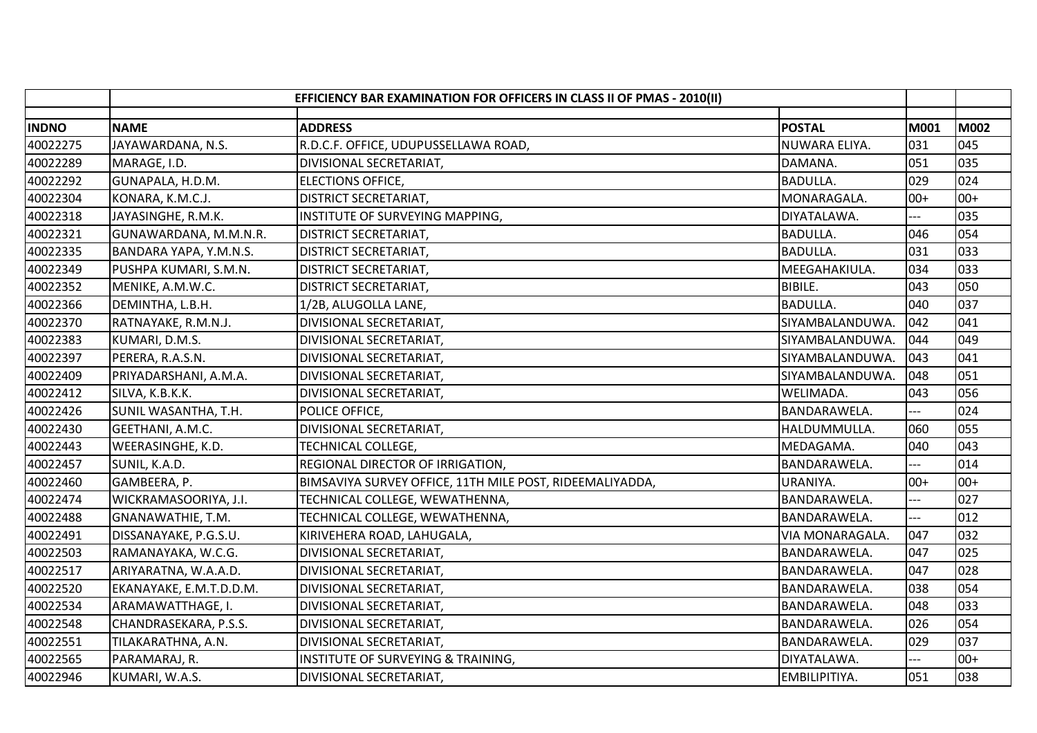| | EFFICIENCY BAR EXAMINATION FOR OFFICERS IN CLASS II OF PMAS - 2010(II) | | | | |
|---|---|---|---|---|---|
| **INDNO** | **NAME** | **ADDRESS** | **POSTAL** | **M001** | **M002** |
| 40022275 | JAYAWARDANA, N.S. | R.D.C.F. OFFICE, UDUPUSSELLAWA ROAD, | NUWARA ELIYA. | 031 | 045 |
| 40022289 | MARAGE, I.D. | DIVISIONAL SECRETARIAT, | DAMANA. | 051 | 035 |
| 40022292 | GUNAPALA, H.D.M. | ELECTIONS OFFICE, | BADULLA. | 029 | 024 |
| 40022304 | KONARA, K.M.C.J. | DISTRICT SECRETARIAT, | MONARAGALA. | 00+ | 00+ |
| 40022318 | JAYASINGHE, R.M.K. | INSTITUTE OF SURVEYING MAPPING, | DIYATALAWA. | --- | 035 |
| 40022321 | GUNAWARDANA, M.M.N.R. | DISTRICT SECRETARIAT, | BADULLA. | 046 | 054 |
| 40022335 | BANDARA YAPA, Y.M.N.S. | DISTRICT SECRETARIAT, | BADULLA. | 031 | 033 |
| 40022349 | PUSHPA KUMARI, S.M.N. | DISTRICT SECRETARIAT, | MEEGAHAKIULA. | 034 | 033 |
| 40022352 | MENIKE, A.M.W.C. | DISTRICT SECRETARIAT, | BIBILE. | 043 | 050 |
| 40022366 | DEMINTHA, L.B.H. | 1/2B, ALUGOLLA LANE, | BADULLA. | 040 | 037 |
| 40022370 | RATNAYAKE, R.M.N.J. | DIVISIONAL SECRETARIAT, | SIYAMBALANDUWA. | 042 | 041 |
| 40022383 | KUMARI, D.M.S. | DIVISIONAL SECRETARIAT, | SIYAMBALANDUWA. | 044 | 049 |
| 40022397 | PERERA, R.A.S.N. | DIVISIONAL SECRETARIAT, | SIYAMBALANDUWA. | 043 | 041 |
| 40022409 | PRIYADARSHANI, A.M.A. | DIVISIONAL SECRETARIAT, | SIYAMBALANDUWA. | 048 | 051 |
| 40022412 | SILVA, K.B.K.K. | DIVISIONAL SECRETARIAT, | WELIMADA. | 043 | 056 |
| 40022426 | SUNIL WASANTHA, T.H. | POLICE OFFICE, | BANDARAWELA. | --- | 024 |
| 40022430 | GEETHANI, A.M.C. | DIVISIONAL SECRETARIAT, | HALDUMMULLA. | 060 | 055 |
| 40022443 | WEERASINGHE, K.D. | TECHNICAL COLLEGE, | MEDAGAMA. | 040 | 043 |
| 40022457 | SUNIL, K.A.D. | REGIONAL DIRECTOR OF IRRIGATION, | BANDARAWELA. | --- | 014 |
| 40022460 | GAMBEERA, P. | BIMSAVIYA SURVEY OFFICE, 11TH MILE POST, RIDEEMALIYADDA, | URANIYA. | 00+ | 00+ |
| 40022474 | WICKRAMASOORIYA, J.I. | TECHNICAL COLLEGE, WEWATHENNA, | BANDARAWELA. | --- | 027 |
| 40022488 | GNANAWATHIE, T.M. | TECHNICAL COLLEGE, WEWATHENNA, | BANDARAWELA. | --- | 012 |
| 40022491 | DISSANAYAKE, P.G.S.U. | KIRIVEHERA ROAD, LAHUGALA, | VIA MONARAGALA. | 047 | 032 |
| 40022503 | RAMANAYAKA, W.C.G. | DIVISIONAL SECRETARIAT, | BANDARAWELA. | 047 | 025 |
| 40022517 | ARIYARATNA, W.A.A.D. | DIVISIONAL SECRETARIAT, | BANDARAWELA. | 047 | 028 |
| 40022520 | EKANAYAKE, E.M.T.D.D.M. | DIVISIONAL SECRETARIAT, | BANDARAWELA. | 038 | 054 |
| 40022534 | ARAMAWATTHAGE, I. | DIVISIONAL SECRETARIAT, | BANDARAWELA. | 048 | 033 |
| 40022548 | CHANDRASEKARA, P.S.S. | DIVISIONAL SECRETARIAT, | BANDARAWELA. | 026 | 054 |
| 40022551 | TILAKARATHNA, A.N. | DIVISIONAL SECRETARIAT, | BANDARAWELA. | 029 | 037 |
| 40022565 | PARAMARAJ, R. | INSTITUTE OF SURVEYING & TRAINING, | DIYATALAWA. | --- | 00+ |
| 40022946 | KUMARI, W.A.S. | DIVISIONAL SECRETARIAT, | EMBILIPITIYA. | 051 | 038 |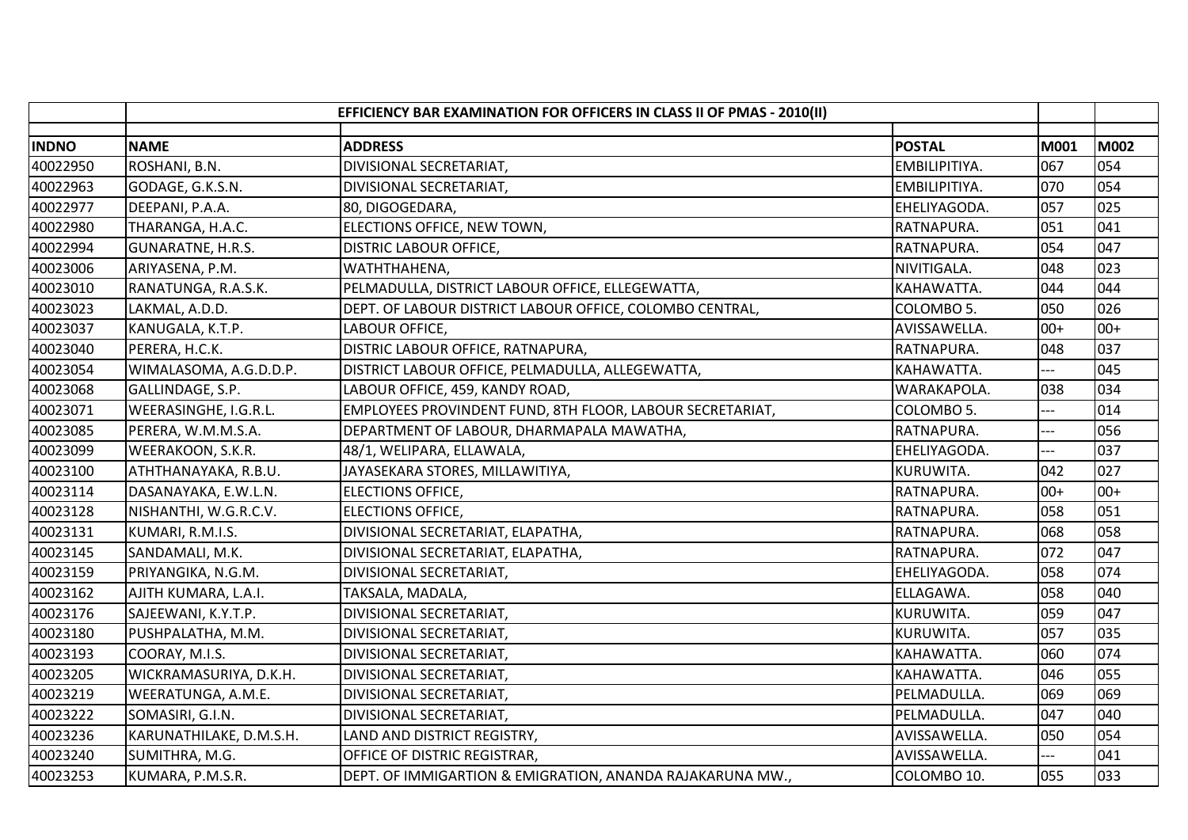| | EFFICIENCY BAR EXAMINATION FOR OFFICERS IN CLASS II OF PMAS - 2010(II) | | | | |
|---|---|---|---|---|---|
| INDNO | NAME | ADDRESS | POSTAL | M001 | M002 |
| 40022950 | ROSHANI, B.N. | DIVISIONAL SECRETARIAT, | EMBILIPITIYA. | 067 | 054 |
| 40022963 | GODAGE, G.K.S.N. | DIVISIONAL SECRETARIAT, | EMBILIPITIYA. | 070 | 054 |
| 40022977 | DEEPANI, P.A.A. | 80, DIGOGEDARA, | EHELIYAGODA. | 057 | 025 |
| 40022980 | THARANGA, H.A.C. | ELECTIONS OFFICE, NEW TOWN, | RATNAPURA. | 051 | 041 |
| 40022994 | GUNARATNE, H.R.S. | DISTRIC LABOUR OFFICE, | RATNAPURA. | 054 | 047 |
| 40023006 | ARIYASENA, P.M. | WATHTHAHENA, | NIVITIGALA. | 048 | 023 |
| 40023010 | RANATUNGA, R.A.S.K. | PELMADULLA, DISTRICT LABOUR OFFICE, ELLEGEWATTA, | KAHAWATTA. | 044 | 044 |
| 40023023 | LAKMAL, A.D.D. | DEPT. OF LABOUR DISTRICT LABOUR OFFICE, COLOMBO CENTRAL, | COLOMBO 5. | 050 | 026 |
| 40023037 | KANUGALA, K.T.P. | LABOUR OFFICE, | AVISSAWELLA. | 00+ | 00+ |
| 40023040 | PERERA, H.C.K. | DISTRIC LABOUR OFFICE, RATNAPURA, | RATNAPURA. | 048 | 037 |
| 40023054 | WIMALASOMA, A.G.D.D.P. | DISTRICT LABOUR OFFICE, PELMADULLA, ALLEGEWATTA, | KAHAWATTA. | --- | 045 |
| 40023068 | GALLINDAGE, S.P. | LABOUR OFFICE, 459, KANDY ROAD, | WARAKAPOLA. | 038 | 034 |
| 40023071 | WEERASINGHE, I.G.R.L. | EMPLOYEES PROVINDENT FUND, 8TH FLOOR, LABOUR SECRETARIAT, | COLOMBO 5. | --- | 014 |
| 40023085 | PERERA, W.M.M.S.A. | DEPARTMENT OF LABOUR, DHARMAPALA MAWATHA, | RATNAPURA. | --- | 056 |
| 40023099 | WEERAKOON, S.K.R. | 48/1, WELIPARA, ELLAWALA, | EHELIYAGODA. | --- | 037 |
| 40023100 | ATHTHANAYAKA, R.B.U. | JAYASEKARA STORES, MILLAWITIYA, | KURUWITA. | 042 | 027 |
| 40023114 | DASANAYAKA, E.W.L.N. | ELECTIONS OFFICE, | RATNAPURA. | 00+ | 00+ |
| 40023128 | NISHANTHI, W.G.R.C.V. | ELECTIONS OFFICE, | RATNAPURA. | 058 | 051 |
| 40023131 | KUMARI, R.M.I.S. | DIVISIONAL SECRETARIAT, ELAPATHA, | RATNAPURA. | 068 | 058 |
| 40023145 | SANDAMALI, M.K. | DIVISIONAL SECRETARIAT, ELAPATHA, | RATNAPURA. | 072 | 047 |
| 40023159 | PRIYANGIKA, N.G.M. | DIVISIONAL SECRETARIAT, | EHELIYAGODA. | 058 | 074 |
| 40023162 | AJITH KUMARA, L.A.I. | TAKSALA, MADALA, | ELLAGAWA. | 058 | 040 |
| 40023176 | SAJEEWANI, K.Y.T.P. | DIVISIONAL SECRETARIAT, | KURUWITA. | 059 | 047 |
| 40023180 | PUSHPALATHA, M.M. | DIVISIONAL SECRETARIAT, | KURUWITA. | 057 | 035 |
| 40023193 | COORAY, M.I.S. | DIVISIONAL SECRETARIAT, | KAHAWATTA. | 060 | 074 |
| 40023205 | WICKRAMASURIYA, D.K.H. | DIVISIONAL SECRETARIAT, | KAHAWATTA. | 046 | 055 |
| 40023219 | WEERATUNGA, A.M.E. | DIVISIONAL SECRETARIAT, | PELMADULLA. | 069 | 069 |
| 40023222 | SOMASIRI, G.I.N. | DIVISIONAL SECRETARIAT, | PELMADULLA. | 047 | 040 |
| 40023236 | KARUNATHILAKE, D.M.S.H. | LAND AND DISTRICT REGISTRY, | AVISSAWELLA. | 050 | 054 |
| 40023240 | SUMITHRA, M.G. | OFFICE OF DISTRIC REGISTRAR, | AVISSAWELLA. | --- | 041 |
| 40023253 | KUMARA, P.M.S.R. | DEPT. OF IMMIGARTION & EMIGRATION, ANANDA RAJAKARUNA MW., | COLOMBO 10. | 055 | 033 |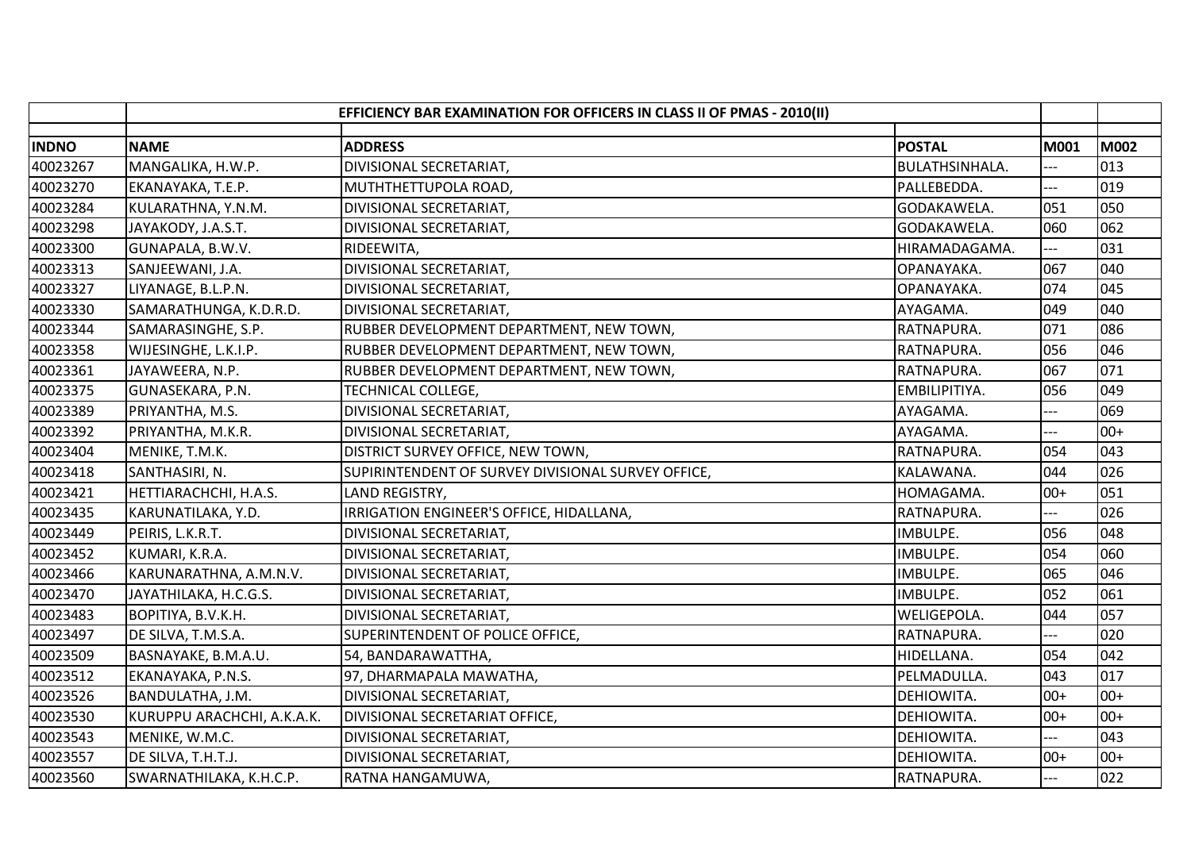| | EFFICIENCY BAR EXAMINATION FOR OFFICERS IN CLASS II OF PMAS - 2010(II) | | | | |
|---|---|---|---|---|---|
| **INDNO** | **NAME** | **ADDRESS** | **POSTAL** | **M001** | **M002** |
| 40023267 | MANGALIKA, H.W.P. | DIVISIONAL SECRETARIAT, | BULATHSINHALA. | --- | 013 |
| 40023270 | EKANAYAKA, T.E.P. | MUTHTHETTUPOLA ROAD, | PALLEBEDDA. | --- | 019 |
| 40023284 | KULARATHNA, Y.N.M. | DIVISIONAL SECRETARIAT, | GODAKAWELA. | 051 | 050 |
| 40023298 | JAYAKODY, J.A.S.T. | DIVISIONAL SECRETARIAT, | GODAKAWELA. | 060 | 062 |
| 40023300 | GUNAPALA, B.W.V. | RIDEEWITA, | HIRAMADAGAMA. | --- | 031 |
| 40023313 | SANJEEWANI, J.A. | DIVISIONAL SECRETARIAT, | OPANAYAKA. | 067 | 040 |
| 40023327 | LIYANAGE, B.L.P.N. | DIVISIONAL SECRETARIAT, | OPANAYAKA. | 074 | 045 |
| 40023330 | SAMARATHUNGA, K.D.R.D. | DIVISIONAL SECRETARIAT, | AYAGAMA. | 049 | 040 |
| 40023344 | SAMARASINGHE, S.P. | RUBBER DEVELOPMENT DEPARTMENT, NEW TOWN, | RATNAPURA. | 071 | 086 |
| 40023358 | WIJESINGHE, L.K.I.P. | RUBBER DEVELOPMENT DEPARTMENT, NEW TOWN, | RATNAPURA. | 056 | 046 |
| 40023361 | JAYAWEERA, N.P. | RUBBER DEVELOPMENT DEPARTMENT, NEW TOWN, | RATNAPURA. | 067 | 071 |
| 40023375 | GUNASEKARA, P.N. | TECHNICAL COLLEGE, | EMBILIPITIYA. | 056 | 049 |
| 40023389 | PRIYANTHA, M.S. | DIVISIONAL SECRETARIAT, | AYAGAMA. | --- | 069 |
| 40023392 | PRIYANTHA, M.K.R. | DIVISIONAL SECRETARIAT, | AYAGAMA. | --- | 00+ |
| 40023404 | MENIKE, T.M.K. | DISTRICT SURVEY OFFICE, NEW TOWN, | RATNAPURA. | 054 | 043 |
| 40023418 | SANTHASIRI, N. | SUPIRINTENDENT OF SURVEY DIVISIONAL SURVEY OFFICE, | KALAWANA. | 044 | 026 |
| 40023421 | HETTIARACHCHI, H.A.S. | LAND REGISTRY, | HOMAGAMA. | 00+ | 051 |
| 40023435 | KARUNATILAKA, Y.D. | IRRIGATION ENGINEER'S OFFICE, HIDALLANA, | RATNAPURA. | --- | 026 |
| 40023449 | PEIRIS, L.K.R.T. | DIVISIONAL SECRETARIAT, | IMBULPE. | 056 | 048 |
| 40023452 | KUMARI, K.R.A. | DIVISIONAL SECRETARIAT, | IMBULPE. | 054 | 060 |
| 40023466 | KARUNARATHNA, A.M.N.V. | DIVISIONAL SECRETARIAT, | IMBULPE. | 065 | 046 |
| 40023470 | JAYATHILAKA, H.C.G.S. | DIVISIONAL SECRETARIAT, | IMBULPE. | 052 | 061 |
| 40023483 | BOPITIYA, B.V.K.H. | DIVISIONAL SECRETARIAT, | WELIGEPOLA. | 044 | 057 |
| 40023497 | DE SILVA, T.M.S.A. | SUPERINTENDENT OF POLICE OFFICE, | RATNAPURA. | --- | 020 |
| 40023509 | BASNAYAKE, B.M.A.U. | 54, BANDARAWATTHA, | HIDELLANA. | 054 | 042 |
| 40023512 | EKANAYAKA, P.N.S. | 97, DHARMAPALA MAWATHA, | PELMADULLA. | 043 | 017 |
| 40023526 | BANDULATHA, J.M. | DIVISIONAL SECRETARIAT, | DEHIOWITA. | 00+ | 00+ |
| 40023530 | KURUPPU ARACHCHI, A.K.A.K. | DIVISIONAL SECRETARIAT OFFICE, | DEHIOWITA. | 00+ | 00+ |
| 40023543 | MENIKE, W.M.C. | DIVISIONAL SECRETARIAT, | DEHIOWITA. | --- | 043 |
| 40023557 | DE SILVA, T.H.T.J. | DIVISIONAL SECRETARIAT, | DEHIOWITA. | 00+ | 00+ |
| 40023560 | SWARNATHILAKA, K.H.C.P. | RATNA HANGAMUWA, | RATNAPURA. | --- | 022 |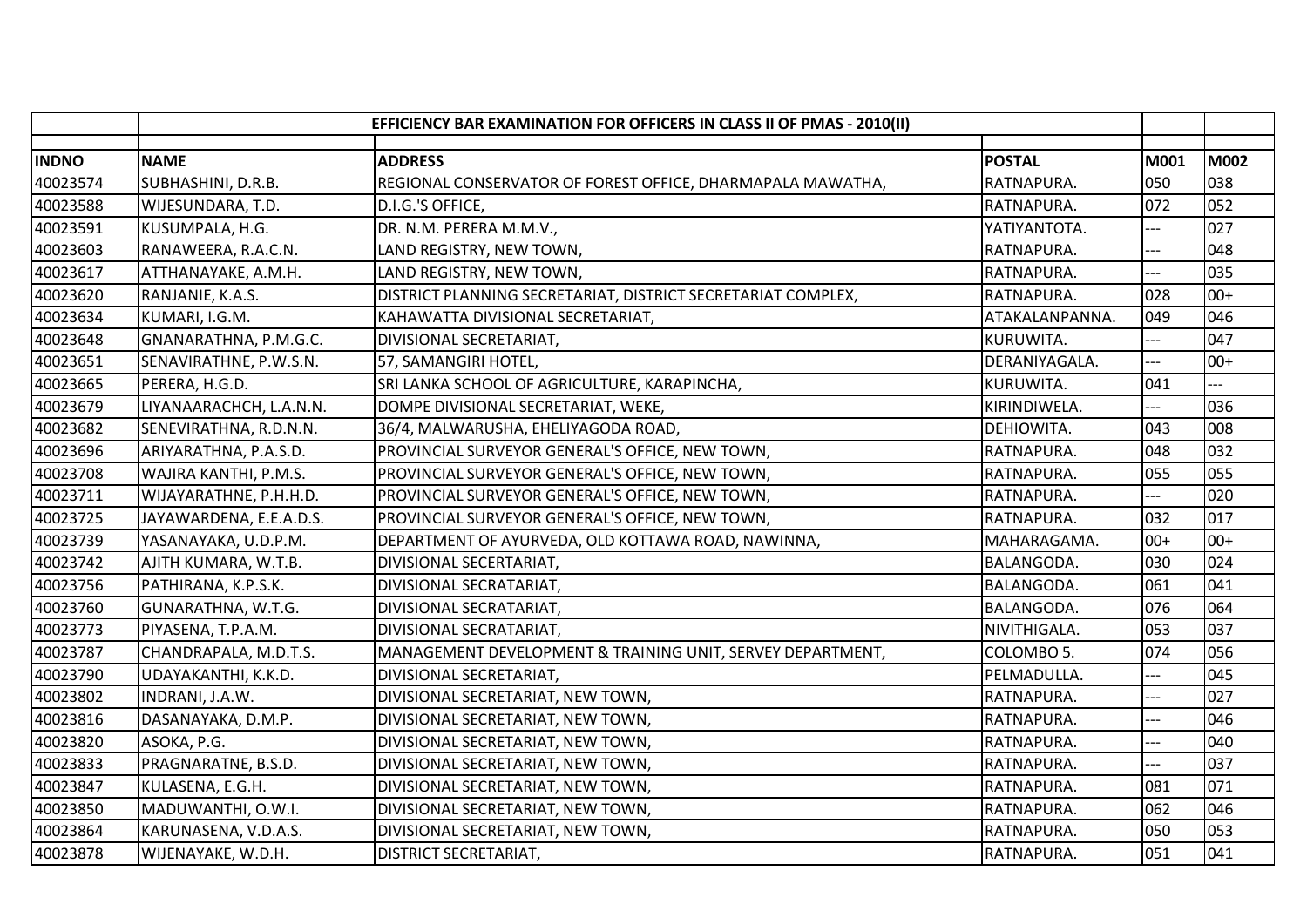| | EFFICIENCY BAR EXAMINATION FOR OFFICERS IN CLASS II OF PMAS - 2010(II) | | | | |
|---|---|---|---|---|---|
| INDNO | NAME | ADDRESS | POSTAL | M001 | M002 |
| 40023574 | SUBHASHINI, D.R.B. | REGIONAL CONSERVATOR OF FOREST OFFICE, DHARMAPALA MAWATHA, | RATNAPURA. | 050 | 038 |
| 40023588 | WIJESUNDARA, T.D. | D.I.G.'S OFFICE, | RATNAPURA. | 072 | 052 |
| 40023591 | KUSUMPALA, H.G. | DR. N.M. PERERA M.M.V., | YATIYANTOTA. | --- | 027 |
| 40023603 | RANAWEERA, R.A.C.N. | LAND REGISTRY, NEW TOWN, | RATNAPURA. | --- | 048 |
| 40023617 | ATTHANAYAKE, A.M.H. | LAND REGISTRY, NEW TOWN, | RATNAPURA. | --- | 035 |
| 40023620 | RANJANIE, K.A.S. | DISTRICT PLANNING SECRETARIAT, DISTRICT SECRETARIAT COMPLEX, | RATNAPURA. | 028 | 00+ |
| 40023634 | KUMARI, I.G.M. | KAHAWATTA DIVISIONAL SECRETARIAT, | ATAKALANPANNA. | 049 | 046 |
| 40023648 | GNANARATHNA, P.M.G.C. | DIVISIONAL SECRETARIAT, | KURUWITA. | --- | 047 |
| 40023651 | SENAVIRATHNE, P.W.S.N. | 57, SAMANGIRI HOTEL, | DERANIYAGALA. | --- | 00+ |
| 40023665 | PERERA, H.G.D. | SRI LANKA SCHOOL OF AGRICULTURE, KARAPINCHA, | KURUWITA. | 041 | --- |
| 40023679 | LIYANAARACHCH, L.A.N.N. | DOMPE DIVISIONAL SECRETARIAT, WEKE, | KIRINDIWELA. | --- | 036 |
| 40023682 | SENEVIRATHNA, R.D.N.N. | 36/4, MALWARUSHA, EHELIYAGODA ROAD, | DEHIOWITA. | 043 | 008 |
| 40023696 | ARIYARATHNA, P.A.S.D. | PROVINCIAL SURVEYOR GENERAL'S OFFICE, NEW TOWN, | RATNAPURA. | 048 | 032 |
| 40023708 | WAJIRA KANTHI, P.M.S. | PROVINCIAL SURVEYOR GENERAL'S OFFICE, NEW TOWN, | RATNAPURA. | 055 | 055 |
| 40023711 | WIJAYARATHNE, P.H.H.D. | PROVINCIAL SURVEYOR GENERAL'S OFFICE, NEW TOWN, | RATNAPURA. | --- | 020 |
| 40023725 | JAYAWARDENA, E.E.A.D.S. | PROVINCIAL SURVEYOR GENERAL'S OFFICE, NEW TOWN, | RATNAPURA. | 032 | 017 |
| 40023739 | YASANAYAKA, U.D.P.M. | DEPARTMENT OF AYURVEDA, OLD KOTTAWA ROAD, NAWINNA, | MAHARAGAMA. | 00+ | 00+ |
| 40023742 | AJITH KUMARA, W.T.B. | DIVISIONAL SECERTARIAT, | BALANGODA. | 030 | 024 |
| 40023756 | PATHIRANA, K.P.S.K. | DIVISIONAL SECRATARIAT, | BALANGODA. | 061 | 041 |
| 40023760 | GUNARATHNA, W.T.G. | DIVISIONAL SECRATARIAT, | BALANGODA. | 076 | 064 |
| 40023773 | PIYASENA, T.P.A.M. | DIVISIONAL SECRATARIAT, | NIVITHIGALA. | 053 | 037 |
| 40023787 | CHANDRAPALA, M.D.T.S. | MANAGEMENT DEVELOPMENT & TRAINING UNIT, SERVEY DEPARTMENT, | COLOMBO 5. | 074 | 056 |
| 40023790 | UDAYAKANTHI, K.K.D. | DIVISIONAL SECRETARIAT, | PELMADULLA. | --- | 045 |
| 40023802 | INDRANI, J.A.W. | DIVISIONAL SECRETARIAT, NEW TOWN, | RATNAPURA. | --- | 027 |
| 40023816 | DASANAYAKA, D.M.P. | DIVISIONAL SECRETARIAT, NEW TOWN, | RATNAPURA. | --- | 046 |
| 40023820 | ASOKA, P.G. | DIVISIONAL SECRETARIAT, NEW TOWN, | RATNAPURA. | --- | 040 |
| 40023833 | PRAGNARATNE, B.S.D. | DIVISIONAL SECRETARIAT, NEW TOWN, | RATNAPURA. | --- | 037 |
| 40023847 | KULASENA, E.G.H. | DIVISIONAL SECRETARIAT, NEW TOWN, | RATNAPURA. | 081 | 071 |
| 40023850 | MADUWANTHI, O.W.I. | DIVISIONAL SECRETARIAT, NEW TOWN, | RATNAPURA. | 062 | 046 |
| 40023864 | KARUNASENA, V.D.A.S. | DIVISIONAL SECRETARIAT, NEW TOWN, | RATNAPURA. | 050 | 053 |
| 40023878 | WIJENAYAKE, W.D.H. | DISTRICT SECRETARIAT, | RATNAPURA. | 051 | 041 |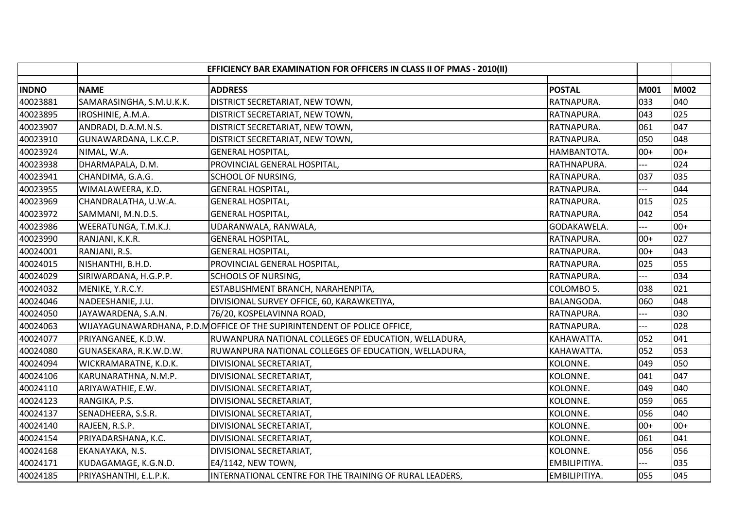| INDNO | NAME | ADDRESS | POSTAL | M001 | M002 |
|---|---|---|---|---|---|
| | | **EFFICIENCY BAR EXAMINATION FOR OFFICERS IN CLASS II OF PMAS - 2010(II)** | | | |
| 40023881 | SAMARASINGHA, S.M.U.K.K. | DISTRICT SECRETARIAT, NEW TOWN, | RATNAPURA. | 033 | 040 |
| 40023895 | IROSHINIE, A.M.A. | DISTRICT SECRETARIAT, NEW TOWN, | RATNAPURA. | 043 | 025 |
| 40023907 | ANDRADI, D.A.M.N.S. | DISTRICT SECRETARIAT, NEW TOWN, | RATNAPURA. | 061 | 047 |
| 40023910 | GUNAWARDANA, L.K.C.P. | DISTRICT SECRETARIAT, NEW TOWN, | RATNAPURA. | 050 | 048 |
| 40023924 | NIMAL, W.A. | GENERAL HOSPITAL, | HAMBANTOTA. | 00+ | 00+ |
| 40023938 | DHARMAPALA, D.M. | PROVINCIAL GENERAL HOSPITAL, | RATHNAPURA. | --- | 024 |
| 40023941 | CHANDIMA, G.A.G. | SCHOOL OF NURSING, | RATNAPURA. | 037 | 035 |
| 40023955 | WIMALAWEERA, K.D. | GENERAL HOSPITAL, | RATNAPURA. | --- | 044 |
| 40023969 | CHANDRALATHA, U.W.A. | GENERAL HOSPITAL, | RATNAPURA. | 015 | 025 |
| 40023972 | SAMMANI, M.N.D.S. | GENERAL HOSPITAL, | RATNAPURA. | 042 | 054 |
| 40023986 | WEERATUNGA, T.M.K.J. | UDARANWALA, RANWALA, | GODAKAWELA. | --- | 00+ |
| 40023990 | RANJANI, K.K.R. | GENERAL HOSPITAL, | RATNAPURA. | 00+ | 027 |
| 40024001 | RANJANI, R.S. | GENERAL HOSPITAL, | RATNAPURA. | 00+ | 043 |
| 40024015 | NISHANTHI, B.H.D. | PROVINCIAL GENERAL HOSPITAL, | RATNAPURA. | 025 | 055 |
| 40024029 | SIRIWARDANA, H.G.P.P. | SCHOOLS OF NURSING, | RATNAPURA. | --- | 034 |
| 40024032 | MENIKE, Y.R.C.Y. | ESTABLISHMENT BRANCH, NARAHENPITA, | COLOMBO 5. | 038 | 021 |
| 40024046 | NADEESHANIE, J.U. | DIVISIONAL SURVEY OFFICE, 60, KARAWKETIYA, | BALANGODA. | 060 | 048 |
| 40024050 | JAYAWARDENA, S.A.N. | 76/20, KOSPELAVINNA ROAD, | RATNAPURA. | --- | 030 |
| 40024063 | WIJAYAGUNAWARDHANA, P.D.M | OFFICE OF THE SUPIRINTENDENT OF POLICE OFFICE, | RATNAPURA. | --- | 028 |
| 40024077 | PRIYANGANEE, K.D.W. | RUWANPURA NATIONAL COLLEGES OF EDUCATION, WELLADURA, | KAHAWATTA. | 052 | 041 |
| 40024080 | GUNASEKARA, R.K.W.D.W. | RUWANPURA NATIONAL COLLEGES OF EDUCATION, WELLADURA, | KAHAWATTA. | 052 | 053 |
| 40024094 | WICKRAMARATNE, K.D.K. | DIVISIONAL SECRETARIAT, | KOLONNE. | 049 | 050 |
| 40024106 | KARUNARATHNA, N.M.P. | DIVISIONAL SECRETARIAT, | KOLONNE. | 041 | 047 |
| 40024110 | ARIYAWATHIE, E.W. | DIVISIONAL SECRETARIAT, | KOLONNE. | 049 | 040 |
| 40024123 | RANGIKA, P.S. | DIVISIONAL SECRETARIAT, | KOLONNE. | 059 | 065 |
| 40024137 | SENADHEERA, S.S.R. | DIVISIONAL SECRETARIAT, | KOLONNE. | 056 | 040 |
| 40024140 | RAJEEN, R.S.P. | DIVISIONAL SECRETARIAT, | KOLONNE. | 00+ | 00+ |
| 40024154 | PRIYADARSHANA, K.C. | DIVISIONAL SECRETARIAT, | KOLONNE. | 061 | 041 |
| 40024168 | EKANAYAKA, N.S. | DIVISIONAL SECRETARIAT, | KOLONNE. | 056 | 056 |
| 40024171 | KUDAGAMAGE, K.G.N.D. | E4/1142, NEW TOWN, | EMBILIPITIYA. | --- | 035 |
| 40024185 | PRIYASHANTHI, E.L.P.K. | INTERNATIONAL CENTRE FOR THE TRAINING OF RURAL LEADERS, | EMBILIPITIYA. | 055 | 045 |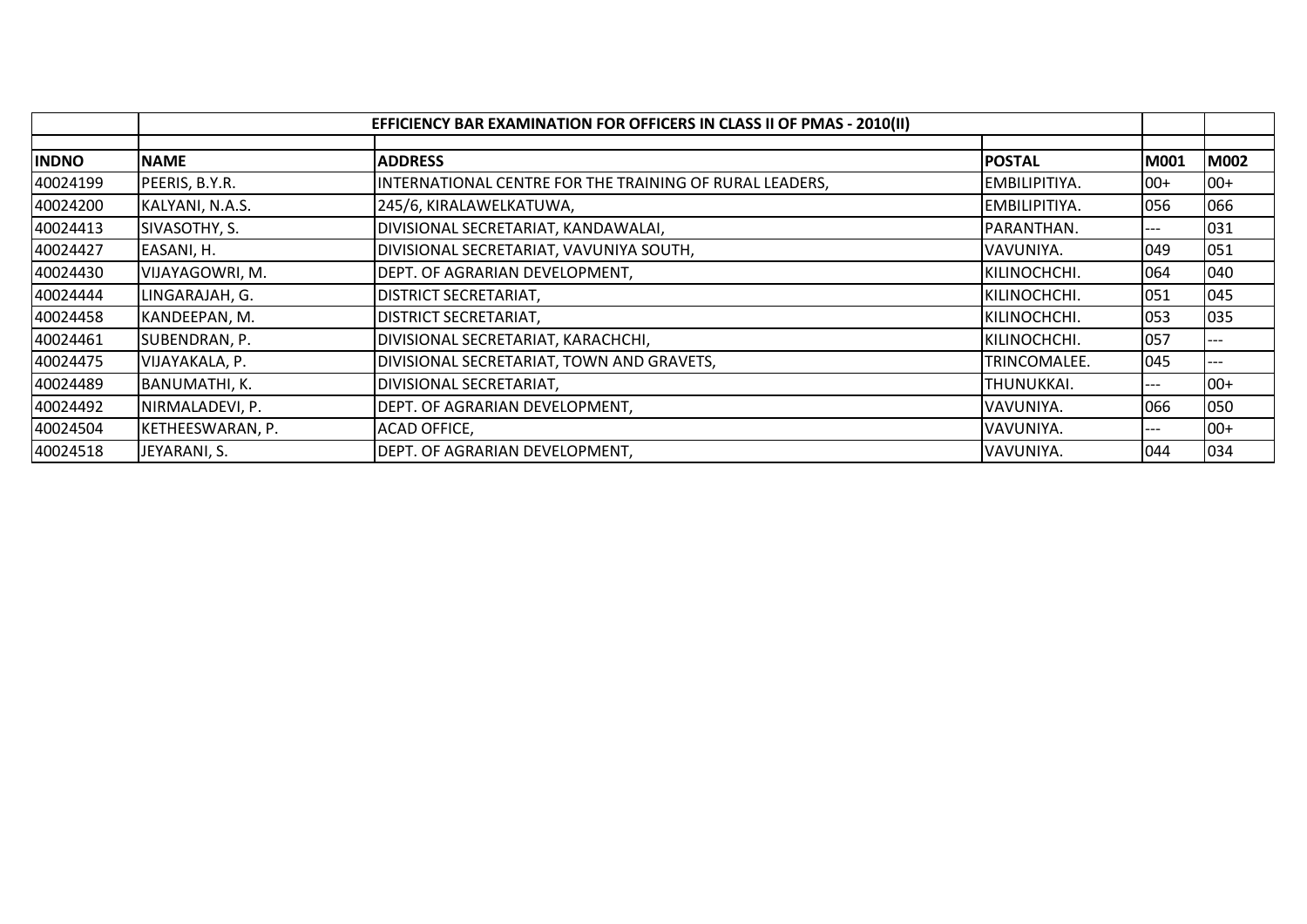| | EFFICIENCY BAR EXAMINATION FOR OFFICERS IN CLASS II OF PMAS - 2010(II) | | | | |
|---|---|---|---|---|---|
| **INDNO** | **NAME** | **ADDRESS** | **POSTAL** | **M001** | **M002** |
| 40024199 | PEERIS, B.Y.R. | INTERNATIONAL CENTRE FOR THE TRAINING OF RURAL LEADERS, | EMBILIPITIYA. | 00+ | 00+ |
| 40024200 | KALYANI, N.A.S. | 245/6, KIRALAWELKATUWA, | EMBILIPITIYA. | 056 | 066 |
| 40024413 | SIVASOTHY, S. | DIVISIONAL SECRETARIAT, KANDAWALAI, | PARANTHAN. | --- | 031 |
| 40024427 | EASANI, H. | DIVISIONAL SECRETARIAT, VAVUNIYA SOUTH, | VAVUNIYA. | 049 | 051 |
| 40024430 | VIJAYAGOWRI, M. | DEPT. OF AGRARIAN DEVELOPMENT, | KILINOCHCHI. | 064 | 040 |
| 40024444 | LINGARAJAH, G. | DISTRICT SECRETARIAT, | KILINOCHCHI. | 051 | 045 |
| 40024458 | KANDEEPAN, M. | DISTRICT SECRETARIAT, | KILINOCHCHI. | 053 | 035 |
| 40024461 | SUBENDRAN, P. | DIVISIONAL SECRETARIAT, KARACHCHI, | KILINOCHCHI. | 057 | --- |
| 40024475 | VIJAYAKALA, P. | DIVISIONAL SECRETARIAT, TOWN AND GRAVETS, | TRINCOMALEE. | 045 | --- |
| 40024489 | BANUMATHI, K. | DIVISIONAL SECRETARIAT, | THUNUKKAI. | --- | 00+ |
| 40024492 | NIRMALADEVI, P. | DEPT. OF AGRARIAN DEVELOPMENT, | VAVUNIYA. | 066 | 050 |
| 40024504 | KETHEESWARAN, P. | ACAD OFFICE, | VAVUNIYA. | --- | 00+ |
| 40024518 | JEYARANI, S. | DEPT. OF AGRARIAN DEVELOPMENT, | VAVUNIYA. | 044 | 034 |